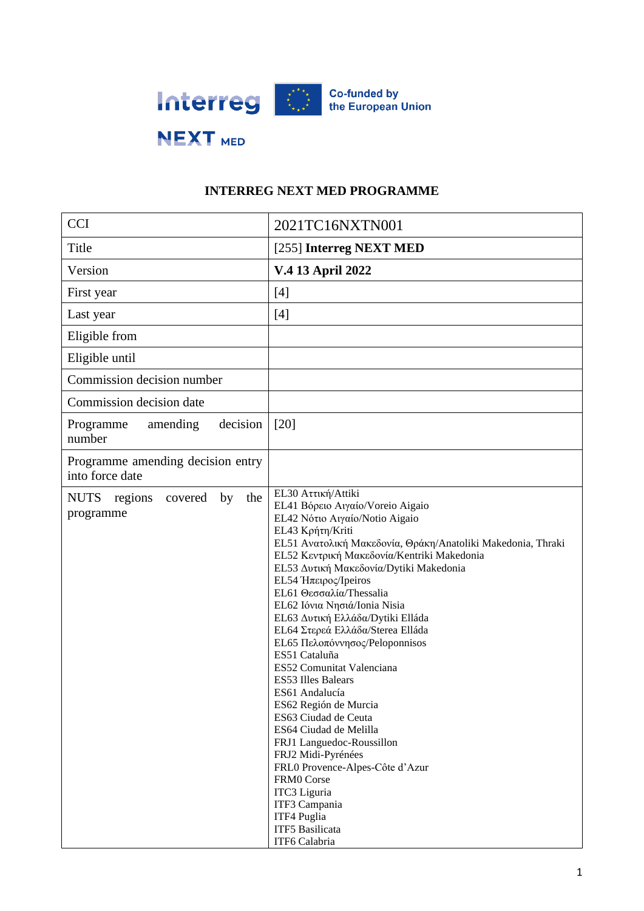# INTERREG NEXT MED PROGRAMME

| CCI | 2021TC16NXTN001 |
|---|---|
| Title | [255] **Interreg NEXT MED** |
| Version | **V.4 13 April 2022** |
| First year | [4] |
| Last year | [4] |
| Eligible from | |
| Eligible until | |
| Commission decision number | |
| Commission decision date | |
| Programme amending decision number | [20] |
| Programme amending decision entry into force date | |
| NUTS regions covered by the programme | EL30 Αττική/Attiki<br>EL41 Βόρειο Αιγαίο/Voreio Aigaio<br>EL42 Νότιο Αιγαίο/Notio Aigaio<br>EL43 Κρήτη/Kriti<br>EL51 Ανατολική Μακεδονία, Θράκη/Anatoliki Makedonia, Thraki<br>EL52 Κεντρική Μακεδονία/Kentriki Makedonia<br>EL53 Δυτική Μακεδονία/Dytiki Makedonia<br>EL54 Ήπειρος/Ipeiros<br>EL61 Θεσσαλία/Thessalia<br>EL62 Ιόνια Νησιά/Ionia Nisia<br>EL63 Δυτική Ελλάδα/Dytiki Elláda<br>EL64 Στερεά Ελλάδα/Sterea Elláda<br>EL65 Πελοπόννησος/Peloponnisos<br>ES51 Cataluña<br>ES52 Comunitat Valenciana<br>ES53 Illes Balears<br>ES61 Andalucía<br>ES62 Región de Murcia<br>ES63 Ciudad de Ceuta<br>ES64 Ciudad de Melilla<br>FRJ1 Languedoc-Roussillon<br>FRJ2 Midi-Pyrénées<br>FRL0 Provence-Alpes-Côte d'Azur<br>FRM0 Corse<br>ITC3 Liguria<br>ITF3 Campania<br>ITF4 Puglia<br>ITF5 Basilicata<br>ITF6 Calabria |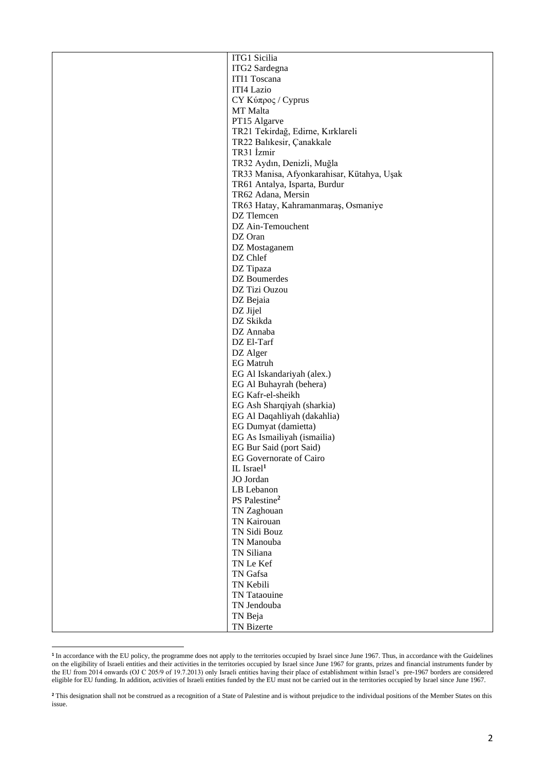| | |
|---|---|
| | ITG1 Sicilia<br>ITG2 Sardegna<br>ITI1 Toscana<br>ITI4 Lazio<br>CY Κύπρος / Cyprus<br>MT Malta<br>PT15 Algarve<br>TR21 Tekirdağ, Edirne, Kırklareli<br>TR22 Balıkesir, Çanakkale<br>TR31 İzmir<br>TR32 Aydın, Denizli, Muğla<br>TR33 Manisa, Afyonkarahisar, Kütahya, Uşak<br>TR61 Antalya, Isparta, Burdur<br>TR62 Adana, Mersin<br>TR63 Hatay, Kahramanmaraş, Osmaniye<br>DZ Tlemcen<br>DZ Ain-Temouchent<br>DZ Oran<br>DZ Mostaganem<br>DZ Chlef<br>DZ Tipaza<br>DZ Boumerdes<br>DZ Tizi Ouzou<br>DZ Bejaia<br>DZ Jijel<br>DZ Skikda<br>DZ Annaba<br>DZ El-Tarf<br>DZ Alger<br>EG Matruh<br>EG Al Iskandariyah (alex.)<br>EG Al Buhayrah (behera)<br>EG Kafr-el-sheikh<br>EG Ash Sharqiyah (sharkia)<br>EG Al Daqahliyah (dakahlia)<br>EG Dumyat (damietta)<br>EG As Ismailiyah (ismailia)<br>EG Bur Said (port Said)<br>EG Governorate of Cairo<br>IL Israel[1]<br>JO Jordan<br>LB Lebanon<br>PS Palestine[2]<br>TN Zaghouan<br>TN Kairouan<br>TN Sidi Bouz<br>TN Manouba<br>TN Siliana<br>TN Le Kef<br>TN Gafsa<br>TN Kebili<br>TN Tataouine<br>TN Jendouba<br>TN Beja<br>TN Bizerte |

[1] In accordance with the EU policy, the programme does not apply to the territories occupied by Israel since June 1967. Thus, in accordance with the Guidelines on the eligibility of Israeli entities and their activities in the territories occupied by Israel since June 1967 for grants, prizes and financial instruments funder by the EU from 2014 onwards (OJ C 205/9 of 19.7.2013) only Israeli entities having their place of establishment within Israel's pre-1967 borders are considered eligible for EU funding. In addition, activities of Israeli entities funded by the EU must not be carried out in the territories occupied by Israel since June 1967.

[2] This designation shall not be construed as a recognition of a State of Palestine and is without prejudice to the individual positions of the Member States on this issue.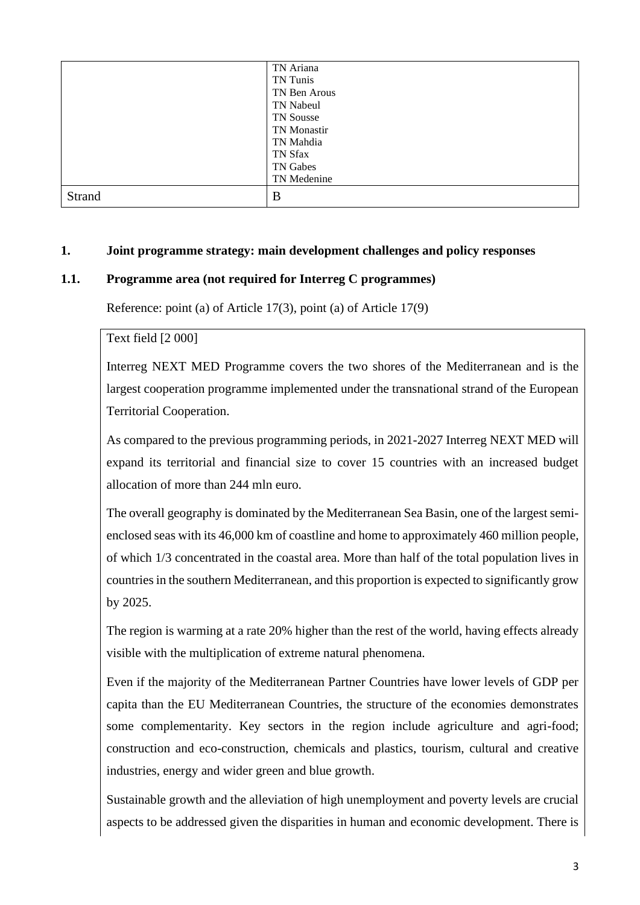| | |
|---|---|
| | TN Ariana<br>TN Tunis<br>TN Ben Arous<br>TN Nabeul<br>TN Sousse<br>TN Monastir<br>TN Mahdia<br>TN Sfax<br>TN Gabes<br>TN Medenine |
| Strand | B |

## 1. Joint programme strategy: main development challenges and policy responses

### 1.1. Programme area (not required for Interreg C programmes)

Reference: point (a) of Article 17(3), point (a) of Article 17(9)

Text field [2 000]

Interreg NEXT MED Programme covers the two shores of the Mediterranean and is the largest cooperation programme implemented under the transnational strand of the European Territorial Cooperation.

As compared to the previous programming periods, in 2021-2027 Interreg NEXT MED will expand its territorial and financial size to cover 15 countries with an increased budget allocation of more than 244 mln euro.

The overall geography is dominated by the Mediterranean Sea Basin, one of the largest semi-enclosed seas with its 46,000 km of coastline and home to approximately 460 million people, of which 1/3 concentrated in the coastal area. More than half of the total population lives in countries in the southern Mediterranean, and this proportion is expected to significantly grow by 2025.

The region is warming at a rate 20% higher than the rest of the world, having effects already visible with the multiplication of extreme natural phenomena.

Even if the majority of the Mediterranean Partner Countries have lower levels of GDP per capita than the EU Mediterranean Countries, the structure of the economies demonstrates some complementarity. Key sectors in the region include agriculture and agri-food; construction and eco-construction, chemicals and plastics, tourism, cultural and creative industries, energy and wider green and blue growth.

Sustainable growth and the alleviation of high unemployment and poverty levels are crucial aspects to be addressed given the disparities in human and economic development. There is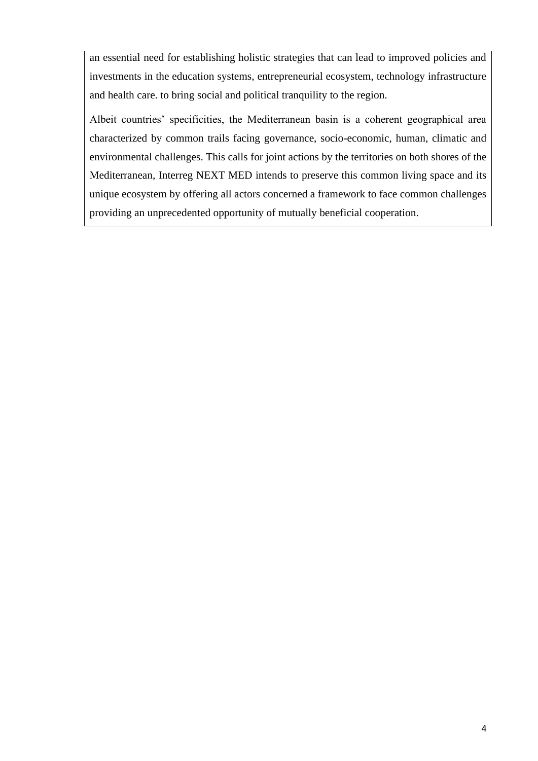an essential need for establishing holistic strategies that can lead to improved policies and investments in the education systems, entrepreneurial ecosystem, technology infrastructure and health care. to bring social and political tranquility to the region.

Albeit countries' specificities, the Mediterranean basin is a coherent geographical area characterized by common trails facing governance, socio-economic, human, climatic and environmental challenges. This calls for joint actions by the territories on both shores of the Mediterranean, Interreg NEXT MED intends to preserve this common living space and its unique ecosystem by offering all actors concerned a framework to face common challenges providing an unprecedented opportunity of mutually beneficial cooperation.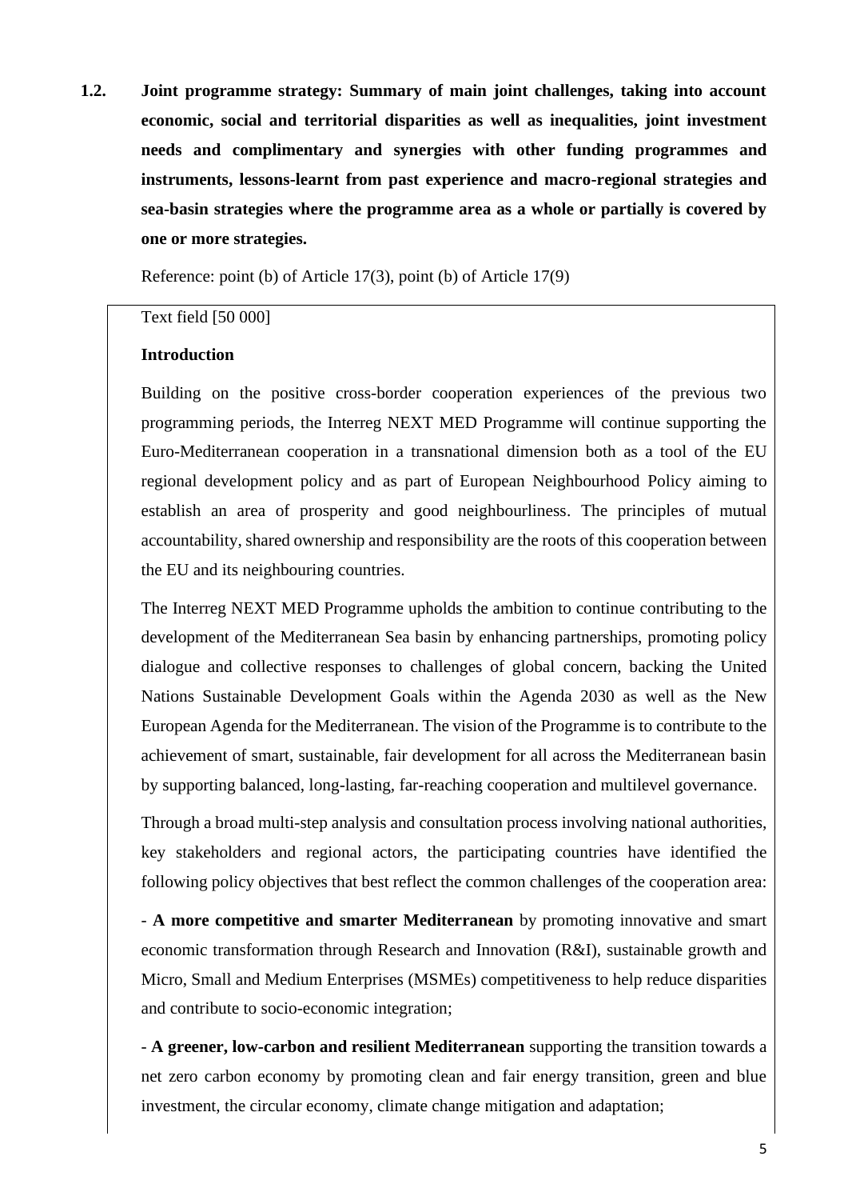## 1.2. Joint programme strategy: Summary of main joint challenges, taking into account economic, social and territorial disparities as well as inequalities, joint investment needs and complimentary and synergies with other funding programmes and instruments, lessons-learnt from past experience and macro-regional strategies and sea-basin strategies where the programme area as a whole or partially is covered by one or more strategies.

Reference: point (b) of Article 17(3), point (b) of Article 17(9)

Text field [50 000]

**Introduction**

Building on the positive cross-border cooperation experiences of the previous two programming periods, the Interreg NEXT MED Programme will continue supporting the Euro-Mediterranean cooperation in a transnational dimension both as a tool of the EU regional development policy and as part of European Neighbourhood Policy aiming to establish an area of prosperity and good neighbourliness. The principles of mutual accountability, shared ownership and responsibility are the roots of this cooperation between the EU and its neighbouring countries.

The Interreg NEXT MED Programme upholds the ambition to continue contributing to the development of the Mediterranean Sea basin by enhancing partnerships, promoting policy dialogue and collective responses to challenges of global concern, backing the United Nations Sustainable Development Goals within the Agenda 2030 as well as the New European Agenda for the Mediterranean. The vision of the Programme is to contribute to the achievement of smart, sustainable, fair development for all across the Mediterranean basin by supporting balanced, long-lasting, far-reaching cooperation and multilevel governance.

Through a broad multi-step analysis and consultation process involving national authorities, key stakeholders and regional actors, the participating countries have identified the following policy objectives that best reflect the common challenges of the cooperation area:

- **A more competitive and smarter Mediterranean** by promoting innovative and smart economic transformation through Research and Innovation (R&I), sustainable growth and Micro, Small and Medium Enterprises (MSMEs) competitiveness to help reduce disparities and contribute to socio-economic integration;

- **A greener, low-carbon and resilient Mediterranean** supporting the transition towards a net zero carbon economy by promoting clean and fair energy transition, green and blue investment, the circular economy, climate change mitigation and adaptation;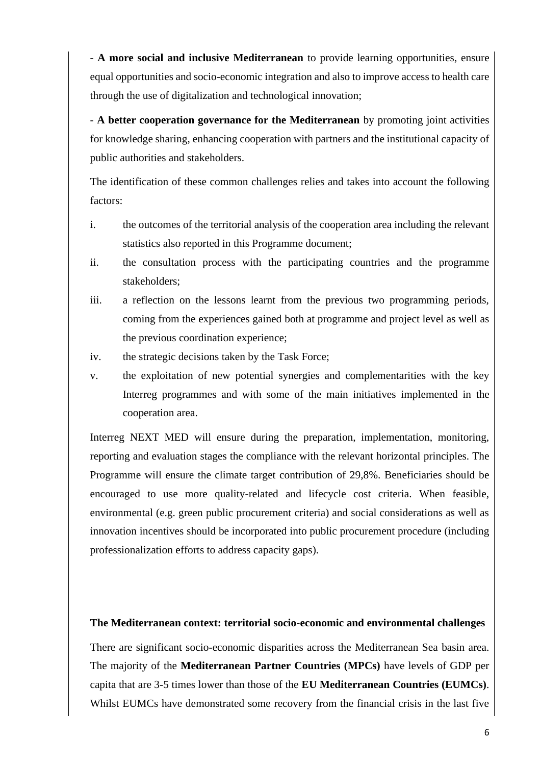- **A more social and inclusive Mediterranean** to provide learning opportunities, ensure equal opportunities and socio-economic integration and also to improve access to health care through the use of digitalization and technological innovation;

- **A better cooperation governance for the Mediterranean** by promoting joint activities for knowledge sharing, enhancing cooperation with partners and the institutional capacity of public authorities and stakeholders.

The identification of these common challenges relies and takes into account the following factors:

i. the outcomes of the territorial analysis of the cooperation area including the relevant statistics also reported in this Programme document;
ii. the consultation process with the participating countries and the programme stakeholders;
iii. a reflection on the lessons learnt from the previous two programming periods, coming from the experiences gained both at programme and project level as well as the previous coordination experience;
iv. the strategic decisions taken by the Task Force;
v. the exploitation of new potential synergies and complementarities with the key Interreg programmes and with some of the main initiatives implemented in the cooperation area.

Interreg NEXT MED will ensure during the preparation, implementation, monitoring, reporting and evaluation stages the compliance with the relevant horizontal principles. The Programme will ensure the climate target contribution of 29,8%. Beneficiaries should be encouraged to use more quality-related and lifecycle cost criteria. When feasible, environmental (e.g. green public procurement criteria) and social considerations as well as innovation incentives should be incorporated into public procurement procedure (including professionalization efforts to address capacity gaps).

**The Mediterranean context: territorial socio-economic and environmental challenges**

There are significant socio-economic disparities across the Mediterranean Sea basin area. The majority of the **Mediterranean Partner Countries (MPCs)** have levels of GDP per capita that are 3-5 times lower than those of the **EU Mediterranean Countries (EUMCs)**. Whilst EUMCs have demonstrated some recovery from the financial crisis in the last five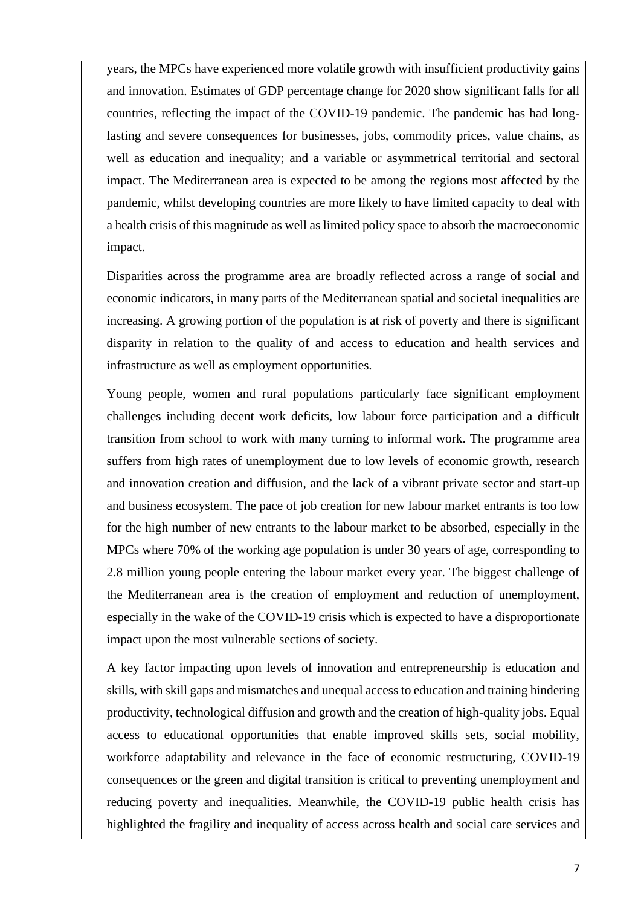years, the MPCs have experienced more volatile growth with insufficient productivity gains and innovation. Estimates of GDP percentage change for 2020 show significant falls for all countries, reflecting the impact of the COVID-19 pandemic. The pandemic has had long-lasting and severe consequences for businesses, jobs, commodity prices, value chains, as well as education and inequality; and a variable or asymmetrical territorial and sectoral impact. The Mediterranean area is expected to be among the regions most affected by the pandemic, whilst developing countries are more likely to have limited capacity to deal with a health crisis of this magnitude as well as limited policy space to absorb the macroeconomic impact.

Disparities across the programme area are broadly reflected across a range of social and economic indicators, in many parts of the Mediterranean spatial and societal inequalities are increasing. A growing portion of the population is at risk of poverty and there is significant disparity in relation to the quality of and access to education and health services and infrastructure as well as employment opportunities.

Young people, women and rural populations particularly face significant employment challenges including decent work deficits, low labour force participation and a difficult transition from school to work with many turning to informal work. The programme area suffers from high rates of unemployment due to low levels of economic growth, research and innovation creation and diffusion, and the lack of a vibrant private sector and start-up and business ecosystem. The pace of job creation for new labour market entrants is too low for the high number of new entrants to the labour market to be absorbed, especially in the MPCs where 70% of the working age population is under 30 years of age, corresponding to 2.8 million young people entering the labour market every year. The biggest challenge of the Mediterranean area is the creation of employment and reduction of unemployment, especially in the wake of the COVID-19 crisis which is expected to have a disproportionate impact upon the most vulnerable sections of society.

A key factor impacting upon levels of innovation and entrepreneurship is education and skills, with skill gaps and mismatches and unequal access to education and training hindering productivity, technological diffusion and growth and the creation of high-quality jobs. Equal access to educational opportunities that enable improved skills sets, social mobility, workforce adaptability and relevance in the face of economic restructuring, COVID-19 consequences or the green and digital transition is critical to preventing unemployment and reducing poverty and inequalities. Meanwhile, the COVID-19 public health crisis has highlighted the fragility and inequality of access across health and social care services and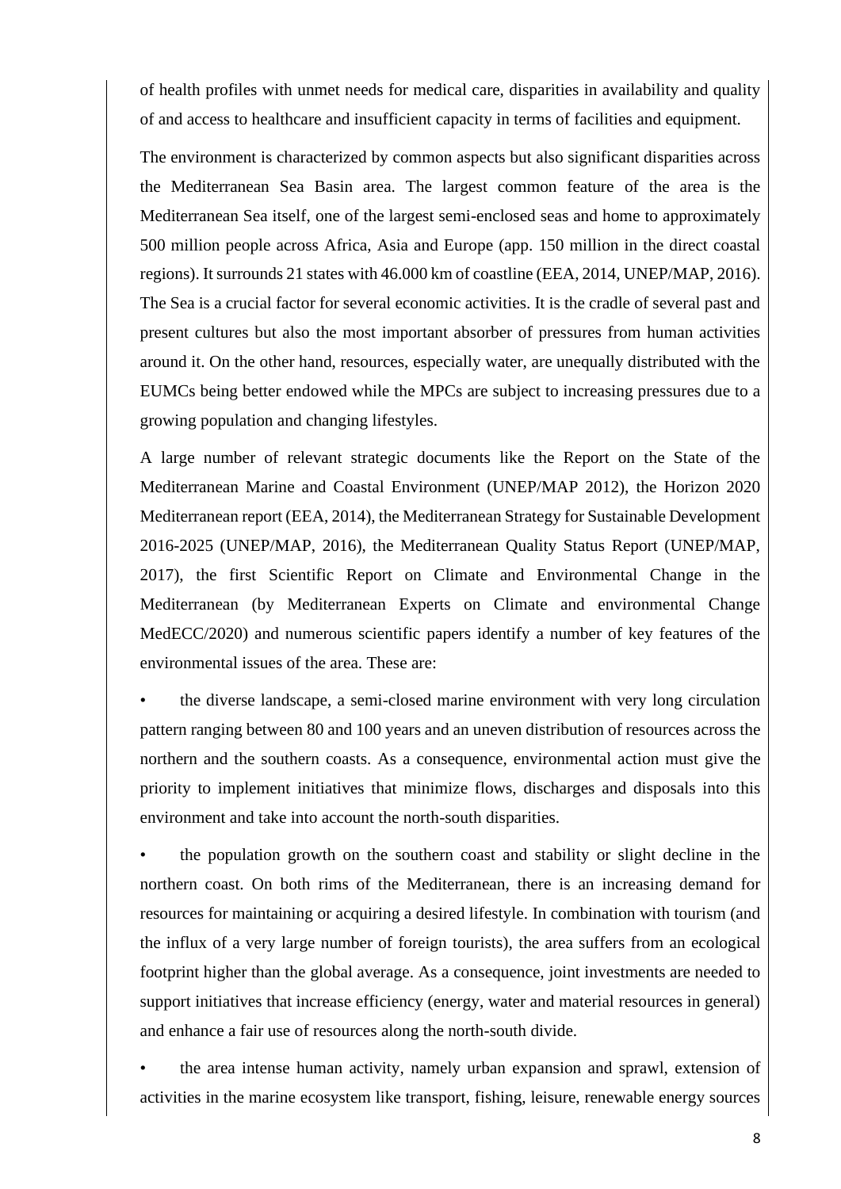of health profiles with unmet needs for medical care, disparities in availability and quality of and access to healthcare and insufficient capacity in terms of facilities and equipment.

The environment is characterized by common aspects but also significant disparities across the Mediterranean Sea Basin area. The largest common feature of the area is the Mediterranean Sea itself, one of the largest semi-enclosed seas and home to approximately 500 million people across Africa, Asia and Europe (app. 150 million in the direct coastal regions). It surrounds 21 states with 46.000 km of coastline (EEA, 2014, UNEP/MAP, 2016). The Sea is a crucial factor for several economic activities. It is the cradle of several past and present cultures but also the most important absorber of pressures from human activities around it. On the other hand, resources, especially water, are unequally distributed with the EUMCs being better endowed while the MPCs are subject to increasing pressures due to a growing population and changing lifestyles.

A large number of relevant strategic documents like the Report on the State of the Mediterranean Marine and Coastal Environment (UNEP/MAP 2012), the Horizon 2020 Mediterranean report (EEA, 2014), the Mediterranean Strategy for Sustainable Development 2016-2025 (UNEP/MAP, 2016), the Mediterranean Quality Status Report (UNEP/MAP, 2017), the first Scientific Report on Climate and Environmental Change in the Mediterranean (by Mediterranean Experts on Climate and environmental Change MedECC/2020) and numerous scientific papers identify a number of key features of the environmental issues of the area. These are:

- the diverse landscape, a semi-closed marine environment with very long circulation pattern ranging between 80 and 100 years and an uneven distribution of resources across the northern and the southern coasts. As a consequence, environmental action must give the priority to implement initiatives that minimize flows, discharges and disposals into this environment and take into account the north-south disparities.
- the population growth on the southern coast and stability or slight decline in the northern coast. On both rims of the Mediterranean, there is an increasing demand for resources for maintaining or acquiring a desired lifestyle. In combination with tourism (and the influx of a very large number of foreign tourists), the area suffers from an ecological footprint higher than the global average. As a consequence, joint investments are needed to support initiatives that increase efficiency (energy, water and material resources in general) and enhance a fair use of resources along the north-south divide.
- the area intense human activity, namely urban expansion and sprawl, extension of activities in the marine ecosystem like transport, fishing, leisure, renewable energy sources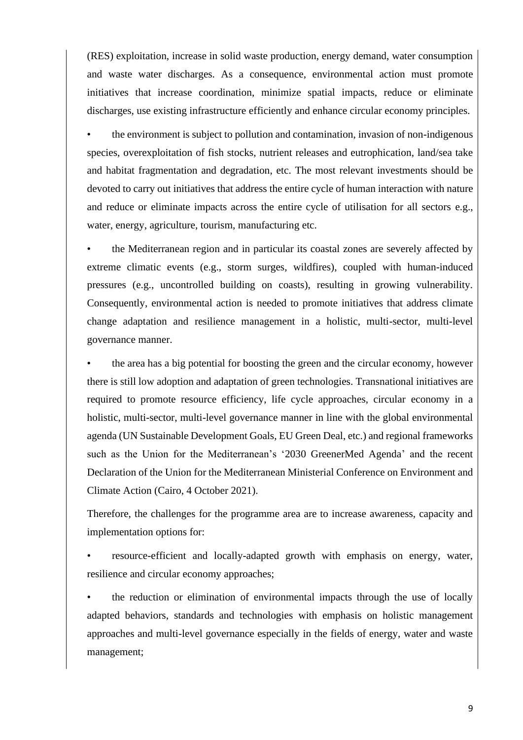(RES) exploitation, increase in solid waste production, energy demand, water consumption and waste water discharges. As a consequence, environmental action must promote initiatives that increase coordination, minimize spatial impacts, reduce or eliminate discharges, use existing infrastructure efficiently and enhance circular economy principles.

- the environment is subject to pollution and contamination, invasion of non-indigenous species, overexploitation of fish stocks, nutrient releases and eutrophication, land/sea take and habitat fragmentation and degradation, etc. The most relevant investments should be devoted to carry out initiatives that address the entire cycle of human interaction with nature and reduce or eliminate impacts across the entire cycle of utilisation for all sectors e.g., water, energy, agriculture, tourism, manufacturing etc.

- the Mediterranean region and in particular its coastal zones are severely affected by extreme climatic events (e.g., storm surges, wildfires), coupled with human-induced pressures (e.g., uncontrolled building on coasts), resulting in growing vulnerability. Consequently, environmental action is needed to promote initiatives that address climate change adaptation and resilience management in a holistic, multi-sector, multi-level governance manner.

- the area has a big potential for boosting the green and the circular economy, however there is still low adoption and adaptation of green technologies. Transnational initiatives are required to promote resource efficiency, life cycle approaches, circular economy in a holistic, multi-sector, multi-level governance manner in line with the global environmental agenda (UN Sustainable Development Goals, EU Green Deal, etc.) and regional frameworks such as the Union for the Mediterranean's '2030 GreenerMed Agenda' and the recent Declaration of the Union for the Mediterranean Ministerial Conference on Environment and Climate Action (Cairo, 4 October 2021).

Therefore, the challenges for the programme area are to increase awareness, capacity and implementation options for:

- resource-efficient and locally-adapted growth with emphasis on energy, water, resilience and circular economy approaches;

- the reduction or elimination of environmental impacts through the use of locally adapted behaviors, standards and technologies with emphasis on holistic management approaches and multi-level governance especially in the fields of energy, water and waste management;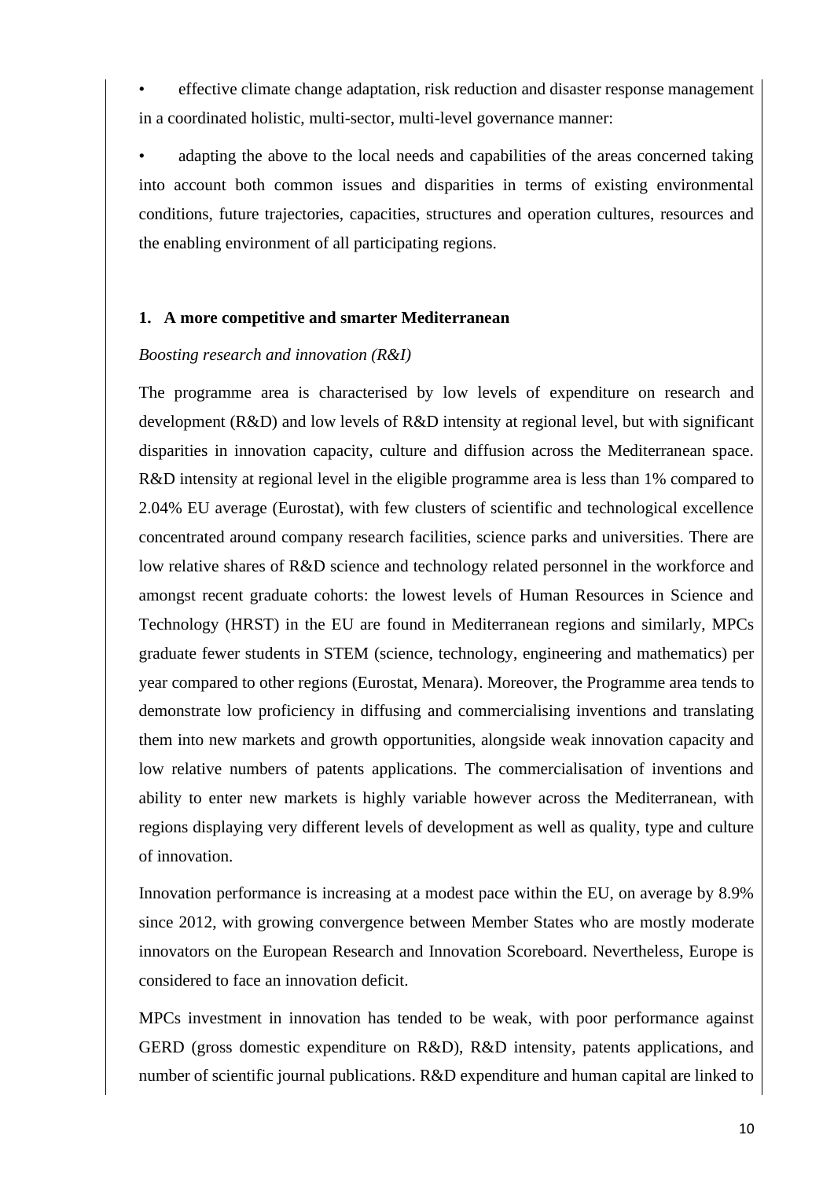- effective climate change adaptation, risk reduction and disaster response management in a coordinated holistic, multi-sector, multi-level governance manner:
- adapting the above to the local needs and capabilities of the areas concerned taking into account both common issues and disparities in terms of existing environmental conditions, future trajectories, capacities, structures and operation cultures, resources and the enabling environment of all participating regions.

### 1. A more competitive and smarter Mediterranean

*Boosting research and innovation (R&I)*

The programme area is characterised by low levels of expenditure on research and development (R&D) and low levels of R&D intensity at regional level, but with significant disparities in innovation capacity, culture and diffusion across the Mediterranean space. R&D intensity at regional level in the eligible programme area is less than 1% compared to 2.04% EU average (Eurostat), with few clusters of scientific and technological excellence concentrated around company research facilities, science parks and universities. There are low relative shares of R&D science and technology related personnel in the workforce and amongst recent graduate cohorts: the lowest levels of Human Resources in Science and Technology (HRST) in the EU are found in Mediterranean regions and similarly, MPCs graduate fewer students in STEM (science, technology, engineering and mathematics) per year compared to other regions (Eurostat, Menara). Moreover, the Programme area tends to demonstrate low proficiency in diffusing and commercialising inventions and translating them into new markets and growth opportunities, alongside weak innovation capacity and low relative numbers of patents applications. The commercialisation of inventions and ability to enter new markets is highly variable however across the Mediterranean, with regions displaying very different levels of development as well as quality, type and culture of innovation.

Innovation performance is increasing at a modest pace within the EU, on average by 8.9% since 2012, with growing convergence between Member States who are mostly moderate innovators on the European Research and Innovation Scoreboard. Nevertheless, Europe is considered to face an innovation deficit.

MPCs investment in innovation has tended to be weak, with poor performance against GERD (gross domestic expenditure on R&D), R&D intensity, patents applications, and number of scientific journal publications. R&D expenditure and human capital are linked to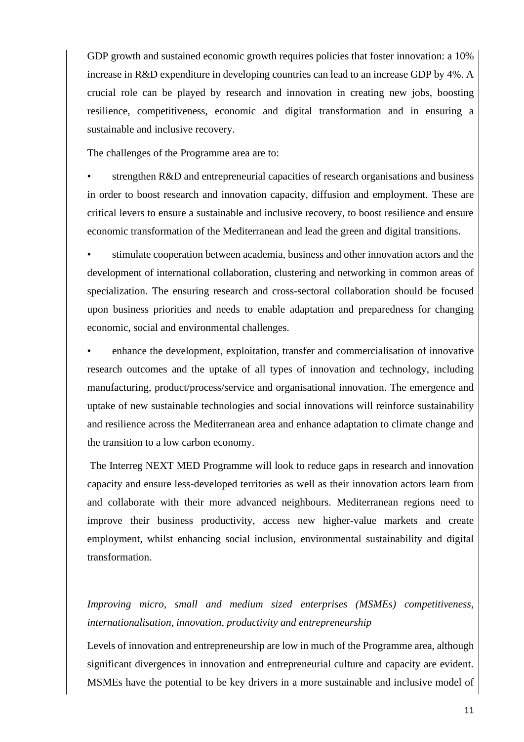GDP growth and sustained economic growth requires policies that foster innovation: a 10% increase in R&D expenditure in developing countries can lead to an increase GDP by 4%. A crucial role can be played by research and innovation in creating new jobs, boosting resilience, competitiveness, economic and digital transformation and in ensuring a sustainable and inclusive recovery.

The challenges of the Programme area are to:

- strengthen R&D and entrepreneurial capacities of research organisations and business in order to boost research and innovation capacity, diffusion and employment. These are critical levers to ensure a sustainable and inclusive recovery, to boost resilience and ensure economic transformation of the Mediterranean and lead the green and digital transitions.
- stimulate cooperation between academia, business and other innovation actors and the development of international collaboration, clustering and networking in common areas of specialization. The ensuring research and cross-sectoral collaboration should be focused upon business priorities and needs to enable adaptation and preparedness for changing economic, social and environmental challenges.
- enhance the development, exploitation, transfer and commercialisation of innovative research outcomes and the uptake of all types of innovation and technology, including manufacturing, product/process/service and organisational innovation. The emergence and uptake of new sustainable technologies and social innovations will reinforce sustainability and resilience across the Mediterranean area and enhance adaptation to climate change and the transition to a low carbon economy.

The Interreg NEXT MED Programme will look to reduce gaps in research and innovation capacity and ensure less-developed territories as well as their innovation actors learn from and collaborate with their more advanced neighbours. Mediterranean regions need to improve their business productivity, access new higher-value markets and create employment, whilst enhancing social inclusion, environmental sustainability and digital transformation.

*Improving micro, small and medium sized enterprises (MSMEs) competitiveness, internationalisation, innovation, productivity and entrepreneurship*

Levels of innovation and entrepreneurship are low in much of the Programme area, although significant divergences in innovation and entrepreneurial culture and capacity are evident. MSMEs have the potential to be key drivers in a more sustainable and inclusive model of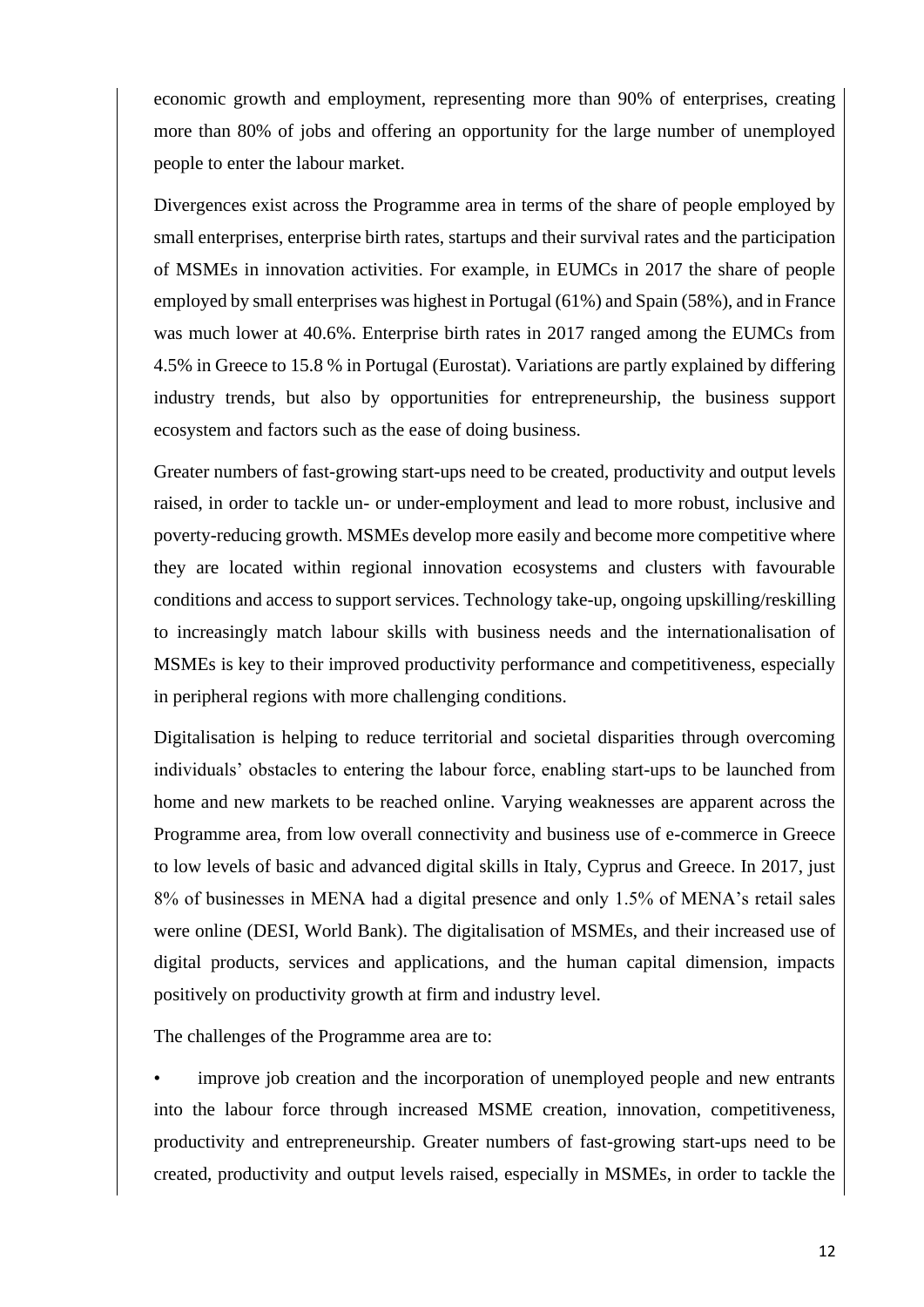economic growth and employment, representing more than 90% of enterprises, creating more than 80% of jobs and offering an opportunity for the large number of unemployed people to enter the labour market.

Divergences exist across the Programme area in terms of the share of people employed by small enterprises, enterprise birth rates, startups and their survival rates and the participation of MSMEs in innovation activities. For example, in EUMCs in 2017 the share of people employed by small enterprises was highest in Portugal (61%) and Spain (58%), and in France was much lower at 40.6%. Enterprise birth rates in 2017 ranged among the EUMCs from 4.5% in Greece to 15.8 % in Portugal (Eurostat). Variations are partly explained by differing industry trends, but also by opportunities for entrepreneurship, the business support ecosystem and factors such as the ease of doing business.

Greater numbers of fast-growing start-ups need to be created, productivity and output levels raised, in order to tackle un- or under-employment and lead to more robust, inclusive and poverty-reducing growth. MSMEs develop more easily and become more competitive where they are located within regional innovation ecosystems and clusters with favourable conditions and access to support services. Technology take-up, ongoing upskilling/reskilling to increasingly match labour skills with business needs and the internationalisation of MSMEs is key to their improved productivity performance and competitiveness, especially in peripheral regions with more challenging conditions.

Digitalisation is helping to reduce territorial and societal disparities through overcoming individuals' obstacles to entering the labour force, enabling start-ups to be launched from home and new markets to be reached online. Varying weaknesses are apparent across the Programme area, from low overall connectivity and business use of e-commerce in Greece to low levels of basic and advanced digital skills in Italy, Cyprus and Greece. In 2017, just 8% of businesses in MENA had a digital presence and only 1.5% of MENA's retail sales were online (DESI, World Bank). The digitalisation of MSMEs, and their increased use of digital products, services and applications, and the human capital dimension, impacts positively on productivity growth at firm and industry level.

The challenges of the Programme area are to:

- improve job creation and the incorporation of unemployed people and new entrants into the labour force through increased MSME creation, innovation, competitiveness, productivity and entrepreneurship. Greater numbers of fast-growing start-ups need to be created, productivity and output levels raised, especially in MSMEs, in order to tackle the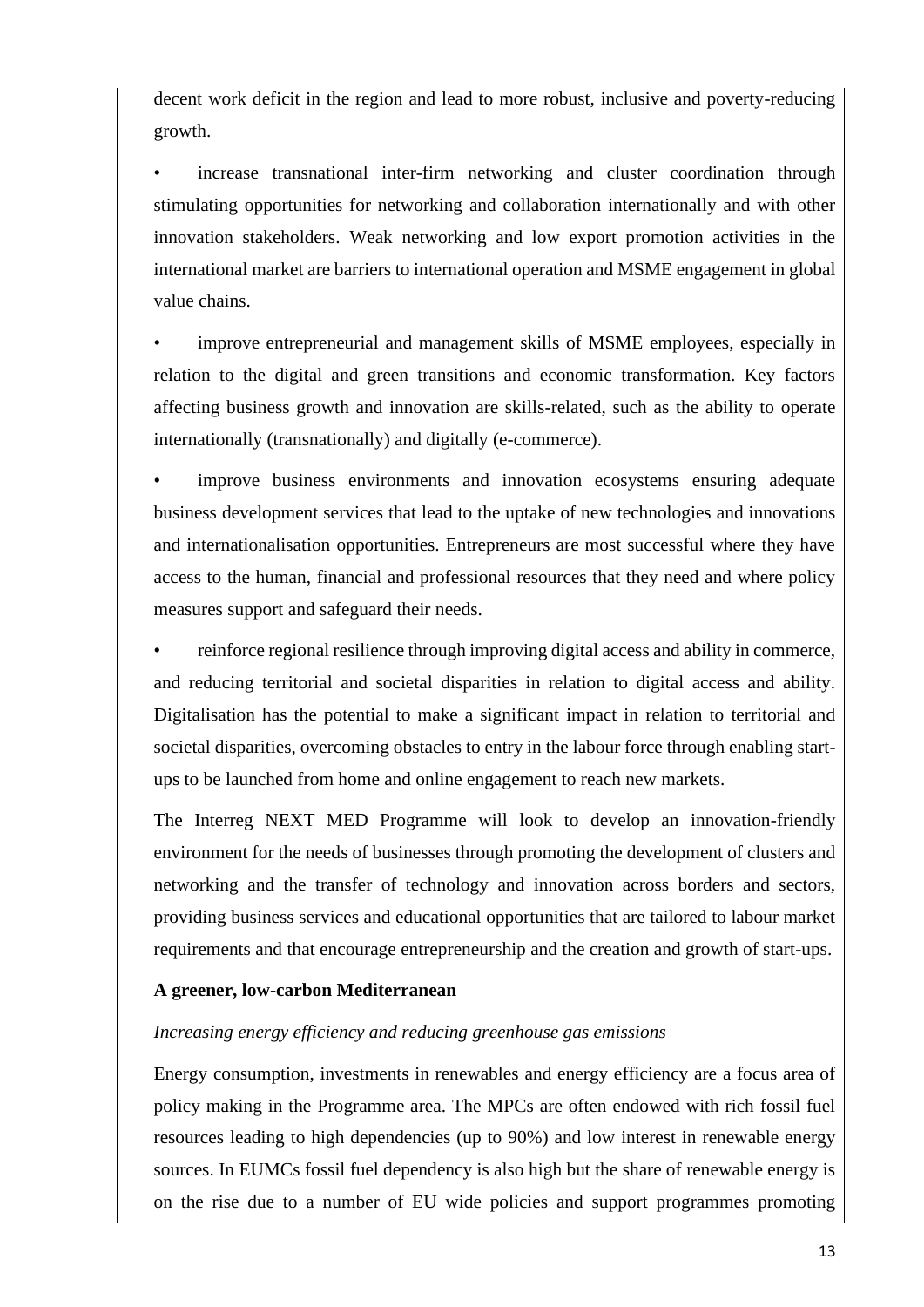decent work deficit in the region and lead to more robust, inclusive and poverty-reducing growth.

- increase transnational inter-firm networking and cluster coordination through stimulating opportunities for networking and collaboration internationally and with other innovation stakeholders. Weak networking and low export promotion activities in the international market are barriers to international operation and MSME engagement in global value chains.
- improve entrepreneurial and management skills of MSME employees, especially in relation to the digital and green transitions and economic transformation. Key factors affecting business growth and innovation are skills-related, such as the ability to operate internationally (transnationally) and digitally (e-commerce).
- improve business environments and innovation ecosystems ensuring adequate business development services that lead to the uptake of new technologies and innovations and internationalisation opportunities. Entrepreneurs are most successful where they have access to the human, financial and professional resources that they need and where policy measures support and safeguard their needs.
- reinforce regional resilience through improving digital access and ability in commerce, and reducing territorial and societal disparities in relation to digital access and ability. Digitalisation has the potential to make a significant impact in relation to territorial and societal disparities, overcoming obstacles to entry in the labour force through enabling start-ups to be launched from home and online engagement to reach new markets.

The Interreg NEXT MED Programme will look to develop an innovation-friendly environment for the needs of businesses through promoting the development of clusters and networking and the transfer of technology and innovation across borders and sectors, providing business services and educational opportunities that are tailored to labour market requirements and that encourage entrepreneurship and the creation and growth of start-ups.

**A greener, low-carbon Mediterranean**

*Increasing energy efficiency and reducing greenhouse gas emissions*

Energy consumption, investments in renewables and energy efficiency are a focus area of policy making in the Programme area. The MPCs are often endowed with rich fossil fuel resources leading to high dependencies (up to 90%) and low interest in renewable energy sources. In EUMCs fossil fuel dependency is also high but the share of renewable energy is on the rise due to a number of EU wide policies and support programmes promoting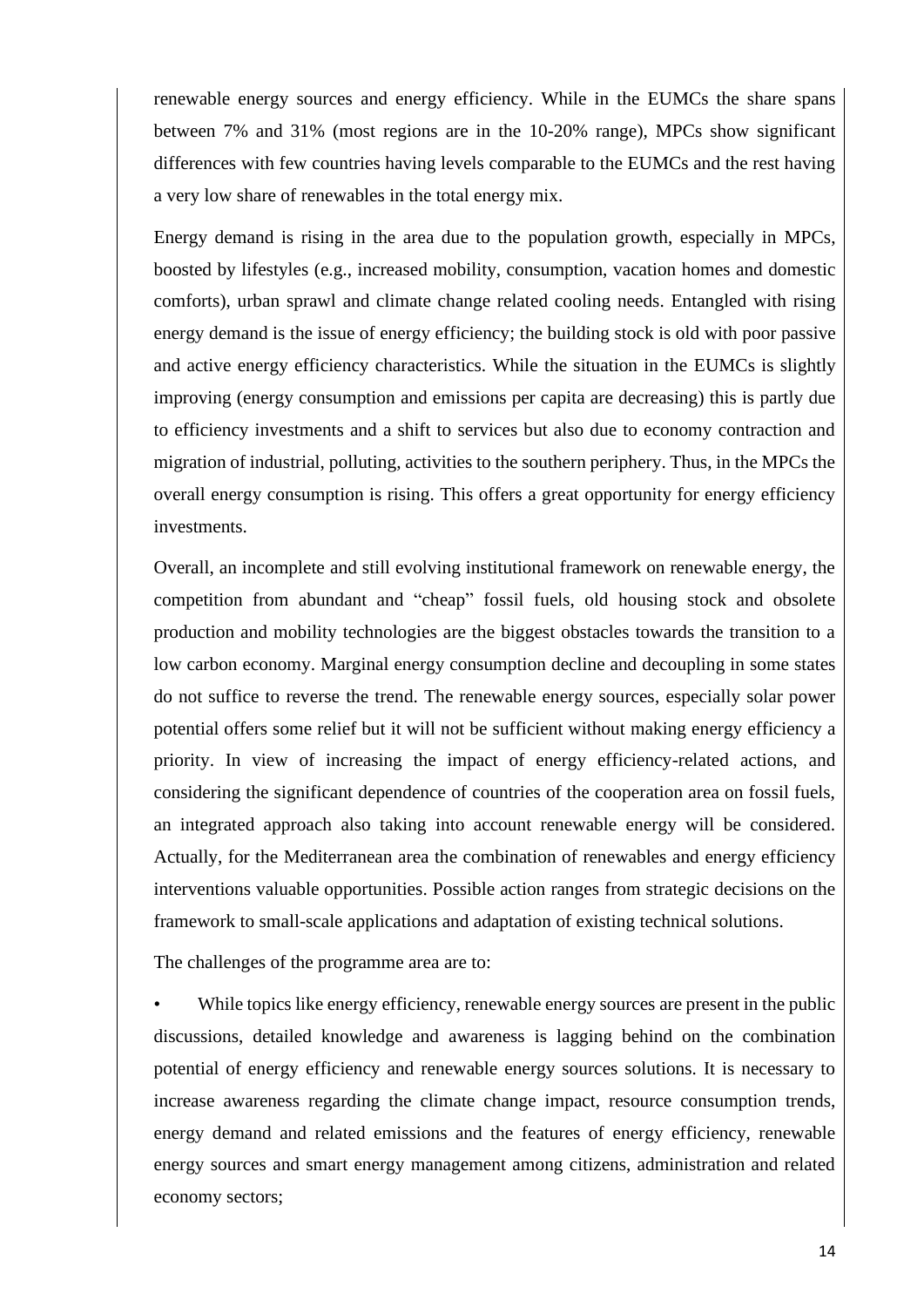renewable energy sources and energy efficiency. While in the EUMCs the share spans between 7% and 31% (most regions are in the 10-20% range), MPCs show significant differences with few countries having levels comparable to the EUMCs and the rest having a very low share of renewables in the total energy mix.

Energy demand is rising in the area due to the population growth, especially in MPCs, boosted by lifestyles (e.g., increased mobility, consumption, vacation homes and domestic comforts), urban sprawl and climate change related cooling needs. Entangled with rising energy demand is the issue of energy efficiency; the building stock is old with poor passive and active energy efficiency characteristics. While the situation in the EUMCs is slightly improving (energy consumption and emissions per capita are decreasing) this is partly due to efficiency investments and a shift to services but also due to economy contraction and migration of industrial, polluting, activities to the southern periphery. Thus, in the MPCs the overall energy consumption is rising. This offers a great opportunity for energy efficiency investments.

Overall, an incomplete and still evolving institutional framework on renewable energy, the competition from abundant and "cheap" fossil fuels, old housing stock and obsolete production and mobility technologies are the biggest obstacles towards the transition to a low carbon economy. Marginal energy consumption decline and decoupling in some states do not suffice to reverse the trend. The renewable energy sources, especially solar power potential offers some relief but it will not be sufficient without making energy efficiency a priority. In view of increasing the impact of energy efficiency-related actions, and considering the significant dependence of countries of the cooperation area on fossil fuels, an integrated approach also taking into account renewable energy will be considered. Actually, for the Mediterranean area the combination of renewables and energy efficiency interventions valuable opportunities. Possible action ranges from strategic decisions on the framework to small-scale applications and adaptation of existing technical solutions.

The challenges of the programme area are to:

- While topics like energy efficiency, renewable energy sources are present in the public discussions, detailed knowledge and awareness is lagging behind on the combination potential of energy efficiency and renewable energy sources solutions. It is necessary to increase awareness regarding the climate change impact, resource consumption trends, energy demand and related emissions and the features of energy efficiency, renewable energy sources and smart energy management among citizens, administration and related economy sectors;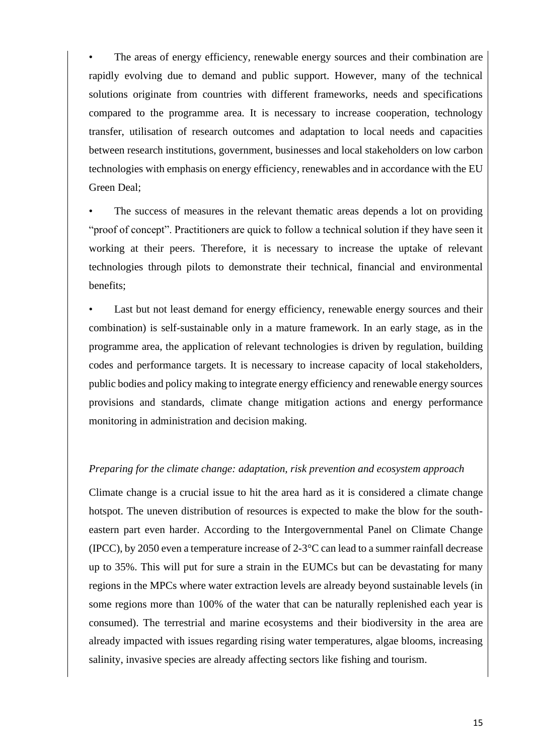- The areas of energy efficiency, renewable energy sources and their combination are rapidly evolving due to demand and public support. However, many of the technical solutions originate from countries with different frameworks, needs and specifications compared to the programme area. It is necessary to increase cooperation, technology transfer, utilisation of research outcomes and adaptation to local needs and capacities between research institutions, government, businesses and local stakeholders on low carbon technologies with emphasis on energy efficiency, renewables and in accordance with the EU Green Deal;

- The success of measures in the relevant thematic areas depends a lot on providing "proof of concept". Practitioners are quick to follow a technical solution if they have seen it working at their peers. Therefore, it is necessary to increase the uptake of relevant technologies through pilots to demonstrate their technical, financial and environmental benefits;

- Last but not least demand for energy efficiency, renewable energy sources and their combination) is self-sustainable only in a mature framework. In an early stage, as in the programme area, the application of relevant technologies is driven by regulation, building codes and performance targets. It is necessary to increase capacity of local stakeholders, public bodies and policy making to integrate energy efficiency and renewable energy sources provisions and standards, climate change mitigation actions and energy performance monitoring in administration and decision making.

*Preparing for the climate change: adaptation, risk prevention and ecosystem approach*

Climate change is a crucial issue to hit the area hard as it is considered a climate change hotspot. The uneven distribution of resources is expected to make the blow for the south-eastern part even harder. According to the Intergovernmental Panel on Climate Change (IPCC), by 2050 even a temperature increase of 2-3°C can lead to a summer rainfall decrease up to 35%. This will put for sure a strain in the EUMCs but can be devastating for many regions in the MPCs where water extraction levels are already beyond sustainable levels (in some regions more than 100% of the water that can be naturally replenished each year is consumed). The terrestrial and marine ecosystems and their biodiversity in the area are already impacted with issues regarding rising water temperatures, algae blooms, increasing salinity, invasive species are already affecting sectors like fishing and tourism.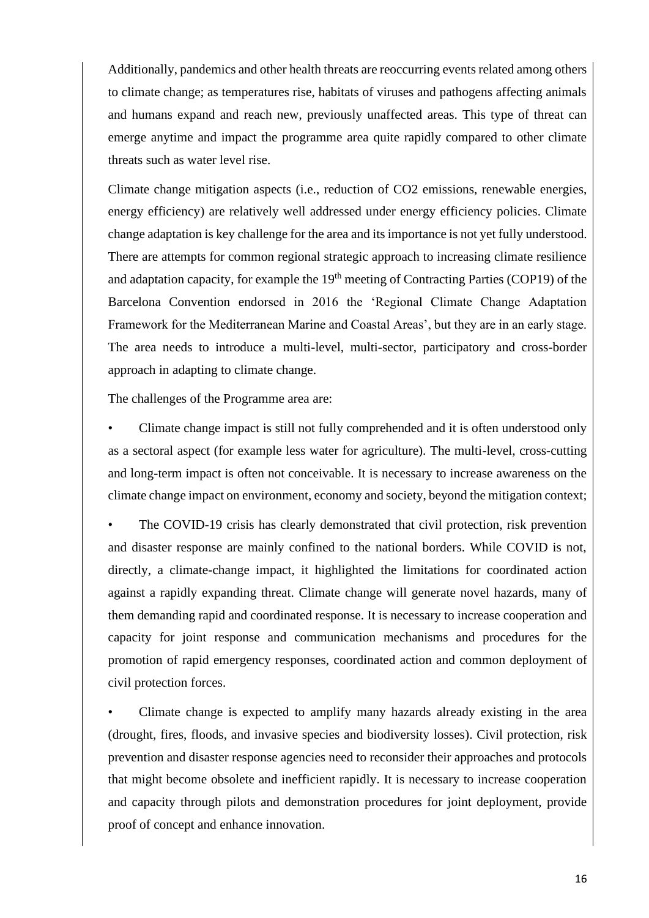Additionally, pandemics and other health threats are reoccurring events related among others to climate change; as temperatures rise, habitats of viruses and pathogens affecting animals and humans expand and reach new, previously unaffected areas. This type of threat can emerge anytime and impact the programme area quite rapidly compared to other climate threats such as water level rise.

Climate change mitigation aspects (i.e., reduction of CO2 emissions, renewable energies, energy efficiency) are relatively well addressed under energy efficiency policies. Climate change adaptation is key challenge for the area and its importance is not yet fully understood. There are attempts for common regional strategic approach to increasing climate resilience and adaptation capacity, for example the 19th meeting of Contracting Parties (COP19) of the Barcelona Convention endorsed in 2016 the 'Regional Climate Change Adaptation Framework for the Mediterranean Marine and Coastal Areas', but they are in an early stage. The area needs to introduce a multi-level, multi-sector, participatory and cross-border approach in adapting to climate change.

The challenges of the Programme area are:

- Climate change impact is still not fully comprehended and it is often understood only as a sectoral aspect (for example less water for agriculture). The multi-level, cross-cutting and long-term impact is often not conceivable. It is necessary to increase awareness on the climate change impact on environment, economy and society, beyond the mitigation context;
- The COVID-19 crisis has clearly demonstrated that civil protection, risk prevention and disaster response are mainly confined to the national borders. While COVID is not, directly, a climate-change impact, it highlighted the limitations for coordinated action against a rapidly expanding threat. Climate change will generate novel hazards, many of them demanding rapid and coordinated response. It is necessary to increase cooperation and capacity for joint response and communication mechanisms and procedures for the promotion of rapid emergency responses, coordinated action and common deployment of civil protection forces.
- Climate change is expected to amplify many hazards already existing in the area (drought, fires, floods, and invasive species and biodiversity losses). Civil protection, risk prevention and disaster response agencies need to reconsider their approaches and protocols that might become obsolete and inefficient rapidly. It is necessary to increase cooperation and capacity through pilots and demonstration procedures for joint deployment, provide proof of concept and enhance innovation.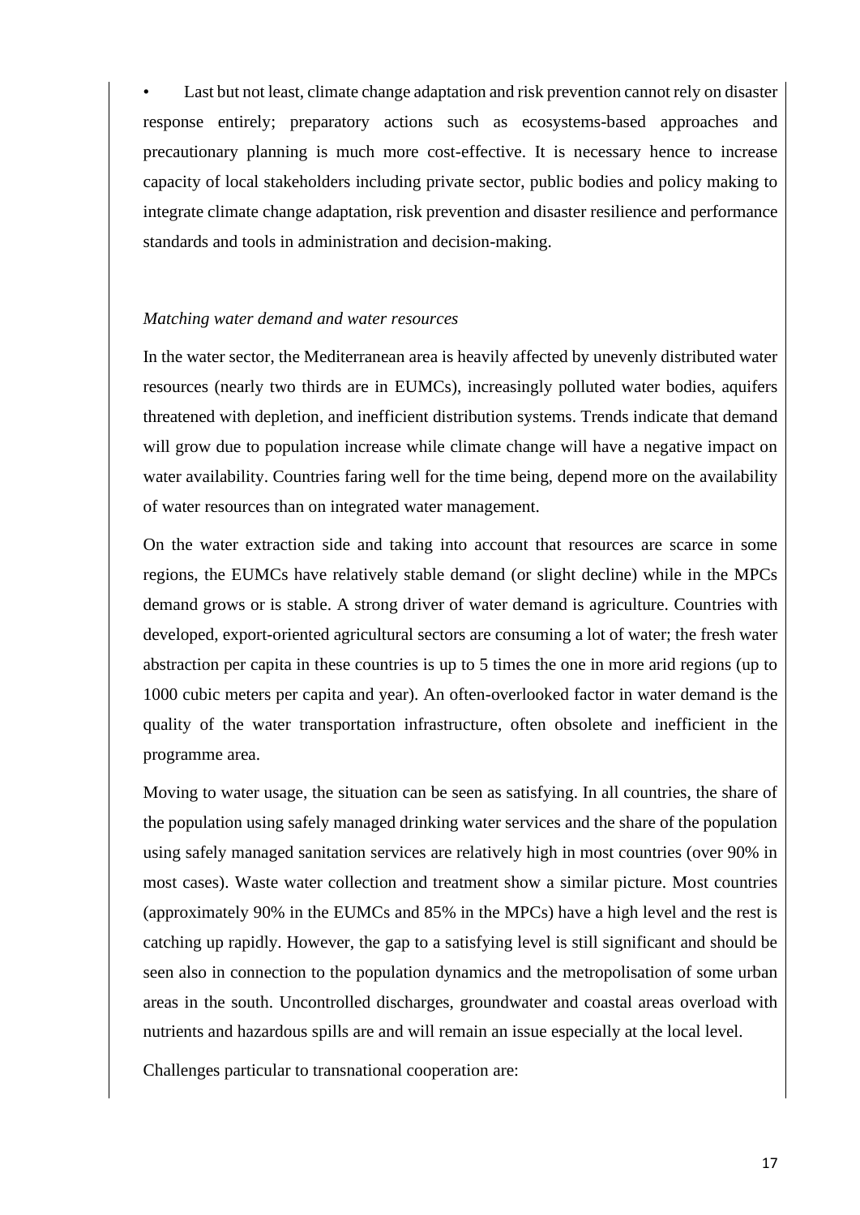- Last but not least, climate change adaptation and risk prevention cannot rely on disaster response entirely; preparatory actions such as ecosystems-based approaches and precautionary planning is much more cost-effective. It is necessary hence to increase capacity of local stakeholders including private sector, public bodies and policy making to integrate climate change adaptation, risk prevention and disaster resilience and performance standards and tools in administration and decision-making.

*Matching water demand and water resources*

In the water sector, the Mediterranean area is heavily affected by unevenly distributed water resources (nearly two thirds are in EUMCs), increasingly polluted water bodies, aquifers threatened with depletion, and inefficient distribution systems. Trends indicate that demand will grow due to population increase while climate change will have a negative impact on water availability. Countries faring well for the time being, depend more on the availability of water resources than on integrated water management.

On the water extraction side and taking into account that resources are scarce in some regions, the EUMCs have relatively stable demand (or slight decline) while in the MPCs demand grows or is stable. A strong driver of water demand is agriculture. Countries with developed, export-oriented agricultural sectors are consuming a lot of water; the fresh water abstraction per capita in these countries is up to 5 times the one in more arid regions (up to 1000 cubic meters per capita and year). An often-overlooked factor in water demand is the quality of the water transportation infrastructure, often obsolete and inefficient in the programme area.

Moving to water usage, the situation can be seen as satisfying. In all countries, the share of the population using safely managed drinking water services and the share of the population using safely managed sanitation services are relatively high in most countries (over 90% in most cases). Waste water collection and treatment show a similar picture. Most countries (approximately 90% in the EUMCs and 85% in the MPCs) have a high level and the rest is catching up rapidly. However, the gap to a satisfying level is still significant and should be seen also in connection to the population dynamics and the metropolisation of some urban areas in the south. Uncontrolled discharges, groundwater and coastal areas overload with nutrients and hazardous spills are and will remain an issue especially at the local level.

Challenges particular to transnational cooperation are: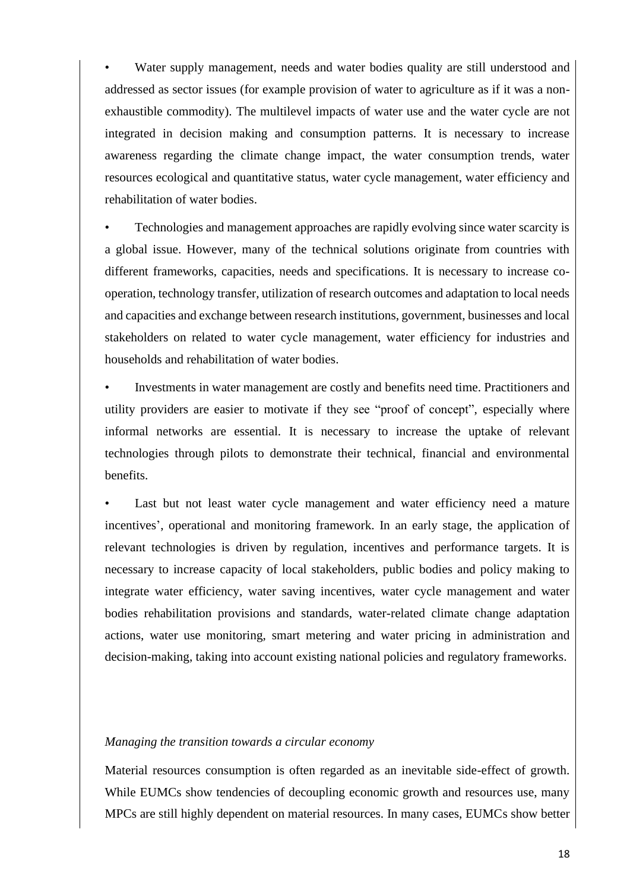- Water supply management, needs and water bodies quality are still understood and addressed as sector issues (for example provision of water to agriculture as if it was a non-exhaustible commodity). The multilevel impacts of water use and the water cycle are not integrated in decision making and consumption patterns. It is necessary to increase awareness regarding the climate change impact, the water consumption trends, water resources ecological and quantitative status, water cycle management, water efficiency and rehabilitation of water bodies.

- Technologies and management approaches are rapidly evolving since water scarcity is a global issue. However, many of the technical solutions originate from countries with different frameworks, capacities, needs and specifications. It is necessary to increase co-operation, technology transfer, utilization of research outcomes and adaptation to local needs and capacities and exchange between research institutions, government, businesses and local stakeholders on related to water cycle management, water efficiency for industries and households and rehabilitation of water bodies.

- Investments in water management are costly and benefits need time. Practitioners and utility providers are easier to motivate if they see "proof of concept", especially where informal networks are essential. It is necessary to increase the uptake of relevant technologies through pilots to demonstrate their technical, financial and environmental benefits.

- Last but not least water cycle management and water efficiency need a mature incentives', operational and monitoring framework. In an early stage, the application of relevant technologies is driven by regulation, incentives and performance targets. It is necessary to increase capacity of local stakeholders, public bodies and policy making to integrate water efficiency, water saving incentives, water cycle management and water bodies rehabilitation provisions and standards, water-related climate change adaptation actions, water use monitoring, smart metering and water pricing in administration and decision-making, taking into account existing national policies and regulatory frameworks.

*Managing the transition towards a circular economy*

Material resources consumption is often regarded as an inevitable side-effect of growth. While EUMCs show tendencies of decoupling economic growth and resources use, many MPCs are still highly dependent on material resources. In many cases, EUMCs show better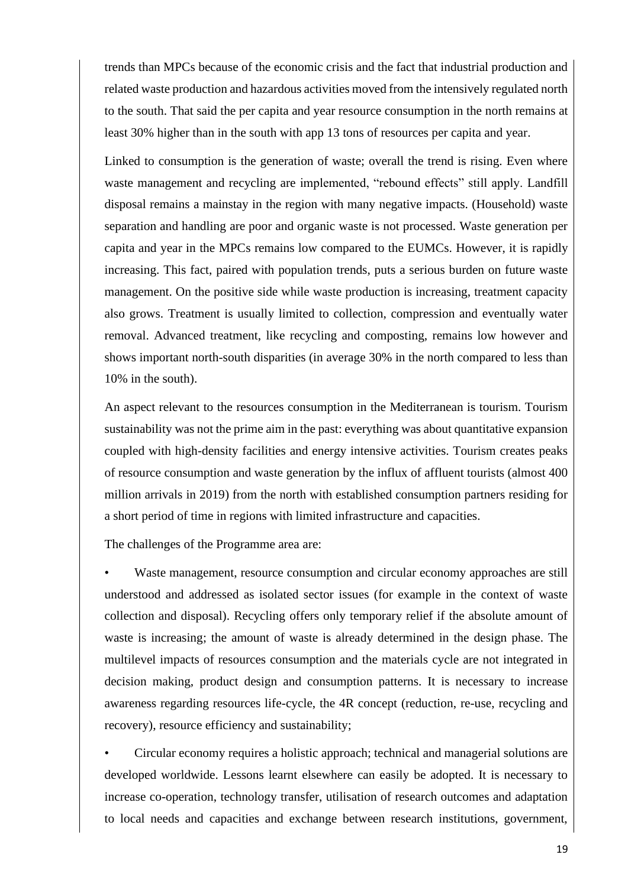trends than MPCs because of the economic crisis and the fact that industrial production and related waste production and hazardous activities moved from the intensively regulated north to the south. That said the per capita and year resource consumption in the north remains at least 30% higher than in the south with app 13 tons of resources per capita and year.

Linked to consumption is the generation of waste; overall the trend is rising. Even where waste management and recycling are implemented, "rebound effects" still apply. Landfill disposal remains a mainstay in the region with many negative impacts. (Household) waste separation and handling are poor and organic waste is not processed. Waste generation per capita and year in the MPCs remains low compared to the EUMCs. However, it is rapidly increasing. This fact, paired with population trends, puts a serious burden on future waste management. On the positive side while waste production is increasing, treatment capacity also grows. Treatment is usually limited to collection, compression and eventually water removal. Advanced treatment, like recycling and composting, remains low however and shows important north-south disparities (in average 30% in the north compared to less than 10% in the south).

An aspect relevant to the resources consumption in the Mediterranean is tourism. Tourism sustainability was not the prime aim in the past: everything was about quantitative expansion coupled with high-density facilities and energy intensive activities. Tourism creates peaks of resource consumption and waste generation by the influx of affluent tourists (almost 400 million arrivals in 2019) from the north with established consumption partners residing for a short period of time in regions with limited infrastructure and capacities.

The challenges of the Programme area are:

- Waste management, resource consumption and circular economy approaches are still understood and addressed as isolated sector issues (for example in the context of waste collection and disposal). Recycling offers only temporary relief if the absolute amount of waste is increasing; the amount of waste is already determined in the design phase. The multilevel impacts of resources consumption and the materials cycle are not integrated in decision making, product design and consumption patterns. It is necessary to increase awareness regarding resources life-cycle, the 4R concept (reduction, re-use, recycling and recovery), resource efficiency and sustainability;
- Circular economy requires a holistic approach; technical and managerial solutions are developed worldwide. Lessons learnt elsewhere can easily be adopted. It is necessary to increase co-operation, technology transfer, utilisation of research outcomes and adaptation to local needs and capacities and exchange between research institutions, government,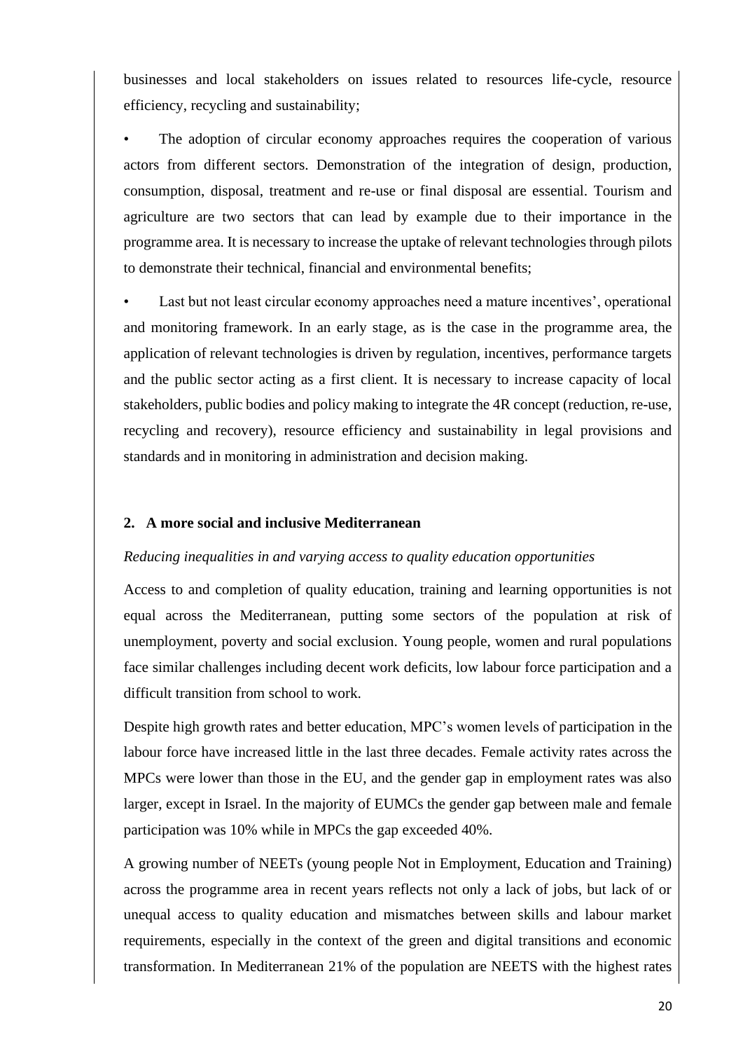businesses and local stakeholders on issues related to resources life-cycle, resource efficiency, recycling and sustainability;

- The adoption of circular economy approaches requires the cooperation of various actors from different sectors. Demonstration of the integration of design, production, consumption, disposal, treatment and re-use or final disposal are essential. Tourism and agriculture are two sectors that can lead by example due to their importance in the programme area. It is necessary to increase the uptake of relevant technologies through pilots to demonstrate their technical, financial and environmental benefits;

- Last but not least circular economy approaches need a mature incentives', operational and monitoring framework. In an early stage, as is the case in the programme area, the application of relevant technologies is driven by regulation, incentives, performance targets and the public sector acting as a first client. It is necessary to increase capacity of local stakeholders, public bodies and policy making to integrate the 4R concept (reduction, re-use, recycling and recovery), resource efficiency and sustainability in legal provisions and standards and in monitoring in administration and decision making.

## 2. A more social and inclusive Mediterranean

*Reducing inequalities in and varying access to quality education opportunities*

Access to and completion of quality education, training and learning opportunities is not equal across the Mediterranean, putting some sectors of the population at risk of unemployment, poverty and social exclusion. Young people, women and rural populations face similar challenges including decent work deficits, low labour force participation and a difficult transition from school to work.

Despite high growth rates and better education, MPC's women levels of participation in the labour force have increased little in the last three decades. Female activity rates across the MPCs were lower than those in the EU, and the gender gap in employment rates was also larger, except in Israel. In the majority of EUMCs the gender gap between male and female participation was 10% while in MPCs the gap exceeded 40%.

A growing number of NEETs (young people Not in Employment, Education and Training) across the programme area in recent years reflects not only a lack of jobs, but lack of or unequal access to quality education and mismatches between skills and labour market requirements, especially in the context of the green and digital transitions and economic transformation. In Mediterranean 21% of the population are NEETS with the highest rates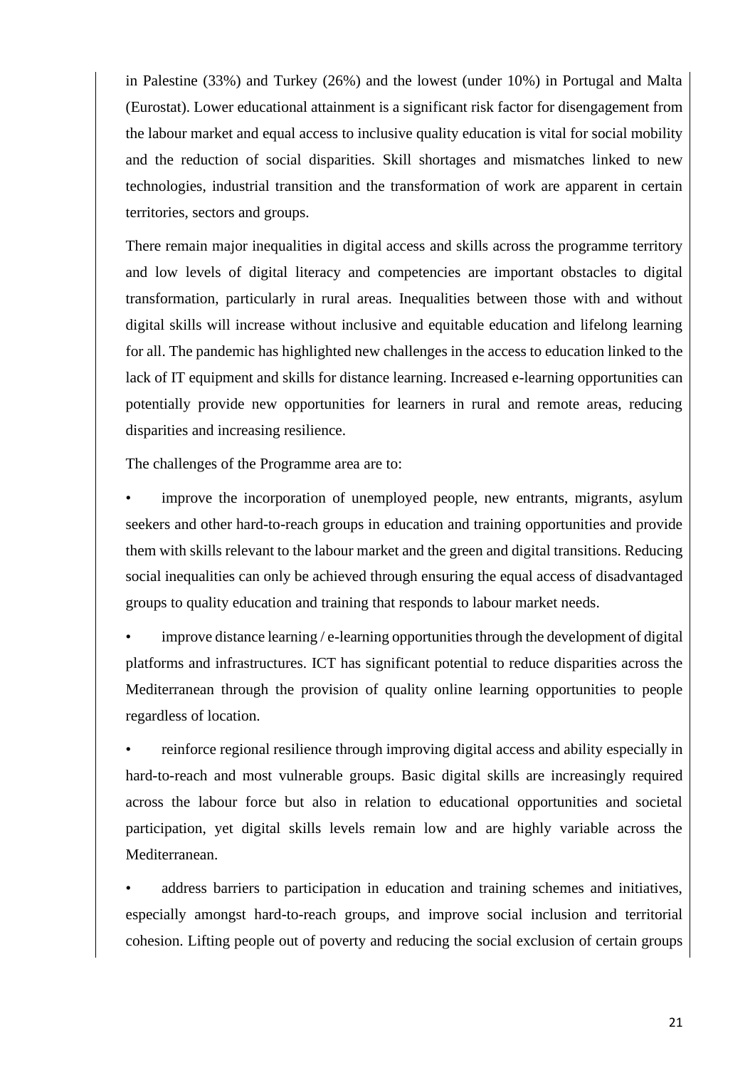in Palestine (33%) and Turkey (26%) and the lowest (under 10%) in Portugal and Malta (Eurostat). Lower educational attainment is a significant risk factor for disengagement from the labour market and equal access to inclusive quality education is vital for social mobility and the reduction of social disparities. Skill shortages and mismatches linked to new technologies, industrial transition and the transformation of work are apparent in certain territories, sectors and groups.

There remain major inequalities in digital access and skills across the programme territory and low levels of digital literacy and competencies are important obstacles to digital transformation, particularly in rural areas. Inequalities between those with and without digital skills will increase without inclusive and equitable education and lifelong learning for all. The pandemic has highlighted new challenges in the access to education linked to the lack of IT equipment and skills for distance learning. Increased e-learning opportunities can potentially provide new opportunities for learners in rural and remote areas, reducing disparities and increasing resilience.

The challenges of the Programme area are to:

- improve the incorporation of unemployed people, new entrants, migrants, asylum seekers and other hard-to-reach groups in education and training opportunities and provide them with skills relevant to the labour market and the green and digital transitions. Reducing social inequalities can only be achieved through ensuring the equal access of disadvantaged groups to quality education and training that responds to labour market needs.
- improve distance learning / e-learning opportunities through the development of digital platforms and infrastructures. ICT has significant potential to reduce disparities across the Mediterranean through the provision of quality online learning opportunities to people regardless of location.
- reinforce regional resilience through improving digital access and ability especially in hard-to-reach and most vulnerable groups. Basic digital skills are increasingly required across the labour force but also in relation to educational opportunities and societal participation, yet digital skills levels remain low and are highly variable across the Mediterranean.
- address barriers to participation in education and training schemes and initiatives, especially amongst hard-to-reach groups, and improve social inclusion and territorial cohesion. Lifting people out of poverty and reducing the social exclusion of certain groups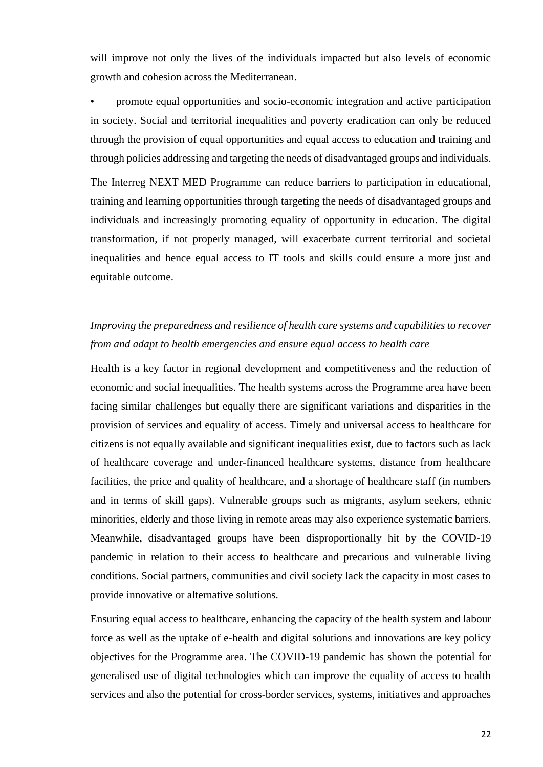will improve not only the lives of the individuals impacted but also levels of economic growth and cohesion across the Mediterranean.

- promote equal opportunities and socio-economic integration and active participation in society. Social and territorial inequalities and poverty eradication can only be reduced through the provision of equal opportunities and equal access to education and training and through policies addressing and targeting the needs of disadvantaged groups and individuals.

The Interreg NEXT MED Programme can reduce barriers to participation in educational, training and learning opportunities through targeting the needs of disadvantaged groups and individuals and increasingly promoting equality of opportunity in education. The digital transformation, if not properly managed, will exacerbate current territorial and societal inequalities and hence equal access to IT tools and skills could ensure a more just and equitable outcome.

*Improving the preparedness and resilience of health care systems and capabilities to recover from and adapt to health emergencies and ensure equal access to health care*

Health is a key factor in regional development and competitiveness and the reduction of economic and social inequalities. The health systems across the Programme area have been facing similar challenges but equally there are significant variations and disparities in the provision of services and equality of access. Timely and universal access to healthcare for citizens is not equally available and significant inequalities exist, due to factors such as lack of healthcare coverage and under-financed healthcare systems, distance from healthcare facilities, the price and quality of healthcare, and a shortage of healthcare staff (in numbers and in terms of skill gaps). Vulnerable groups such as migrants, asylum seekers, ethnic minorities, elderly and those living in remote areas may also experience systematic barriers. Meanwhile, disadvantaged groups have been disproportionally hit by the COVID-19 pandemic in relation to their access to healthcare and precarious and vulnerable living conditions. Social partners, communities and civil society lack the capacity in most cases to provide innovative or alternative solutions.

Ensuring equal access to healthcare, enhancing the capacity of the health system and labour force as well as the uptake of e-health and digital solutions and innovations are key policy objectives for the Programme area. The COVID-19 pandemic has shown the potential for generalised use of digital technologies which can improve the equality of access to health services and also the potential for cross-border services, systems, initiatives and approaches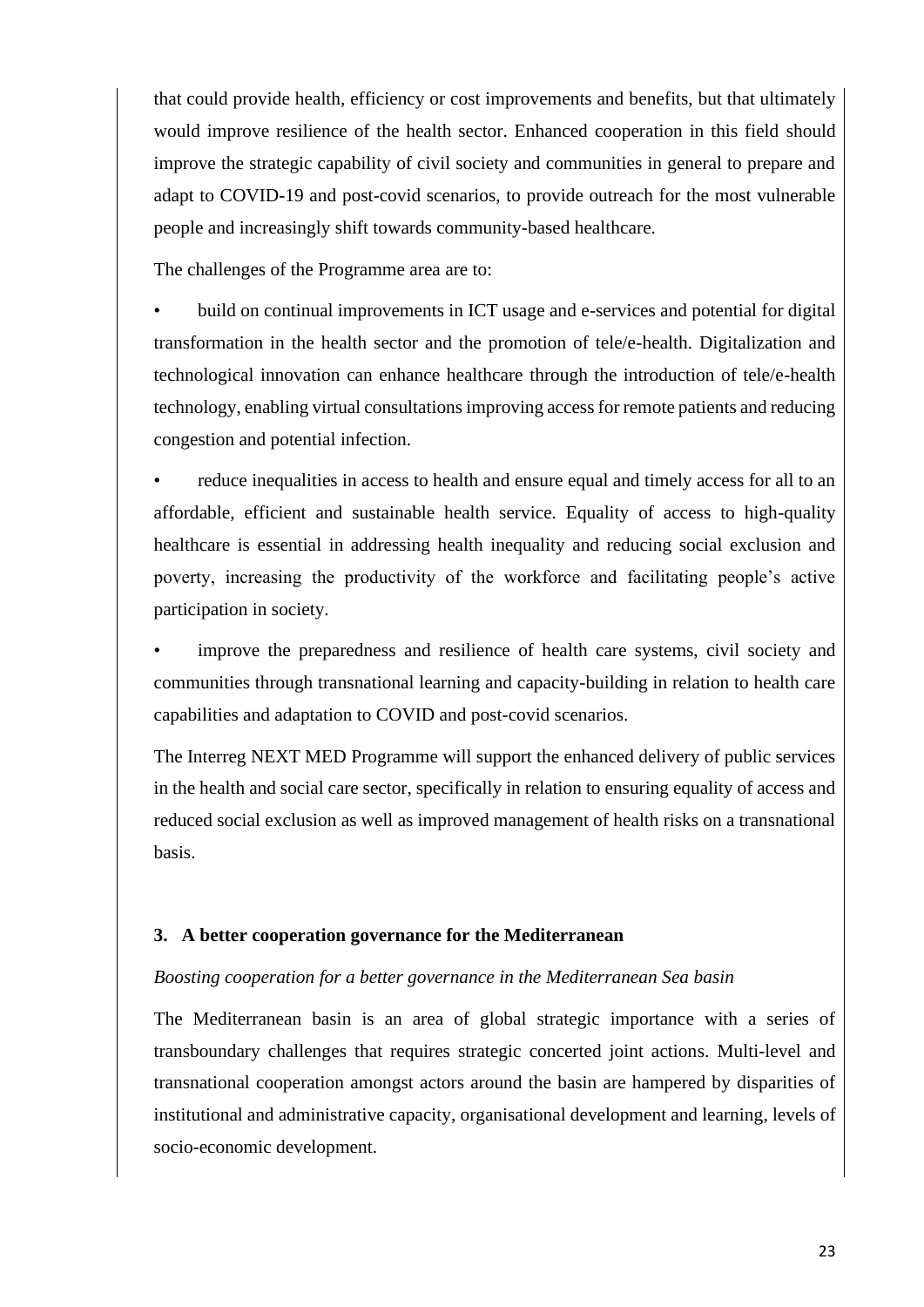that could provide health, efficiency or cost improvements and benefits, but that ultimately would improve resilience of the health sector. Enhanced cooperation in this field should improve the strategic capability of civil society and communities in general to prepare and adapt to COVID-19 and post-covid scenarios, to provide outreach for the most vulnerable people and increasingly shift towards community-based healthcare.

The challenges of the Programme area are to:

- build on continual improvements in ICT usage and e-services and potential for digital transformation in the health sector and the promotion of tele/e-health. Digitalization and technological innovation can enhance healthcare through the introduction of tele/e-health technology, enabling virtual consultations improving access for remote patients and reducing congestion and potential infection.
- reduce inequalities in access to health and ensure equal and timely access for all to an affordable, efficient and sustainable health service. Equality of access to high-quality healthcare is essential in addressing health inequality and reducing social exclusion and poverty, increasing the productivity of the workforce and facilitating people's active participation in society.
- improve the preparedness and resilience of health care systems, civil society and communities through transnational learning and capacity-building in relation to health care capabilities and adaptation to COVID and post-covid scenarios.

The Interreg NEXT MED Programme will support the enhanced delivery of public services in the health and social care sector, specifically in relation to ensuring equality of access and reduced social exclusion as well as improved management of health risks on a transnational basis.

### 3. A better cooperation governance for the Mediterranean

*Boosting cooperation for a better governance in the Mediterranean Sea basin*

The Mediterranean basin is an area of global strategic importance with a series of transboundary challenges that requires strategic concerted joint actions. Multi-level and transnational cooperation amongst actors around the basin are hampered by disparities of institutional and administrative capacity, organisational development and learning, levels of socio-economic development.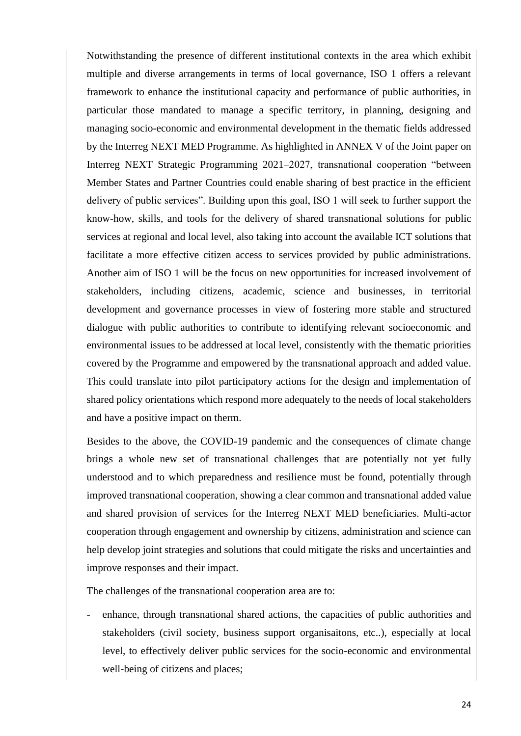Notwithstanding the presence of different institutional contexts in the area which exhibit multiple and diverse arrangements in terms of local governance, ISO 1 offers a relevant framework to enhance the institutional capacity and performance of public authorities, in particular those mandated to manage a specific territory, in planning, designing and managing socio-economic and environmental development in the thematic fields addressed by the Interreg NEXT MED Programme. As highlighted in ANNEX V of the Joint paper on Interreg NEXT Strategic Programming 2021–2027, transnational cooperation "between Member States and Partner Countries could enable sharing of best practice in the efficient delivery of public services". Building upon this goal, ISO 1 will seek to further support the know-how, skills, and tools for the delivery of shared transnational solutions for public services at regional and local level, also taking into account the available ICT solutions that facilitate a more effective citizen access to services provided by public administrations. Another aim of ISO 1 will be the focus on new opportunities for increased involvement of stakeholders, including citizens, academic, science and businesses, in territorial development and governance processes in view of fostering more stable and structured dialogue with public authorities to contribute to identifying relevant socioeconomic and environmental issues to be addressed at local level, consistently with the thematic priorities covered by the Programme and empowered by the transnational approach and added value. This could translate into pilot participatory actions for the design and implementation of shared policy orientations which respond more adequately to the needs of local stakeholders and have a positive impact on therm.

Besides to the above, the COVID-19 pandemic and the consequences of climate change brings a whole new set of transnational challenges that are potentially not yet fully understood and to which preparedness and resilience must be found, potentially through improved transnational cooperation, showing a clear common and transnational added value and shared provision of services for the Interreg NEXT MED beneficiaries. Multi-actor cooperation through engagement and ownership by citizens, administration and science can help develop joint strategies and solutions that could mitigate the risks and uncertainties and improve responses and their impact.

The challenges of the transnational cooperation area are to:

- enhance, through transnational shared actions, the capacities of public authorities and stakeholders (civil society, business support organisaitons, etc..), especially at local level, to effectively deliver public services for the socio-economic and environmental well-being of citizens and places;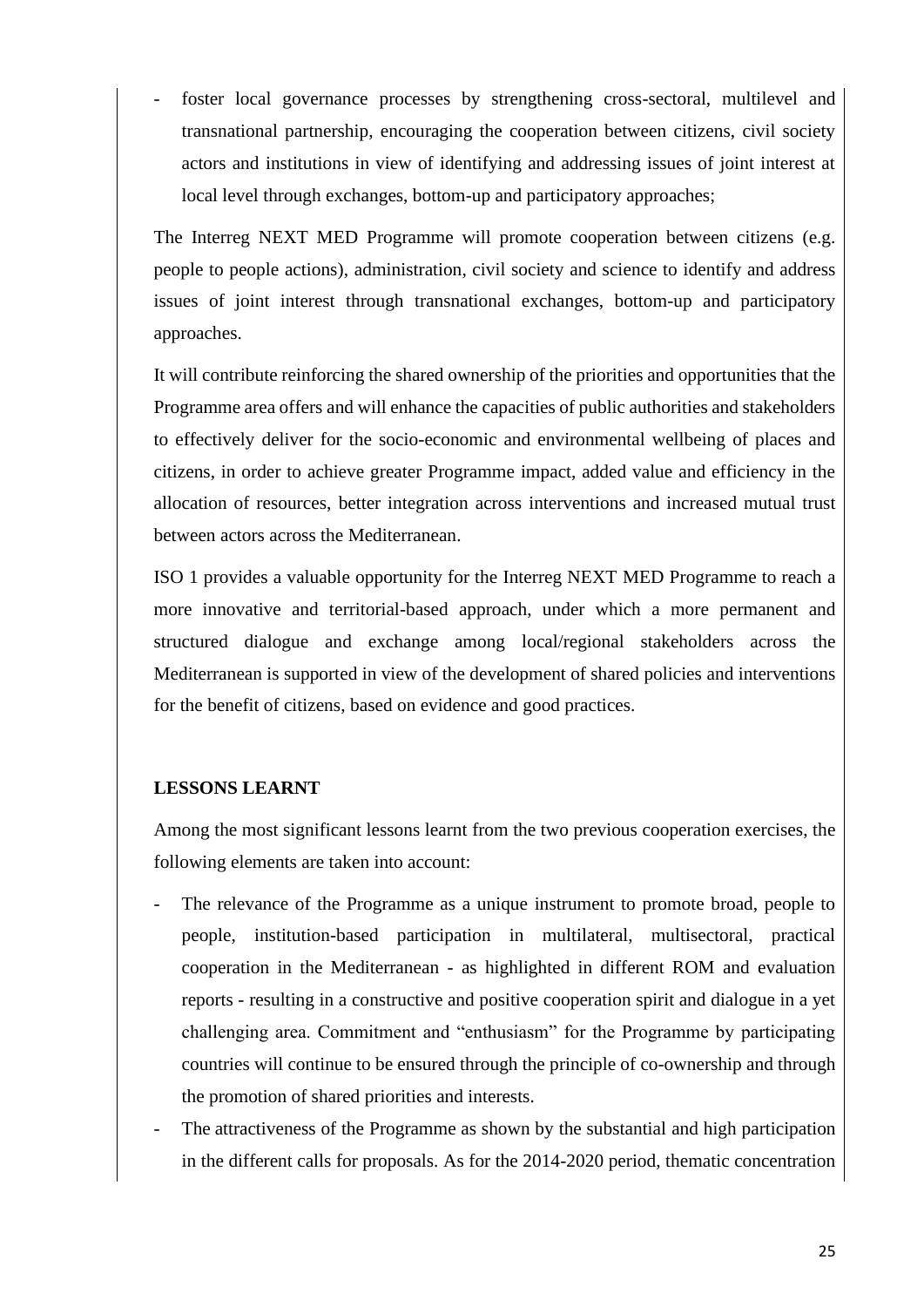- foster local governance processes by strengthening cross-sectoral, multilevel and transnational partnership, encouraging the cooperation between citizens, civil society actors and institutions in view of identifying and addressing issues of joint interest at local level through exchanges, bottom-up and participatory approaches;

The Interreg NEXT MED Programme will promote cooperation between citizens (e.g. people to people actions), administration, civil society and science to identify and address issues of joint interest through transnational exchanges, bottom-up and participatory approaches.

It will contribute reinforcing the shared ownership of the priorities and opportunities that the Programme area offers and will enhance the capacities of public authorities and stakeholders to effectively deliver for the socio-economic and environmental wellbeing of places and citizens, in order to achieve greater Programme impact, added value and efficiency in the allocation of resources, better integration across interventions and increased mutual trust between actors across the Mediterranean.

ISO 1 provides a valuable opportunity for the Interreg NEXT MED Programme to reach a more innovative and territorial-based approach, under which a more permanent and structured dialogue and exchange among local/regional stakeholders across the Mediterranean is supported in view of the development of shared policies and interventions for the benefit of citizens, based on evidence and good practices.

**LESSONS LEARNT**

Among the most significant lessons learnt from the two previous cooperation exercises, the following elements are taken into account:

- The relevance of the Programme as a unique instrument to promote broad, people to people, institution-based participation in multilateral, multisectoral, practical cooperation in the Mediterranean - as highlighted in different ROM and evaluation reports - resulting in a constructive and positive cooperation spirit and dialogue in a yet challenging area. Commitment and "enthusiasm" for the Programme by participating countries will continue to be ensured through the principle of co-ownership and through the promotion of shared priorities and interests.
- The attractiveness of the Programme as shown by the substantial and high participation in the different calls for proposals. As for the 2014-2020 period, thematic concentration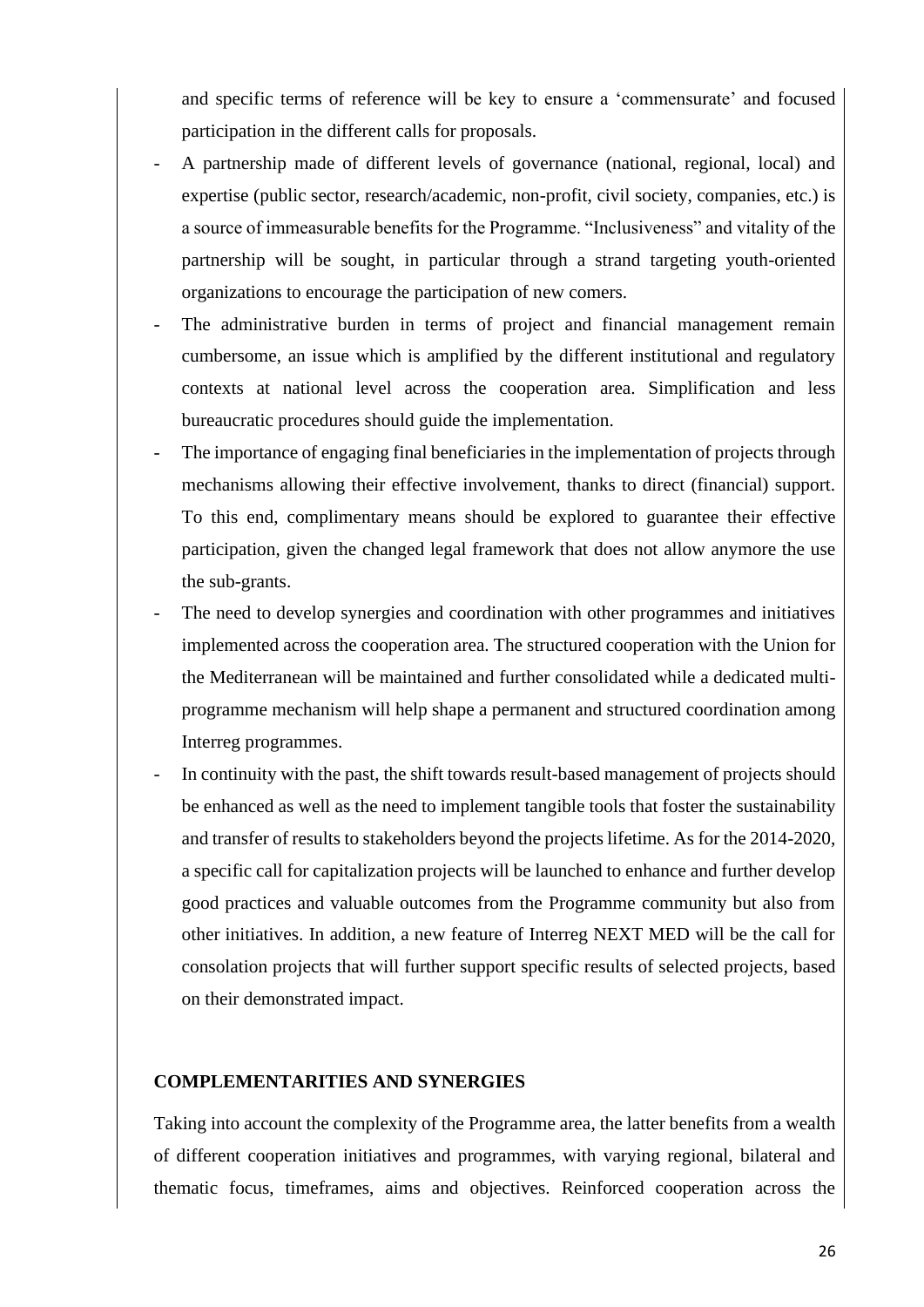and specific terms of reference will be key to ensure a 'commensurate' and focused participation in the different calls for proposals.

- A partnership made of different levels of governance (national, regional, local) and expertise (public sector, research/academic, non-profit, civil society, companies, etc.) is a source of immeasurable benefits for the Programme. "Inclusiveness" and vitality of the partnership will be sought, in particular through a strand targeting youth-oriented organizations to encourage the participation of new comers.
- The administrative burden in terms of project and financial management remain cumbersome, an issue which is amplified by the different institutional and regulatory contexts at national level across the cooperation area. Simplification and less bureaucratic procedures should guide the implementation.
- The importance of engaging final beneficiaries in the implementation of projects through mechanisms allowing their effective involvement, thanks to direct (financial) support. To this end, complimentary means should be explored to guarantee their effective participation, given the changed legal framework that does not allow anymore the use the sub-grants.
- The need to develop synergies and coordination with other programmes and initiatives implemented across the cooperation area. The structured cooperation with the Union for the Mediterranean will be maintained and further consolidated while a dedicated multi-programme mechanism will help shape a permanent and structured coordination among Interreg programmes.
- In continuity with the past, the shift towards result-based management of projects should be enhanced as well as the need to implement tangible tools that foster the sustainability and transfer of results to stakeholders beyond the projects lifetime. As for the 2014-2020, a specific call for capitalization projects will be launched to enhance and further develop good practices and valuable outcomes from the Programme community but also from other initiatives. In addition, a new feature of Interreg NEXT MED will be the call for consolation projects that will further support specific results of selected projects, based on their demonstrated impact.

**COMPLEMENTARITIES AND SYNERGIES**

Taking into account the complexity of the Programme area, the latter benefits from a wealth of different cooperation initiatives and programmes, with varying regional, bilateral and thematic focus, timeframes, aims and objectives. Reinforced cooperation across the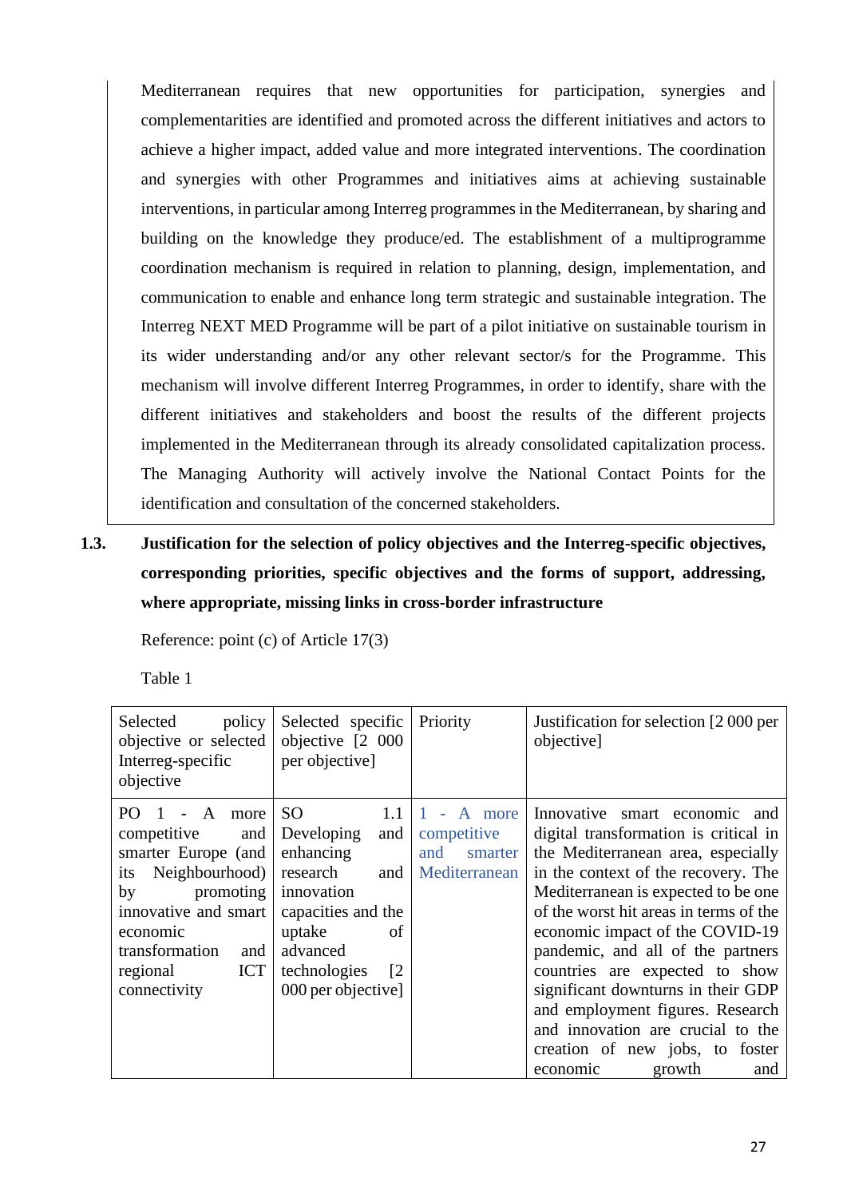Mediterranean requires that new opportunities for participation, synergies and complementarities are identified and promoted across the different initiatives and actors to achieve a higher impact, added value and more integrated interventions. The coordination and synergies with other Programmes and initiatives aims at achieving sustainable interventions, in particular among Interreg programmes in the Mediterranean, by sharing and building on the knowledge they produce/ed. The establishment of a multiprogramme coordination mechanism is required in relation to planning, design, implementation, and communication to enable and enhance long term strategic and sustainable integration. The Interreg NEXT MED Programme will be part of a pilot initiative on sustainable tourism in its wider understanding and/or any other relevant sector/s for the Programme. This mechanism will involve different Interreg Programmes, in order to identify, share with the different initiatives and stakeholders and boost the results of the different projects implemented in the Mediterranean through its already consolidated capitalization process. The Managing Authority will actively involve the National Contact Points for the identification and consultation of the concerned stakeholders.

## 1.3. Justification for the selection of policy objectives and the Interreg-specific objectives, corresponding priorities, specific objectives and the forms of support, addressing, where appropriate, missing links in cross-border infrastructure

Reference: point (c) of Article 17(3)

Table 1

| Selected policy objective or selected Interreg-specific objective | Selected specific objective [2 000 per objective] | Priority | Justification for selection [2 000 per objective] |
|---|---|---|---|
| PO 1 - A more competitive and smarter Europe (and its Neighbourhood) by promoting innovative and smart economic transformation and regional ICT connectivity | SO 1.1 Developing and enhancing research and innovation capacities and the uptake of advanced technologies [2 000 per objective] | 1 - A more competitive and smarter Mediterranean | Innovative smart economic and digital transformation is critical in the Mediterranean area, especially in the context of the recovery. The Mediterranean is expected to be one of the worst hit areas in terms of the economic impact of the COVID-19 pandemic, and all of the partners countries are expected to show significant downturns in their GDP and employment figures. Research and innovation are crucial to the creation of new jobs, to foster economic growth and |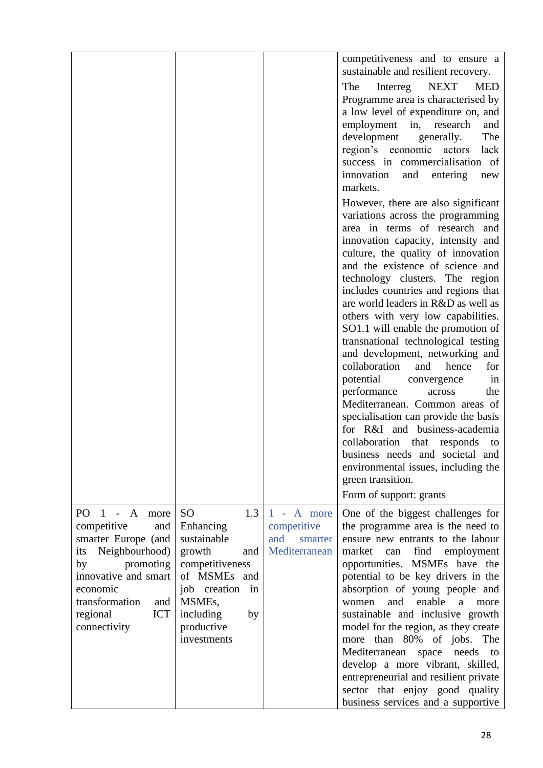| | | | |
|---|---|---|---|
| | | | competitiveness and to ensure a sustainable and resilient recovery.<br><br>The Interreg NEXT MED Programme area is characterised by a low level of expenditure on, and employment in, research and development generally. The region's economic actors lack success in commercialisation of innovation and entering new markets.<br><br>However, there are also significant variations across the programming area in terms of research and innovation capacity, intensity and culture, the quality of innovation and the existence of science and technology clusters. The region includes countries and regions that are world leaders in R&D as well as others with very low capabilities. SO1.1 will enable the promotion of transnational technological testing and development, networking and collaboration and hence for potential convergence in performance across the Mediterranean. Common areas of specialisation can provide the basis for R&I and business-academia collaboration that responds to business needs and societal and environmental issues, including the green transition.<br><br>Form of support: grants |
| PO 1 - A more competitive and smarter Europe (and its Neighbourhood) by promoting innovative and smart economic transformation and regional ICT connectivity | SO 1.3 Enhancing sustainable growth and competitiveness of MSMEs and job creation in MSMEs, including by productive investments | 1 - A more competitive and smarter Mediterranean | One of the biggest challenges for the programme area is the need to ensure new entrants to the labour market can find employment opportunities. MSMEs have the potential to be key drivers in the absorption of young people and women and enable a more sustainable and inclusive growth model for the region, as they create more than 80% of jobs. The Mediterranean space needs to develop a more vibrant, skilled, entrepreneurial and resilient private sector that enjoy good quality business services and a supportive |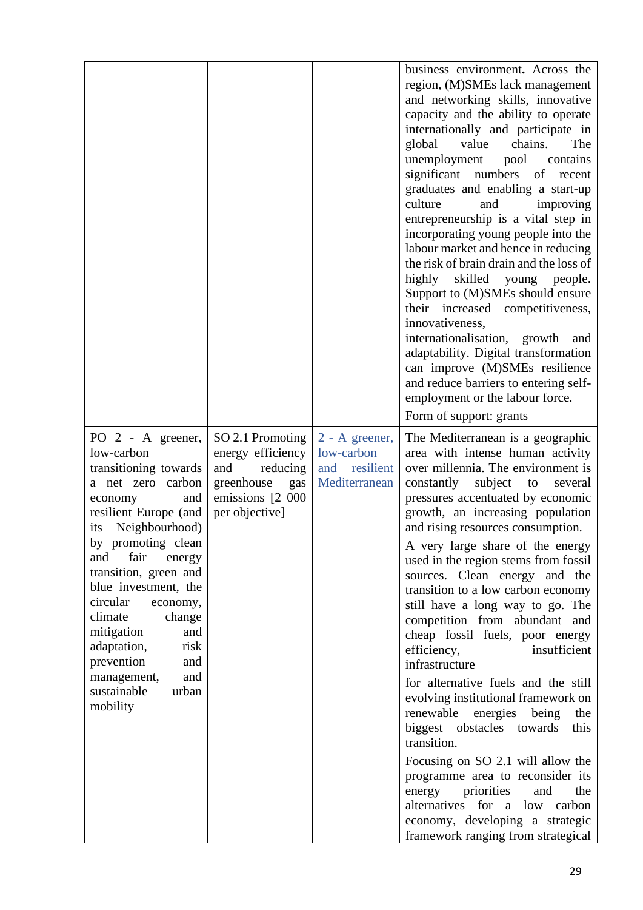| | | | |
|---|---|---|---|
| | | | business environment. Across the region, (M)SMEs lack management and networking skills, innovative capacity and the ability to operate internationally and participate in global value chains. The unemployment pool contains significant numbers of recent graduates and enabling a start-up culture and improving entrepreneurship is a vital step in incorporating young people into the labour market and hence in reducing the risk of brain drain and the loss of highly skilled young people. Support to (M)SMEs should ensure their increased competitiveness, innovativeness, internationalisation, growth and adaptability. Digital transformation can improve (M)SMEs resilience and reduce barriers to entering self-employment or the labour force.<br><br>Form of support: grants |
| PO 2 - A greener, low-carbon transitioning towards a net zero carbon economy and resilient Europe (and its Neighbourhood) by promoting clean and fair energy transition, green and blue investment, the circular economy, climate change mitigation and adaptation, risk prevention and management, and sustainable urban mobility | SO 2.1 Promoting energy efficiency and reducing greenhouse gas emissions [2 000 per objective] | 2 - A greener, low-carbon and resilient Mediterranean | The Mediterranean is a geographic area with intense human activity over millennia. The environment is constantly subject to several pressures accentuated by economic growth, an increasing population and rising resources consumption.<br><br>A very large share of the energy used in the region stems from fossil sources. Clean energy and the transition to a low carbon economy still have a long way to go. The competition from abundant and cheap fossil fuels, poor energy efficiency, insufficient infrastructure<br><br>for alternative fuels and the still evolving institutional framework on renewable energies being the biggest obstacles towards this transition.<br><br>Focusing on SO 2.1 will allow the programme area to reconsider its energy priorities and the alternatives for a low carbon economy, developing a strategic framework ranging from strategical |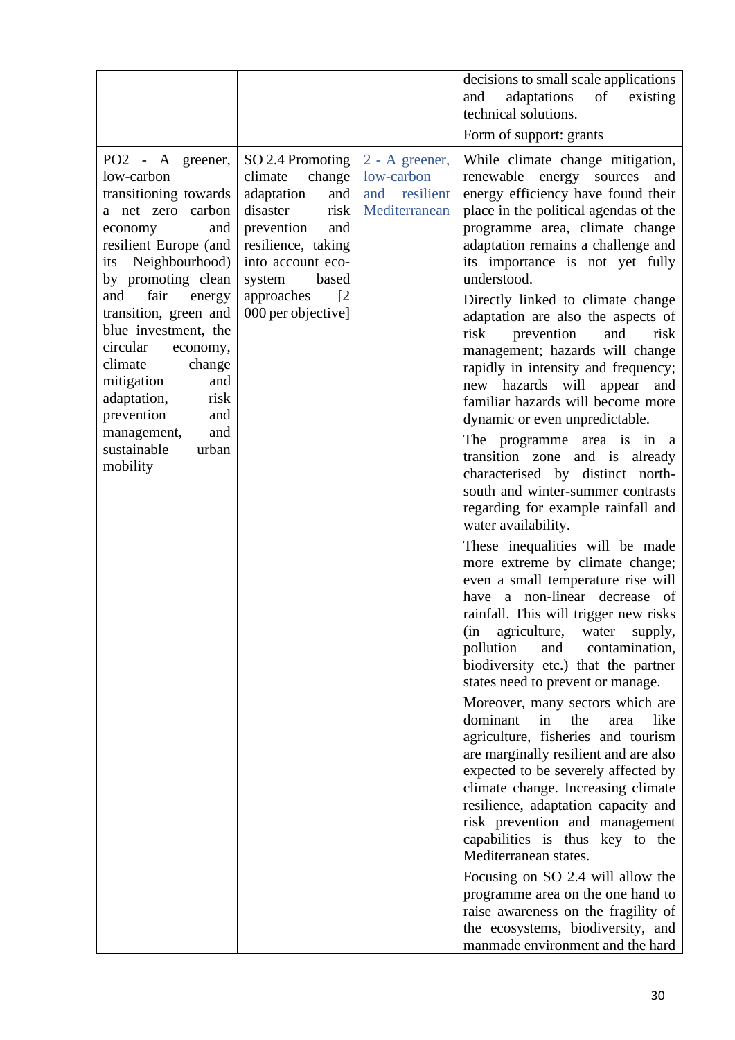| | | | |
|---|---|---|---|
| | | | decisions to small scale applications and adaptations of existing technical solutions.<br><br>Form of support: grants |
| PO2 - A greener, low-carbon transitioning towards a net zero carbon economy and resilient Europe (and its Neighbourhood) by promoting clean and fair energy transition, green and blue investment, the circular economy, climate change mitigation and adaptation, risk prevention and management, and sustainable urban mobility | SO 2.4 Promoting climate change adaptation and disaster risk prevention and resilience, taking into account eco-system based approaches [2 000 per objective] | 2 - A greener, low-carbon and resilient Mediterranean | While climate change mitigation, renewable energy sources and energy efficiency have found their place in the political agendas of the programme area, climate change adaptation remains a challenge and its importance is not yet fully understood.<br><br>Directly linked to climate change adaptation are also the aspects of risk prevention and risk management; hazards will change rapidly in intensity and frequency; new hazards will appear and familiar hazards will become more dynamic or even unpredictable.<br><br>The programme area is in a transition zone and is already characterised by distinct north-south and winter-summer contrasts regarding for example rainfall and water availability.<br><br>These inequalities will be made more extreme by climate change; even a small temperature rise will have a non-linear decrease of rainfall. This will trigger new risks (in agriculture, water supply, pollution and contamination, biodiversity etc.) that the partner states need to prevent or manage.<br><br>Moreover, many sectors which are dominant in the area like agriculture, fisheries and tourism are marginally resilient and are also expected to be severely affected by climate change. Increasing climate resilience, adaptation capacity and risk prevention and management capabilities is thus key to the Mediterranean states.<br><br>Focusing on SO 2.4 will allow the programme area on the one hand to raise awareness on the fragility of the ecosystems, biodiversity, and manmade environment and the hard |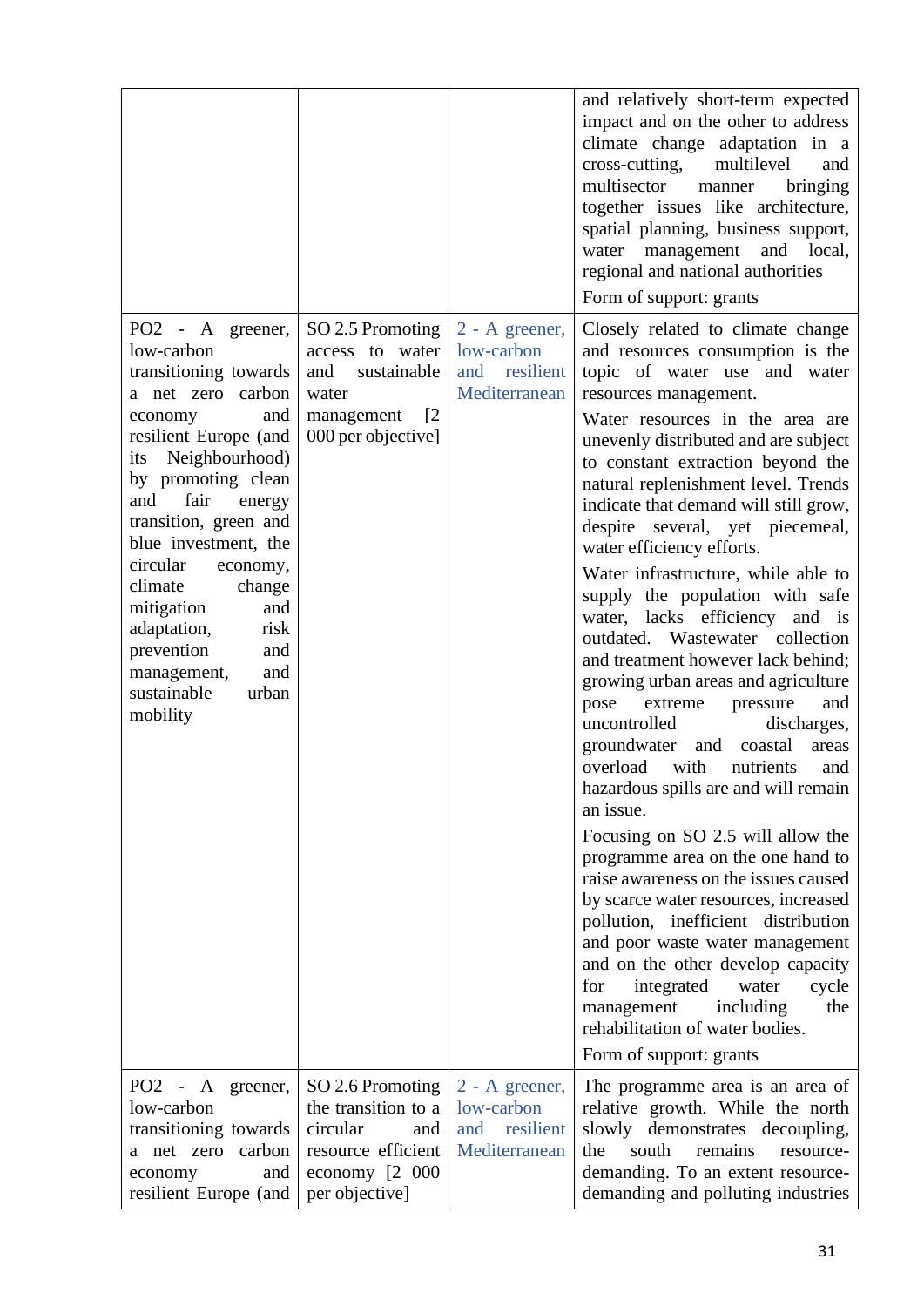| | | | |
|---|---|---|---|
| | | | and relatively short-term expected impact and on the other to address climate change adaptation in a cross-cutting, multilevel and multisector manner bringing together issues like architecture, spatial planning, business support, water management and local, regional and national authorities<br><br>Form of support: grants |
| PO2 - A greener, low-carbon transitioning towards a net zero carbon economy and resilient Europe (and its Neighbourhood) by promoting clean and fair energy transition, green and blue investment, the circular economy, climate change mitigation and adaptation, risk prevention and management, and sustainable urban mobility | SO 2.5 Promoting access to water and sustainable water management [2 000 per objective] | 2 - A greener, low-carbon and resilient Mediterranean | Closely related to climate change and resources consumption is the topic of water use and water resources management.<br><br>Water resources in the area are unevenly distributed and are subject to constant extraction beyond the natural replenishment level. Trends indicate that demand will still grow, despite several, yet piecemeal, water efficiency efforts.<br><br>Water infrastructure, while able to supply the population with safe water, lacks efficiency and is outdated. Wastewater collection and treatment however lack behind; growing urban areas and agriculture pose extreme pressure and uncontrolled discharges, groundwater and coastal areas overload with nutrients and hazardous spills are and will remain an issue.<br><br>Focusing on SO 2.5 will allow the programme area on the one hand to raise awareness on the issues caused by scarce water resources, increased pollution, inefficient distribution and poor waste water management and on the other develop capacity for integrated water cycle management including the rehabilitation of water bodies.<br><br>Form of support: grants |
| PO2 - A greener, low-carbon transitioning towards a net zero carbon economy and resilient Europe (and | SO 2.6 Promoting the transition to a circular and resource efficient economy [2 000 per objective] | 2 - A greener, low-carbon and resilient Mediterranean | The programme area is an area of relative growth. While the north slowly demonstrates decoupling, the south remains resource-demanding. To an extent resource-demanding and polluting industries |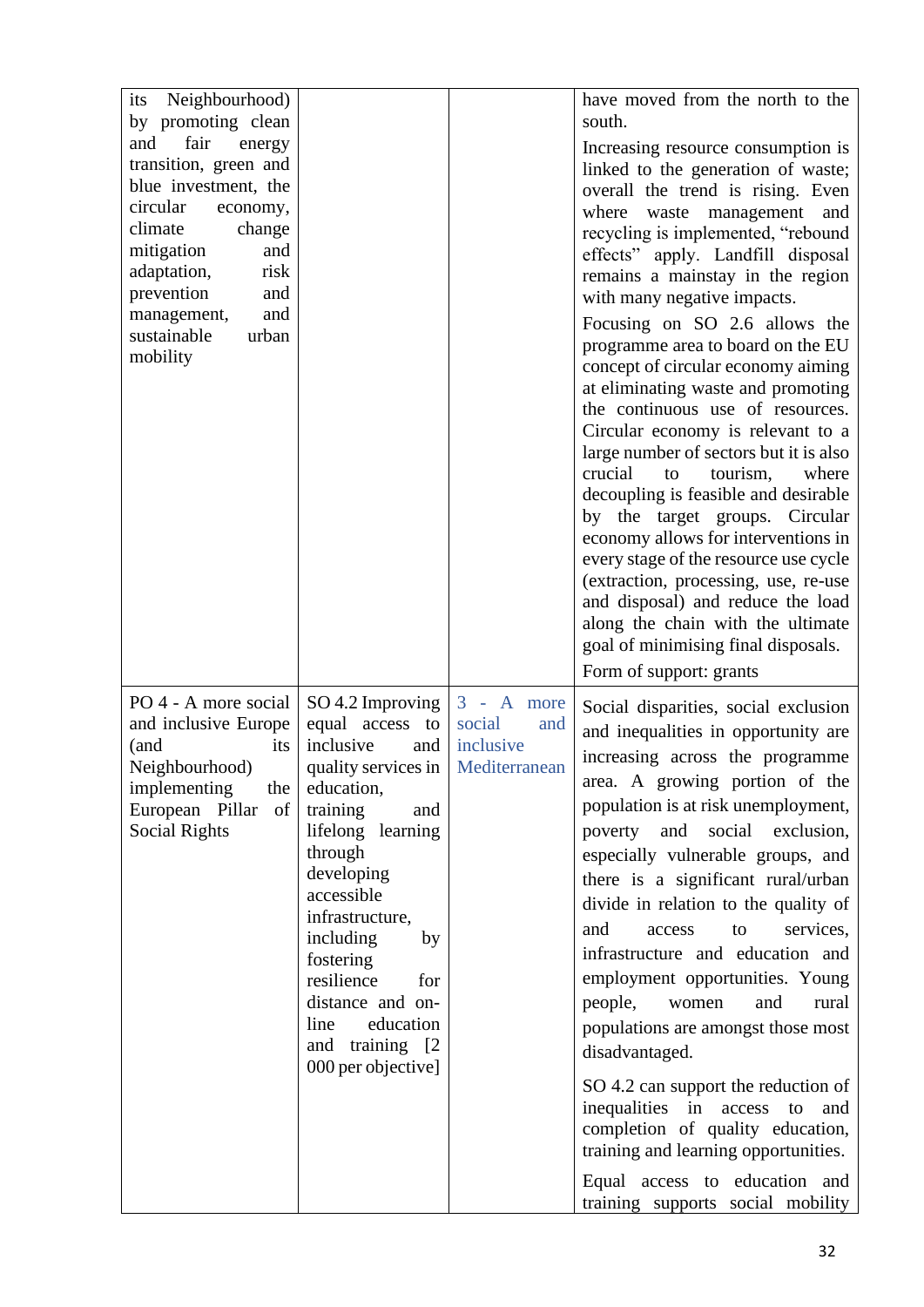| | | | |
|---|---|---|---|
| its Neighbourhood) by promoting clean and fair energy transition, green and blue investment, the circular economy, climate change mitigation and adaptation, risk prevention and management, and sustainable urban mobility | | | have moved from the north to the south.<br><br>Increasing resource consumption is linked to the generation of waste; overall the trend is rising. Even where waste management and recycling is implemented, "rebound effects" apply. Landfill disposal remains a mainstay in the region with many negative impacts.<br><br>Focusing on SO 2.6 allows the programme area to board on the EU concept of circular economy aiming at eliminating waste and promoting the continuous use of resources. Circular economy is relevant to a large number of sectors but it is also crucial to tourism, where decoupling is feasible and desirable by the target groups. Circular economy allows for interventions in every stage of the resource use cycle (extraction, processing, use, re-use and disposal) and reduce the load along the chain with the ultimate goal of minimising final disposals.<br><br>Form of support: grants |
| PO 4 - A more social and inclusive Europe (and its Neighbourhood) implementing the European Pillar of Social Rights | SO 4.2 Improving equal access to inclusive and quality services in education, training and lifelong learning through developing accessible infrastructure, including by fostering resilience for distance and on-line education and training [2 000 per objective] | 3 - A more social and inclusive Mediterranean | Social disparities, social exclusion and inequalities in opportunity are increasing across the programme area. A growing portion of the population is at risk unemployment, poverty and social exclusion, especially vulnerable groups, and there is a significant rural/urban divide in relation to the quality of and access to services, infrastructure and education and employment opportunities. Young people, women and rural populations are amongst those most disadvantaged.<br><br>SO 4.2 can support the reduction of inequalities in access to and completion of quality education, training and learning opportunities.<br><br>Equal access to education and training supports social mobility |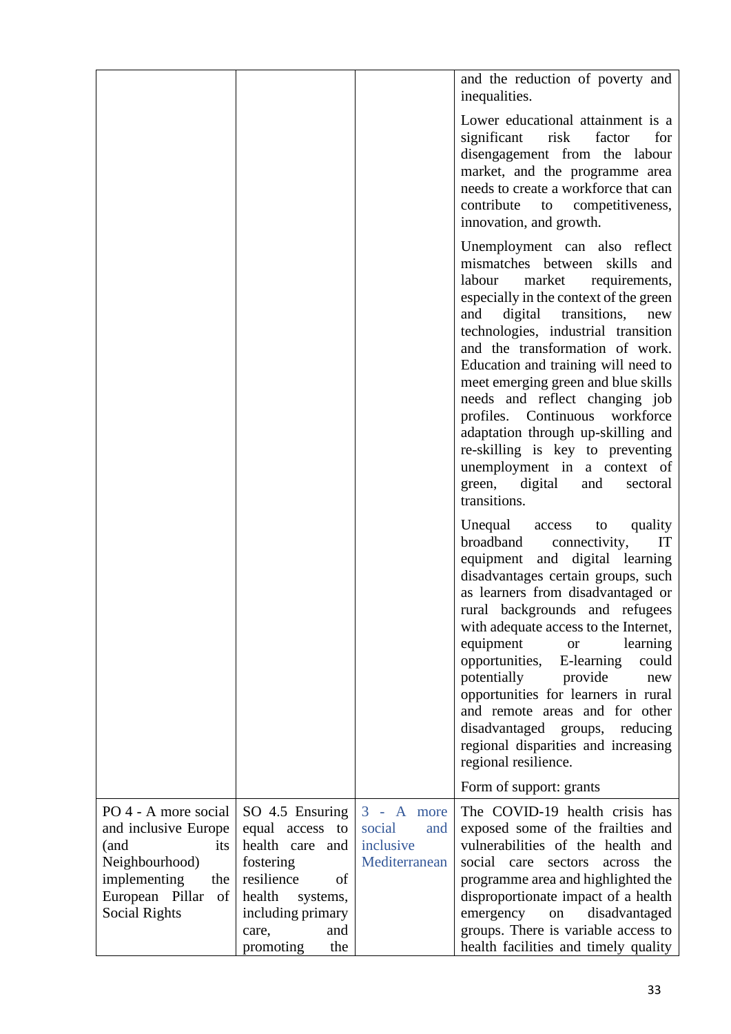| | | | |
|---|---|---|---|
| | | | and the reduction of poverty and inequalities.<br><br>Lower educational attainment is a significant risk factor for disengagement from the labour market, and the programme area needs to create a workforce that can contribute to competitiveness, innovation, and growth.<br><br>Unemployment can also reflect mismatches between skills and labour market requirements, especially in the context of the green and digital transitions, new technologies, industrial transition and the transformation of work. Education and training will need to meet emerging green and blue skills needs and reflect changing job profiles. Continuous workforce adaptation through up-skilling and re-skilling is key to preventing unemployment in a context of green, digital and sectoral transitions.<br><br>Unequal access to quality broadband connectivity, IT equipment and digital learning disadvantages certain groups, such as learners from disadvantaged or rural backgrounds and refugees with adequate access to the Internet, equipment or learning opportunities, E-learning could potentially provide new opportunities for learners in rural and remote areas and for other disadvantaged groups, reducing regional disparities and increasing regional resilience.<br><br>Form of support: grants |
| PO 4 - A more social and inclusive Europe (and its Neighbourhood) implementing the European Pillar of Social Rights | SO 4.5 Ensuring equal access to health care and fostering resilience of health systems, including primary care, and promoting the | 3 - A more social and inclusive Mediterranean | The COVID-19 health crisis has exposed some of the frailties and vulnerabilities of the health and social care sectors across the programme area and highlighted the disproportionate impact of a health emergency on disadvantaged groups. There is variable access to health facilities and timely quality |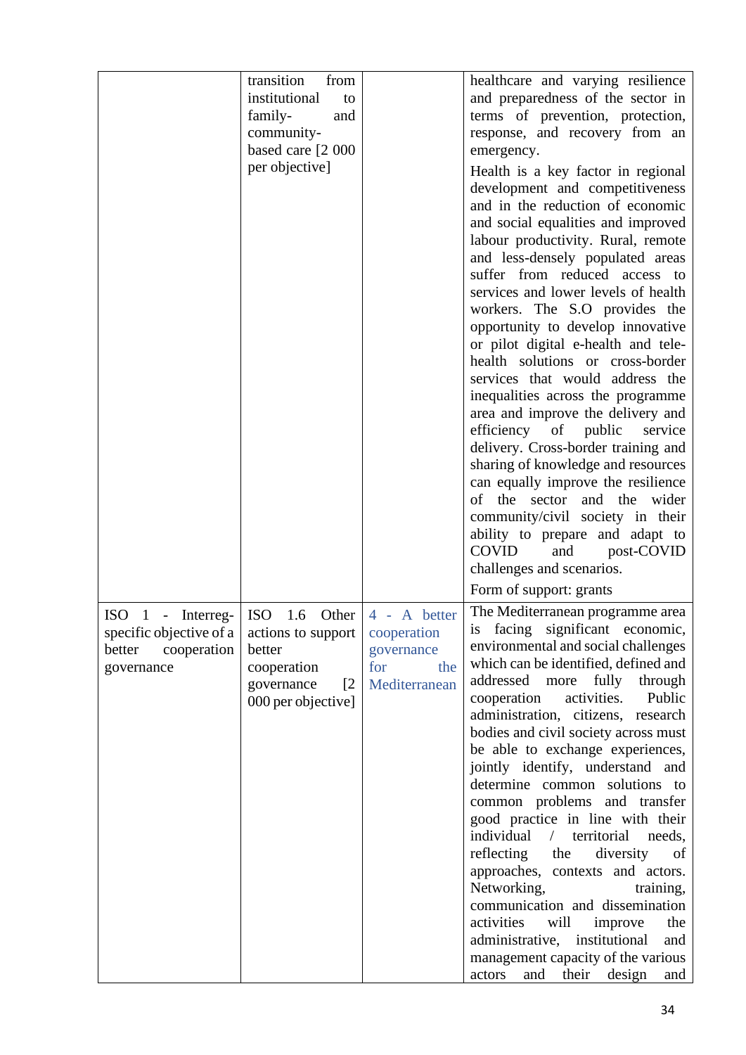| | | | |
|---|---|---|---|
| | transition from institutional to family- and community-based care [2 000 per objective] | | healthcare and varying resilience and preparedness of the sector in terms of prevention, protection, response, and recovery from an emergency.<br><br>Health is a key factor in regional development and competitiveness and in the reduction of economic and social equalities and improved labour productivity. Rural, remote and less-densely populated areas suffer from reduced access to services and lower levels of health workers. The S.O provides the opportunity to develop innovative or pilot digital e-health and tele-health solutions or cross-border services that would address the inequalities across the programme area and improve the delivery and efficiency of public service delivery. Cross-border training and sharing of knowledge and resources can equally improve the resilience of the sector and the wider community/civil society in their ability to prepare and adapt to COVID and post-COVID challenges and scenarios.<br><br>Form of support: grants |
| ISO 1 - Interreg-specific objective of a better cooperation governance | ISO 1.6 Other actions to support better cooperation governance [2 000 per objective] | 4 - A better cooperation governance for the Mediterranean | The Mediterranean programme area is facing significant economic, environmental and social challenges which can be identified, defined and addressed more fully through cooperation activities. Public administration, citizens, research bodies and civil society across must be able to exchange experiences, jointly identify, understand and determine common solutions to common problems and transfer good practice in line with their individual / territorial needs, reflecting the diversity of approaches, contexts and actors. Networking, training, communication and dissemination activities will improve the administrative, institutional and management capacity of the various actors and their design and |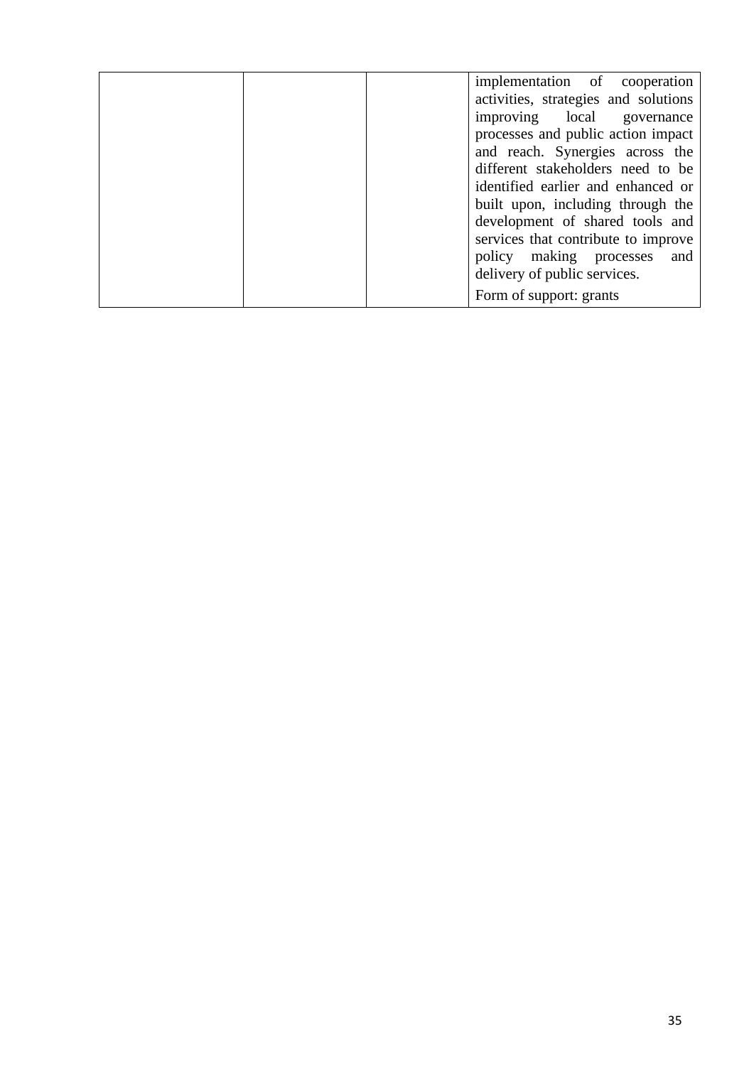| | | | |
|---|---|---|---|
| | | | implementation of cooperation activities, strategies and solutions improving local governance processes and public action impact and reach. Synergies across the different stakeholders need to be identified earlier and enhanced or built upon, including through the development of shared tools and services that contribute to improve policy making processes and delivery of public services.<br><br>Form of support: grants |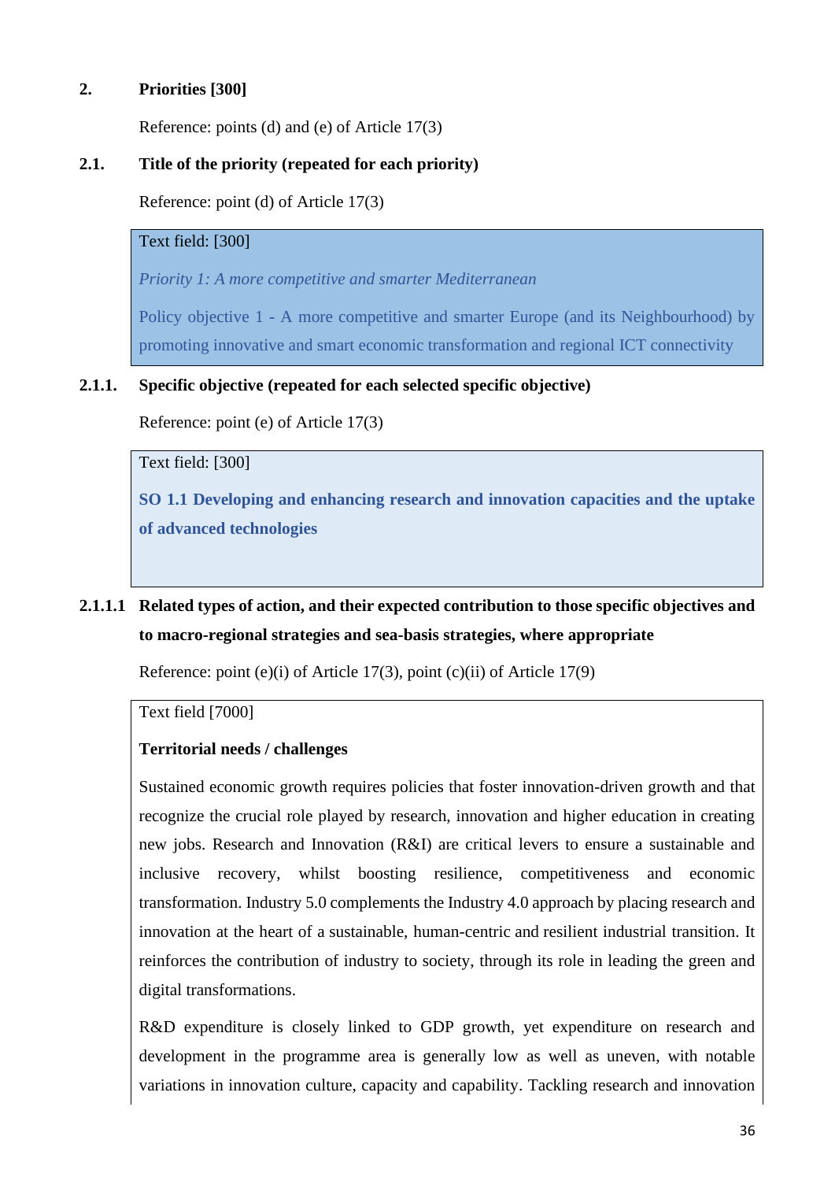## 2. Priorities [300]

Reference: points (d) and (e) of Article 17(3)

### 2.1. Title of the priority (repeated for each priority)

Reference: point (d) of Article 17(3)

Text field: [300]

*Priority 1: A more competitive and smarter Mediterranean*

Policy objective 1 - A more competitive and smarter Europe (and its Neighbourhood) by promoting innovative and smart economic transformation and regional ICT connectivity

#### 2.1.1. Specific objective (repeated for each selected specific objective)

Reference: point (e) of Article 17(3)

Text field: [300]

**SO 1.1 Developing and enhancing research and innovation capacities and the uptake of advanced technologies**

##### 2.1.1.1 Related types of action, and their expected contribution to those specific objectives and to macro-regional strategies and sea-basis strategies, where appropriate

Reference: point (e)(i) of Article 17(3), point (c)(ii) of Article 17(9)

Text field [7000]

**Territorial needs / challenges**

Sustained economic growth requires policies that foster innovation-driven growth and that recognize the crucial role played by research, innovation and higher education in creating new jobs. Research and Innovation (R&I) are critical levers to ensure a sustainable and inclusive recovery, whilst boosting resilience, competitiveness and economic transformation. Industry 5.0 complements the Industry 4.0 approach by placing research and innovation at the heart of a sustainable, human-centric and resilient industrial transition. It reinforces the contribution of industry to society, through its role in leading the green and digital transformations.

R&D expenditure is closely linked to GDP growth, yet expenditure on research and development in the programme area is generally low as well as uneven, with notable variations in innovation culture, capacity and capability. Tackling research and innovation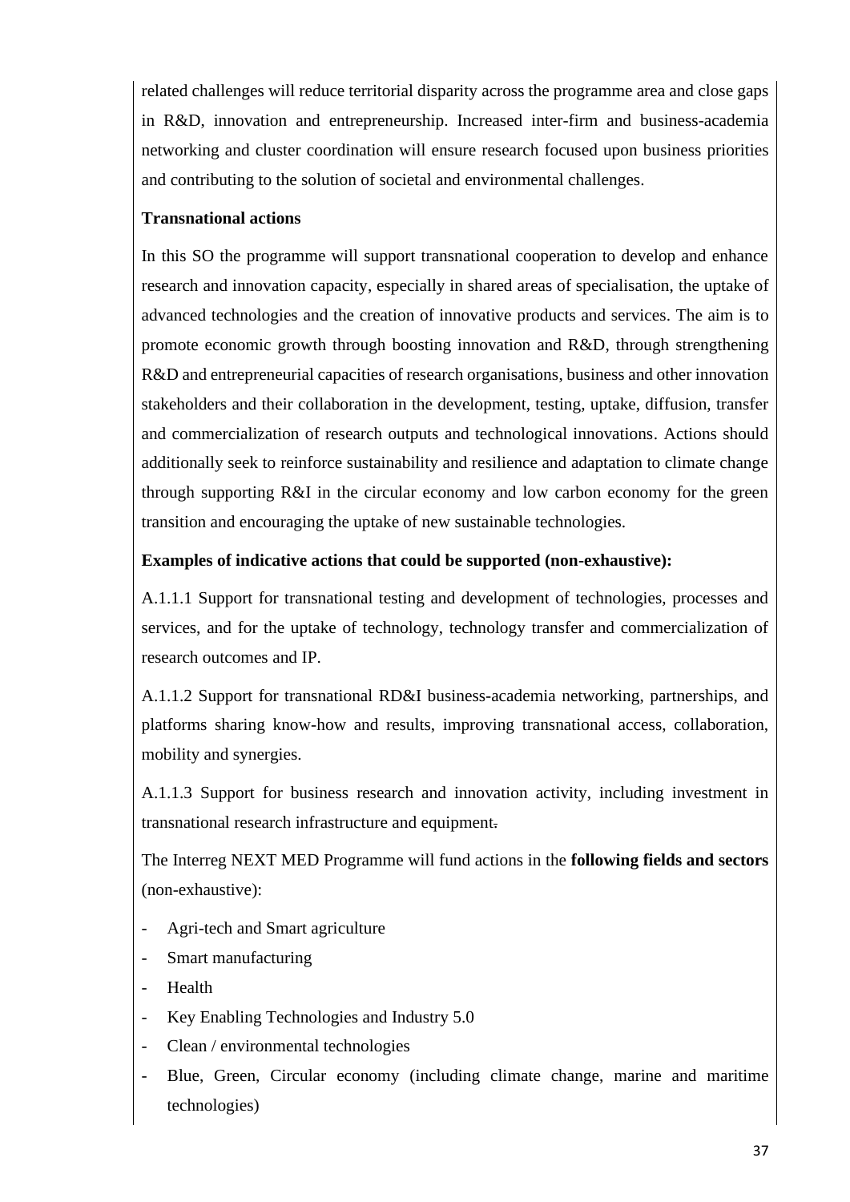related challenges will reduce territorial disparity across the programme area and close gaps in R&D, innovation and entrepreneurship. Increased inter-firm and business-academia networking and cluster coordination will ensure research focused upon business priorities and contributing to the solution of societal and environmental challenges.

**Transnational actions**

In this SO the programme will support transnational cooperation to develop and enhance research and innovation capacity, especially in shared areas of specialisation, the uptake of advanced technologies and the creation of innovative products and services. The aim is to promote economic growth through boosting innovation and R&D, through strengthening R&D and entrepreneurial capacities of research organisations, business and other innovation stakeholders and their collaboration in the development, testing, uptake, diffusion, transfer and commercialization of research outputs and technological innovations. Actions should additionally seek to reinforce sustainability and resilience and adaptation to climate change through supporting R&I in the circular economy and low carbon economy for the green transition and encouraging the uptake of new sustainable technologies.

**Examples of indicative actions that could be supported (non-exhaustive):**

A.1.1.1 Support for transnational testing and development of technologies, processes and services, and for the uptake of technology, technology transfer and commercialization of research outcomes and IP.

A.1.1.2 Support for transnational RD&I business-academia networking, partnerships, and platforms sharing know-how and results, improving transnational access, collaboration, mobility and synergies.

A.1.1.3 Support for business research and innovation activity, including investment in transnational research infrastructure and equipment.

The Interreg NEXT MED Programme will fund actions in the **following fields and sectors** (non-exhaustive):

- Agri-tech and Smart agriculture
- Smart manufacturing
- Health
- Key Enabling Technologies and Industry 5.0
- Clean / environmental technologies
- Blue, Green, Circular economy (including climate change, marine and maritime technologies)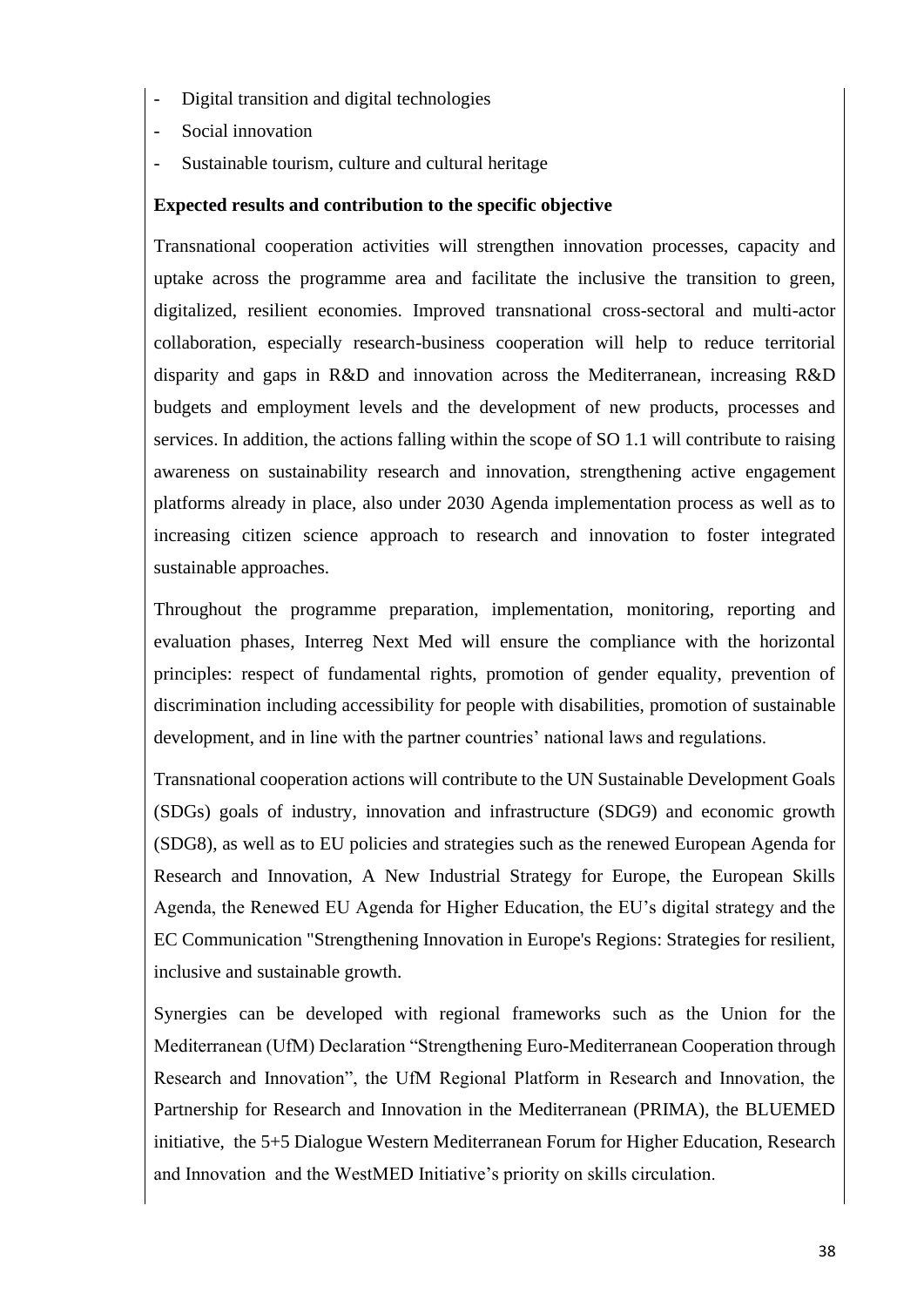- Digital transition and digital technologies
- Social innovation
- Sustainable tourism, culture and cultural heritage

**Expected results and contribution to the specific objective**

Transnational cooperation activities will strengthen innovation processes, capacity and uptake across the programme area and facilitate the inclusive the transition to green, digitalized, resilient economies. Improved transnational cross-sectoral and multi-actor collaboration, especially research-business cooperation will help to reduce territorial disparity and gaps in R&D and innovation across the Mediterranean, increasing R&D budgets and employment levels and the development of new products, processes and services. In addition, the actions falling within the scope of SO 1.1 will contribute to raising awareness on sustainability research and innovation, strengthening active engagement platforms already in place, also under 2030 Agenda implementation process as well as to increasing citizen science approach to research and innovation to foster integrated sustainable approaches.

Throughout the programme preparation, implementation, monitoring, reporting and evaluation phases, Interreg Next Med will ensure the compliance with the horizontal principles: respect of fundamental rights, promotion of gender equality, prevention of discrimination including accessibility for people with disabilities, promotion of sustainable development, and in line with the partner countries' national laws and regulations.

Transnational cooperation actions will contribute to the UN Sustainable Development Goals (SDGs) goals of industry, innovation and infrastructure (SDG9) and economic growth (SDG8), as well as to EU policies and strategies such as the renewed European Agenda for Research and Innovation, A New Industrial Strategy for Europe, the European Skills Agenda, the Renewed EU Agenda for Higher Education, the EU's digital strategy and the EC Communication "Strengthening Innovation in Europe's Regions: Strategies for resilient, inclusive and sustainable growth.

Synergies can be developed with regional frameworks such as the Union for the Mediterranean (UfM) Declaration "Strengthening Euro-Mediterranean Cooperation through Research and Innovation", the UfM Regional Platform in Research and Innovation, the Partnership for Research and Innovation in the Mediterranean (PRIMA), the BLUEMED initiative, the 5+5 Dialogue Western Mediterranean Forum for Higher Education, Research and Innovation and the WestMED Initiative's priority on skills circulation.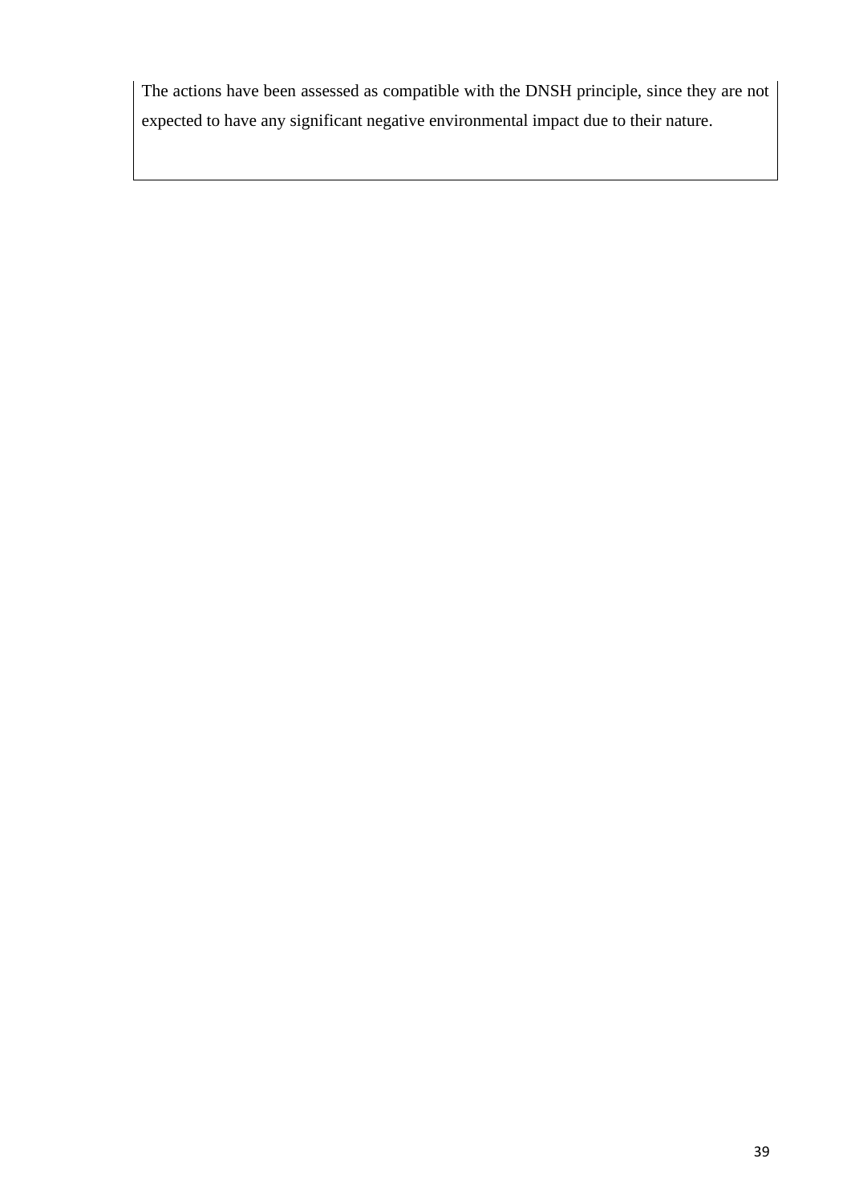The actions have been assessed as compatible with the DNSH principle, since they are not expected to have any significant negative environmental impact due to their nature.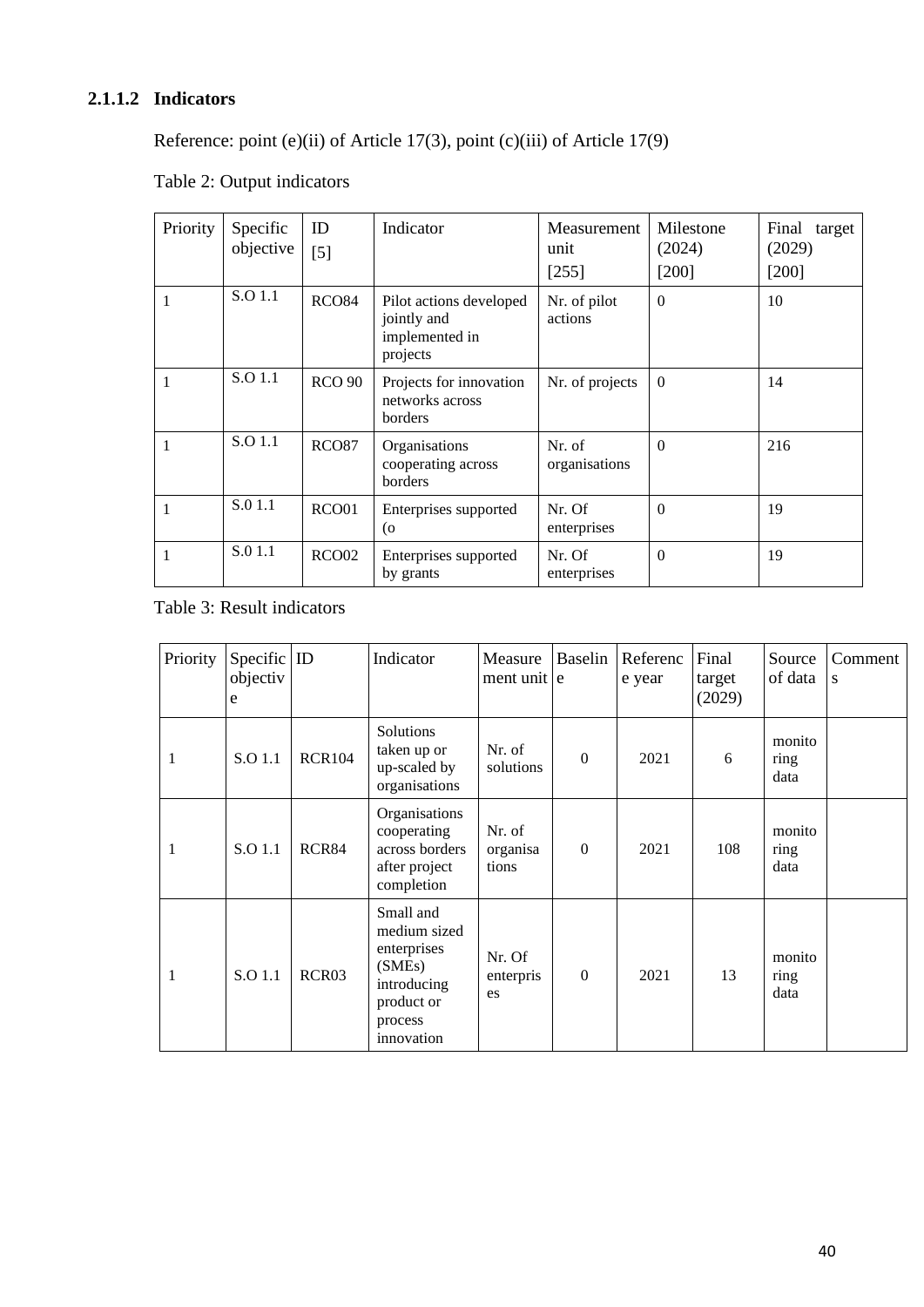#### 2.1.1.2 Indicators

Reference: point (e)(ii) of Article 17(3), point (c)(iii) of Article 17(9)

Table 2: Output indicators

| Priority | Specific objective | ID [5] | Indicator | Measurement unit [255] | Milestone (2024) [200] | Final target (2029) [200] |
|---|---|---|---|---|---|---|
| 1 | S.O 1.1 | RCO84 | Pilot actions developed jointly and implemented in projects | Nr. of pilot actions | 0 | 10 |
| 1 | S.O 1.1 | RCO 90 | Projects for innovation networks across borders | Nr. of projects | 0 | 14 |
| 1 | S.O 1.1 | RCO87 | Organisations cooperating across borders | Nr. of organisations | 0 | 216 |
| 1 | S.0 1.1 | RCO01 | Enterprises supported (o | Nr. Of enterprises | 0 | 19 |
| 1 | S.0 1.1 | RCO02 | Enterprises supported by grants | Nr. Of enterprises | 0 | 19 |

Table 3: Result indicators

| Priority | Specific objective | ID | Indicator | Measurement unit | Baseline | Reference year | Final target (2029) | Source of data | Comments |
|---|---|---|---|---|---|---|---|---|---|
| 1 | S.O 1.1 | RCR104 | Solutions taken up or up-scaled by organisations | Nr. of solutions | 0 | 2021 | 6 | monitoring data | |
| 1 | S.O 1.1 | RCR84 | Organisations cooperating across borders after project completion | Nr. of organisations | 0 | 2021 | 108 | monitoring data | |
| 1 | S.O 1.1 | RCR03 | Small and medium sized enterprises (SMEs) introducing product or process innovation | Nr. Of enterprises | 0 | 2021 | 13 | monitoring data | |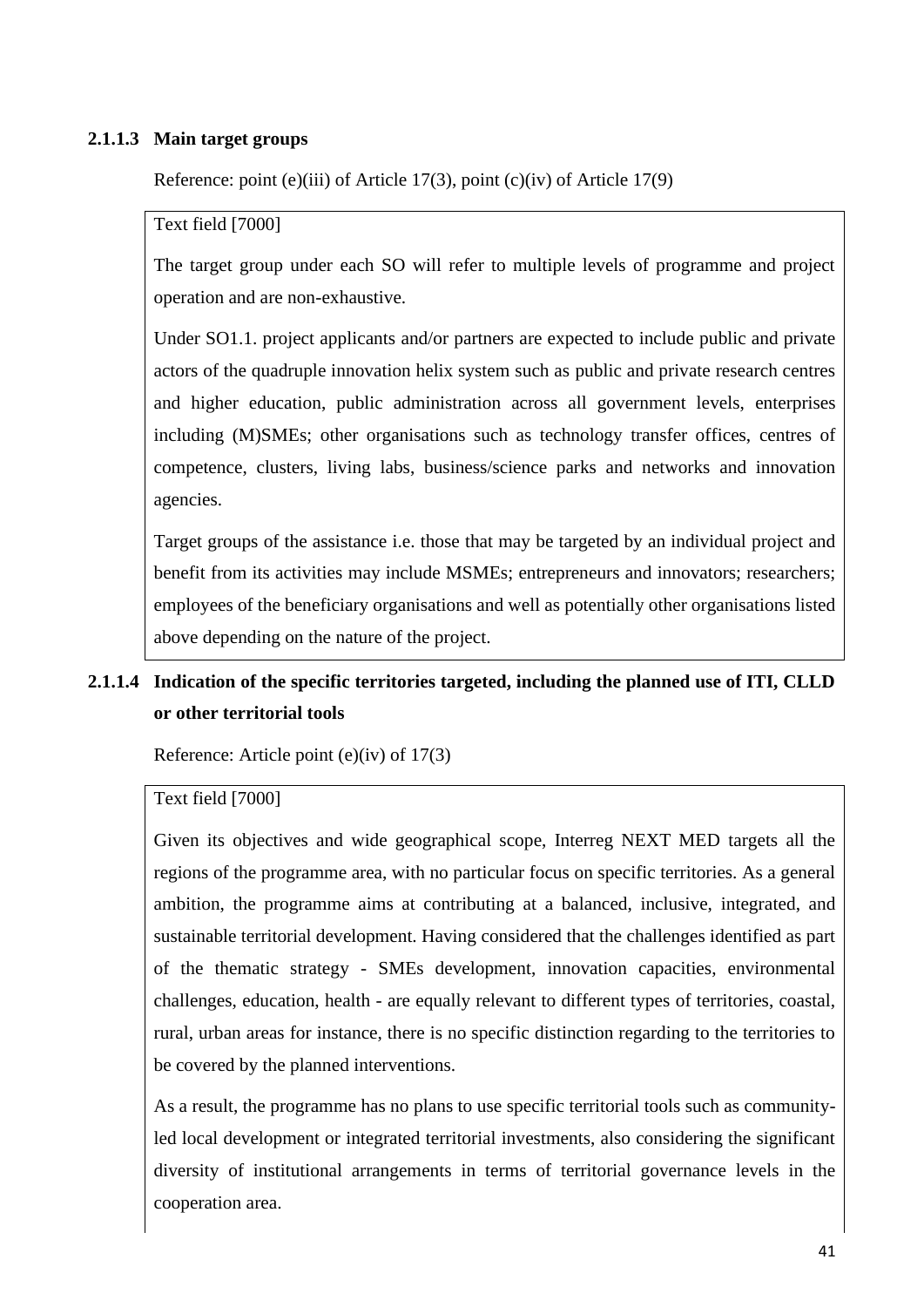#### 2.1.1.3 Main target groups

Reference: point (e)(iii) of Article 17(3), point (c)(iv) of Article 17(9)

Text field [7000]

The target group under each SO will refer to multiple levels of programme and project operation and are non-exhaustive.

Under SO1.1. project applicants and/or partners are expected to include public and private actors of the quadruple innovation helix system such as public and private research centres and higher education, public administration across all government levels, enterprises including (M)SMEs; other organisations such as technology transfer offices, centres of competence, clusters, living labs, business/science parks and networks and innovation agencies.

Target groups of the assistance i.e. those that may be targeted by an individual project and benefit from its activities may include MSMEs; entrepreneurs and innovators; researchers; employees of the beneficiary organisations and well as potentially other organisations listed above depending on the nature of the project.

#### 2.1.1.4 Indication of the specific territories targeted, including the planned use of ITI, CLLD or other territorial tools

Reference: Article point (e)(iv) of 17(3)

Text field [7000]

Given its objectives and wide geographical scope, Interreg NEXT MED targets all the regions of the programme area, with no particular focus on specific territories. As a general ambition, the programme aims at contributing at a balanced, inclusive, integrated, and sustainable territorial development. Having considered that the challenges identified as part of the thematic strategy - SMEs development, innovation capacities, environmental challenges, education, health - are equally relevant to different types of territories, coastal, rural, urban areas for instance, there is no specific distinction regarding to the territories to be covered by the planned interventions.

As a result, the programme has no plans to use specific territorial tools such as community-led local development or integrated territorial investments, also considering the significant diversity of institutional arrangements in terms of territorial governance levels in the cooperation area.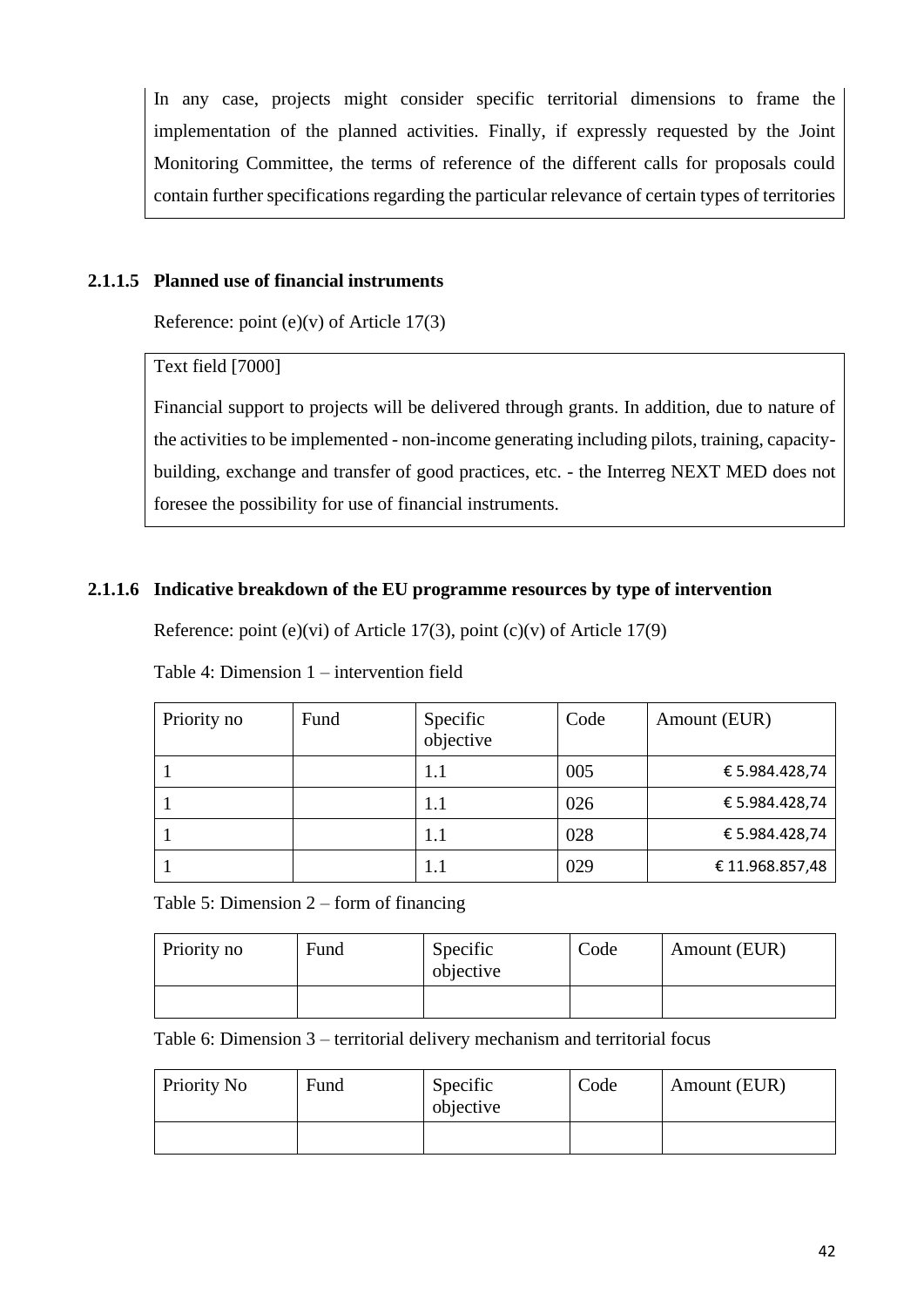In any case, projects might consider specific territorial dimensions to frame the implementation of the planned activities. Finally, if expressly requested by the Joint Monitoring Committee, the terms of reference of the different calls for proposals could contain further specifications regarding the particular relevance of certain types of territories

#### 2.1.1.5 Planned use of financial instruments

Reference: point (e)(v) of Article 17(3)

Text field [7000]

Financial support to projects will be delivered through grants. In addition, due to nature of the activities to be implemented - non-income generating including pilots, training, capacity-building, exchange and transfer of good practices, etc. - the Interreg NEXT MED does not foresee the possibility for use of financial instruments.

#### 2.1.1.6 Indicative breakdown of the EU programme resources by type of intervention

Reference: point (e)(vi) of Article 17(3), point (c)(v) of Article 17(9)

Table 4: Dimension 1 – intervention field

| Priority no | Fund | Specific objective | Code | Amount (EUR) |
|---|---|---|---|---|
| 1 | | 1.1 | 005 | € 5.984.428,74 |
| 1 | | 1.1 | 026 | € 5.984.428,74 |
| 1 | | 1.1 | 028 | € 5.984.428,74 |
| 1 | | 1.1 | 029 | € 11.968.857,48 |

Table 5: Dimension 2 – form of financing

| Priority no | Fund | Specific objective | Code | Amount (EUR) |
|---|---|---|---|---|
| | | | | |

Table 6: Dimension 3 – territorial delivery mechanism and territorial focus

| Priority No | Fund | Specific objective | Code | Amount (EUR) |
|---|---|---|---|---|
| | | | | |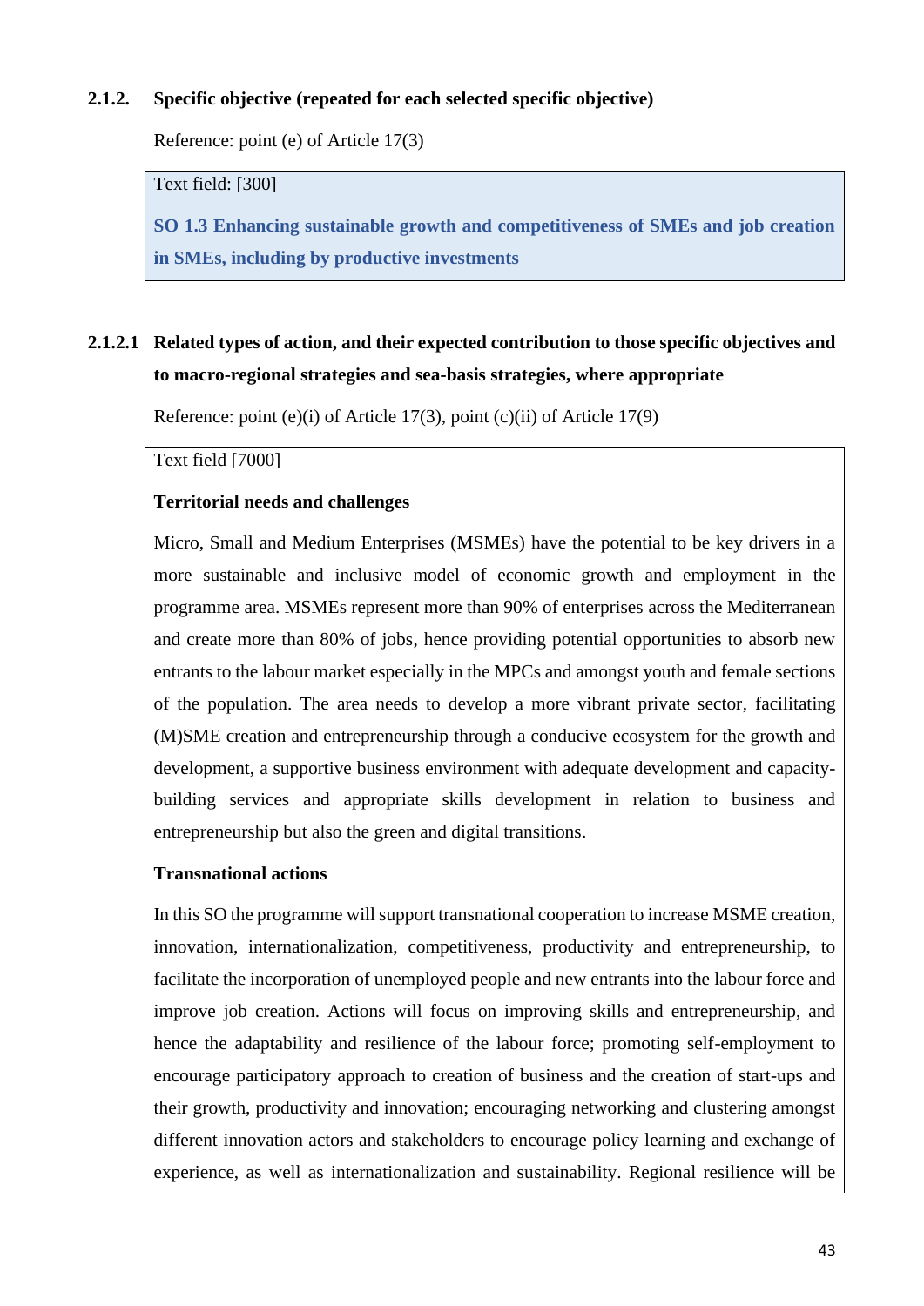### 2.1.2. Specific objective (repeated for each selected specific objective)

Reference: point (e) of Article 17(3)

Text field: [300]

**SO 1.3 Enhancing sustainable growth and competitiveness of SMEs and job creation in SMEs, including by productive investments**

#### 2.1.2.1 Related types of action, and their expected contribution to those specific objectives and to macro-regional strategies and sea-basis strategies, where appropriate

Reference: point (e)(i) of Article 17(3), point (c)(ii) of Article 17(9)

Text field [7000]

**Territorial needs and challenges**

Micro, Small and Medium Enterprises (MSMEs) have the potential to be key drivers in a more sustainable and inclusive model of economic growth and employment in the programme area. MSMEs represent more than 90% of enterprises across the Mediterranean and create more than 80% of jobs, hence providing potential opportunities to absorb new entrants to the labour market especially in the MPCs and amongst youth and female sections of the population. The area needs to develop a more vibrant private sector, facilitating (M)SME creation and entrepreneurship through a conducive ecosystem for the growth and development, a supportive business environment with adequate development and capacity-building services and appropriate skills development in relation to business and entrepreneurship but also the green and digital transitions.

**Transnational actions**

In this SO the programme will support transnational cooperation to increase MSME creation, innovation, internationalization, competitiveness, productivity and entrepreneurship, to facilitate the incorporation of unemployed people and new entrants into the labour force and improve job creation. Actions will focus on improving skills and entrepreneurship, and hence the adaptability and resilience of the labour force; promoting self-employment to encourage participatory approach to creation of business and the creation of start-ups and their growth, productivity and innovation; encouraging networking and clustering amongst different innovation actors and stakeholders to encourage policy learning and exchange of experience, as well as internationalization and sustainability. Regional resilience will be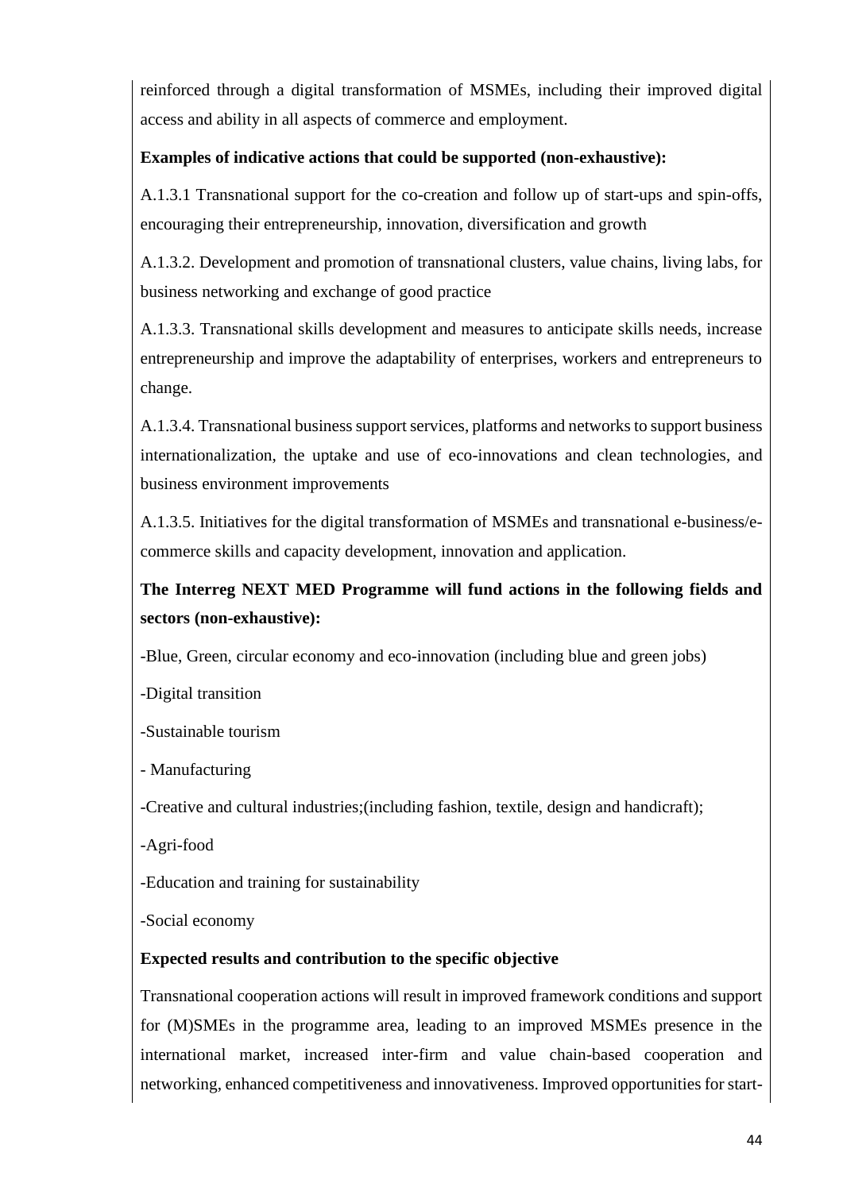reinforced through a digital transformation of MSMEs, including their improved digital access and ability in all aspects of commerce and employment.

**Examples of indicative actions that could be supported (non-exhaustive):**

A.1.3.1 Transnational support for the co-creation and follow up of start-ups and spin-offs, encouraging their entrepreneurship, innovation, diversification and growth

A.1.3.2. Development and promotion of transnational clusters, value chains, living labs, for business networking and exchange of good practice

A.1.3.3. Transnational skills development and measures to anticipate skills needs, increase entrepreneurship and improve the adaptability of enterprises, workers and entrepreneurs to change.

A.1.3.4. Transnational business support services, platforms and networks to support business internationalization, the uptake and use of eco-innovations and clean technologies, and business environment improvements

A.1.3.5. Initiatives for the digital transformation of MSMEs and transnational e-business/e-commerce skills and capacity development, innovation and application.

**The Interreg NEXT MED Programme will fund actions in the following fields and sectors (non-exhaustive):**

-Blue, Green, circular economy and eco-innovation (including blue and green jobs)

-Digital transition

-Sustainable tourism

- Manufacturing

-Creative and cultural industries;(including fashion, textile, design and handicraft);

-Agri-food

-Education and training for sustainability

-Social economy

**Expected results and contribution to the specific objective**

Transnational cooperation actions will result in improved framework conditions and support for (M)SMEs in the programme area, leading to an improved MSMEs presence in the international market, increased inter-firm and value chain-based cooperation and networking, enhanced competitiveness and innovativeness. Improved opportunities for start-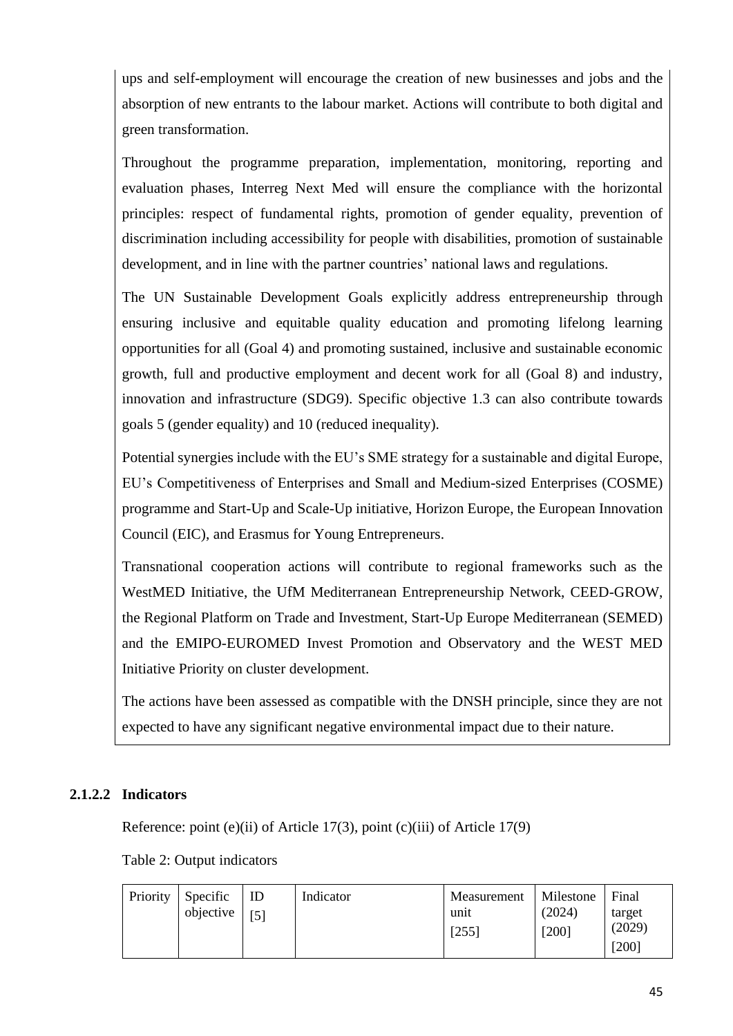ups and self-employment will encourage the creation of new businesses and jobs and the absorption of new entrants to the labour market. Actions will contribute to both digital and green transformation.

Throughout the programme preparation, implementation, monitoring, reporting and evaluation phases, Interreg Next Med will ensure the compliance with the horizontal principles: respect of fundamental rights, promotion of gender equality, prevention of discrimination including accessibility for people with disabilities, promotion of sustainable development, and in line with the partner countries' national laws and regulations.

The UN Sustainable Development Goals explicitly address entrepreneurship through ensuring inclusive and equitable quality education and promoting lifelong learning opportunities for all (Goal 4) and promoting sustained, inclusive and sustainable economic growth, full and productive employment and decent work for all (Goal 8) and industry, innovation and infrastructure (SDG9). Specific objective 1.3 can also contribute towards goals 5 (gender equality) and 10 (reduced inequality).

Potential synergies include with the EU's SME strategy for a sustainable and digital Europe, EU's Competitiveness of Enterprises and Small and Medium-sized Enterprises (COSME) programme and Start-Up and Scale-Up initiative, Horizon Europe, the European Innovation Council (EIC), and Erasmus for Young Entrepreneurs.

Transnational cooperation actions will contribute to regional frameworks such as the WestMED Initiative, the UfM Mediterranean Entrepreneurship Network, CEED-GROW, the Regional Platform on Trade and Investment, Start-Up Europe Mediterranean (SEMED) and the EMIPO-EUROMED Invest Promotion and Observatory and the WEST MED Initiative Priority on cluster development.

The actions have been assessed as compatible with the DNSH principle, since they are not expected to have any significant negative environmental impact due to their nature.

#### 2.1.2.2 Indicators

Reference: point (e)(ii) of Article 17(3), point (c)(iii) of Article 17(9)

Table 2: Output indicators

| Priority | Specific objective | ID [5] | Indicator | Measurement unit [255] | Milestone (2024) [200] | Final target (2029) [200] |
|---|---|---|---|---|---|---|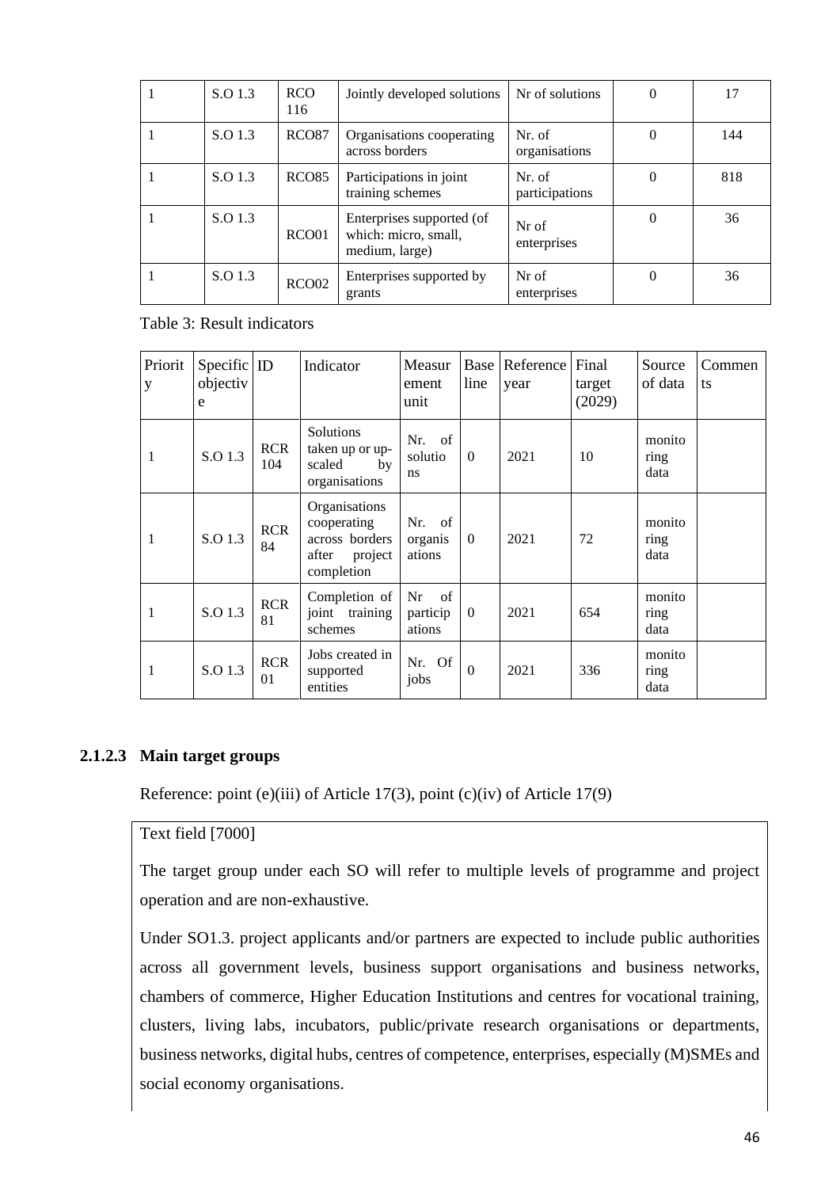| 1 | S.O 1.3 | RCO 116 | Jointly developed solutions | Nr of solutions | 0 | 17 |
|---|---|---|---|---|---|---|
| 1 | S.O 1.3 | RCO87 | Organisations cooperating across borders | Nr. of organisations | 0 | 144 |
| 1 | S.O 1.3 | RCO85 | Participations in joint training schemes | Nr. of participations | 0 | 818 |
| 1 | S.O 1.3 | RCO01 | Enterprises supported (of which: micro, small, medium, large) | Nr of enterprises | 0 | 36 |
| 1 | S.O 1.3 | RCO02 | Enterprises supported by grants | Nr of enterprises | 0 | 36 |

Table 3: Result indicators

| Priority | Specific objective | ID | Indicator | Measurement unit | Baseline | Reference year | Final target (2029) | Source of data | Comments |
|---|---|---|---|---|---|---|---|---|---|
| 1 | S.O 1.3 | RCR 104 | Solutions taken up or up-scaled by organisations | Nr. of solutions | 0 | 2021 | 10 | monitoring data | |
| 1 | S.O 1.3 | RCR 84 | Organisations cooperating across borders after project completion | Nr. of organisations | 0 | 2021 | 72 | monitoring data | |
| 1 | S.O 1.3 | RCR 81 | Completion of joint training schemes | Nr of participations | 0 | 2021 | 654 | monitoring data | |
| 1 | S.O 1.3 | RCR 01 | Jobs created in supported entities | Nr. Of jobs | 0 | 2021 | 336 | monitoring data | |

#### 2.1.2.3 Main target groups

Reference: point (e)(iii) of Article 17(3), point (c)(iv) of Article 17(9)

Text field [7000]

The target group under each SO will refer to multiple levels of programme and project operation and are non-exhaustive.

Under SO1.3. project applicants and/or partners are expected to include public authorities across all government levels, business support organisations and business networks, chambers of commerce, Higher Education Institutions and centres for vocational training, clusters, living labs, incubators, public/private research organisations or departments, business networks, digital hubs, centres of competence, enterprises, especially (M)SMEs and social economy organisations.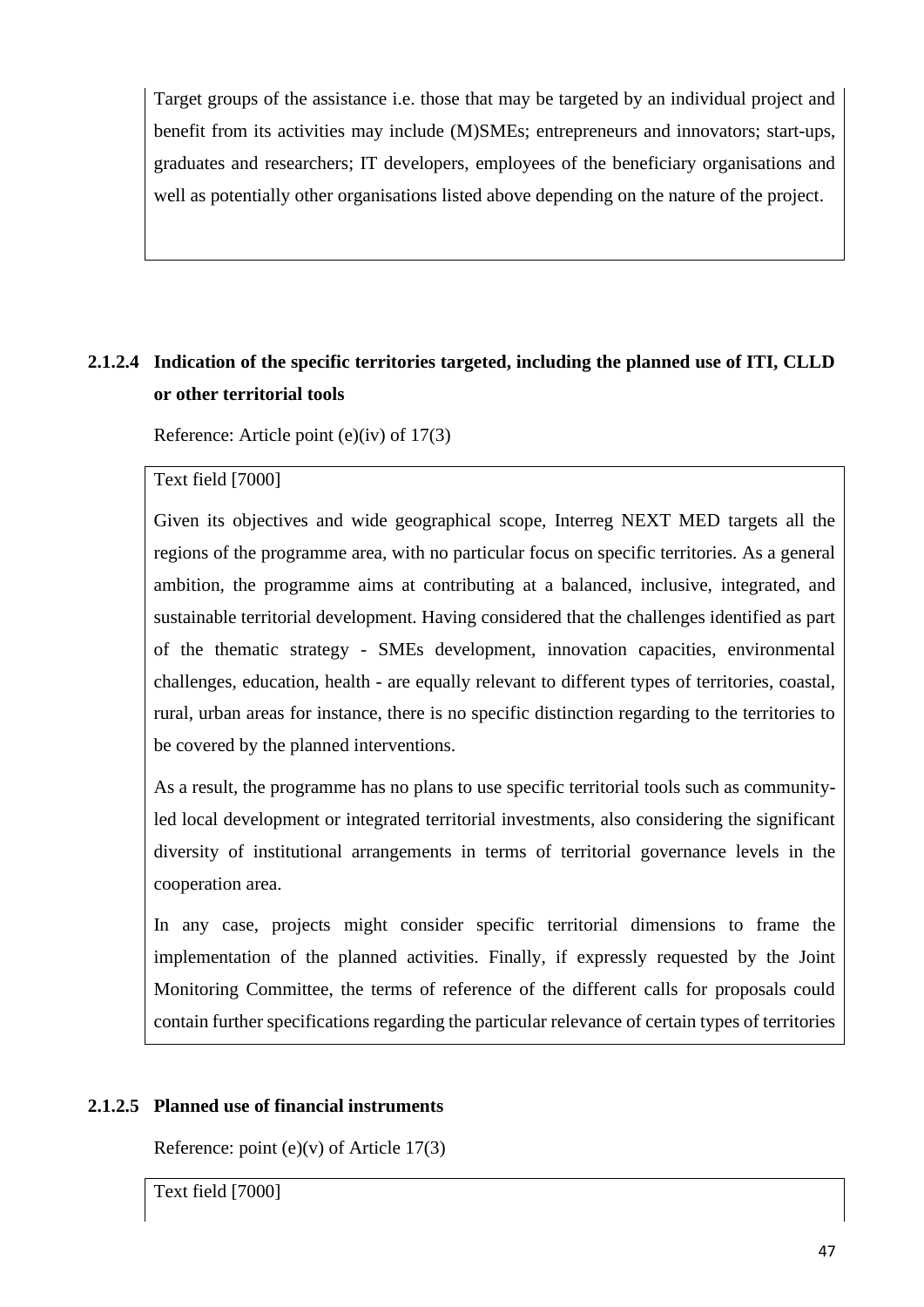Target groups of the assistance i.e. those that may be targeted by an individual project and benefit from its activities may include (M)SMEs; entrepreneurs and innovators; start-ups, graduates and researchers; IT developers, employees of the beneficiary organisations and well as potentially other organisations listed above depending on the nature of the project.

#### 2.1.2.4 Indication of the specific territories targeted, including the planned use of ITI, CLLD or other territorial tools

Reference: Article point (e)(iv) of 17(3)

Text field [7000]

Given its objectives and wide geographical scope, Interreg NEXT MED targets all the regions of the programme area, with no particular focus on specific territories. As a general ambition, the programme aims at contributing at a balanced, inclusive, integrated, and sustainable territorial development. Having considered that the challenges identified as part of the thematic strategy - SMEs development, innovation capacities, environmental challenges, education, health - are equally relevant to different types of territories, coastal, rural, urban areas for instance, there is no specific distinction regarding to the territories to be covered by the planned interventions.

As a result, the programme has no plans to use specific territorial tools such as community-led local development or integrated territorial investments, also considering the significant diversity of institutional arrangements in terms of territorial governance levels in the cooperation area.

In any case, projects might consider specific territorial dimensions to frame the implementation of the planned activities. Finally, if expressly requested by the Joint Monitoring Committee, the terms of reference of the different calls for proposals could contain further specifications regarding the particular relevance of certain types of territories

#### 2.1.2.5 Planned use of financial instruments

Reference: point (e)(v) of Article 17(3)

Text field [7000]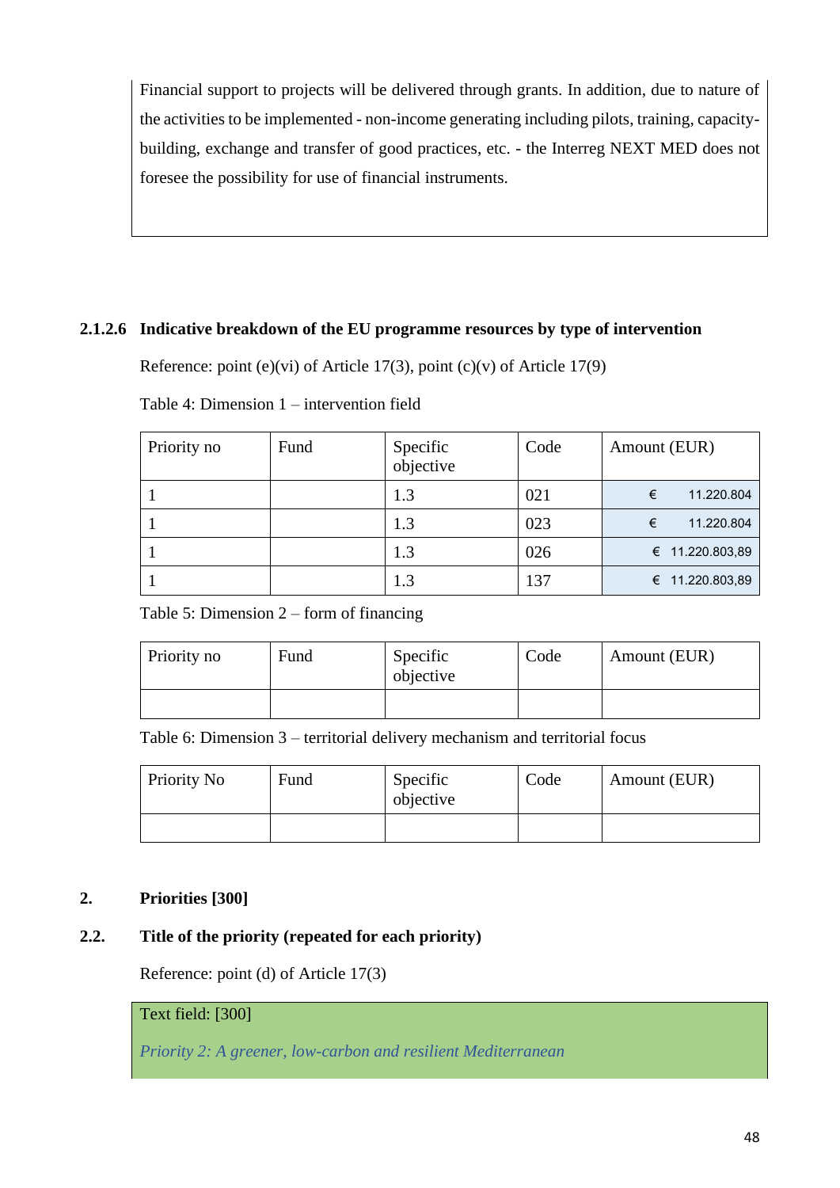Financial support to projects will be delivered through grants. In addition, due to nature of the activities to be implemented - non-income generating including pilots, training, capacity-building, exchange and transfer of good practices, etc. - the Interreg NEXT MED does not foresee the possibility for use of financial instruments.

#### 2.1.2.6 Indicative breakdown of the EU programme resources by type of intervention

Reference: point (e)(vi) of Article 17(3), point (c)(v) of Article 17(9)

Table 4: Dimension 1 – intervention field

| Priority no | Fund | Specific objective | Code | Amount (EUR) |
|---|---|---|---|---|
| 1 | | 1.3 | 021 | € 11.220.804 |
| 1 | | 1.3 | 023 | € 11.220.804 |
| 1 | | 1.3 | 026 | € 11.220.803,89 |
| 1 | | 1.3 | 137 | € 11.220.803,89 |

Table 5: Dimension 2 – form of financing

| Priority no | Fund | Specific objective | Code | Amount (EUR) |
|---|---|---|---|---|
| | | | | |

Table 6: Dimension 3 – territorial delivery mechanism and territorial focus

| Priority No | Fund | Specific objective | Code | Amount (EUR) |
|---|---|---|---|---|
| | | | | |

## 2. Priorities [300]

### 2.2. Title of the priority (repeated for each priority)

Reference: point (d) of Article 17(3)

Text field: [300]

*Priority 2: A greener, low-carbon and resilient Mediterranean*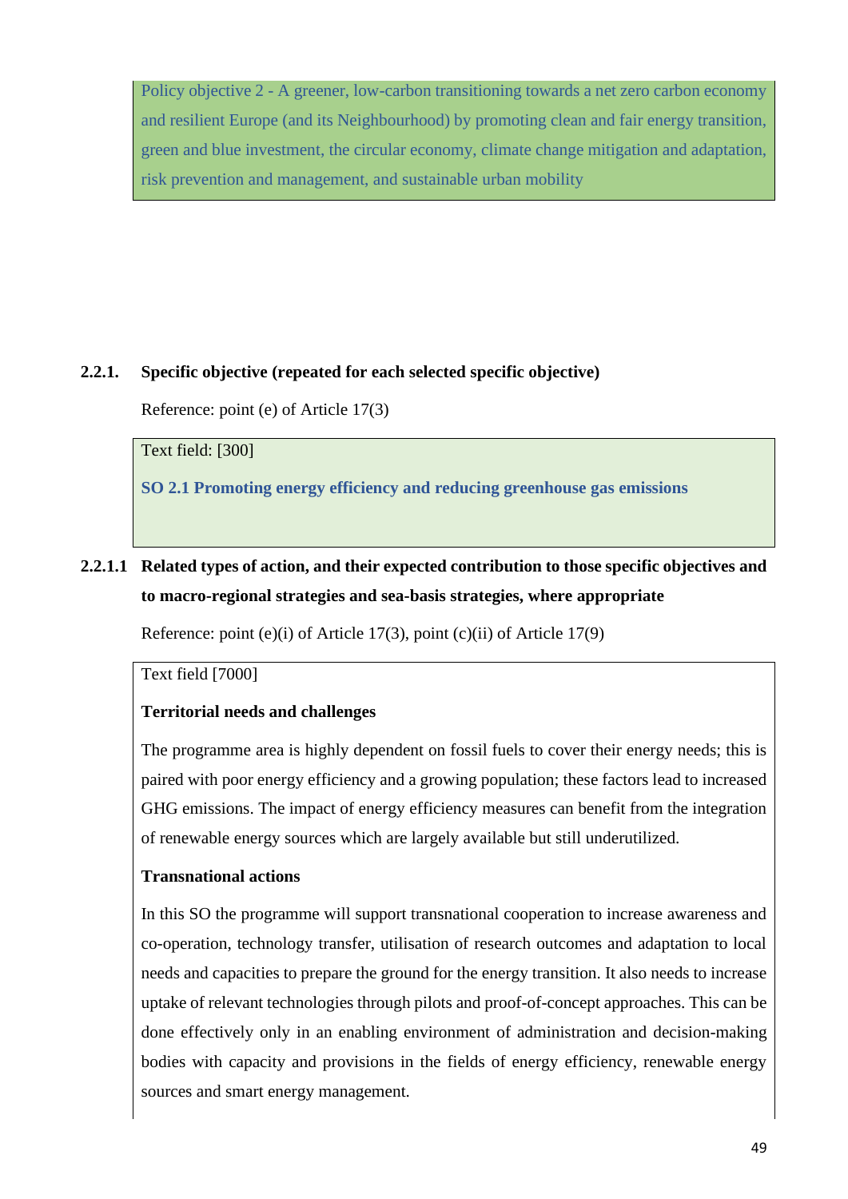Policy objective 2 - A greener, low-carbon transitioning towards a net zero carbon economy and resilient Europe (and its Neighbourhood) by promoting clean and fair energy transition, green and blue investment, the circular economy, climate change mitigation and adaptation, risk prevention and management, and sustainable urban mobility

### 2.2.1. Specific objective (repeated for each selected specific objective)

Reference: point (e) of Article 17(3)

Text field: [300]

**SO 2.1 Promoting energy efficiency and reducing greenhouse gas emissions**

#### 2.2.1.1 Related types of action, and their expected contribution to those specific objectives and to macro-regional strategies and sea-basis strategies, where appropriate

Reference: point (e)(i) of Article 17(3), point (c)(ii) of Article 17(9)

Text field [7000]

**Territorial needs and challenges**

The programme area is highly dependent on fossil fuels to cover their energy needs; this is paired with poor energy efficiency and a growing population; these factors lead to increased GHG emissions. The impact of energy efficiency measures can benefit from the integration of renewable energy sources which are largely available but still underutilized.

**Transnational actions**

In this SO the programme will support transnational cooperation to increase awareness and co-operation, technology transfer, utilisation of research outcomes and adaptation to local needs and capacities to prepare the ground for the energy transition. It also needs to increase uptake of relevant technologies through pilots and proof-of-concept approaches. This can be done effectively only in an enabling environment of administration and decision-making bodies with capacity and provisions in the fields of energy efficiency, renewable energy sources and smart energy management.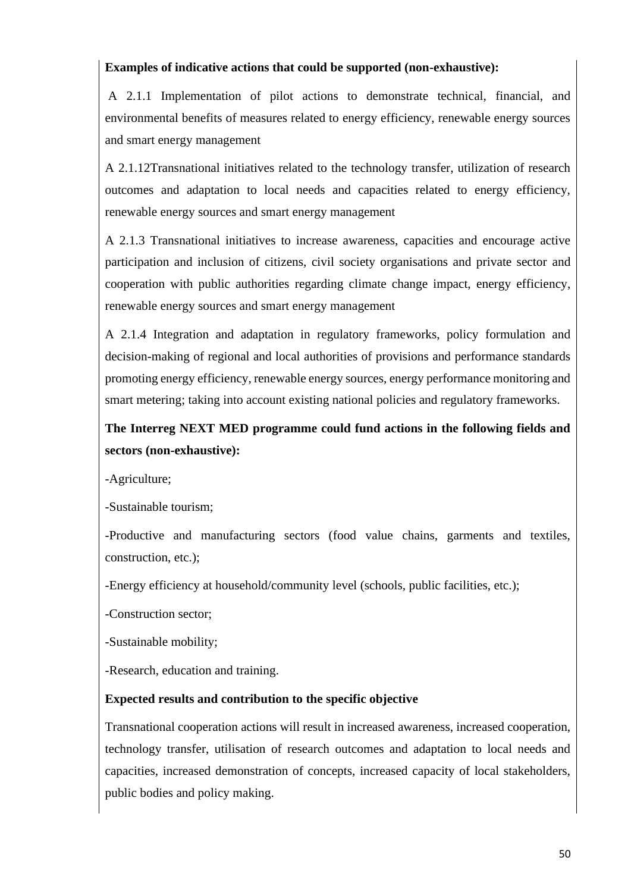**Examples of indicative actions that could be supported (non-exhaustive):**

A 2.1.1 Implementation of pilot actions to demonstrate technical, financial, and environmental benefits of measures related to energy efficiency, renewable energy sources and smart energy management

A 2.1.12Transnational initiatives related to the technology transfer, utilization of research outcomes and adaptation to local needs and capacities related to energy efficiency, renewable energy sources and smart energy management

A 2.1.3 Transnational initiatives to increase awareness, capacities and encourage active participation and inclusion of citizens, civil society organisations and private sector and cooperation with public authorities regarding climate change impact, energy efficiency, renewable energy sources and smart energy management

A 2.1.4 Integration and adaptation in regulatory frameworks, policy formulation and decision-making of regional and local authorities of provisions and performance standards promoting energy efficiency, renewable energy sources, energy performance monitoring and smart metering; taking into account existing national policies and regulatory frameworks.

**The Interreg NEXT MED programme could fund actions in the following fields and sectors (non-exhaustive):**

-Agriculture;

-Sustainable tourism;

-Productive and manufacturing sectors (food value chains, garments and textiles, construction, etc.);

-Energy efficiency at household/community level (schools, public facilities, etc.);

-Construction sector;

-Sustainable mobility;

-Research, education and training.

**Expected results and contribution to the specific objective**

Transnational cooperation actions will result in increased awareness, increased cooperation, technology transfer, utilisation of research outcomes and adaptation to local needs and capacities, increased demonstration of concepts, increased capacity of local stakeholders, public bodies and policy making.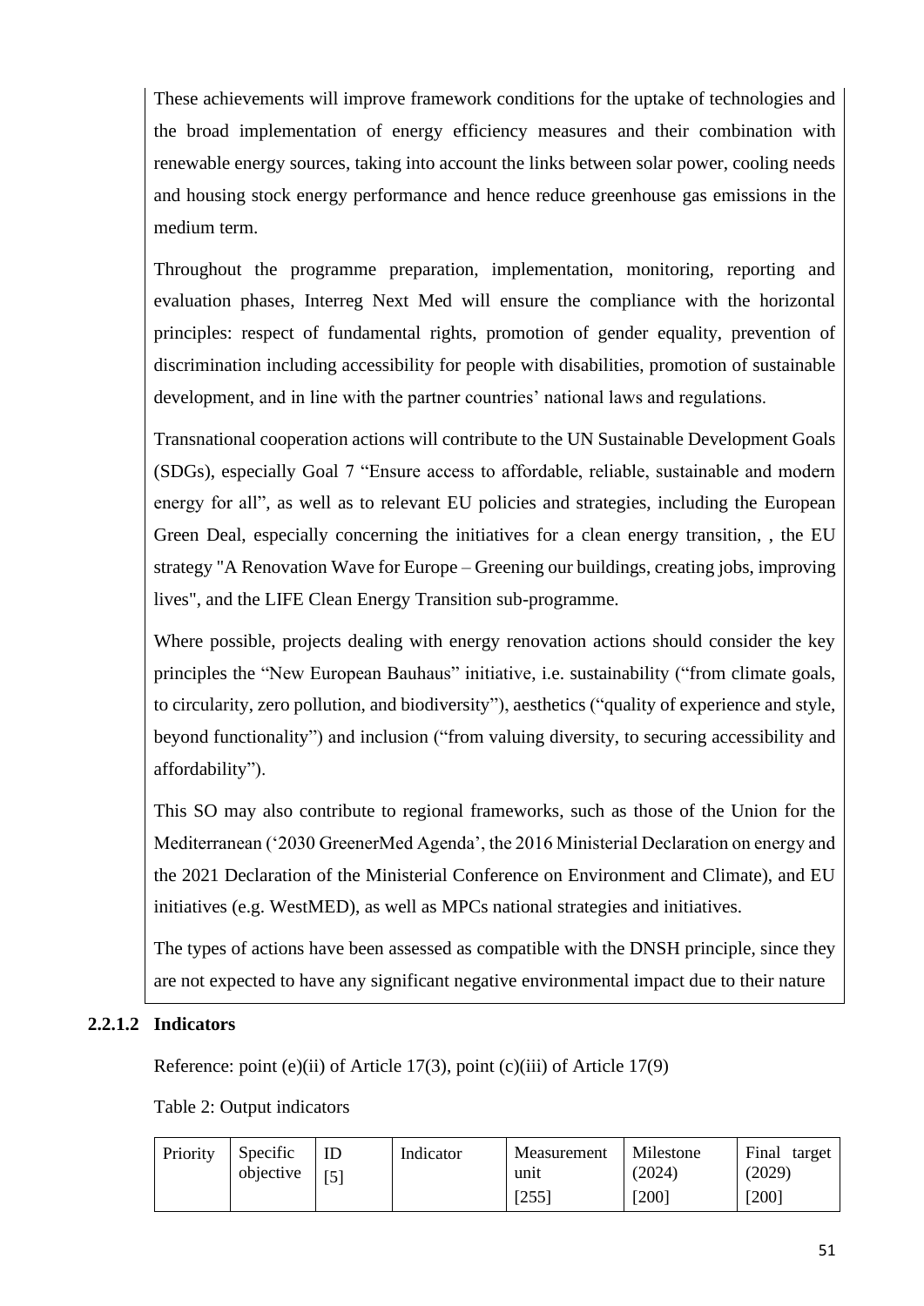These achievements will improve framework conditions for the uptake of technologies and the broad implementation of energy efficiency measures and their combination with renewable energy sources, taking into account the links between solar power, cooling needs and housing stock energy performance and hence reduce greenhouse gas emissions in the medium term.

Throughout the programme preparation, implementation, monitoring, reporting and evaluation phases, Interreg Next Med will ensure the compliance with the horizontal principles: respect of fundamental rights, promotion of gender equality, prevention of discrimination including accessibility for people with disabilities, promotion of sustainable development, and in line with the partner countries' national laws and regulations.

Transnational cooperation actions will contribute to the UN Sustainable Development Goals (SDGs), especially Goal 7 "Ensure access to affordable, reliable, sustainable and modern energy for all", as well as to relevant EU policies and strategies, including the European Green Deal, especially concerning the initiatives for a clean energy transition, , the EU strategy "A Renovation Wave for Europe – Greening our buildings, creating jobs, improving lives", and the LIFE Clean Energy Transition sub-programme.

Where possible, projects dealing with energy renovation actions should consider the key principles the "New European Bauhaus" initiative, i.e. sustainability ("from climate goals, to circularity, zero pollution, and biodiversity"), aesthetics ("quality of experience and style, beyond functionality") and inclusion ("from valuing diversity, to securing accessibility and affordability").

This SO may also contribute to regional frameworks, such as those of the Union for the Mediterranean ('2030 GreenerMed Agenda', the 2016 Ministerial Declaration on energy and the 2021 Declaration of the Ministerial Conference on Environment and Climate), and EU initiatives (e.g. WestMED), as well as MPCs national strategies and initiatives.

The types of actions have been assessed as compatible with the DNSH principle, since they are not expected to have any significant negative environmental impact due to their nature

#### 2.2.1.2 Indicators

Reference: point (e)(ii) of Article 17(3), point (c)(iii) of Article 17(9)

Table 2: Output indicators

| Priority | Specific objective | ID [5] | Indicator | Measurement unit [255] | Milestone (2024) [200] | Final target (2029) [200] |
|---|---|---|---|---|---|---|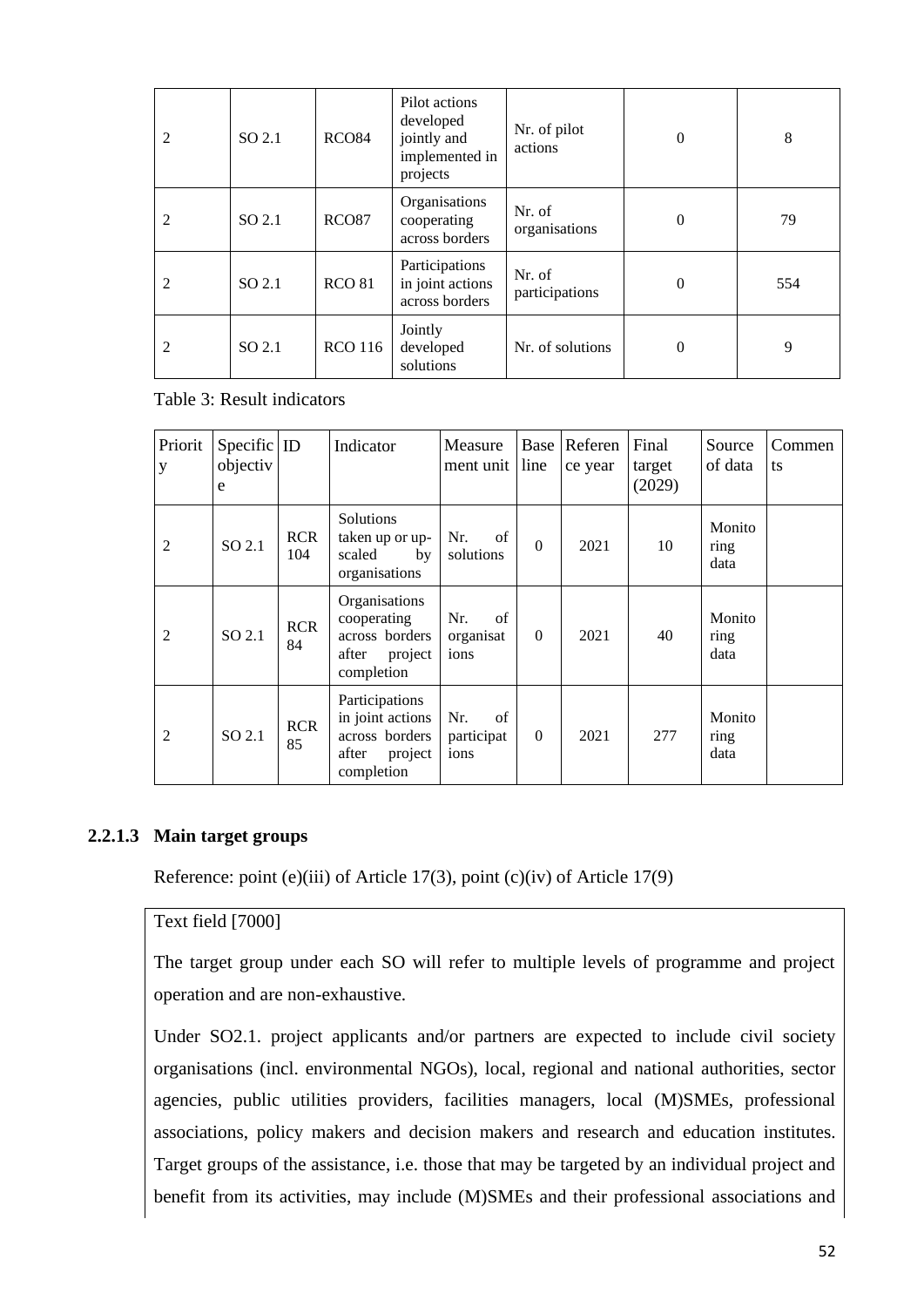| 2 | SO 2.1 | RCO84 | Pilot actions developed jointly and implemented in projects | Nr. of pilot actions | 0 | 8 |
|---|---|---|---|---|---|---|
| 2 | SO 2.1 | RCO87 | Organisations cooperating across borders | Nr. of organisations | 0 | 79 |
| 2 | SO 2.1 | RCO 81 | Participations in joint actions across borders | Nr. of participations | 0 | 554 |
| 2 | SO 2.1 | RCO 116 | Jointly developed solutions | Nr. of solutions | 0 | 9 |

Table 3: Result indicators

| Priority | Specific objective | ID | Indicator | Measurement unit | Baseline | Reference year | Final target (2029) | Source of data | Comments |
|---|---|---|---|---|---|---|---|---|---|
| 2 | SO 2.1 | RCR 104 | Solutions taken up or up-scaled by organisations | Nr. of solutions | 0 | 2021 | 10 | Monitoring data | |
| 2 | SO 2.1 | RCR 84 | Organisations cooperating across borders after project completion | Nr. of organisations | 0 | 2021 | 40 | Monitoring data | |
| 2 | SO 2.1 | RCR 85 | Participations in joint actions across borders after project completion | Nr. of participations | 0 | 2021 | 277 | Monitoring data | |

### 2.2.1.3 Main target groups

Reference: point (e)(iii) of Article 17(3), point (c)(iv) of Article 17(9)

Text field [7000]

The target group under each SO will refer to multiple levels of programme and project operation and are non-exhaustive.

Under SO2.1. project applicants and/or partners are expected to include civil society organisations (incl. environmental NGOs), local, regional and national authorities, sector agencies, public utilities providers, facilities managers, local (M)SMEs, professional associations, policy makers and decision makers and research and education institutes. Target groups of the assistance, i.e. those that may be targeted by an individual project and benefit from its activities, may include (M)SMEs and their professional associations and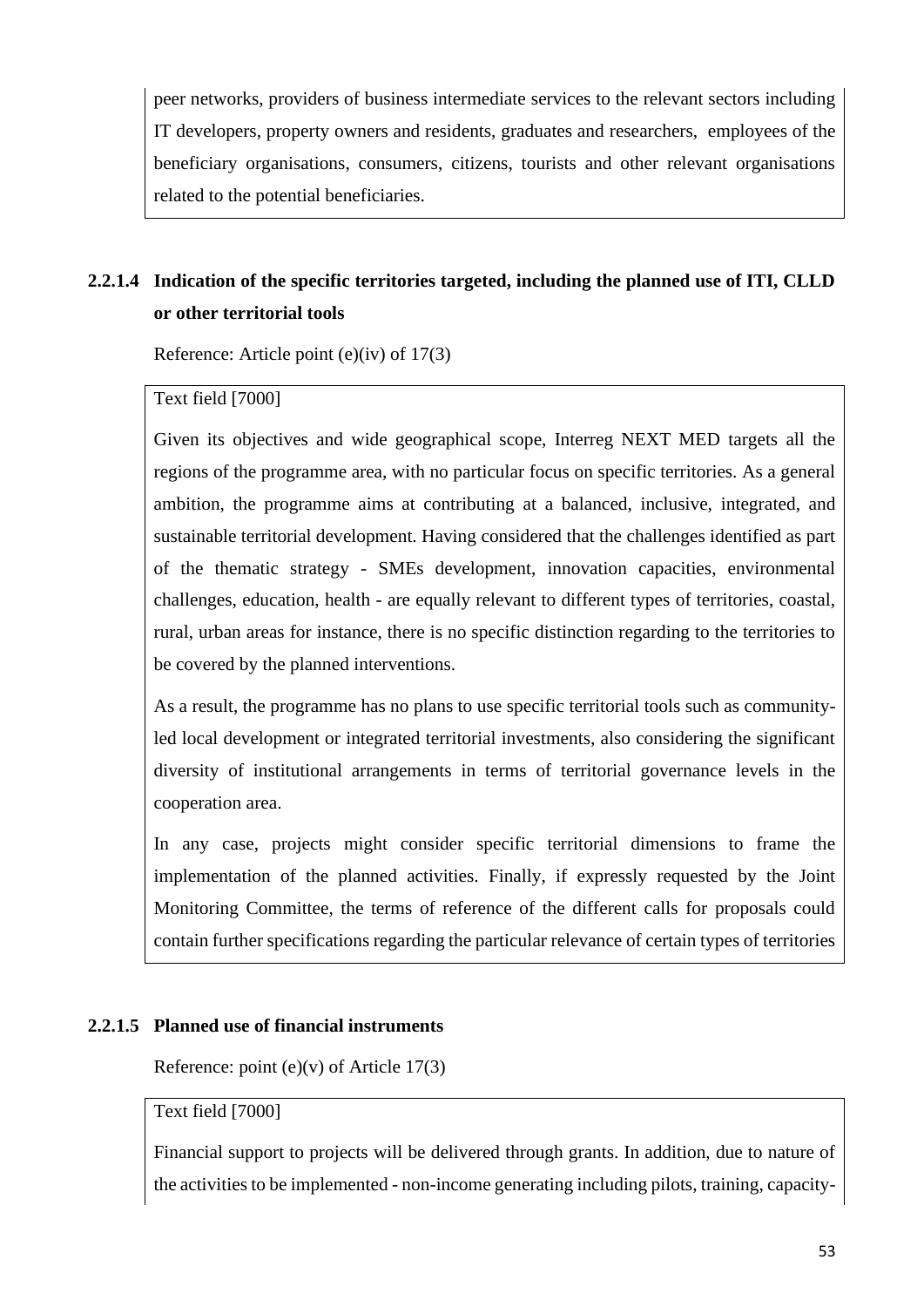peer networks, providers of business intermediate services to the relevant sectors including IT developers, property owners and residents, graduates and researchers, employees of the beneficiary organisations, consumers, citizens, tourists and other relevant organisations related to the potential beneficiaries.

#### 2.2.1.4 Indication of the specific territories targeted, including the planned use of ITI, CLLD or other territorial tools

Reference: Article point (e)(iv) of 17(3)

Text field [7000]

Given its objectives and wide geographical scope, Interreg NEXT MED targets all the regions of the programme area, with no particular focus on specific territories. As a general ambition, the programme aims at contributing at a balanced, inclusive, integrated, and sustainable territorial development. Having considered that the challenges identified as part of the thematic strategy - SMEs development, innovation capacities, environmental challenges, education, health - are equally relevant to different types of territories, coastal, rural, urban areas for instance, there is no specific distinction regarding to the territories to be covered by the planned interventions.

As a result, the programme has no plans to use specific territorial tools such as community-led local development or integrated territorial investments, also considering the significant diversity of institutional arrangements in terms of territorial governance levels in the cooperation area.

In any case, projects might consider specific territorial dimensions to frame the implementation of the planned activities. Finally, if expressly requested by the Joint Monitoring Committee, the terms of reference of the different calls for proposals could contain further specifications regarding the particular relevance of certain types of territories

#### 2.2.1.5 Planned use of financial instruments

Reference: point (e)(v) of Article 17(3)

Text field [7000]

Financial support to projects will be delivered through grants. In addition, due to nature of the activities to be implemented - non-income generating including pilots, training, capacity-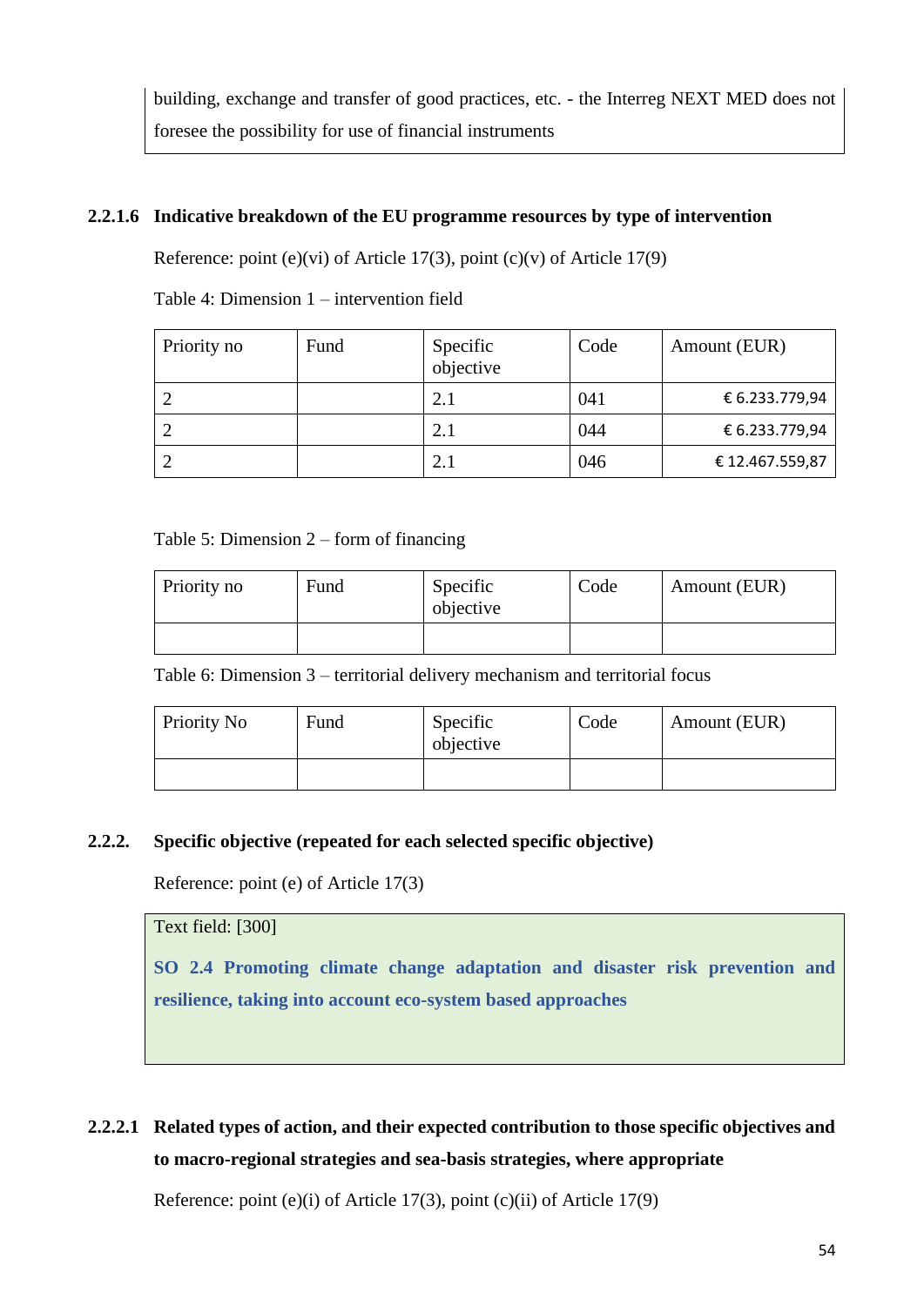building, exchange and transfer of good practices, etc. - the Interreg NEXT MED does not foresee the possibility for use of financial instruments

#### 2.2.1.6 Indicative breakdown of the EU programme resources by type of intervention

Reference: point (e)(vi) of Article 17(3), point (c)(v) of Article 17(9)

Table 4: Dimension 1 – intervention field

| Priority no | Fund | Specific objective | Code | Amount (EUR) |
|---|---|---|---|---|
| 2 | | 2.1 | 041 | € 6.233.779,94 |
| 2 | | 2.1 | 044 | € 6.233.779,94 |
| 2 | | 2.1 | 046 | € 12.467.559,87 |

Table 5: Dimension 2 – form of financing

| Priority no | Fund | Specific objective | Code | Amount (EUR) |
|---|---|---|---|---|
| | | | | |

Table 6: Dimension 3 – territorial delivery mechanism and territorial focus

| Priority No | Fund | Specific objective | Code | Amount (EUR) |
|---|---|---|---|---|
| | | | | |

### 2.2.2. Specific objective (repeated for each selected specific objective)

Reference: point (e) of Article 17(3)

Text field: [300]

**SO 2.4 Promoting climate change adaptation and disaster risk prevention and resilience, taking into account eco-system based approaches**

#### 2.2.2.1 Related types of action, and their expected contribution to those specific objectives and to macro-regional strategies and sea-basis strategies, where appropriate

Reference: point (e)(i) of Article 17(3), point (c)(ii) of Article 17(9)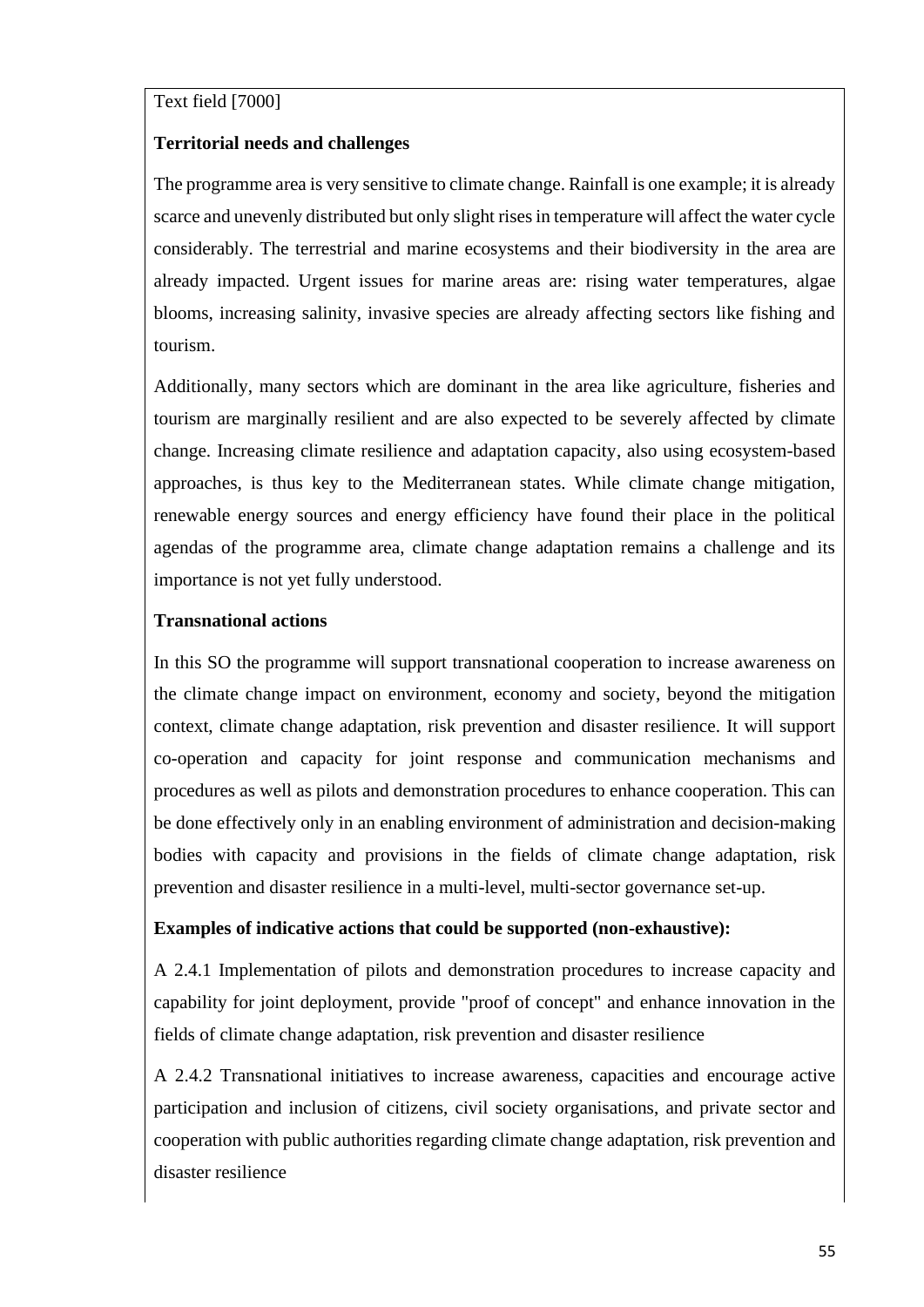Text field [7000]

**Territorial needs and challenges**

The programme area is very sensitive to climate change. Rainfall is one example; it is already scarce and unevenly distributed but only slight rises in temperature will affect the water cycle considerably. The terrestrial and marine ecosystems and their biodiversity in the area are already impacted. Urgent issues for marine areas are: rising water temperatures, algae blooms, increasing salinity, invasive species are already affecting sectors like fishing and tourism.

Additionally, many sectors which are dominant in the area like agriculture, fisheries and tourism are marginally resilient and are also expected to be severely affected by climate change. Increasing climate resilience and adaptation capacity, also using ecosystem-based approaches, is thus key to the Mediterranean states. While climate change mitigation, renewable energy sources and energy efficiency have found their place in the political agendas of the programme area, climate change adaptation remains a challenge and its importance is not yet fully understood.

**Transnational actions**

In this SO the programme will support transnational cooperation to increase awareness on the climate change impact on environment, economy and society, beyond the mitigation context, climate change adaptation, risk prevention and disaster resilience. It will support co-operation and capacity for joint response and communication mechanisms and procedures as well as pilots and demonstration procedures to enhance cooperation. This can be done effectively only in an enabling environment of administration and decision-making bodies with capacity and provisions in the fields of climate change adaptation, risk prevention and disaster resilience in a multi-level, multi-sector governance set-up.

**Examples of indicative actions that could be supported (non-exhaustive):**

A 2.4.1 Implementation of pilots and demonstration procedures to increase capacity and capability for joint deployment, provide "proof of concept" and enhance innovation in the fields of climate change adaptation, risk prevention and disaster resilience

A 2.4.2 Transnational initiatives to increase awareness, capacities and encourage active participation and inclusion of citizens, civil society organisations, and private sector and cooperation with public authorities regarding climate change adaptation, risk prevention and disaster resilience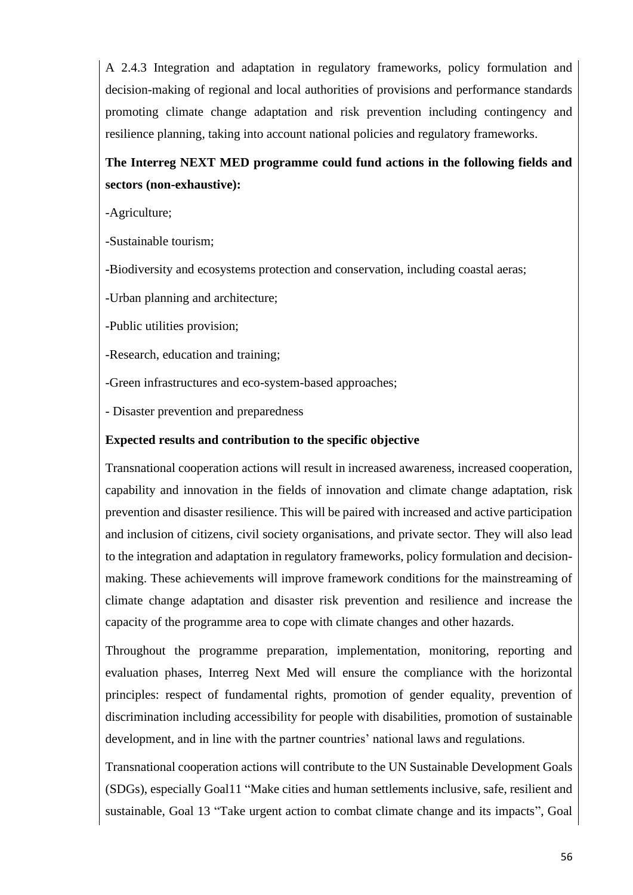A 2.4.3 Integration and adaptation in regulatory frameworks, policy formulation and decision-making of regional and local authorities of provisions and performance standards promoting climate change adaptation and risk prevention including contingency and resilience planning, taking into account national policies and regulatory frameworks.

**The Interreg NEXT MED programme could fund actions in the following fields and sectors (non-exhaustive):**

-Agriculture;

-Sustainable tourism;

-Biodiversity and ecosystems protection and conservation, including coastal aeras;

-Urban planning and architecture;

-Public utilities provision;

-Research, education and training;

-Green infrastructures and eco-system-based approaches;

- Disaster prevention and preparedness

**Expected results and contribution to the specific objective**

Transnational cooperation actions will result in increased awareness, increased cooperation, capability and innovation in the fields of innovation and climate change adaptation, risk prevention and disaster resilience. This will be paired with increased and active participation and inclusion of citizens, civil society organisations, and private sector. They will also lead to the integration and adaptation in regulatory frameworks, policy formulation and decision-making. These achievements will improve framework conditions for the mainstreaming of climate change adaptation and disaster risk prevention and resilience and increase the capacity of the programme area to cope with climate changes and other hazards.

Throughout the programme preparation, implementation, monitoring, reporting and evaluation phases, Interreg Next Med will ensure the compliance with the horizontal principles: respect of fundamental rights, promotion of gender equality, prevention of discrimination including accessibility for people with disabilities, promotion of sustainable development, and in line with the partner countries' national laws and regulations.

Transnational cooperation actions will contribute to the UN Sustainable Development Goals (SDGs), especially Goal11 "Make cities and human settlements inclusive, safe, resilient and sustainable, Goal 13 "Take urgent action to combat climate change and its impacts", Goal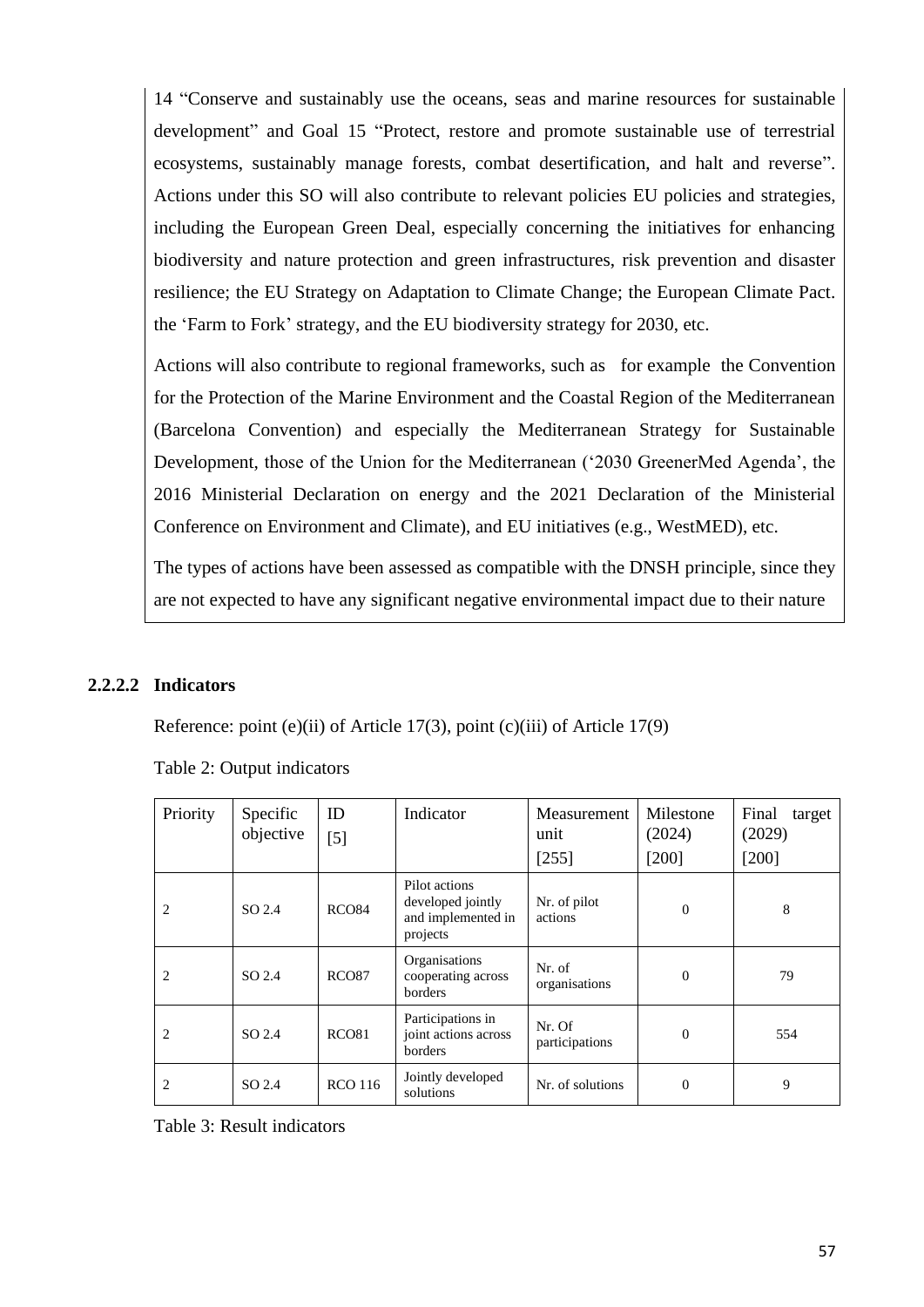14 “Conserve and sustainably use the oceans, seas and marine resources for sustainable development” and Goal 15 “Protect, restore and promote sustainable use of terrestrial ecosystems, sustainably manage forests, combat desertification, and halt and reverse”. Actions under this SO will also contribute to relevant policies EU policies and strategies, including the European Green Deal, especially concerning the initiatives for enhancing biodiversity and nature protection and green infrastructures, risk prevention and disaster resilience; the EU Strategy on Adaptation to Climate Change; the European Climate Pact. the ‘Farm to Fork’ strategy, and the EU biodiversity strategy for 2030, etc.

Actions will also contribute to regional frameworks, such as for example the Convention for the Protection of the Marine Environment and the Coastal Region of the Mediterranean (Barcelona Convention) and especially the Mediterranean Strategy for Sustainable Development, those of the Union for the Mediterranean (‘2030 GreenerMed Agenda’, the 2016 Ministerial Declaration on energy and the 2021 Declaration of the Ministerial Conference on Environment and Climate), and EU initiatives (e.g., WestMED), etc.

The types of actions have been assessed as compatible with the DNSH principle, since they are not expected to have any significant negative environmental impact due to their nature

#### 2.2.2.2 Indicators

Reference: point (e)(ii) of Article 17(3), point (c)(iii) of Article 17(9)

Table 2: Output indicators

| Priority | Specific objective | ID [5] | Indicator | Measurement unit [255] | Milestone (2024) [200] | Final target (2029) [200] |
|---|---|---|---|---|---|---|
| 2 | SO 2.4 | RCO84 | Pilot actions developed jointly and implemented in projects | Nr. of pilot actions | 0 | 8 |
| 2 | SO 2.4 | RCO87 | Organisations cooperating across borders | Nr. of organisations | 0 | 79 |
| 2 | SO 2.4 | RCO81 | Participations in joint actions across borders | Nr. Of participations | 0 | 554 |
| 2 | SO 2.4 | RCO 116 | Jointly developed solutions | Nr. of solutions | 0 | 9 |

Table 3: Result indicators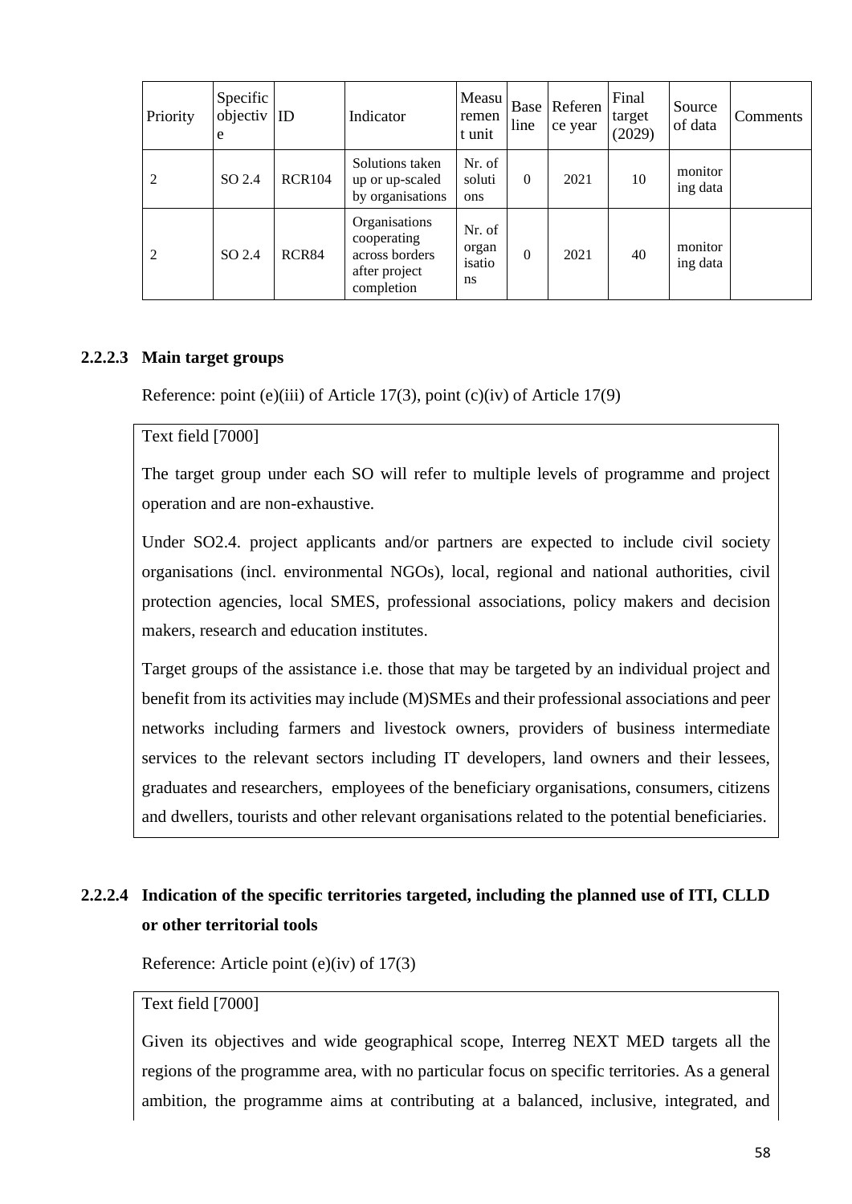| Priority | Specific objective | ID | Indicator | Measurement unit | Baseline | Reference year | Final target (2029) | Source of data | Comments |
| --- | --- | --- | --- | --- | --- | --- | --- | --- | --- |
| 2 | SO 2.4 | RCR104 | Solutions taken up or up-scaled by organisations | Nr. of solutions | 0 | 2021 | 10 | monitoring data | |
| 2 | SO 2.4 | RCR84 | Organisations cooperating across borders after project completion | Nr. of organisations | 0 | 2021 | 40 | monitoring data | |

#### 2.2.2.3 Main target groups

Reference: point (e)(iii) of Article 17(3), point (c)(iv) of Article 17(9)

Text field [7000]

The target group under each SO will refer to multiple levels of programme and project operation and are non-exhaustive.

Under SO2.4. project applicants and/or partners are expected to include civil society organisations (incl. environmental NGOs), local, regional and national authorities, civil protection agencies, local SMES, professional associations, policy makers and decision makers, research and education institutes.

Target groups of the assistance i.e. those that may be targeted by an individual project and benefit from its activities may include (M)SMEs and their professional associations and peer networks including farmers and livestock owners, providers of business intermediate services to the relevant sectors including IT developers, land owners and their lessees, graduates and researchers, employees of the beneficiary organisations, consumers, citizens and dwellers, tourists and other relevant organisations related to the potential beneficiaries.

#### 2.2.2.4 Indication of the specific territories targeted, including the planned use of ITI, CLLD or other territorial tools

Reference: Article point (e)(iv) of 17(3)

Text field [7000]

Given its objectives and wide geographical scope, Interreg NEXT MED targets all the regions of the programme area, with no particular focus on specific territories. As a general ambition, the programme aims at contributing at a balanced, inclusive, integrated, and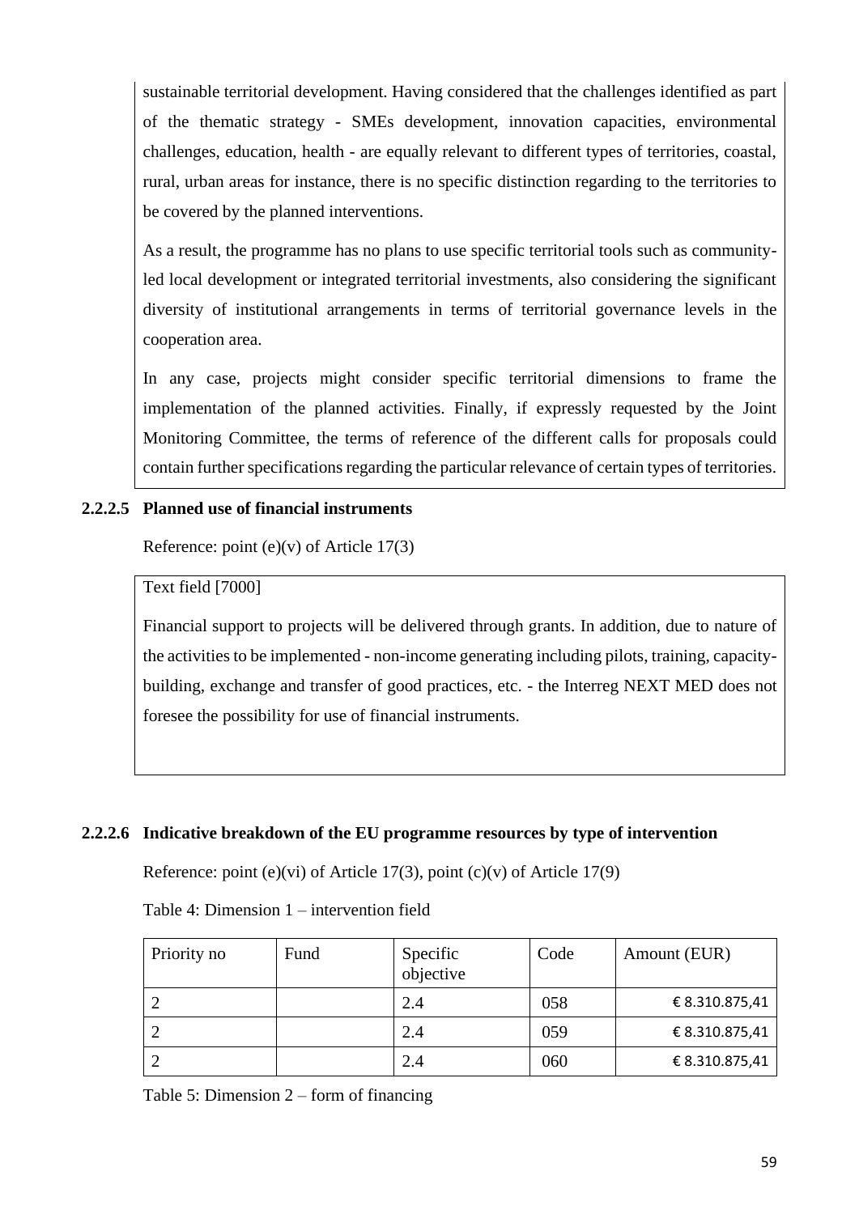sustainable territorial development. Having considered that the challenges identified as part of the thematic strategy - SMEs development, innovation capacities, environmental challenges, education, health - are equally relevant to different types of territories, coastal, rural, urban areas for instance, there is no specific distinction regarding to the territories to be covered by the planned interventions.

As a result, the programme has no plans to use specific territorial tools such as community-led local development or integrated territorial investments, also considering the significant diversity of institutional arrangements in terms of territorial governance levels in the cooperation area.

In any case, projects might consider specific territorial dimensions to frame the implementation of the planned activities. Finally, if expressly requested by the Joint Monitoring Committee, the terms of reference of the different calls for proposals could contain further specifications regarding the particular relevance of certain types of territories.

#### 2.2.2.5 Planned use of financial instruments

Reference: point (e)(v) of Article 17(3)

Text field [7000]

Financial support to projects will be delivered through grants. In addition, due to nature of the activities to be implemented - non-income generating including pilots, training, capacity-building, exchange and transfer of good practices, etc. - the Interreg NEXT MED does not foresee the possibility for use of financial instruments.

#### 2.2.2.6 Indicative breakdown of the EU programme resources by type of intervention

Reference: point (e)(vi) of Article 17(3), point (c)(v) of Article 17(9)

Table 4: Dimension 1 – intervention field

| Priority no | Fund | Specific objective | Code | Amount (EUR) |
|---|---|---|---|---|
| 2 | | 2.4 | 058 | € 8.310.875,41 |
| 2 | | 2.4 | 059 | € 8.310.875,41 |
| 2 | | 2.4 | 060 | € 8.310.875,41 |

Table 5: Dimension 2 – form of financing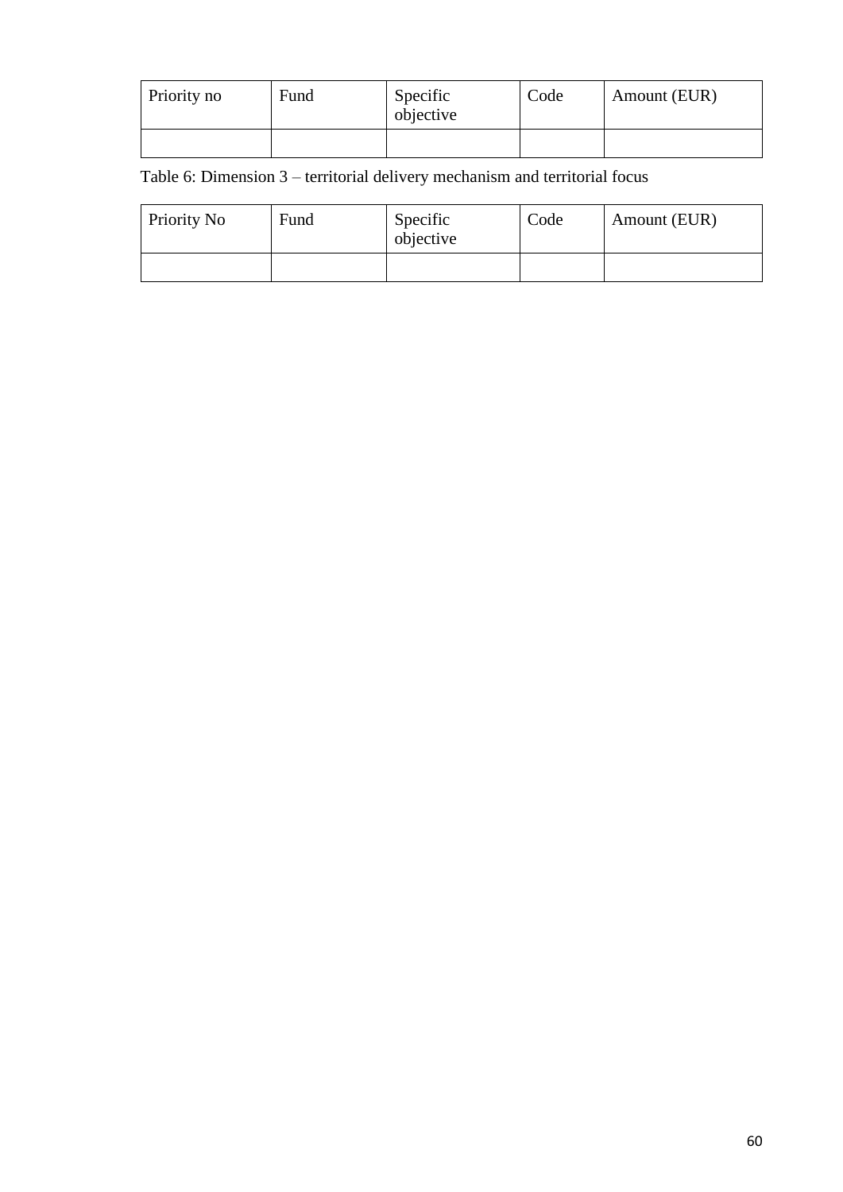| Priority no | Fund | Specific objective | Code | Amount (EUR) |
|---|---|---|---|---|
| | | | | |

Table 6: Dimension 3 – territorial delivery mechanism and territorial focus

| Priority No | Fund | Specific objective | Code | Amount (EUR) |
|---|---|---|---|---|
| | | | | |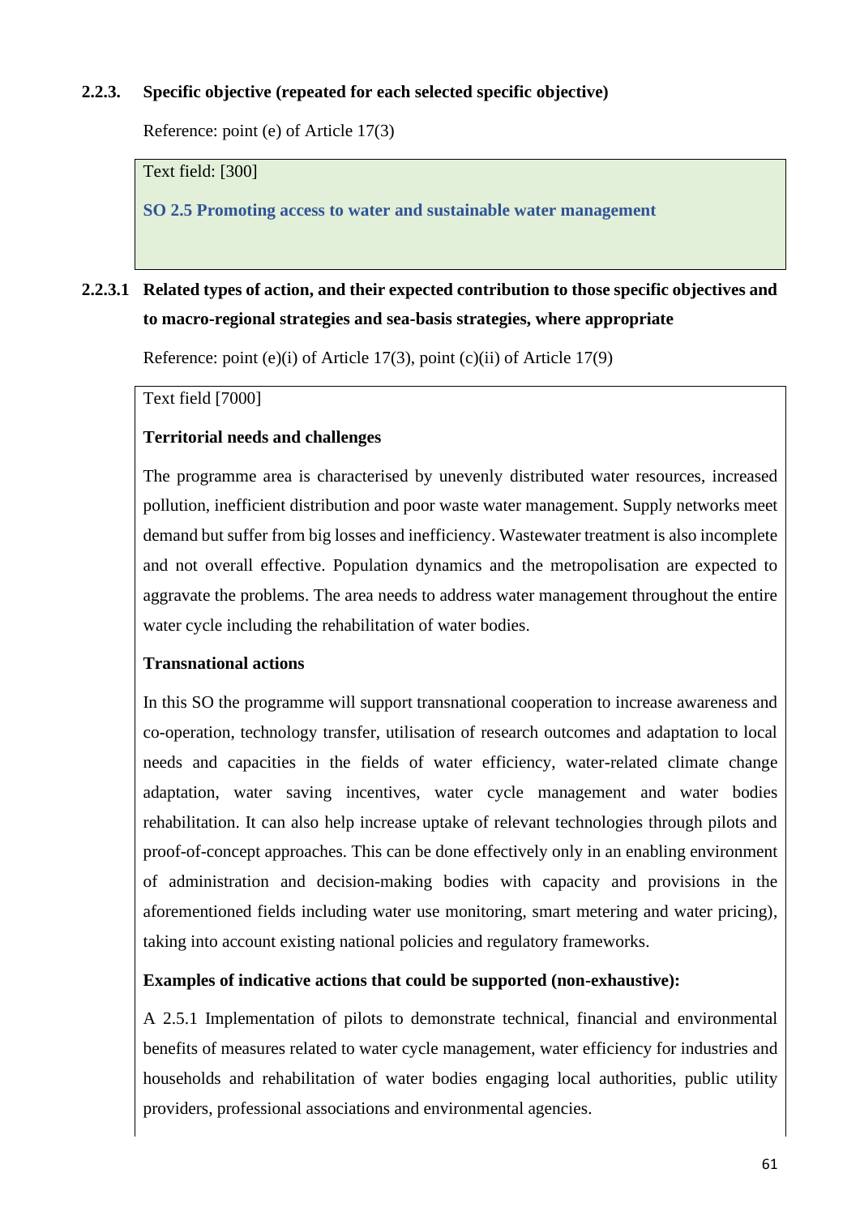### 2.2.3. Specific objective (repeated for each selected specific objective)

Reference: point (e) of Article 17(3)

Text field: [300]

**SO 2.5 Promoting access to water and sustainable water management**

### 2.2.3.1 Related types of action, and their expected contribution to those specific objectives and to macro-regional strategies and sea-basis strategies, where appropriate

Reference: point (e)(i) of Article 17(3), point (c)(ii) of Article 17(9)

Text field [7000]

**Territorial needs and challenges**

The programme area is characterised by unevenly distributed water resources, increased pollution, inefficient distribution and poor waste water management. Supply networks meet demand but suffer from big losses and inefficiency. Wastewater treatment is also incomplete and not overall effective. Population dynamics and the metropolisation are expected to aggravate the problems. The area needs to address water management throughout the entire water cycle including the rehabilitation of water bodies.

**Transnational actions**

In this SO the programme will support transnational cooperation to increase awareness and co-operation, technology transfer, utilisation of research outcomes and adaptation to local needs and capacities in the fields of water efficiency, water-related climate change adaptation, water saving incentives, water cycle management and water bodies rehabilitation. It can also help increase uptake of relevant technologies through pilots and proof-of-concept approaches. This can be done effectively only in an enabling environment of administration and decision-making bodies with capacity and provisions in the aforementioned fields including water use monitoring, smart metering and water pricing), taking into account existing national policies and regulatory frameworks.

**Examples of indicative actions that could be supported (non-exhaustive):**

A 2.5.1 Implementation of pilots to demonstrate technical, financial and environmental benefits of measures related to water cycle management, water efficiency for industries and households and rehabilitation of water bodies engaging local authorities, public utility providers, professional associations and environmental agencies.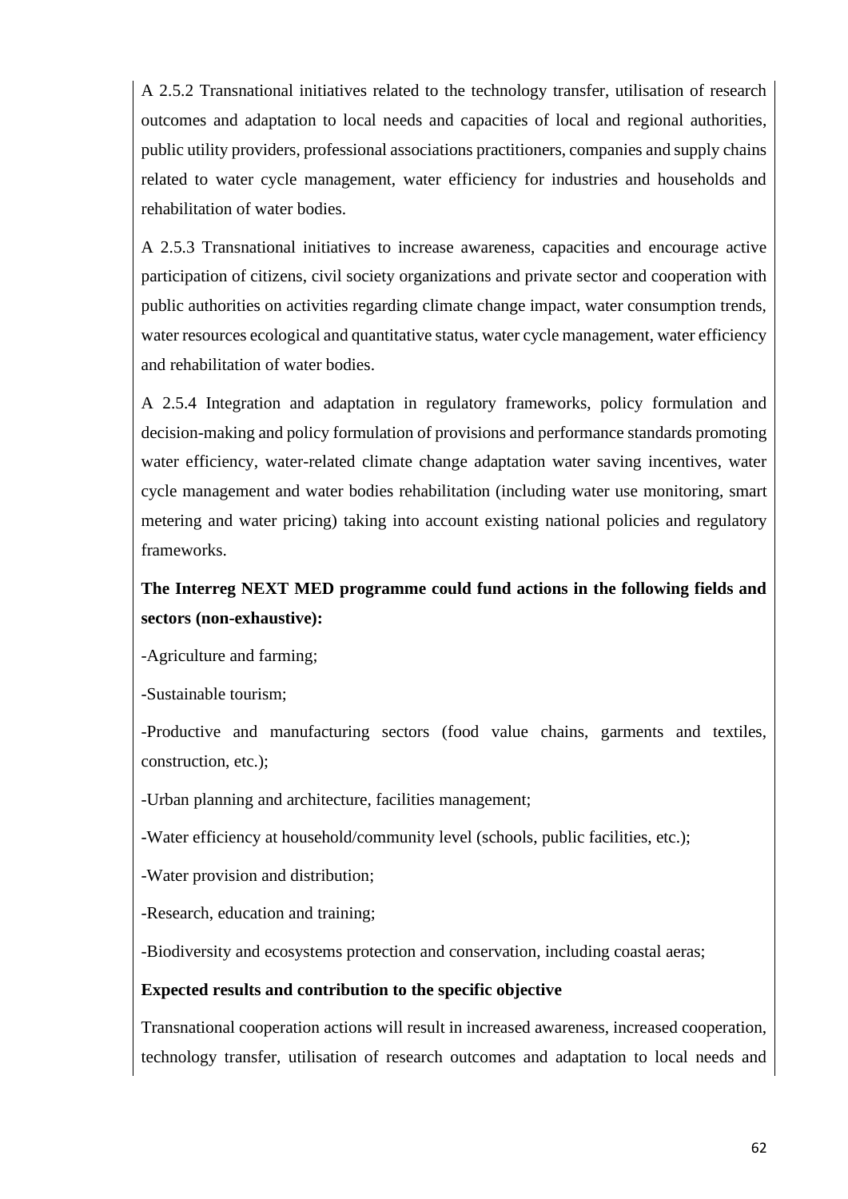A 2.5.2 Transnational initiatives related to the technology transfer, utilisation of research outcomes and adaptation to local needs and capacities of local and regional authorities, public utility providers, professional associations practitioners, companies and supply chains related to water cycle management, water efficiency for industries and households and rehabilitation of water bodies.

A 2.5.3 Transnational initiatives to increase awareness, capacities and encourage active participation of citizens, civil society organizations and private sector and cooperation with public authorities on activities regarding climate change impact, water consumption trends, water resources ecological and quantitative status, water cycle management, water efficiency and rehabilitation of water bodies.

A 2.5.4 Integration and adaptation in regulatory frameworks, policy formulation and decision-making and policy formulation of provisions and performance standards promoting water efficiency, water-related climate change adaptation water saving incentives, water cycle management and water bodies rehabilitation (including water use monitoring, smart metering and water pricing) taking into account existing national policies and regulatory frameworks.

**The Interreg NEXT MED programme could fund actions in the following fields and sectors (non-exhaustive):**

-Agriculture and farming;

-Sustainable tourism;

-Productive and manufacturing sectors (food value chains, garments and textiles, construction, etc.);

-Urban planning and architecture, facilities management;

-Water efficiency at household/community level (schools, public facilities, etc.);

-Water provision and distribution;

-Research, education and training;

-Biodiversity and ecosystems protection and conservation, including coastal aeras;

**Expected results and contribution to the specific objective**

Transnational cooperation actions will result in increased awareness, increased cooperation, technology transfer, utilisation of research outcomes and adaptation to local needs and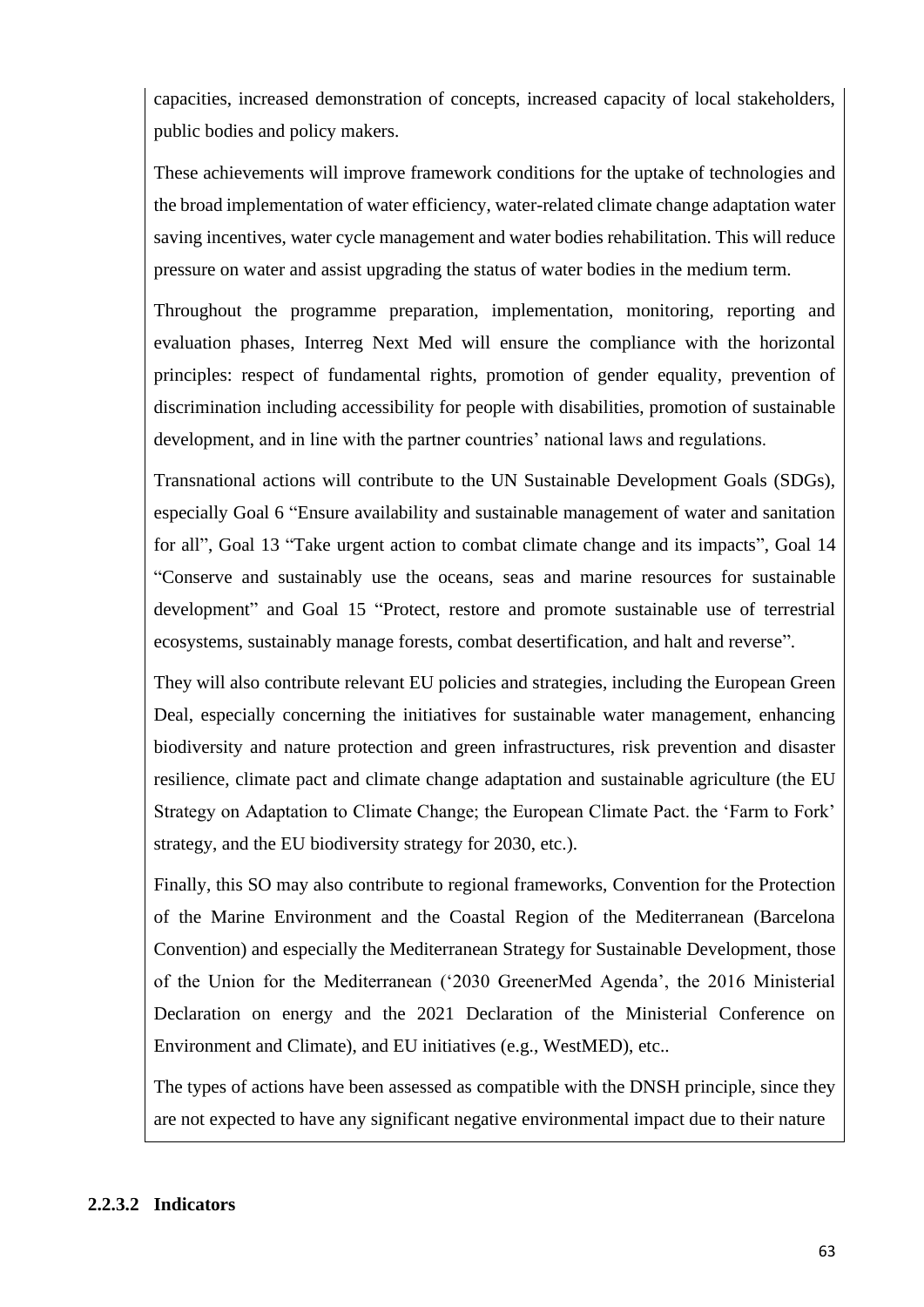capacities, increased demonstration of concepts, increased capacity of local stakeholders, public bodies and policy makers.

These achievements will improve framework conditions for the uptake of technologies and the broad implementation of water efficiency, water-related climate change adaptation water saving incentives, water cycle management and water bodies rehabilitation. This will reduce pressure on water and assist upgrading the status of water bodies in the medium term.

Throughout the programme preparation, implementation, monitoring, reporting and evaluation phases, Interreg Next Med will ensure the compliance with the horizontal principles: respect of fundamental rights, promotion of gender equality, prevention of discrimination including accessibility for people with disabilities, promotion of sustainable development, and in line with the partner countries' national laws and regulations.

Transnational actions will contribute to the UN Sustainable Development Goals (SDGs), especially Goal 6 "Ensure availability and sustainable management of water and sanitation for all", Goal 13 "Take urgent action to combat climate change and its impacts", Goal 14 "Conserve and sustainably use the oceans, seas and marine resources for sustainable development" and Goal 15 "Protect, restore and promote sustainable use of terrestrial ecosystems, sustainably manage forests, combat desertification, and halt and reverse".

They will also contribute relevant EU policies and strategies, including the European Green Deal, especially concerning the initiatives for sustainable water management, enhancing biodiversity and nature protection and green infrastructures, risk prevention and disaster resilience, climate pact and climate change adaptation and sustainable agriculture (the EU Strategy on Adaptation to Climate Change; the European Climate Pact. the 'Farm to Fork' strategy, and the EU biodiversity strategy for 2030, etc.).

Finally, this SO may also contribute to regional frameworks, Convention for the Protection of the Marine Environment and the Coastal Region of the Mediterranean (Barcelona Convention) and especially the Mediterranean Strategy for Sustainable Development, those of the Union for the Mediterranean ('2030 GreenerMed Agenda', the 2016 Ministerial Declaration on energy and the 2021 Declaration of the Ministerial Conference on Environment and Climate), and EU initiatives (e.g., WestMED), etc..

The types of actions have been assessed as compatible with the DNSH principle, since they are not expected to have any significant negative environmental impact due to their nature

#### 2.2.3.2 Indicators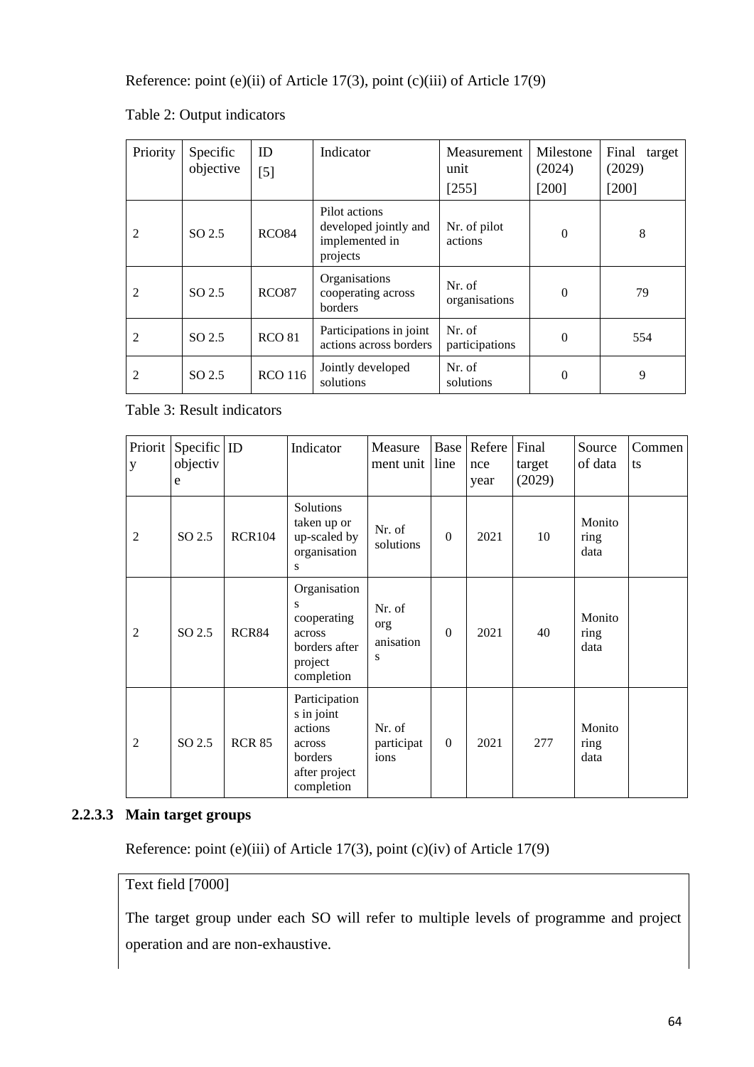Reference: point (e)(ii) of Article 17(3), point (c)(iii) of Article 17(9)

Table 2: Output indicators

| Priority | Specific objective | ID [5] | Indicator | Measurement unit [255] | Milestone (2024) [200] | Final target (2029) [200] |
|---|---|---|---|---|---|---|
| 2 | SO 2.5 | RCO84 | Pilot actions developed jointly and implemented in projects | Nr. of pilot actions | 0 | 8 |
| 2 | SO 2.5 | RCO87 | Organisations cooperating across borders | Nr. of organisations | 0 | 79 |
| 2 | SO 2.5 | RCO 81 | Participations in joint actions across borders | Nr. of participations | 0 | 554 |
| 2 | SO 2.5 | RCO 116 | Jointly developed solutions | Nr. of solutions | 0 | 9 |

Table 3: Result indicators

| Priority | Specific objective | ID | Indicator | Measurement unit | Baseline | Reference year | Final target (2029) | Source of data | Comments |
|---|---|---|---|---|---|---|---|---|---|
| 2 | SO 2.5 | RCR104 | Solutions taken up or up-scaled by organisations | Nr. of solutions | 0 | 2021 | 10 | Monitoring data | |
| 2 | SO 2.5 | RCR84 | Organisations cooperating across borders after project completion | Nr. of organisations | 0 | 2021 | 40 | Monitoring data | |
| 2 | SO 2.5 | RCR 85 | Participations in joint actions across borders after project completion | Nr. of participations | 0 | 2021 | 277 | Monitoring data | |

### 2.2.3.3 Main target groups

Reference: point (e)(iii) of Article 17(3), point (c)(iv) of Article 17(9)

Text field [7000]

The target group under each SO will refer to multiple levels of programme and project operation and are non-exhaustive.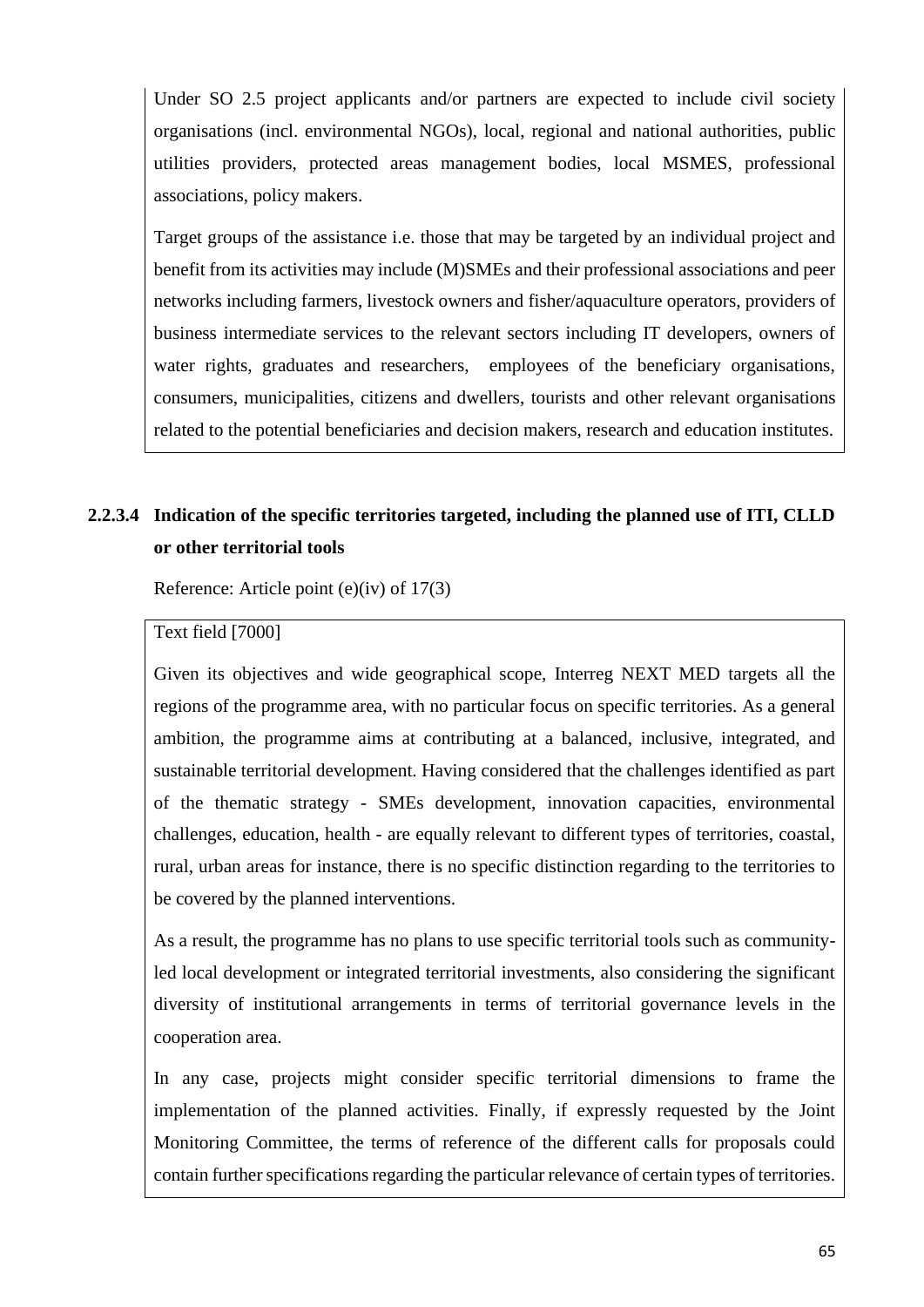Under SO 2.5 project applicants and/or partners are expected to include civil society organisations (incl. environmental NGOs), local, regional and national authorities, public utilities providers, protected areas management bodies, local MSMES, professional associations, policy makers.

Target groups of the assistance i.e. those that may be targeted by an individual project and benefit from its activities may include (M)SMEs and their professional associations and peer networks including farmers, livestock owners and fisher/aquaculture operators, providers of business intermediate services to the relevant sectors including IT developers, owners of water rights, graduates and researchers, employees of the beneficiary organisations, consumers, municipalities, citizens and dwellers, tourists and other relevant organisations related to the potential beneficiaries and decision makers, research and education institutes.

#### 2.2.3.4 Indication of the specific territories targeted, including the planned use of ITI, CLLD or other territorial tools

Reference: Article point (e)(iv) of 17(3)

Text field [7000]

Given its objectives and wide geographical scope, Interreg NEXT MED targets all the regions of the programme area, with no particular focus on specific territories. As a general ambition, the programme aims at contributing at a balanced, inclusive, integrated, and sustainable territorial development. Having considered that the challenges identified as part of the thematic strategy - SMEs development, innovation capacities, environmental challenges, education, health - are equally relevant to different types of territories, coastal, rural, urban areas for instance, there is no specific distinction regarding to the territories to be covered by the planned interventions.

As a result, the programme has no plans to use specific territorial tools such as community-led local development or integrated territorial investments, also considering the significant diversity of institutional arrangements in terms of territorial governance levels in the cooperation area.

In any case, projects might consider specific territorial dimensions to frame the implementation of the planned activities. Finally, if expressly requested by the Joint Monitoring Committee, the terms of reference of the different calls for proposals could contain further specifications regarding the particular relevance of certain types of territories.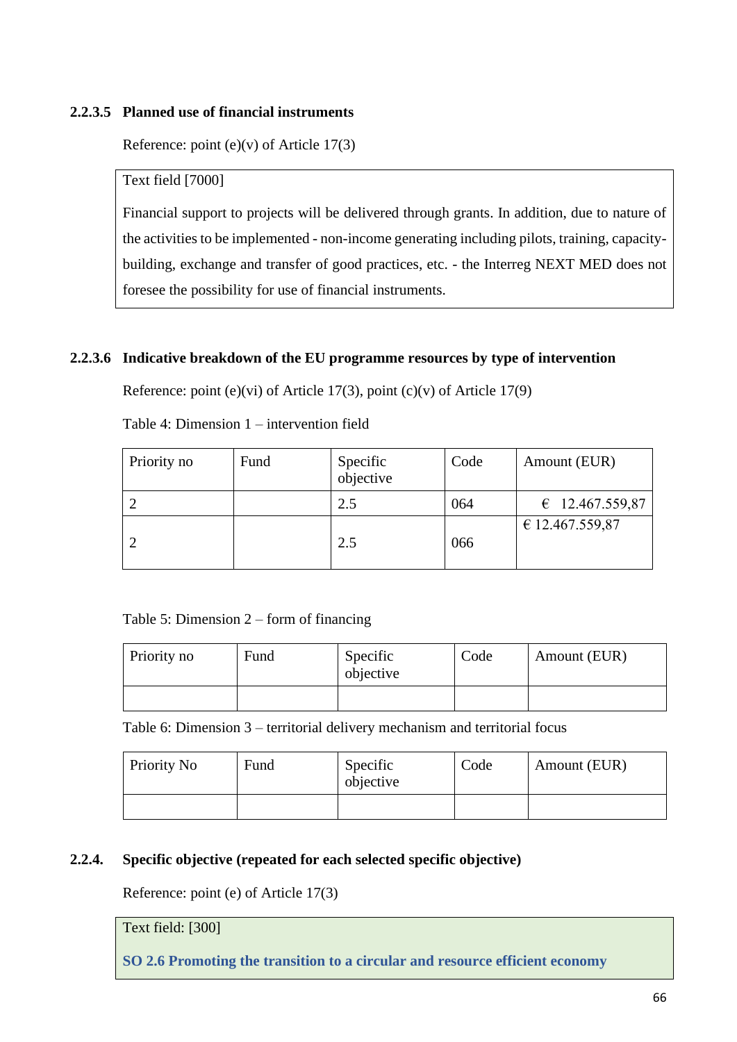#### 2.2.3.5 Planned use of financial instruments

Reference: point (e)(v) of Article 17(3)

Text field [7000]

Financial support to projects will be delivered through grants. In addition, due to nature of the activities to be implemented - non-income generating including pilots, training, capacity-building, exchange and transfer of good practices, etc. - the Interreg NEXT MED does not foresee the possibility for use of financial instruments.

#### 2.2.3.6 Indicative breakdown of the EU programme resources by type of intervention

Reference: point (e)(vi) of Article 17(3), point (c)(v) of Article 17(9)

Table 4: Dimension 1 – intervention field

| Priority no | Fund | Specific objective | Code | Amount (EUR) |
|---|---|---|---|---|
| 2 | | 2.5 | 064 | € 12.467.559,87 |
| 2 | | 2.5 | 066 | € 12.467.559,87 |

Table 5: Dimension 2 – form of financing

| Priority no | Fund | Specific objective | Code | Amount (EUR) |
|---|---|---|---|---|
| | | | | |

Table 6: Dimension 3 – territorial delivery mechanism and territorial focus

| Priority No | Fund | Specific objective | Code | Amount (EUR) |
|---|---|---|---|---|
| | | | | |

### 2.2.4. Specific objective (repeated for each selected specific objective)

Reference: point (e) of Article 17(3)

Text field: [300]

**SO 2.6 Promoting the transition to a circular and resource efficient economy**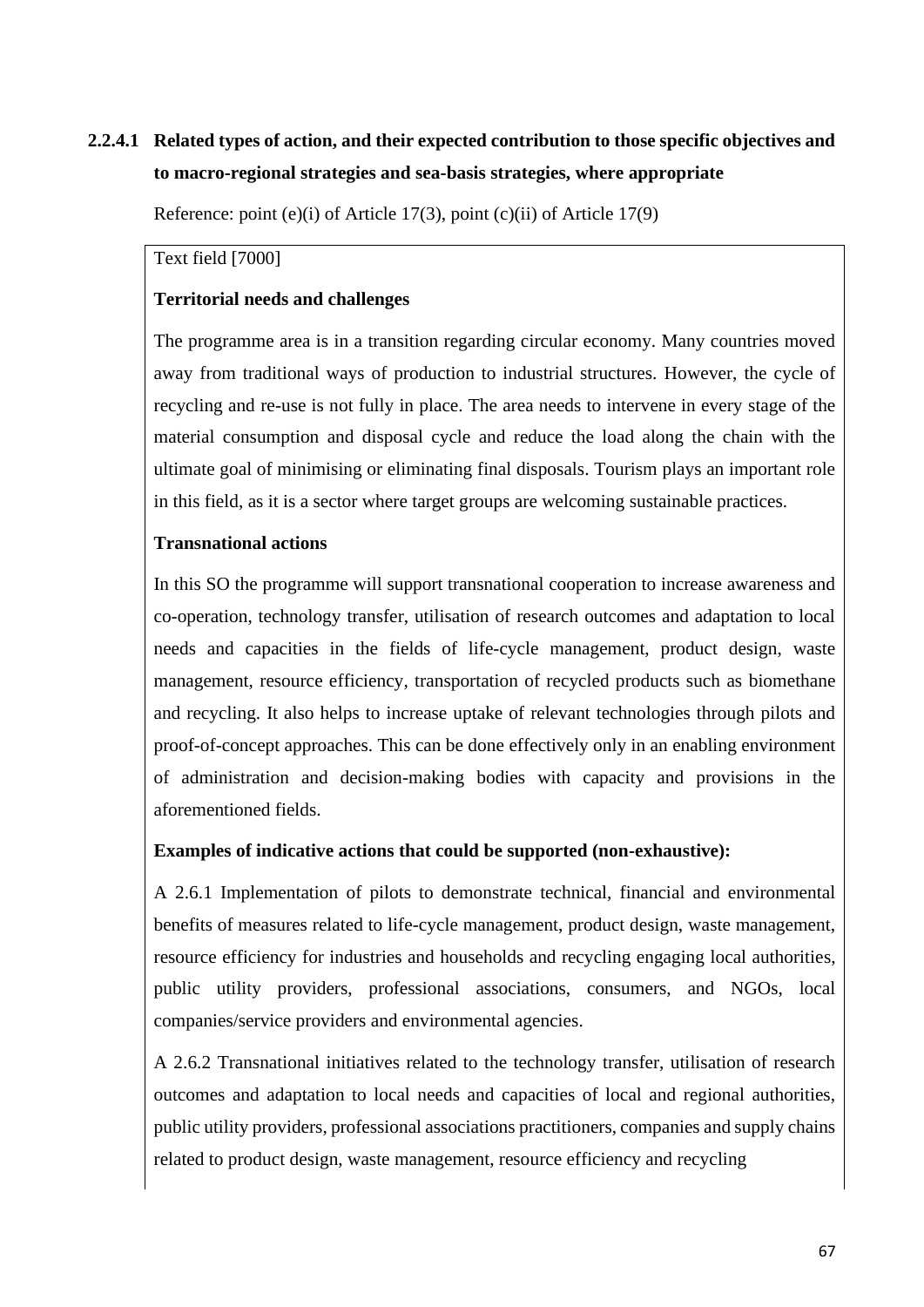#### 2.2.4.1 Related types of action, and their expected contribution to those specific objectives and to macro-regional strategies and sea-basis strategies, where appropriate

Reference: point (e)(i) of Article 17(3), point (c)(ii) of Article 17(9)

Text field [7000]

**Territorial needs and challenges**

The programme area is in a transition regarding circular economy. Many countries moved away from traditional ways of production to industrial structures. However, the cycle of recycling and re-use is not fully in place. The area needs to intervene in every stage of the material consumption and disposal cycle and reduce the load along the chain with the ultimate goal of minimising or eliminating final disposals. Tourism plays an important role in this field, as it is a sector where target groups are welcoming sustainable practices.

**Transnational actions**

In this SO the programme will support transnational cooperation to increase awareness and co-operation, technology transfer, utilisation of research outcomes and adaptation to local needs and capacities in the fields of life-cycle management, product design, waste management, resource efficiency, transportation of recycled products such as biomethane and recycling. It also helps to increase uptake of relevant technologies through pilots and proof-of-concept approaches. This can be done effectively only in an enabling environment of administration and decision-making bodies with capacity and provisions in the aforementioned fields.

**Examples of indicative actions that could be supported (non-exhaustive):**

A 2.6.1 Implementation of pilots to demonstrate technical, financial and environmental benefits of measures related to life-cycle management, product design, waste management, resource efficiency for industries and households and recycling engaging local authorities, public utility providers, professional associations, consumers, and NGOs, local companies/service providers and environmental agencies.

A 2.6.2 Transnational initiatives related to the technology transfer, utilisation of research outcomes and adaptation to local needs and capacities of local and regional authorities, public utility providers, professional associations practitioners, companies and supply chains related to product design, waste management, resource efficiency and recycling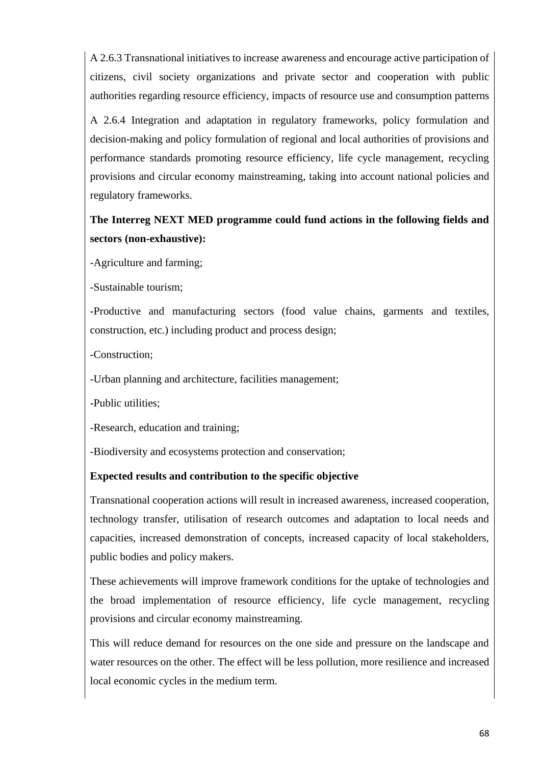A 2.6.3 Transnational initiatives to increase awareness and encourage active participation of citizens, civil society organizations and private sector and cooperation with public authorities regarding resource efficiency, impacts of resource use and consumption patterns

A 2.6.4 Integration and adaptation in regulatory frameworks, policy formulation and decision-making and policy formulation of regional and local authorities of provisions and performance standards promoting resource efficiency, life cycle management, recycling provisions and circular economy mainstreaming, taking into account national policies and regulatory frameworks.

**The Interreg NEXT MED programme could fund actions in the following fields and sectors (non-exhaustive):**

-Agriculture and farming;

-Sustainable tourism;

-Productive and manufacturing sectors (food value chains, garments and textiles, construction, etc.) including product and process design;

-Construction;

-Urban planning and architecture, facilities management;

-Public utilities;

-Research, education and training;

-Biodiversity and ecosystems protection and conservation;

**Expected results and contribution to the specific objective**

Transnational cooperation actions will result in increased awareness, increased cooperation, technology transfer, utilisation of research outcomes and adaptation to local needs and capacities, increased demonstration of concepts, increased capacity of local stakeholders, public bodies and policy makers.

These achievements will improve framework conditions for the uptake of technologies and the broad implementation of resource efficiency, life cycle management, recycling provisions and circular economy mainstreaming.

This will reduce demand for resources on the one side and pressure on the landscape and water resources on the other. The effect will be less pollution, more resilience and increased local economic cycles in the medium term.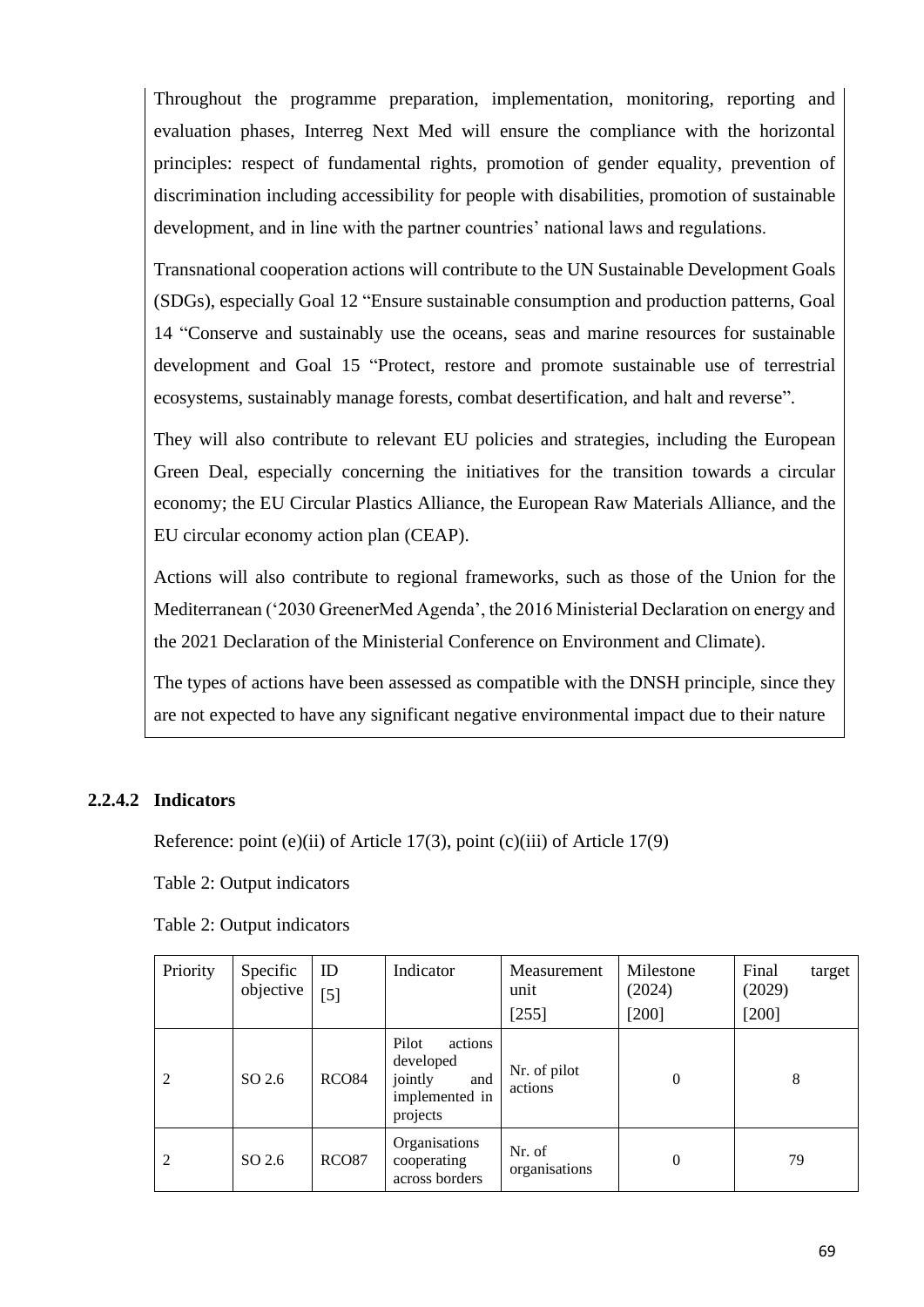Throughout the programme preparation, implementation, monitoring, reporting and evaluation phases, Interreg Next Med will ensure the compliance with the horizontal principles: respect of fundamental rights, promotion of gender equality, prevention of discrimination including accessibility for people with disabilities, promotion of sustainable development, and in line with the partner countries' national laws and regulations.

Transnational cooperation actions will contribute to the UN Sustainable Development Goals (SDGs), especially Goal 12 "Ensure sustainable consumption and production patterns, Goal 14 "Conserve and sustainably use the oceans, seas and marine resources for sustainable development and Goal 15 "Protect, restore and promote sustainable use of terrestrial ecosystems, sustainably manage forests, combat desertification, and halt and reverse".

They will also contribute to relevant EU policies and strategies, including the European Green Deal, especially concerning the initiatives for the transition towards a circular economy; the EU Circular Plastics Alliance, the European Raw Materials Alliance, and the EU circular economy action plan (CEAP).

Actions will also contribute to regional frameworks, such as those of the Union for the Mediterranean ('2030 GreenerMed Agenda', the 2016 Ministerial Declaration on energy and the 2021 Declaration of the Ministerial Conference on Environment and Climate).

The types of actions have been assessed as compatible with the DNSH principle, since they are not expected to have any significant negative environmental impact due to their nature

#### 2.2.4.2 Indicators

Reference: point (e)(ii) of Article 17(3), point (c)(iii) of Article 17(9)

Table 2: Output indicators

Table 2: Output indicators

| Priority | Specific objective | ID [5] | Indicator | Measurement unit [255] | Milestone (2024) [200] | Final target (2029) [200] |
|---|---|---|---|---|---|---|
| 2 | SO 2.6 | RCO84 | Pilot actions developed jointly and implemented in projects | Nr. of pilot actions | 0 | 8 |
| 2 | SO 2.6 | RCO87 | Organisations cooperating across borders | Nr. of organisations | 0 | 79 |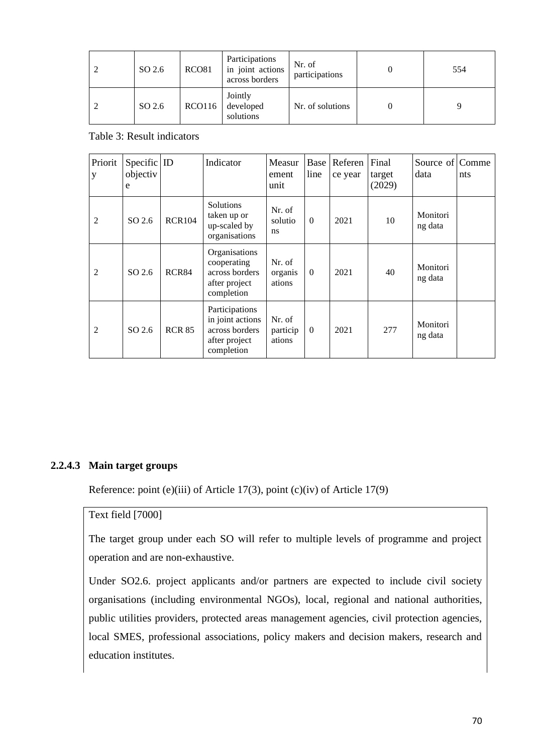| 2 | SO 2.6 | RCO81 | Participations in joint actions across borders | Nr. of participations | 0 | 554 |
|---|---|---|---|---|---|---|
| 2 | SO 2.6 | RCO116 | Jointly developed solutions | Nr. of solutions | 0 | 9 |

Table 3: Result indicators

| Priority | Specific objective | ID | Indicator | Measurement unit | Baseline | Reference year | Final target (2029) | Source of data | Comments |
|---|---|---|---|---|---|---|---|---|---|
| 2 | SO 2.6 | RCR104 | Solutions taken up or up-scaled by organisations | Nr. of solutions | 0 | 2021 | 10 | Monitoring data | |
| 2 | SO 2.6 | RCR84 | Organisations cooperating across borders after project completion | Nr. of organisations | 0 | 2021 | 40 | Monitoring data | |
| 2 | SO 2.6 | RCR 85 | Participations in joint actions across borders after project completion | Nr. of participations | 0 | 2021 | 277 | Monitoring data | |

#### 2.2.4.3 Main target groups

Reference: point (e)(iii) of Article 17(3), point (c)(iv) of Article 17(9)

Text field [7000]

The target group under each SO will refer to multiple levels of programme and project operation and are non-exhaustive.

Under SO2.6. project applicants and/or partners are expected to include civil society organisations (including environmental NGOs), local, regional and national authorities, public utilities providers, protected areas management agencies, civil protection agencies, local SMES, professional associations, policy makers and decision makers, research and education institutes.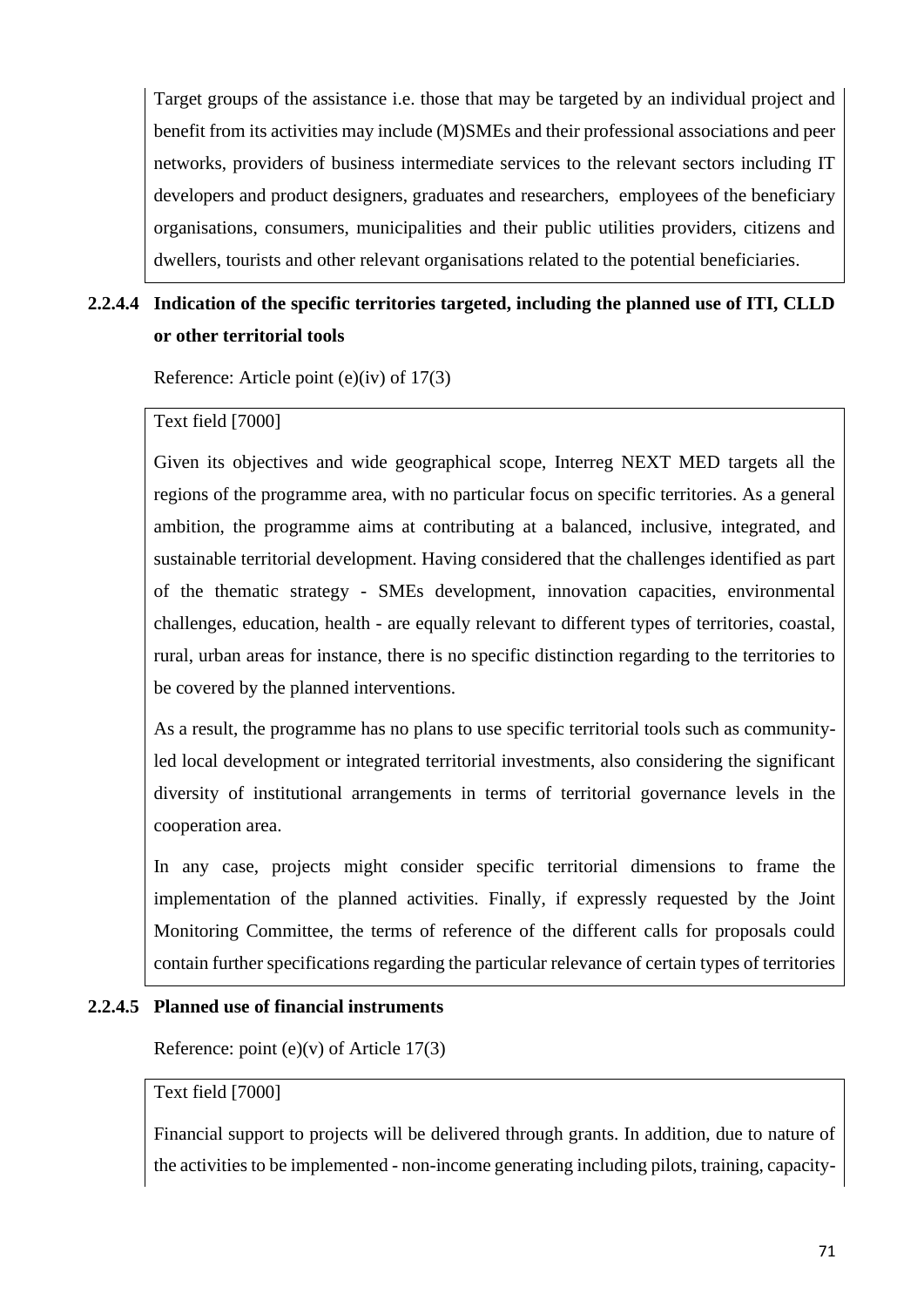Target groups of the assistance i.e. those that may be targeted by an individual project and benefit from its activities may include (M)SMEs and their professional associations and peer networks, providers of business intermediate services to the relevant sectors including IT developers and product designers, graduates and researchers, employees of the beneficiary organisations, consumers, municipalities and their public utilities providers, citizens and dwellers, tourists and other relevant organisations related to the potential beneficiaries.

#### 2.2.4.4 Indication of the specific territories targeted, including the planned use of ITI, CLLD or other territorial tools

Reference: Article point (e)(iv) of 17(3)

Text field [7000]

Given its objectives and wide geographical scope, Interreg NEXT MED targets all the regions of the programme area, with no particular focus on specific territories. As a general ambition, the programme aims at contributing at a balanced, inclusive, integrated, and sustainable territorial development. Having considered that the challenges identified as part of the thematic strategy - SMEs development, innovation capacities, environmental challenges, education, health - are equally relevant to different types of territories, coastal, rural, urban areas for instance, there is no specific distinction regarding to the territories to be covered by the planned interventions.

As a result, the programme has no plans to use specific territorial tools such as community-led local development or integrated territorial investments, also considering the significant diversity of institutional arrangements in terms of territorial governance levels in the cooperation area.

In any case, projects might consider specific territorial dimensions to frame the implementation of the planned activities. Finally, if expressly requested by the Joint Monitoring Committee, the terms of reference of the different calls for proposals could contain further specifications regarding the particular relevance of certain types of territories

#### 2.2.4.5 Planned use of financial instruments

Reference: point (e)(v) of Article 17(3)

Text field [7000]

Financial support to projects will be delivered through grants. In addition, due to nature of the activities to be implemented - non-income generating including pilots, training, capacity-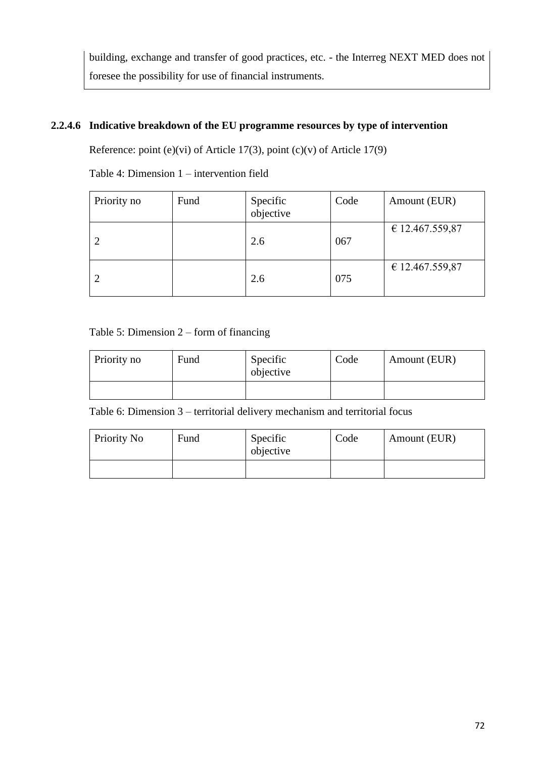building, exchange and transfer of good practices, etc. - the Interreg NEXT MED does not foresee the possibility for use of financial instruments.

#### 2.2.4.6 Indicative breakdown of the EU programme resources by type of intervention

Reference: point (e)(vi) of Article 17(3), point (c)(v) of Article 17(9)

Table 4: Dimension 1 – intervention field

| Priority no | Fund | Specific objective | Code | Amount (EUR) |
|---|---|---|---|---|
| 2 | | 2.6 | 067 | € 12.467.559,87 |
| 2 | | 2.6 | 075 | € 12.467.559,87 |

Table 5: Dimension 2 – form of financing

| Priority no | Fund | Specific objective | Code | Amount (EUR) |
|---|---|---|---|---|
| | | | | |

Table 6: Dimension 3 – territorial delivery mechanism and territorial focus

| Priority No | Fund | Specific objective | Code | Amount (EUR) |
|---|---|---|---|---|
| | | | | |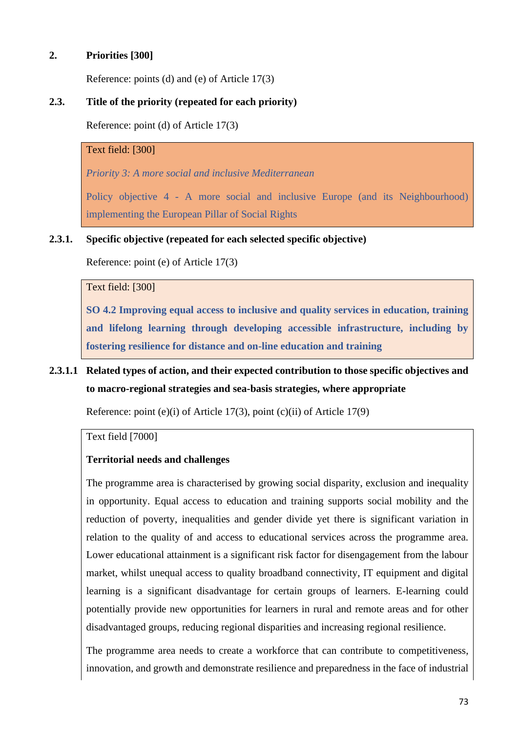## 2. Priorities [300]

Reference: points (d) and (e) of Article 17(3)

### 2.3. Title of the priority (repeated for each priority)

Reference: point (d) of Article 17(3)

Text field: [300]

*Priority 3: A more social and inclusive Mediterranean*

Policy objective 4 - A more social and inclusive Europe (and its Neighbourhood) implementing the European Pillar of Social Rights

#### 2.3.1. Specific objective (repeated for each selected specific objective)

Reference: point (e) of Article 17(3)

Text field: [300]

**SO 4.2 Improving equal access to inclusive and quality services in education, training and lifelong learning through developing accessible infrastructure, including by fostering resilience for distance and on-line education and training**

##### 2.3.1.1 Related types of action, and their expected contribution to those specific objectives and to macro-regional strategies and sea-basis strategies, where appropriate

Reference: point (e)(i) of Article 17(3), point (c)(ii) of Article 17(9)

Text field [7000]

**Territorial needs and challenges**

The programme area is characterised by growing social disparity, exclusion and inequality in opportunity. Equal access to education and training supports social mobility and the reduction of poverty, inequalities and gender divide yet there is significant variation in relation to the quality of and access to educational services across the programme area. Lower educational attainment is a significant risk factor for disengagement from the labour market, whilst unequal access to quality broadband connectivity, IT equipment and digital learning is a significant disadvantage for certain groups of learners. E-learning could potentially provide new opportunities for learners in rural and remote areas and for other disadvantaged groups, reducing regional disparities and increasing regional resilience.

The programme area needs to create a workforce that can contribute to competitiveness, innovation, and growth and demonstrate resilience and preparedness in the face of industrial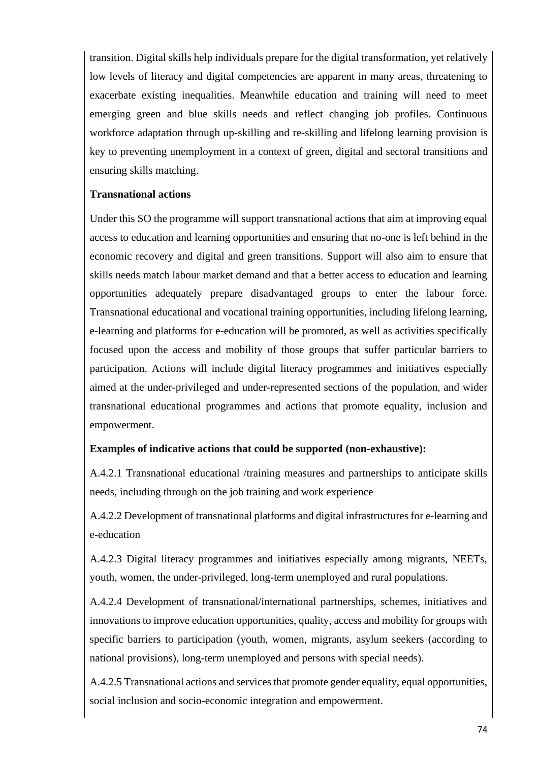transition. Digital skills help individuals prepare for the digital transformation, yet relatively low levels of literacy and digital competencies are apparent in many areas, threatening to exacerbate existing inequalities. Meanwhile education and training will need to meet emerging green and blue skills needs and reflect changing job profiles. Continuous workforce adaptation through up-skilling and re-skilling and lifelong learning provision is key to preventing unemployment in a context of green, digital and sectoral transitions and ensuring skills matching.

**Transnational actions**

Under this SO the programme will support transnational actions that aim at improving equal access to education and learning opportunities and ensuring that no-one is left behind in the economic recovery and digital and green transitions. Support will also aim to ensure that skills needs match labour market demand and that a better access to education and learning opportunities adequately prepare disadvantaged groups to enter the labour force. Transnational educational and vocational training opportunities, including lifelong learning, e-learning and platforms for e-education will be promoted, as well as activities specifically focused upon the access and mobility of those groups that suffer particular barriers to participation. Actions will include digital literacy programmes and initiatives especially aimed at the under-privileged and under-represented sections of the population, and wider transnational educational programmes and actions that promote equality, inclusion and empowerment.

**Examples of indicative actions that could be supported (non-exhaustive):**

A.4.2.1 Transnational educational /training measures and partnerships to anticipate skills needs, including through on the job training and work experience

A.4.2.2 Development of transnational platforms and digital infrastructures for e-learning and e-education

A.4.2.3 Digital literacy programmes and initiatives especially among migrants, NEETs, youth, women, the under-privileged, long-term unemployed and rural populations.

A.4.2.4 Development of transnational/international partnerships, schemes, initiatives and innovations to improve education opportunities, quality, access and mobility for groups with specific barriers to participation (youth, women, migrants, asylum seekers (according to national provisions), long-term unemployed and persons with special needs).

A.4.2.5 Transnational actions and services that promote gender equality, equal opportunities, social inclusion and socio-economic integration and empowerment.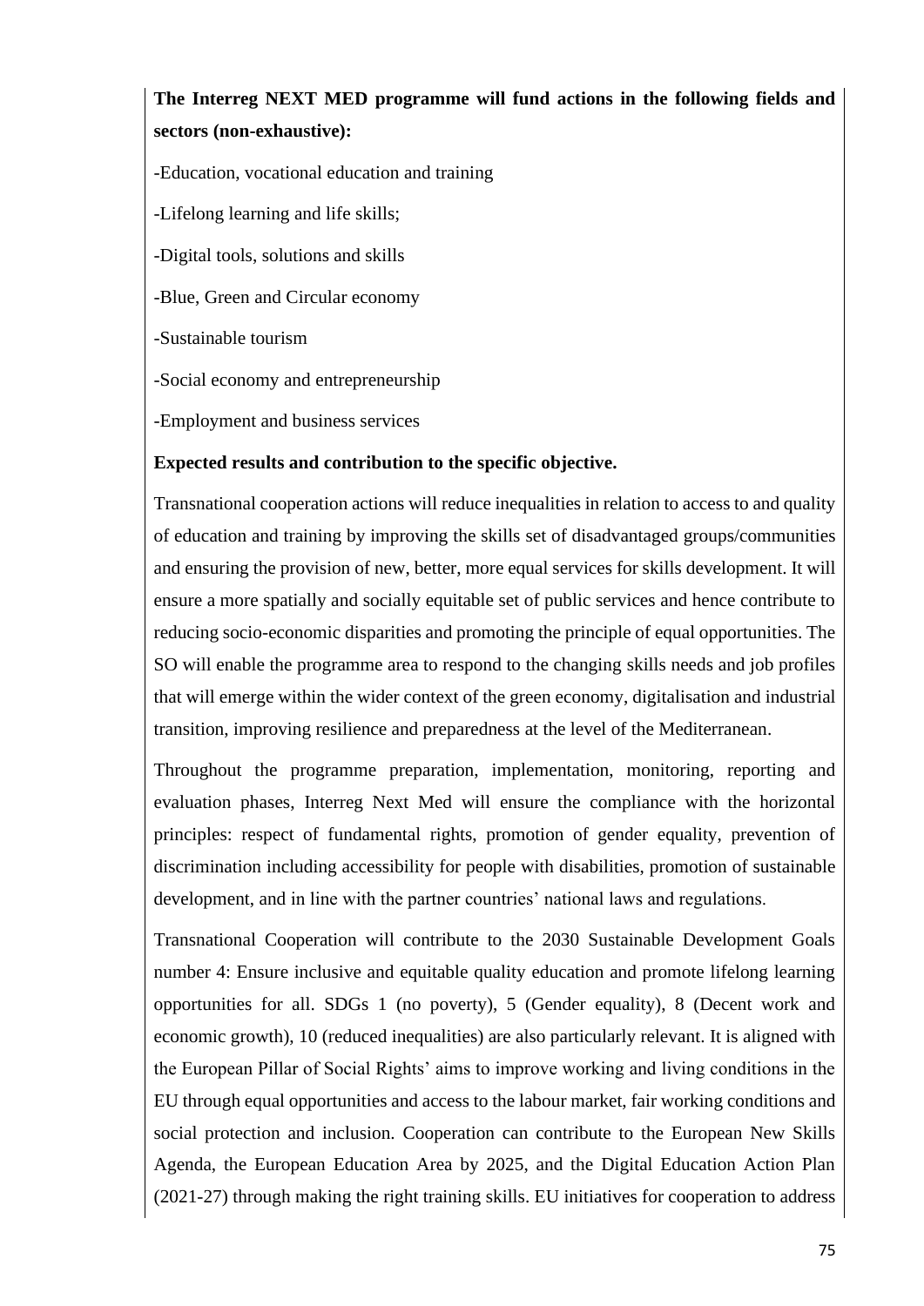**The Interreg NEXT MED programme will fund actions in the following fields and sectors (non-exhaustive):**

-Education, vocational education and training

-Lifelong learning and life skills;

-Digital tools, solutions and skills

-Blue, Green and Circular economy

-Sustainable tourism

-Social economy and entrepreneurship

-Employment and business services

**Expected results and contribution to the specific objective.**

Transnational cooperation actions will reduce inequalities in relation to access to and quality of education and training by improving the skills set of disadvantaged groups/communities and ensuring the provision of new, better, more equal services for skills development. It will ensure a more spatially and socially equitable set of public services and hence contribute to reducing socio-economic disparities and promoting the principle of equal opportunities. The SO will enable the programme area to respond to the changing skills needs and job profiles that will emerge within the wider context of the green economy, digitalisation and industrial transition, improving resilience and preparedness at the level of the Mediterranean.

Throughout the programme preparation, implementation, monitoring, reporting and evaluation phases, Interreg Next Med will ensure the compliance with the horizontal principles: respect of fundamental rights, promotion of gender equality, prevention of discrimination including accessibility for people with disabilities, promotion of sustainable development, and in line with the partner countries' national laws and regulations.

Transnational Cooperation will contribute to the 2030 Sustainable Development Goals number 4: Ensure inclusive and equitable quality education and promote lifelong learning opportunities for all. SDGs 1 (no poverty), 5 (Gender equality), 8 (Decent work and economic growth), 10 (reduced inequalities) are also particularly relevant. It is aligned with the European Pillar of Social Rights' aims to improve working and living conditions in the EU through equal opportunities and access to the labour market, fair working conditions and social protection and inclusion. Cooperation can contribute to the European New Skills Agenda, the European Education Area by 2025, and the Digital Education Action Plan (2021-27) through making the right training skills. EU initiatives for cooperation to address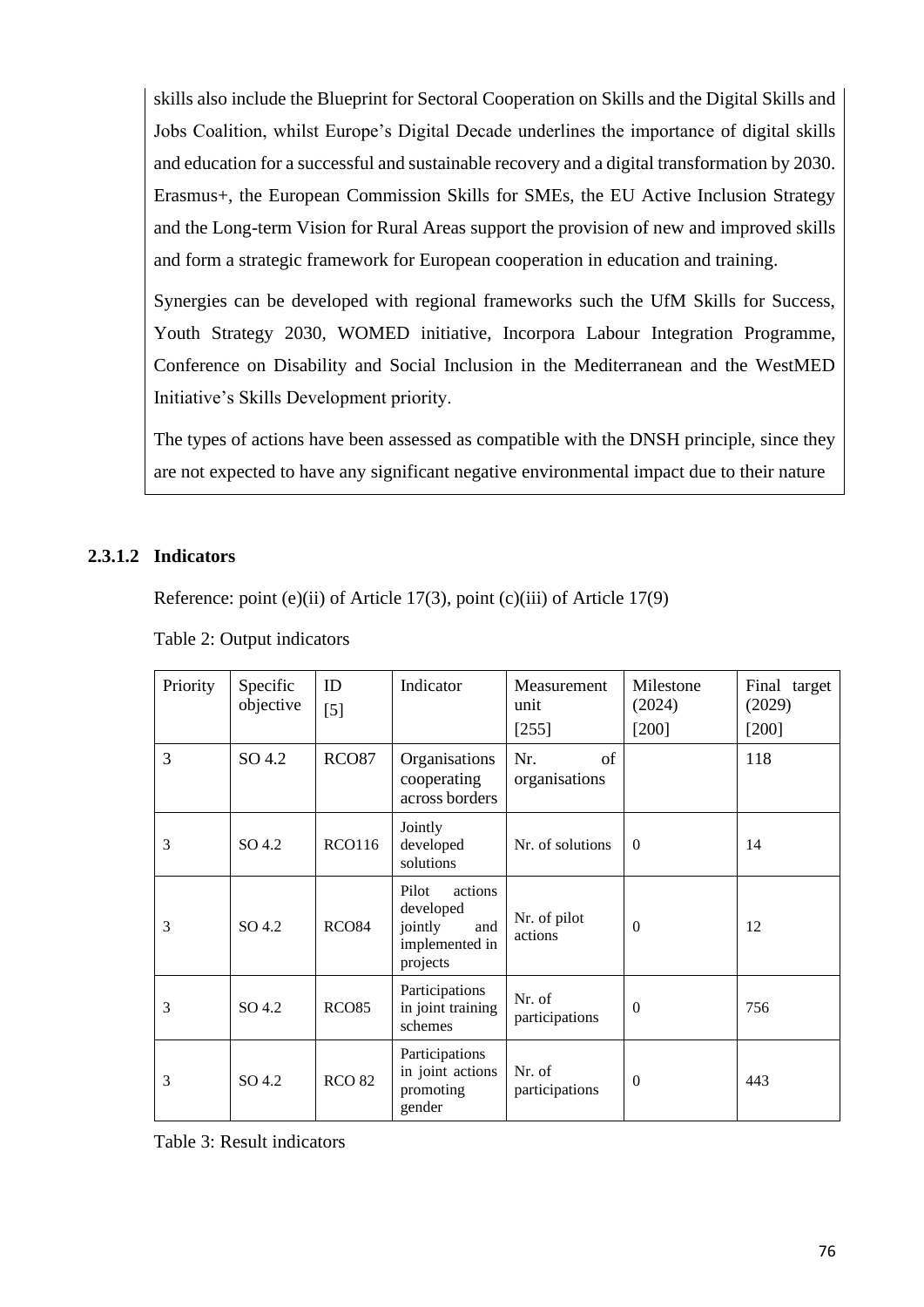skills also include the Blueprint for Sectoral Cooperation on Skills and the Digital Skills and Jobs Coalition, whilst Europe's Digital Decade underlines the importance of digital skills and education for a successful and sustainable recovery and a digital transformation by 2030. Erasmus+, the European Commission Skills for SMEs, the EU Active Inclusion Strategy and the Long-term Vision for Rural Areas support the provision of new and improved skills and form a strategic framework for European cooperation in education and training.

Synergies can be developed with regional frameworks such the UfM Skills for Success, Youth Strategy 2030, WOMED initiative, Incorpora Labour Integration Programme, Conference on Disability and Social Inclusion in the Mediterranean and the WestMED Initiative's Skills Development priority.

The types of actions have been assessed as compatible with the DNSH principle, since they are not expected to have any significant negative environmental impact due to their nature

#### 2.3.1.2 Indicators

Reference: point (e)(ii) of Article 17(3), point (c)(iii) of Article 17(9)

Table 2: Output indicators

| Priority | Specific objective | ID [5] | Indicator | Measurement unit [255] | Milestone (2024) [200] | Final target (2029) [200] |
|---|---|---|---|---|---|---|
| 3 | SO 4.2 | RCO87 | Organisations cooperating across borders | Nr. of organisations | | 118 |
| 3 | SO 4.2 | RCO116 | Jointly developed solutions | Nr. of solutions | 0 | 14 |
| 3 | SO 4.2 | RCO84 | Pilot actions developed jointly and implemented in projects | Nr. of pilot actions | 0 | 12 |
| 3 | SO 4.2 | RCO85 | Participations in joint training schemes | Nr. of participations | 0 | 756 |
| 3 | SO 4.2 | RCO 82 | Participations in joint actions promoting gender | Nr. of participations | 0 | 443 |

Table 3: Result indicators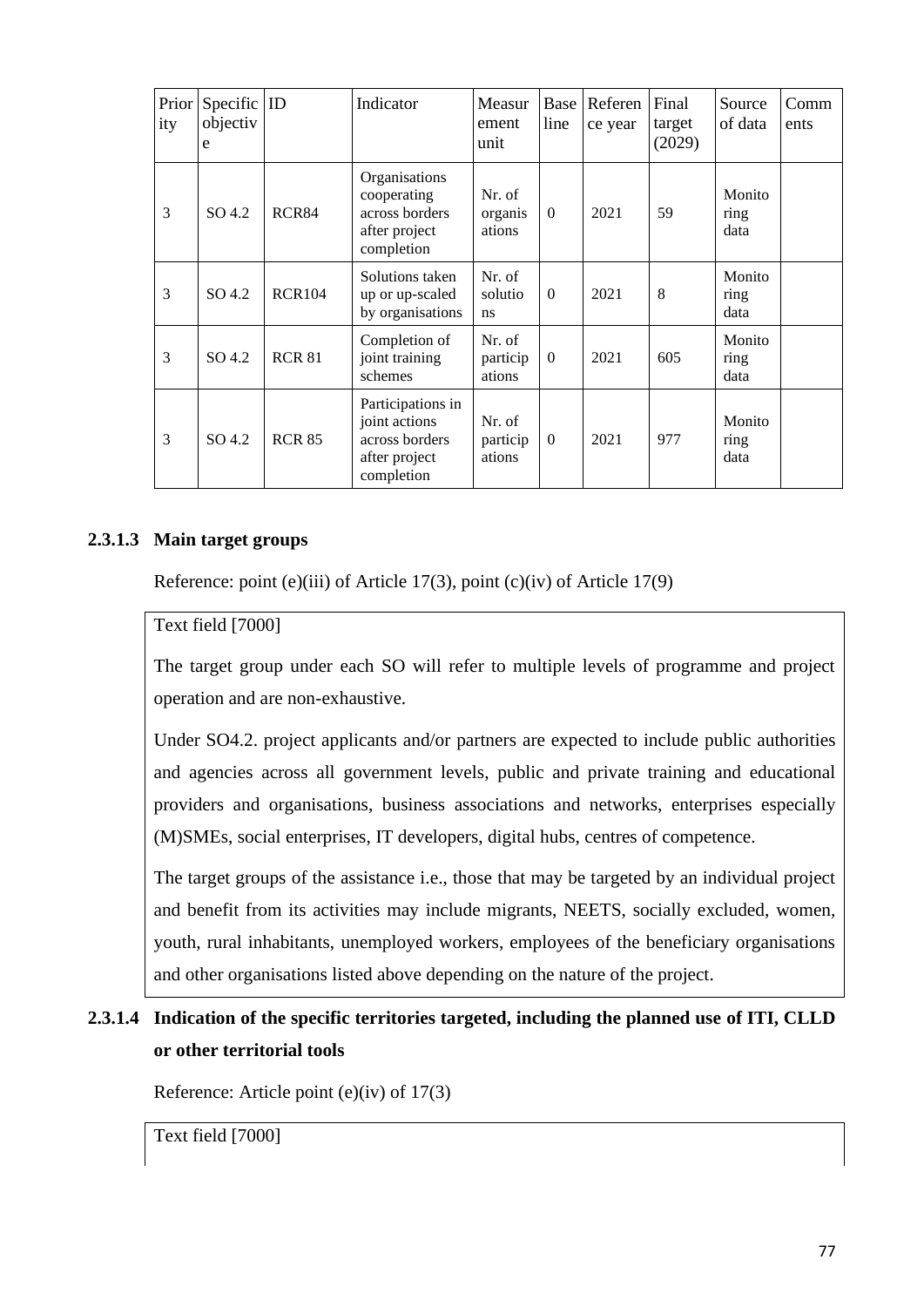| Priority | Specific objective | ID | Indicator | Measurement unit | Baseline | Reference year | Final target (2029) | Source of data | Comments |
|---|---|---|---|---|---|---|---|---|---|
| 3 | SO 4.2 | RCR84 | Organisations cooperating across borders after project completion | Nr. of organisations | 0 | 2021 | 59 | Monitoring data | |
| 3 | SO 4.2 | RCR104 | Solutions taken up or up-scaled by organisations | Nr. of solutions | 0 | 2021 | 8 | Monitoring data | |
| 3 | SO 4.2 | RCR 81 | Completion of joint training schemes | Nr. of participations | 0 | 2021 | 605 | Monitoring data | |
| 3 | SO 4.2 | RCR 85 | Participations in joint actions across borders after project completion | Nr. of participations | 0 | 2021 | 977 | Monitoring data | |

#### 2.3.1.3 Main target groups

Reference: point (e)(iii) of Article 17(3), point (c)(iv) of Article 17(9)

Text field [7000]

The target group under each SO will refer to multiple levels of programme and project operation and are non-exhaustive.

Under SO4.2. project applicants and/or partners are expected to include public authorities and agencies across all government levels, public and private training and educational providers and organisations, business associations and networks, enterprises especially (M)SMEs, social enterprises, IT developers, digital hubs, centres of competence.

The target groups of the assistance i.e., those that may be targeted by an individual project and benefit from its activities may include migrants, NEETS, socially excluded, women, youth, rural inhabitants, unemployed workers, employees of the beneficiary organisations and other organisations listed above depending on the nature of the project.

#### 2.3.1.4 Indication of the specific territories targeted, including the planned use of ITI, CLLD or other territorial tools

Reference: Article point (e)(iv) of 17(3)

Text field [7000]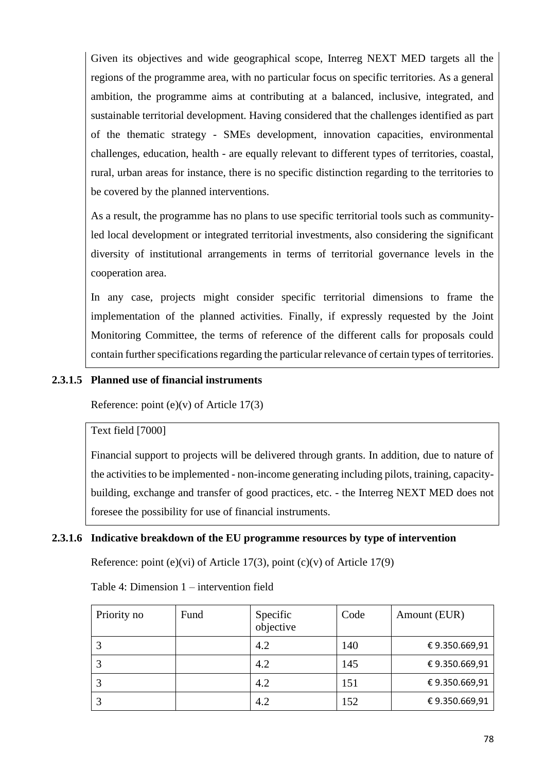Given its objectives and wide geographical scope, Interreg NEXT MED targets all the regions of the programme area, with no particular focus on specific territories. As a general ambition, the programme aims at contributing at a balanced, inclusive, integrated, and sustainable territorial development. Having considered that the challenges identified as part of the thematic strategy - SMEs development, innovation capacities, environmental challenges, education, health - are equally relevant to different types of territories, coastal, rural, urban areas for instance, there is no specific distinction regarding to the territories to be covered by the planned interventions.

As a result, the programme has no plans to use specific territorial tools such as community-led local development or integrated territorial investments, also considering the significant diversity of institutional arrangements in terms of territorial governance levels in the cooperation area.

In any case, projects might consider specific territorial dimensions to frame the implementation of the planned activities. Finally, if expressly requested by the Joint Monitoring Committee, the terms of reference of the different calls for proposals could contain further specifications regarding the particular relevance of certain types of territories.

#### 2.3.1.5 Planned use of financial instruments

Reference: point (e)(v) of Article 17(3)

Text field [7000]

Financial support to projects will be delivered through grants. In addition, due to nature of the activities to be implemented - non-income generating including pilots, training, capacity-building, exchange and transfer of good practices, etc. - the Interreg NEXT MED does not foresee the possibility for use of financial instruments.

#### 2.3.1.6 Indicative breakdown of the EU programme resources by type of intervention

Reference: point (e)(vi) of Article 17(3), point (c)(v) of Article 17(9)

Table 4: Dimension 1 – intervention field

| Priority no | Fund | Specific objective | Code | Amount (EUR) |
|---|---|---|---|---|
| 3 | | 4.2 | 140 | € 9.350.669,91 |
| 3 | | 4.2 | 145 | € 9.350.669,91 |
| 3 | | 4.2 | 151 | € 9.350.669,91 |
| 3 | | 4.2 | 152 | € 9.350.669,91 |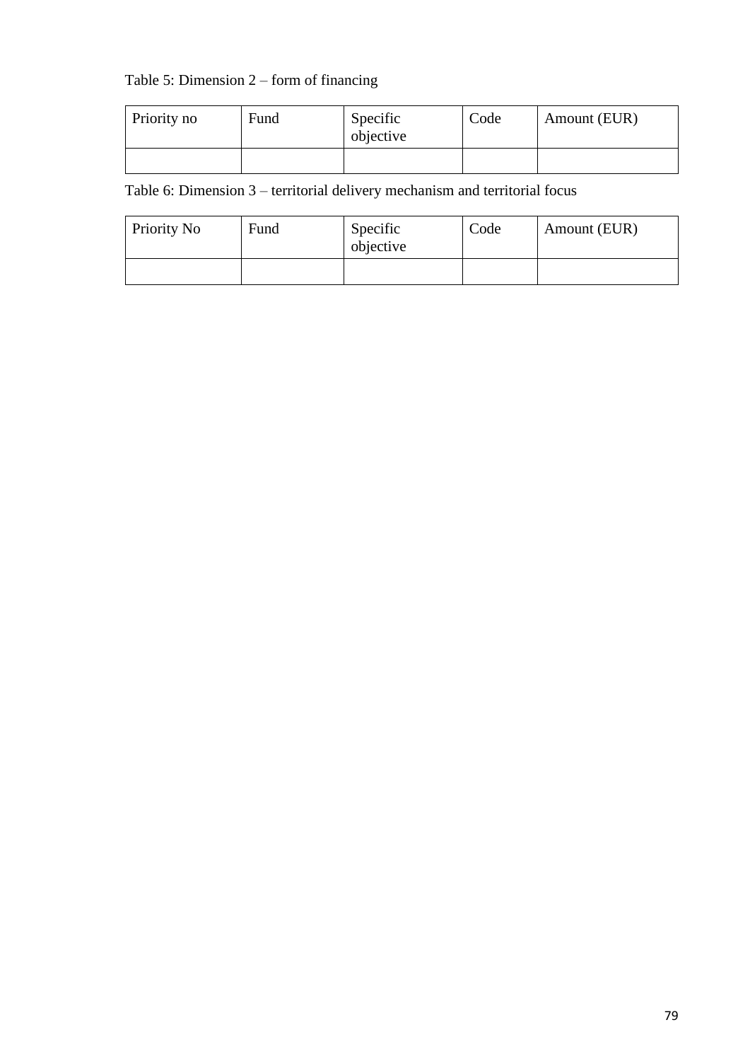Table 5: Dimension 2 – form of financing

| Priority no | Fund | Specific objective | Code | Amount (EUR) |
|---|---|---|---|---|
| | | | | |

Table 6: Dimension 3 – territorial delivery mechanism and territorial focus

| Priority No | Fund | Specific objective | Code | Amount (EUR) |
|---|---|---|---|---|
| | | | | |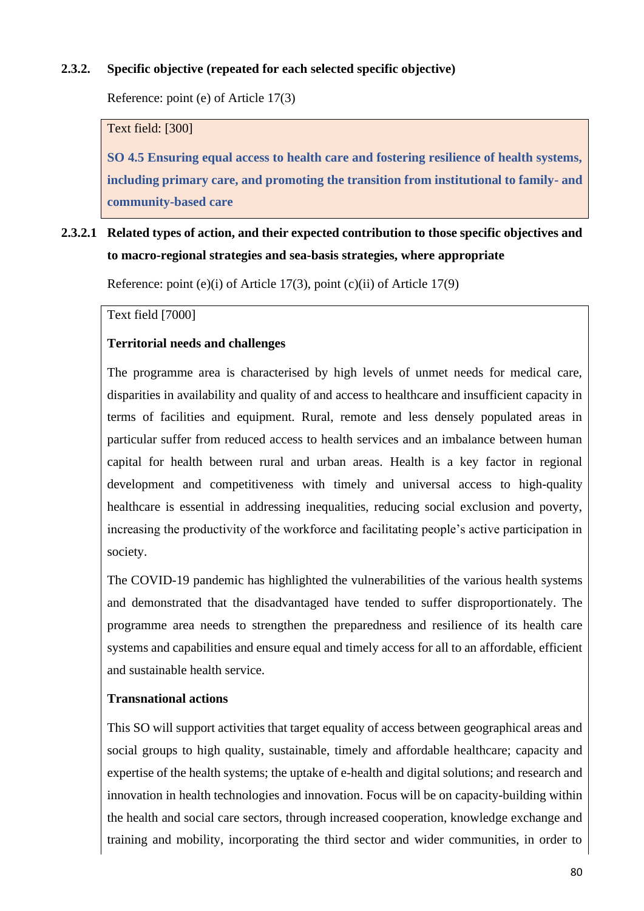### 2.3.2. Specific objective (repeated for each selected specific objective)

Reference: point (e) of Article 17(3)

Text field: [300]

**SO 4.5 Ensuring equal access to health care and fostering resilience of health systems, including primary care, and promoting the transition from institutional to family- and community-based care**

### 2.3.2.1 Related types of action, and their expected contribution to those specific objectives and to macro-regional strategies and sea-basis strategies, where appropriate

Reference: point (e)(i) of Article 17(3), point (c)(ii) of Article 17(9)

Text field [7000]

**Territorial needs and challenges**

The programme area is characterised by high levels of unmet needs for medical care, disparities in availability and quality of and access to healthcare and insufficient capacity in terms of facilities and equipment. Rural, remote and less densely populated areas in particular suffer from reduced access to health services and an imbalance between human capital for health between rural and urban areas. Health is a key factor in regional development and competitiveness with timely and universal access to high-quality healthcare is essential in addressing inequalities, reducing social exclusion and poverty, increasing the productivity of the workforce and facilitating people's active participation in society.

The COVID-19 pandemic has highlighted the vulnerabilities of the various health systems and demonstrated that the disadvantaged have tended to suffer disproportionately. The programme area needs to strengthen the preparedness and resilience of its health care systems and capabilities and ensure equal and timely access for all to an affordable, efficient and sustainable health service.

**Transnational actions**

This SO will support activities that target equality of access between geographical areas and social groups to high quality, sustainable, timely and affordable healthcare; capacity and expertise of the health systems; the uptake of e-health and digital solutions; and research and innovation in health technologies and innovation. Focus will be on capacity-building within the health and social care sectors, through increased cooperation, knowledge exchange and training and mobility, incorporating the third sector and wider communities, in order to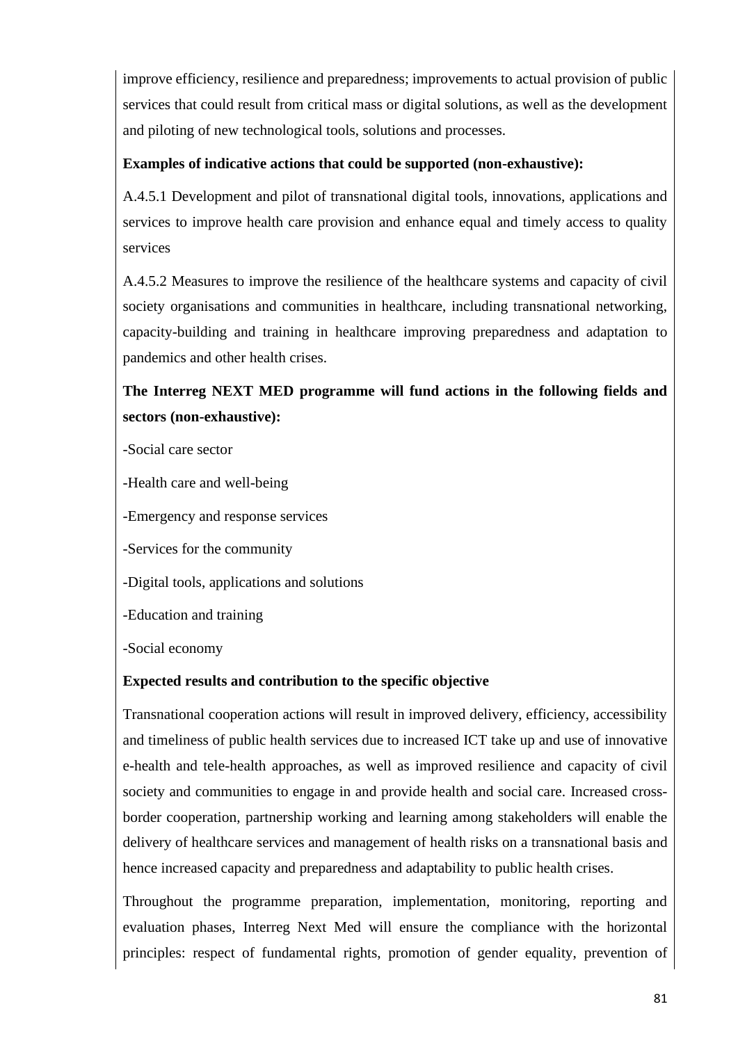improve efficiency, resilience and preparedness; improvements to actual provision of public services that could result from critical mass or digital solutions, as well as the development and piloting of new technological tools, solutions and processes.

**Examples of indicative actions that could be supported (non-exhaustive):**

A.4.5.1 Development and pilot of transnational digital tools, innovations, applications and services to improve health care provision and enhance equal and timely access to quality services

A.4.5.2 Measures to improve the resilience of the healthcare systems and capacity of civil society organisations and communities in healthcare, including transnational networking, capacity-building and training in healthcare improving preparedness and adaptation to pandemics and other health crises.

**The Interreg NEXT MED programme will fund actions in the following fields and sectors (non-exhaustive):**

-Social care sector

-Health care and well-being

-Emergency and response services

-Services for the community

-Digital tools, applications and solutions

-Education and training

-Social economy

**Expected results and contribution to the specific objective**

Transnational cooperation actions will result in improved delivery, efficiency, accessibility and timeliness of public health services due to increased ICT take up and use of innovative e-health and tele-health approaches, as well as improved resilience and capacity of civil society and communities to engage in and provide health and social care. Increased cross-border cooperation, partnership working and learning among stakeholders will enable the delivery of healthcare services and management of health risks on a transnational basis and hence increased capacity and preparedness and adaptability to public health crises.

Throughout the programme preparation, implementation, monitoring, reporting and evaluation phases, Interreg Next Med will ensure the compliance with the horizontal principles: respect of fundamental rights, promotion of gender equality, prevention of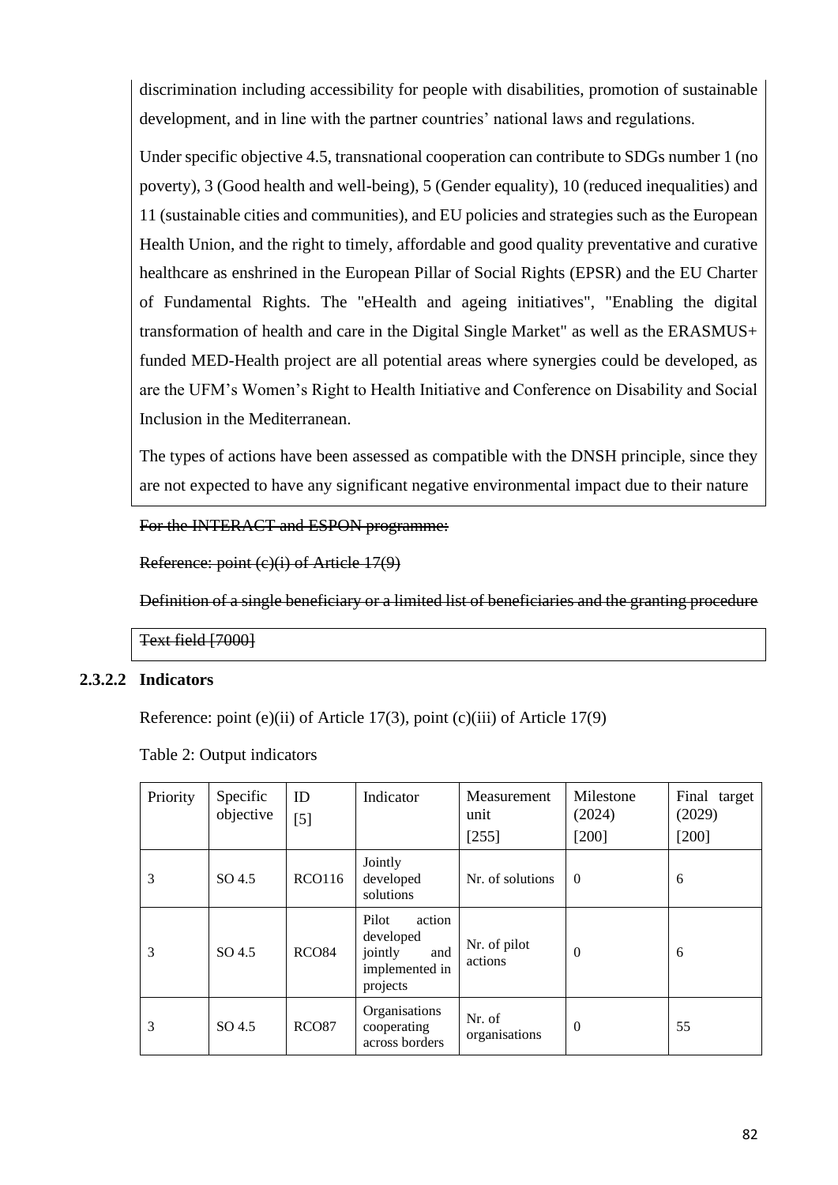discrimination including accessibility for people with disabilities, promotion of sustainable development, and in line with the partner countries' national laws and regulations.

Under specific objective 4.5, transnational cooperation can contribute to SDGs number 1 (no poverty), 3 (Good health and well-being), 5 (Gender equality), 10 (reduced inequalities) and 11 (sustainable cities and communities), and EU policies and strategies such as the European Health Union, and the right to timely, affordable and good quality preventative and curative healthcare as enshrined in the European Pillar of Social Rights (EPSR) and the EU Charter of Fundamental Rights. The "eHealth and ageing initiatives", "Enabling the digital transformation of health and care in the Digital Single Market" as well as the ERASMUS+ funded MED-Health project are all potential areas where synergies could be developed, as are the UFM's Women's Right to Health Initiative and Conference on Disability and Social Inclusion in the Mediterranean.

The types of actions have been assessed as compatible with the DNSH principle, since they are not expected to have any significant negative environmental impact due to their nature

~~For the INTERACT and ESPON programme:~~

~~Reference: point (c)(i) of Article 17(9)~~

~~Definition of a single beneficiary or a limited list of beneficiaries and the granting procedure~~

~~Text field [7000]~~

### 2.3.2.2 Indicators

Reference: point (e)(ii) of Article 17(3), point (c)(iii) of Article 17(9)

Table 2: Output indicators

| Priority | Specific objective | ID [5] | Indicator | Measurement unit [255] | Milestone (2024) [200] | Final target (2029) [200] |
|---|---|---|---|---|---|---|
| 3 | SO 4.5 | RCO116 | Jointly developed solutions | Nr. of solutions | 0 | 6 |
| 3 | SO 4.5 | RCO84 | Pilot action developed jointly and implemented in projects | Nr. of pilot actions | 0 | 6 |
| 3 | SO 4.5 | RCO87 | Organisations cooperating across borders | Nr. of organisations | 0 | 55 |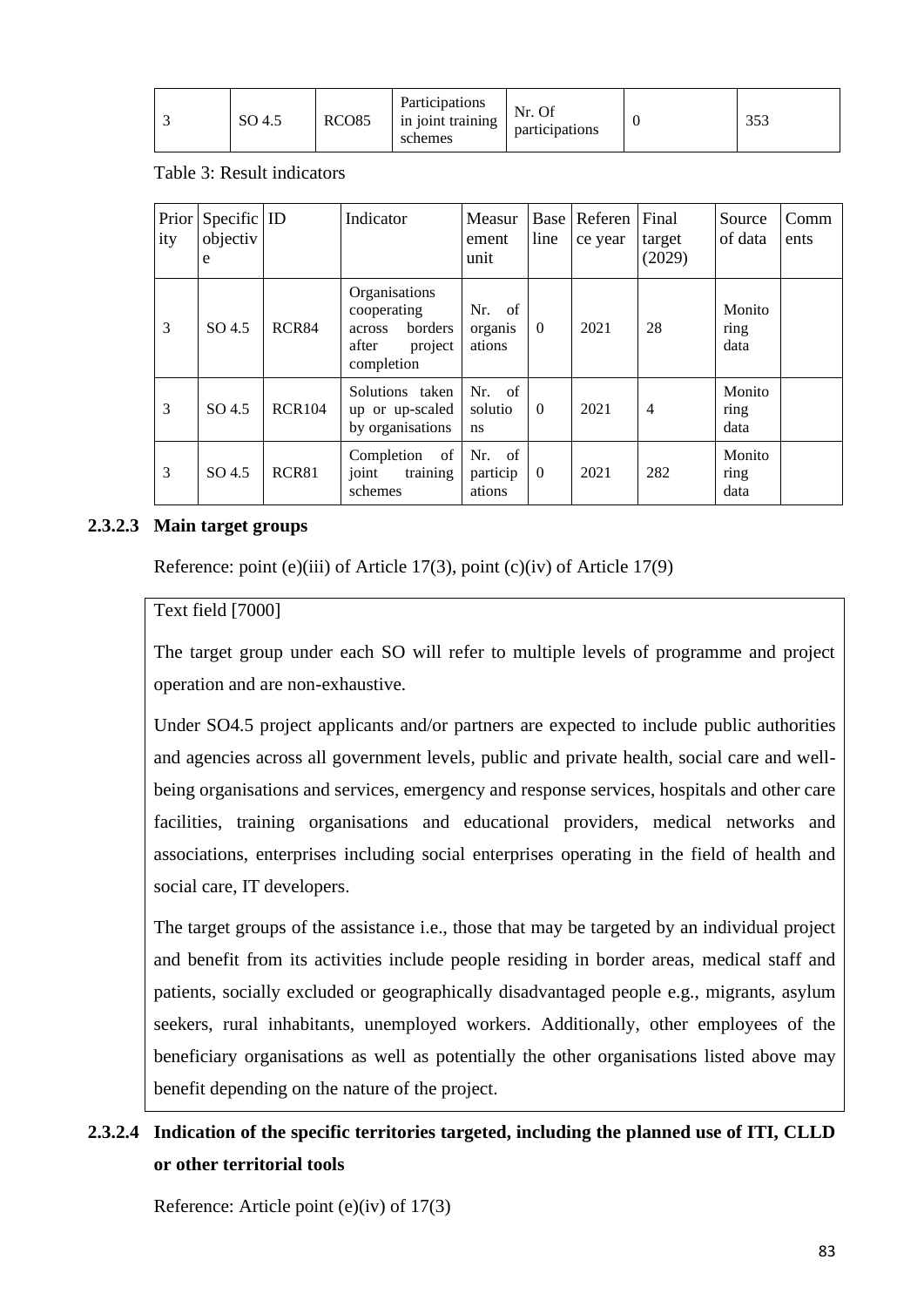| 3 | SO 4.5 | RCO85 | Participations in joint training schemes | Nr. Of participations | 0 | 353 |
|---|---|---|---|---|---|---|

Table 3: Result indicators

| Priority | Specific objective | ID | Indicator | Measurement unit | Baseline | Reference year | Final target (2029) | Source of data | Comments |
|---|---|---|---|---|---|---|---|---|---|
| 3 | SO 4.5 | RCR84 | Organisations cooperating across borders after project completion | Nr. of organisations | 0 | 2021 | 28 | Monitoring data | |
| 3 | SO 4.5 | RCR104 | Solutions taken up or up-scaled by organisations | Nr. of solutions | 0 | 2021 | 4 | Monitoring data | |
| 3 | SO 4.5 | RCR81 | Completion of joint training schemes | Nr. of participations | 0 | 2021 | 282 | Monitoring data | |

#### 2.3.2.3 Main target groups

Reference: point (e)(iii) of Article 17(3), point (c)(iv) of Article 17(9)

Text field [7000]

The target group under each SO will refer to multiple levels of programme and project operation and are non-exhaustive.

Under SO4.5 project applicants and/or partners are expected to include public authorities and agencies across all government levels, public and private health, social care and well-being organisations and services, emergency and response services, hospitals and other care facilities, training organisations and educational providers, medical networks and associations, enterprises including social enterprises operating in the field of health and social care, IT developers.

The target groups of the assistance i.e., those that may be targeted by an individual project and benefit from its activities include people residing in border areas, medical staff and patients, socially excluded or geographically disadvantaged people e.g., migrants, asylum seekers, rural inhabitants, unemployed workers. Additionally, other employees of the beneficiary organisations as well as potentially the other organisations listed above may benefit depending on the nature of the project.

#### 2.3.2.4 Indication of the specific territories targeted, including the planned use of ITI, CLLD or other territorial tools

Reference: Article point (e)(iv) of 17(3)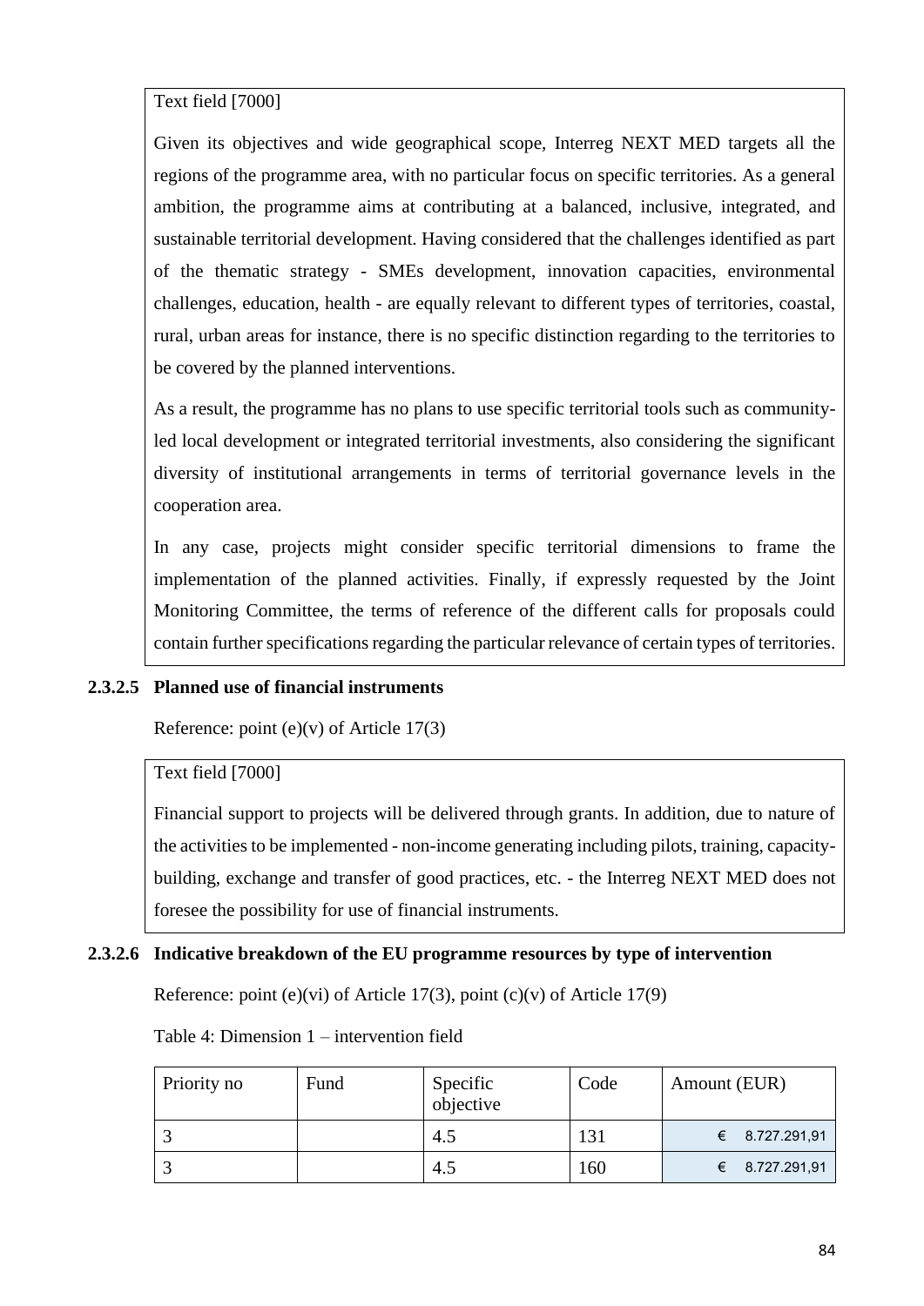Text field [7000]

Given its objectives and wide geographical scope, Interreg NEXT MED targets all the regions of the programme area, with no particular focus on specific territories. As a general ambition, the programme aims at contributing at a balanced, inclusive, integrated, and sustainable territorial development. Having considered that the challenges identified as part of the thematic strategy - SMEs development, innovation capacities, environmental challenges, education, health - are equally relevant to different types of territories, coastal, rural, urban areas for instance, there is no specific distinction regarding to the territories to be covered by the planned interventions.

As a result, the programme has no plans to use specific territorial tools such as community-led local development or integrated territorial investments, also considering the significant diversity of institutional arrangements in terms of territorial governance levels in the cooperation area.

In any case, projects might consider specific territorial dimensions to frame the implementation of the planned activities. Finally, if expressly requested by the Joint Monitoring Committee, the terms of reference of the different calls for proposals could contain further specifications regarding the particular relevance of certain types of territories.

#### 2.3.2.5 Planned use of financial instruments

Reference: point (e)(v) of Article 17(3)

Text field [7000]

Financial support to projects will be delivered through grants. In addition, due to nature of the activities to be implemented - non-income generating including pilots, training, capacity-building, exchange and transfer of good practices, etc. - the Interreg NEXT MED does not foresee the possibility for use of financial instruments.

#### 2.3.2.6 Indicative breakdown of the EU programme resources by type of intervention

Reference: point (e)(vi) of Article 17(3), point (c)(v) of Article 17(9)

Table 4: Dimension 1 – intervention field

| Priority no | Fund | Specific objective | Code | Amount (EUR) |
|---|---|---|---|---|
| 3 | | 4.5 | 131 | € 8.727.291,91 |
| 3 | | 4.5 | 160 | € 8.727.291,91 |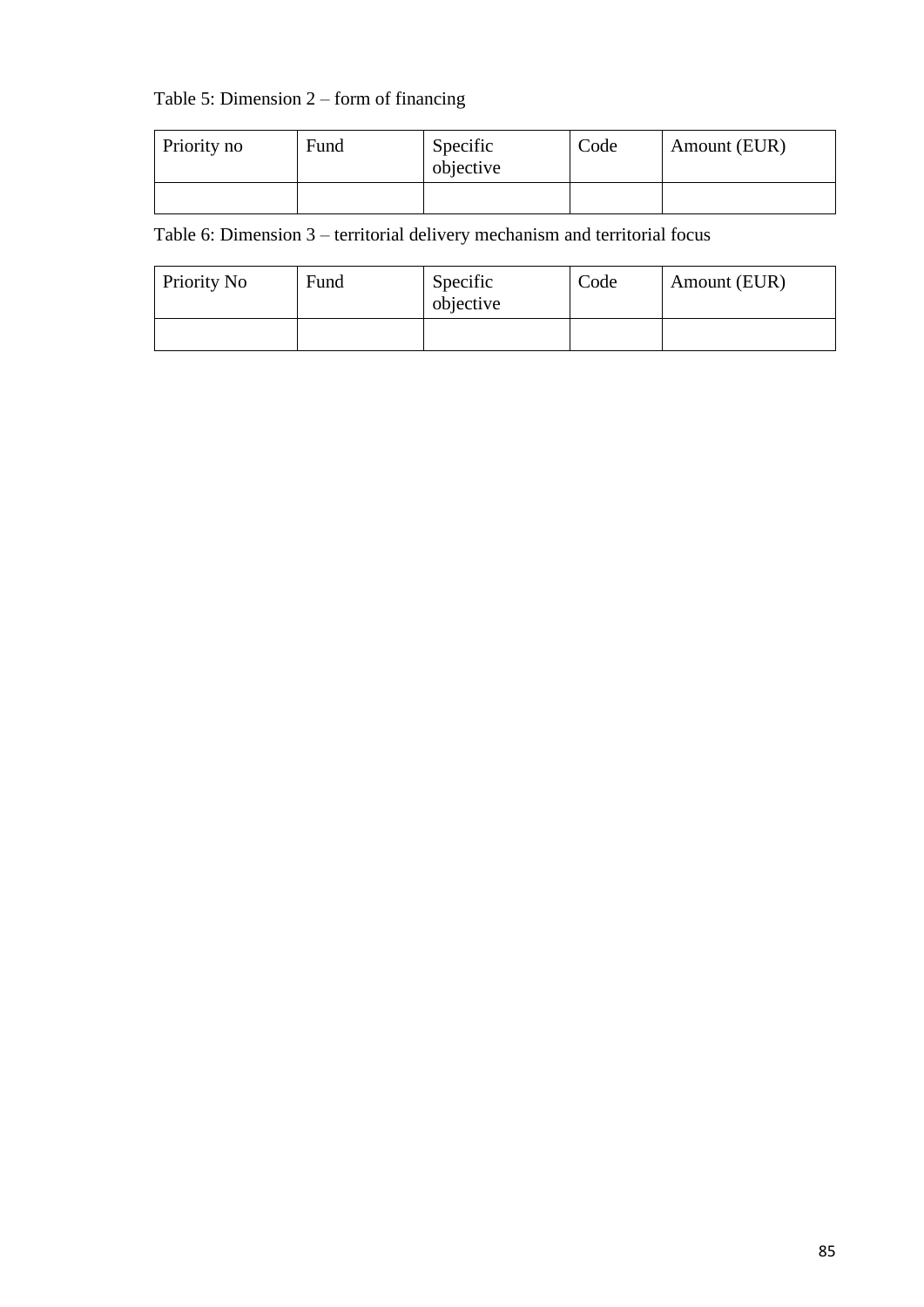Table 5: Dimension 2 – form of financing

| Priority no | Fund | Specific objective | Code | Amount (EUR) |
|---|---|---|---|---|
| | | | | |

Table 6: Dimension 3 – territorial delivery mechanism and territorial focus

| Priority No | Fund | Specific objective | Code | Amount (EUR) |
|---|---|---|---|---|
| | | | | |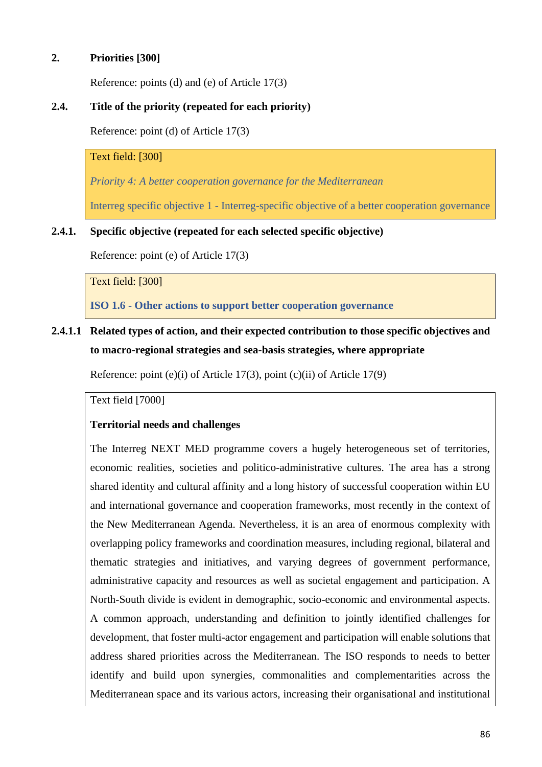**2. Priorities [300]**

Reference: points (d) and (e) of Article 17(3)

**2.4. Title of the priority (repeated for each priority)**

Reference: point (d) of Article 17(3)

Text field: [300]

*Priority 4: A better cooperation governance for the Mediterranean*

Interreg specific objective 1 - Interreg-specific objective of a better cooperation governance

**2.4.1. Specific objective (repeated for each selected specific objective)**

Reference: point (e) of Article 17(3)

Text field: [300]

**ISO 1.6 - Other actions to support better cooperation governance**

**2.4.1.1 Related types of action, and their expected contribution to those specific objectives and to macro-regional strategies and sea-basis strategies, where appropriate**

Reference: point (e)(i) of Article 17(3), point (c)(ii) of Article 17(9)

Text field [7000]

**Territorial needs and challenges**

The Interreg NEXT MED programme covers a hugely heterogeneous set of territories, economic realities, societies and politico-administrative cultures. The area has a strong shared identity and cultural affinity and a long history of successful cooperation within EU and international governance and cooperation frameworks, most recently in the context of the New Mediterranean Agenda. Nevertheless, it is an area of enormous complexity with overlapping policy frameworks and coordination measures, including regional, bilateral and thematic strategies and initiatives, and varying degrees of government performance, administrative capacity and resources as well as societal engagement and participation. A North-South divide is evident in demographic, socio-economic and environmental aspects. A common approach, understanding and definition to jointly identified challenges for development, that foster multi-actor engagement and participation will enable solutions that address shared priorities across the Mediterranean. The ISO responds to needs to better identify and build upon synergies, commonalities and complementarities across the Mediterranean space and its various actors, increasing their organisational and institutional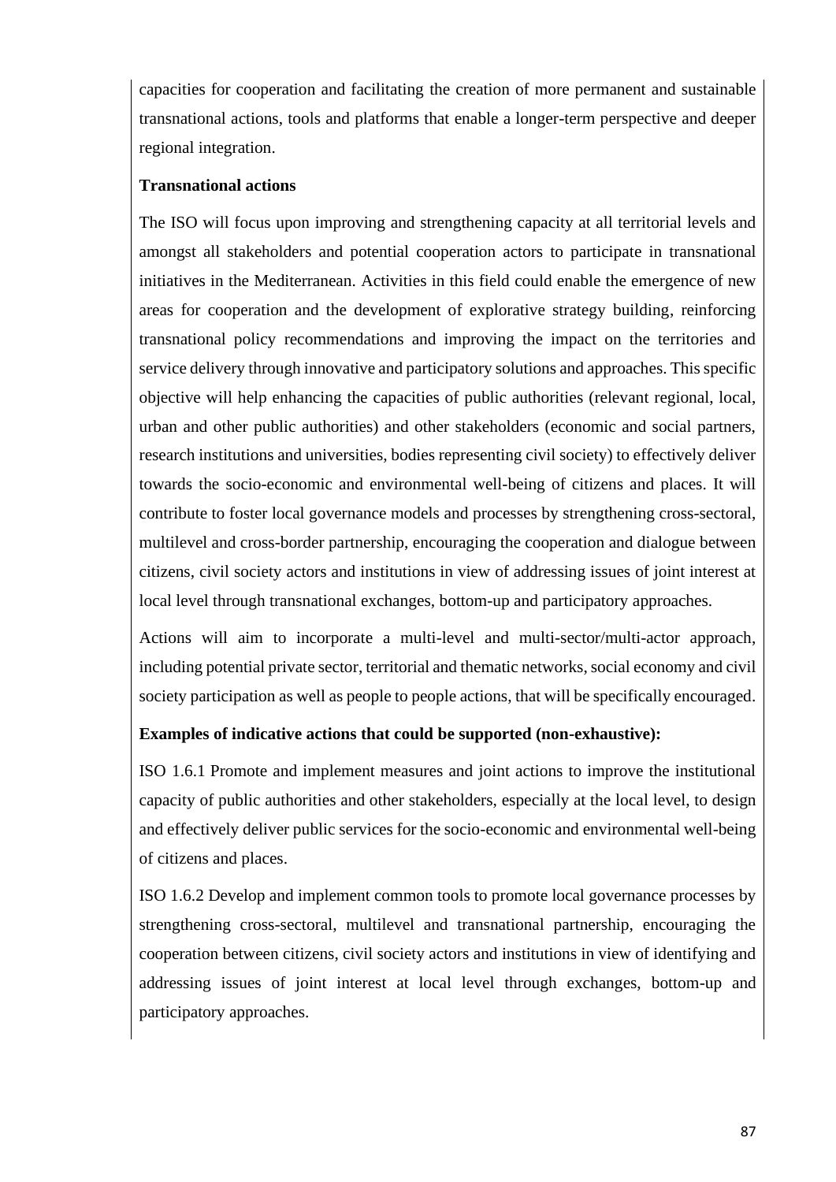capacities for cooperation and facilitating the creation of more permanent and sustainable transnational actions, tools and platforms that enable a longer-term perspective and deeper regional integration.

**Transnational actions**

The ISO will focus upon improving and strengthening capacity at all territorial levels and amongst all stakeholders and potential cooperation actors to participate in transnational initiatives in the Mediterranean. Activities in this field could enable the emergence of new areas for cooperation and the development of explorative strategy building, reinforcing transnational policy recommendations and improving the impact on the territories and service delivery through innovative and participatory solutions and approaches. This specific objective will help enhancing the capacities of public authorities (relevant regional, local, urban and other public authorities) and other stakeholders (economic and social partners, research institutions and universities, bodies representing civil society) to effectively deliver towards the socio-economic and environmental well-being of citizens and places. It will contribute to foster local governance models and processes by strengthening cross-sectoral, multilevel and cross-border partnership, encouraging the cooperation and dialogue between citizens, civil society actors and institutions in view of addressing issues of joint interest at local level through transnational exchanges, bottom-up and participatory approaches.

Actions will aim to incorporate a multi-level and multi-sector/multi-actor approach, including potential private sector, territorial and thematic networks, social economy and civil society participation as well as people to people actions, that will be specifically encouraged.

**Examples of indicative actions that could be supported (non-exhaustive):**

ISO 1.6.1 Promote and implement measures and joint actions to improve the institutional capacity of public authorities and other stakeholders, especially at the local level, to design and effectively deliver public services for the socio-economic and environmental well-being of citizens and places.

ISO 1.6.2 Develop and implement common tools to promote local governance processes by strengthening cross-sectoral, multilevel and transnational partnership, encouraging the cooperation between citizens, civil society actors and institutions in view of identifying and addressing issues of joint interest at local level through exchanges, bottom-up and participatory approaches.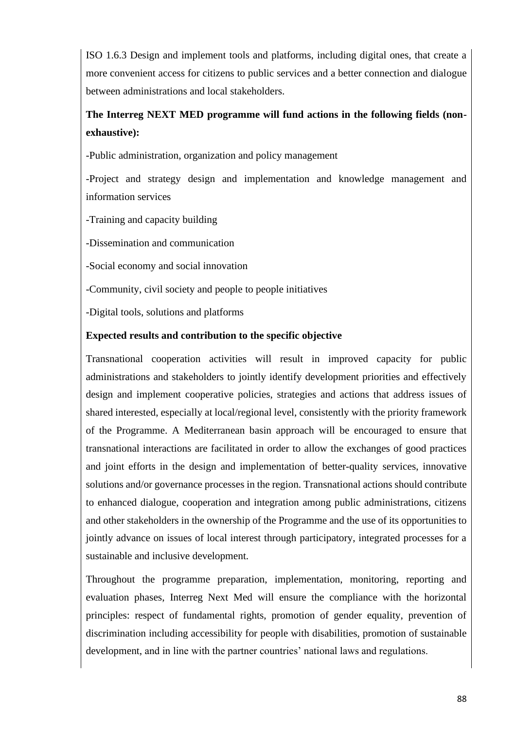ISO 1.6.3 Design and implement tools and platforms, including digital ones, that create a more convenient access for citizens to public services and a better connection and dialogue between administrations and local stakeholders.

**The Interreg NEXT MED programme will fund actions in the following fields (non-exhaustive):**

-Public administration, organization and policy management

-Project and strategy design and implementation and knowledge management and information services

-Training and capacity building

-Dissemination and communication

-Social economy and social innovation

-Community, civil society and people to people initiatives

-Digital tools, solutions and platforms

**Expected results and contribution to the specific objective**

Transnational cooperation activities will result in improved capacity for public administrations and stakeholders to jointly identify development priorities and effectively design and implement cooperative policies, strategies and actions that address issues of shared interested, especially at local/regional level, consistently with the priority framework of the Programme. A Mediterranean basin approach will be encouraged to ensure that transnational interactions are facilitated in order to allow the exchanges of good practices and joint efforts in the design and implementation of better-quality services, innovative solutions and/or governance processes in the region. Transnational actions should contribute to enhanced dialogue, cooperation and integration among public administrations, citizens and other stakeholders in the ownership of the Programme and the use of its opportunities to jointly advance on issues of local interest through participatory, integrated processes for a sustainable and inclusive development.

Throughout the programme preparation, implementation, monitoring, reporting and evaluation phases, Interreg Next Med will ensure the compliance with the horizontal principles: respect of fundamental rights, promotion of gender equality, prevention of discrimination including accessibility for people with disabilities, promotion of sustainable development, and in line with the partner countries' national laws and regulations.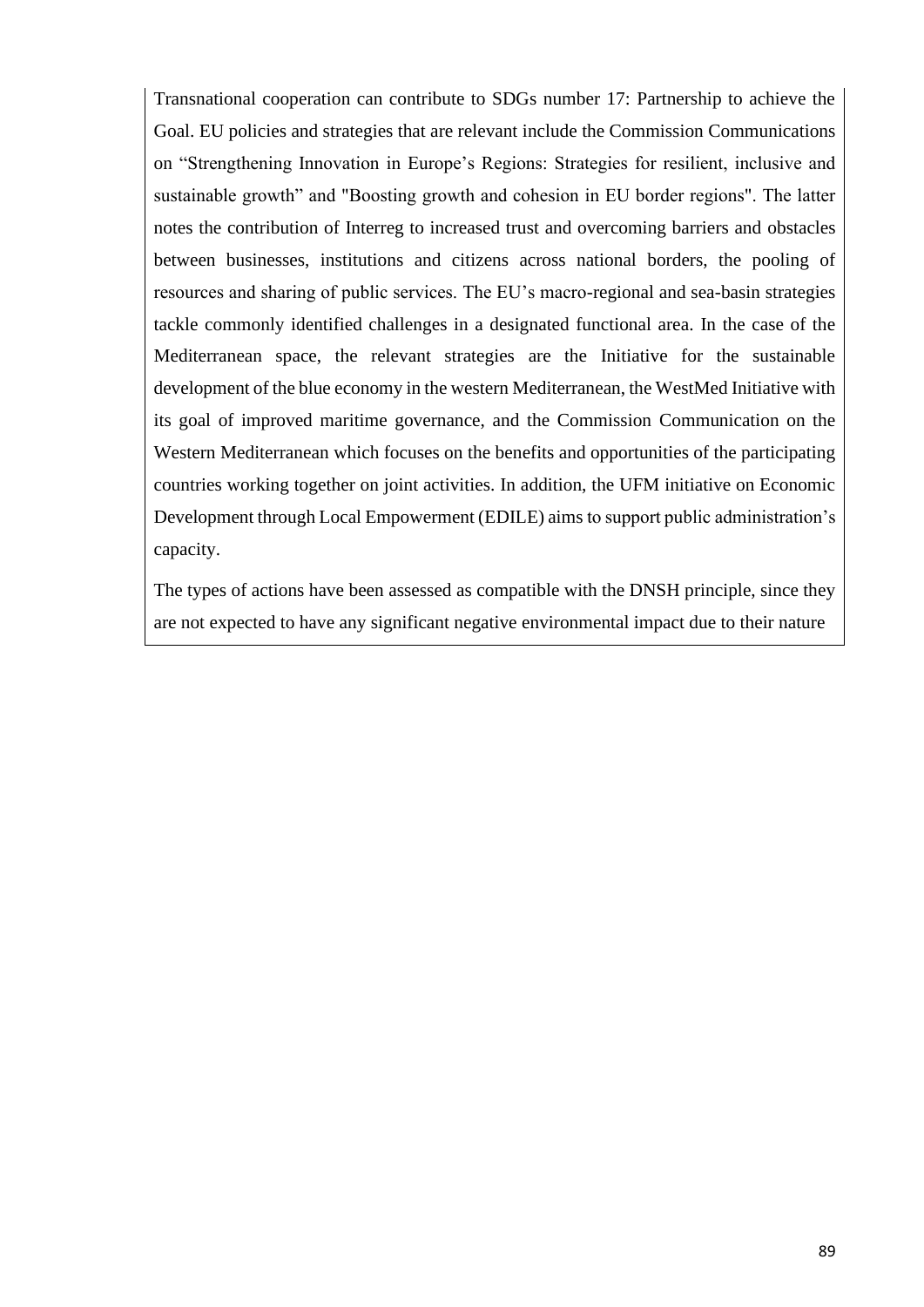Transnational cooperation can contribute to SDGs number 17: Partnership to achieve the Goal. EU policies and strategies that are relevant include the Commission Communications on “Strengthening Innovation in Europe’s Regions: Strategies for resilient, inclusive and sustainable growth” and "Boosting growth and cohesion in EU border regions". The latter notes the contribution of Interreg to increased trust and overcoming barriers and obstacles between businesses, institutions and citizens across national borders, the pooling of resources and sharing of public services. The EU’s macro-regional and sea-basin strategies tackle commonly identified challenges in a designated functional area. In the case of the Mediterranean space, the relevant strategies are the Initiative for the sustainable development of the blue economy in the western Mediterranean, the WestMed Initiative with its goal of improved maritime governance, and the Commission Communication on the Western Mediterranean which focuses on the benefits and opportunities of the participating countries working together on joint activities. In addition, the UFM initiative on Economic Development through Local Empowerment (EDILE) aims to support public administration’s capacity.

The types of actions have been assessed as compatible with the DNSH principle, since they are not expected to have any significant negative environmental impact due to their nature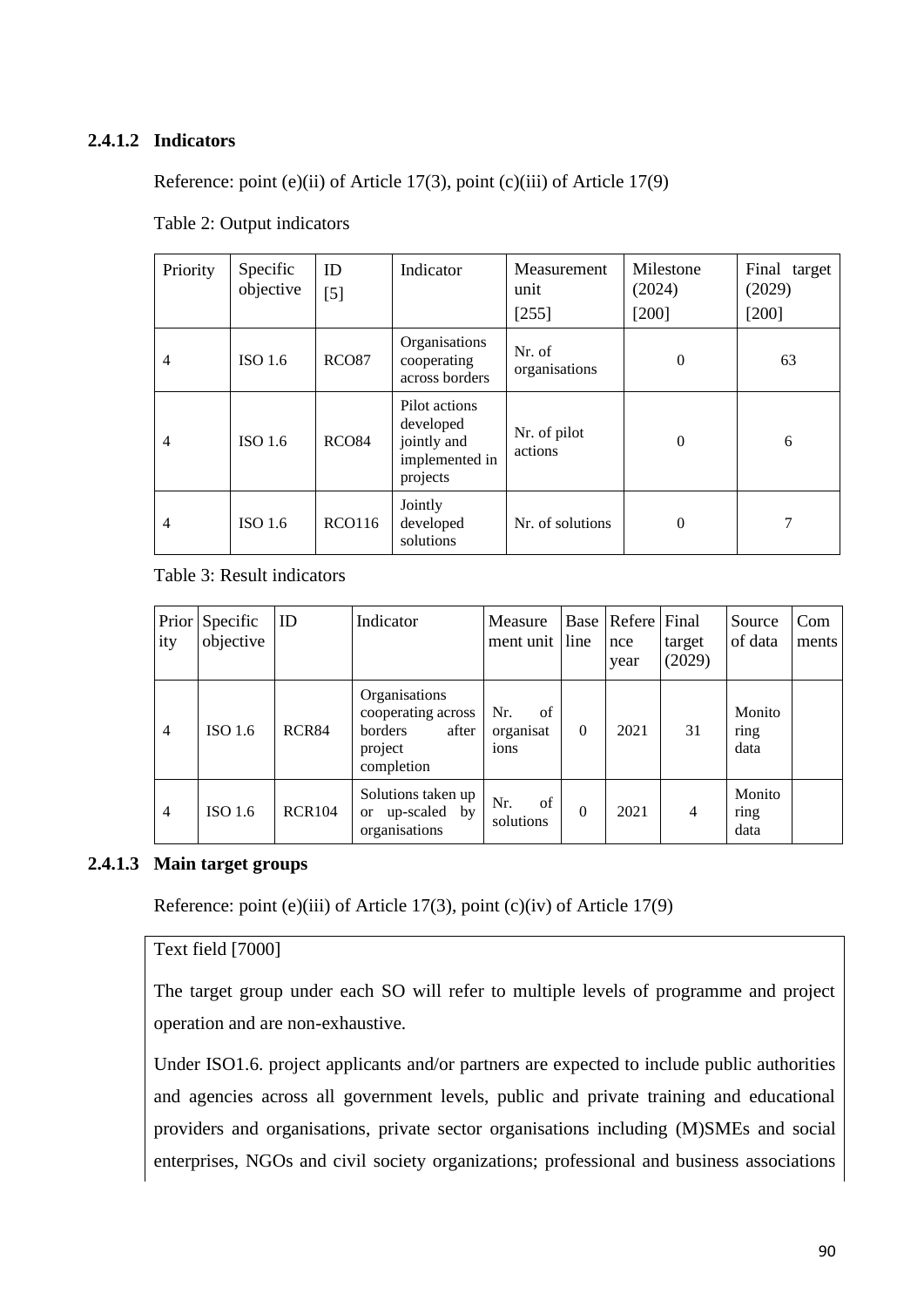#### 2.4.1.2 Indicators

Reference: point (e)(ii) of Article 17(3), point (c)(iii) of Article 17(9)

Table 2: Output indicators

| Priority | Specific objective | ID [5] | Indicator | Measurement unit [255] | Milestone (2024) [200] | Final target (2029) [200] |
|---|---|---|---|---|---|---|
| 4 | ISO 1.6 | RCO87 | Organisations cooperating across borders | Nr. of organisations | 0 | 63 |
| 4 | ISO 1.6 | RCO84 | Pilot actions developed jointly and implemented in projects | Nr. of pilot actions | 0 | 6 |
| 4 | ISO 1.6 | RCO116 | Jointly developed solutions | Nr. of solutions | 0 | 7 |

Table 3: Result indicators

| Priority | Specific objective | ID | Indicator | Measurement unit | Baseline | Reference year | Final target (2029) | Source of data | Comments |
|---|---|---|---|---|---|---|---|---|---|
| 4 | ISO 1.6 | RCR84 | Organisations cooperating across borders after project completion | Nr. of organisations | 0 | 2021 | 31 | Monitoring data | |
| 4 | ISO 1.6 | RCR104 | Solutions taken up or up-scaled by organisations | Nr. of solutions | 0 | 2021 | 4 | Monitoring data | |

#### 2.4.1.3 Main target groups

Reference: point (e)(iii) of Article 17(3), point (c)(iv) of Article 17(9)

Text field [7000]

The target group under each SO will refer to multiple levels of programme and project operation and are non-exhaustive.

Under ISO1.6. project applicants and/or partners are expected to include public authorities and agencies across all government levels, public and private training and educational providers and organisations, private sector organisations including (M)SMEs and social enterprises, NGOs and civil society organizations; professional and business associations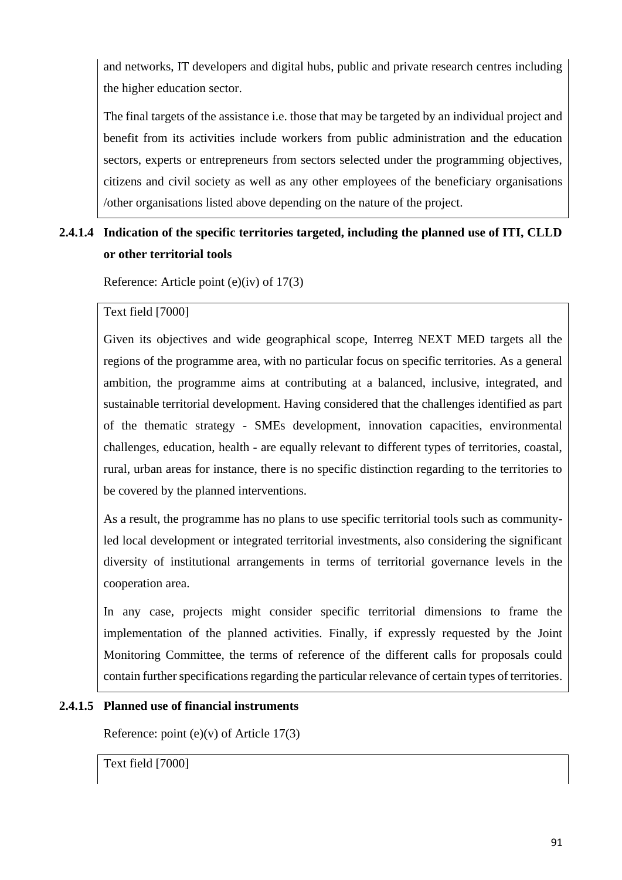and networks, IT developers and digital hubs, public and private research centres including the higher education sector.

The final targets of the assistance i.e. those that may be targeted by an individual project and benefit from its activities include workers from public administration and the education sectors, experts or entrepreneurs from sectors selected under the programming objectives, citizens and civil society as well as any other employees of the beneficiary organisations /other organisations listed above depending on the nature of the project.

#### 2.4.1.4 Indication of the specific territories targeted, including the planned use of ITI, CLLD or other territorial tools

Reference: Article point (e)(iv) of 17(3)

Text field [7000]

Given its objectives and wide geographical scope, Interreg NEXT MED targets all the regions of the programme area, with no particular focus on specific territories. As a general ambition, the programme aims at contributing at a balanced, inclusive, integrated, and sustainable territorial development. Having considered that the challenges identified as part of the thematic strategy - SMEs development, innovation capacities, environmental challenges, education, health - are equally relevant to different types of territories, coastal, rural, urban areas for instance, there is no specific distinction regarding to the territories to be covered by the planned interventions.

As a result, the programme has no plans to use specific territorial tools such as community-led local development or integrated territorial investments, also considering the significant diversity of institutional arrangements in terms of territorial governance levels in the cooperation area.

In any case, projects might consider specific territorial dimensions to frame the implementation of the planned activities. Finally, if expressly requested by the Joint Monitoring Committee, the terms of reference of the different calls for proposals could contain further specifications regarding the particular relevance of certain types of territories.

#### 2.4.1.5 Planned use of financial instruments

Reference: point (e)(v) of Article 17(3)

Text field [7000]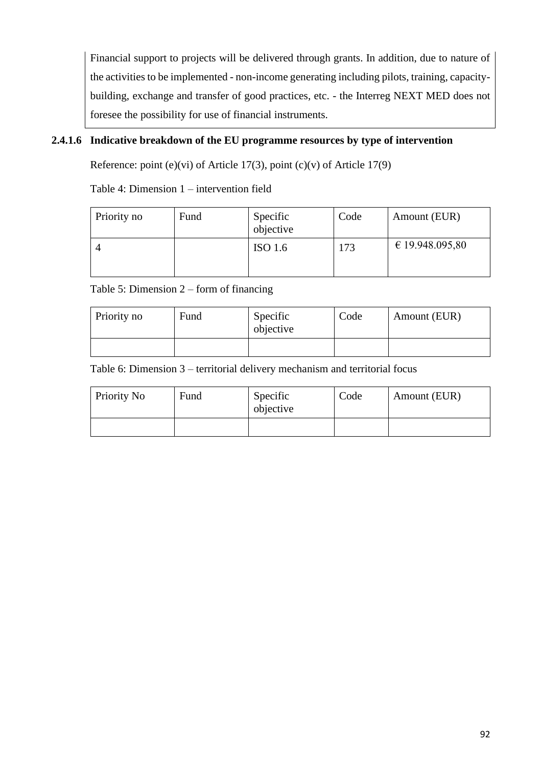Financial support to projects will be delivered through grants. In addition, due to nature of the activities to be implemented - non-income generating including pilots, training, capacity-building, exchange and transfer of good practices, etc. - the Interreg NEXT MED does not foresee the possibility for use of financial instruments.

#### 2.4.1.6 Indicative breakdown of the EU programme resources by type of intervention

Reference: point (e)(vi) of Article 17(3), point (c)(v) of Article 17(9)

Table 4: Dimension 1 – intervention field

| Priority no | Fund | Specific objective | Code | Amount (EUR) |
|---|---|---|---|---|
| 4 | | ISO 1.6 | 173 | € 19.948.095,80 |

Table 5: Dimension 2 – form of financing

| Priority no | Fund | Specific objective | Code | Amount (EUR) |
|---|---|---|---|---|
| | | | | |

Table 6: Dimension 3 – territorial delivery mechanism and territorial focus

| Priority No | Fund | Specific objective | Code | Amount (EUR) |
|---|---|---|---|---|
| | | | | |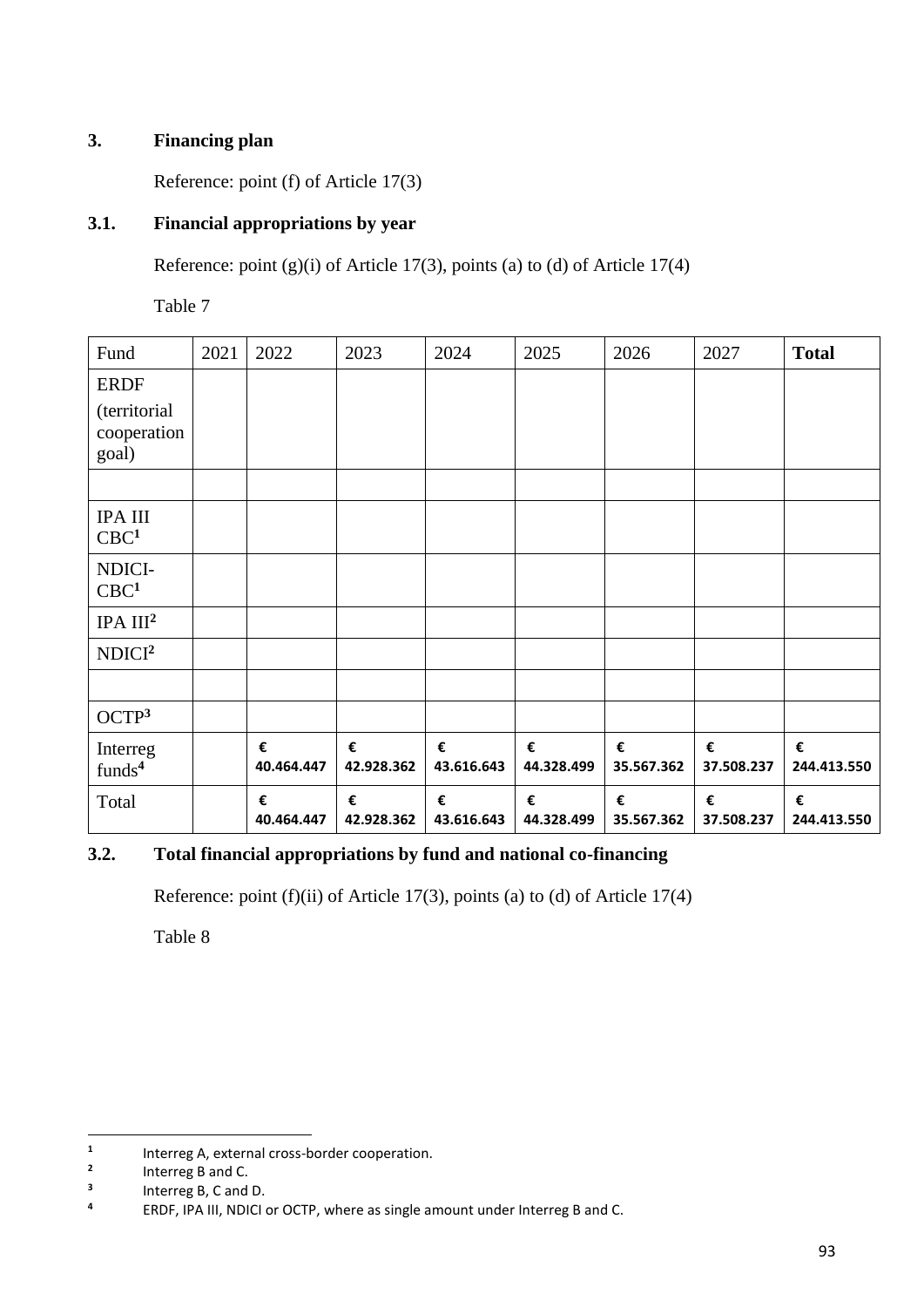## 3. Financing plan

Reference: point (f) of Article 17(3)

### 3.1. Financial appropriations by year

Reference: point (g)(i) of Article 17(3), points (a) to (d) of Article 17(4)

Table 7

| Fund | 2021 | 2022 | 2023 | 2024 | 2025 | 2026 | 2027 | **Total** |
|---|---|---|---|---|---|---|---|---|
| ERDF (territorial cooperation goal) | | | | | | | | |
| | | | | | | | | |
| IPA III CBC[1] | | | | | | | | |
| NDICI-CBC[1] | | | | | | | | |
| IPA III[2] | | | | | | | | |
| NDICI[2] | | | | | | | | |
| | | | | | | | | |
| OCTP[3] | | | | | | | | |
| Interreg funds[4] | | **€ 40.464.447** | **€ 42.928.362** | **€ 43.616.643** | **€ 44.328.499** | **€ 35.567.362** | **€ 37.508.237** | **€ 244.413.550** |
| Total | | **€ 40.464.447** | **€ 42.928.362** | **€ 43.616.643** | **€ 44.328.499** | **€ 35.567.362** | **€ 37.508.237** | **€ 244.413.550** |

### 3.2. Total financial appropriations by fund and national co-financing

Reference: point (f)(ii) of Article 17(3), points (a) to (d) of Article 17(4)

Table 8

[1] Interreg A, external cross-border cooperation.

[2] Interreg B and C.

[3] Interreg B, C and D.

[4] ERDF, IPA III, NDICI or OCTP, where as single amount under Interreg B and C.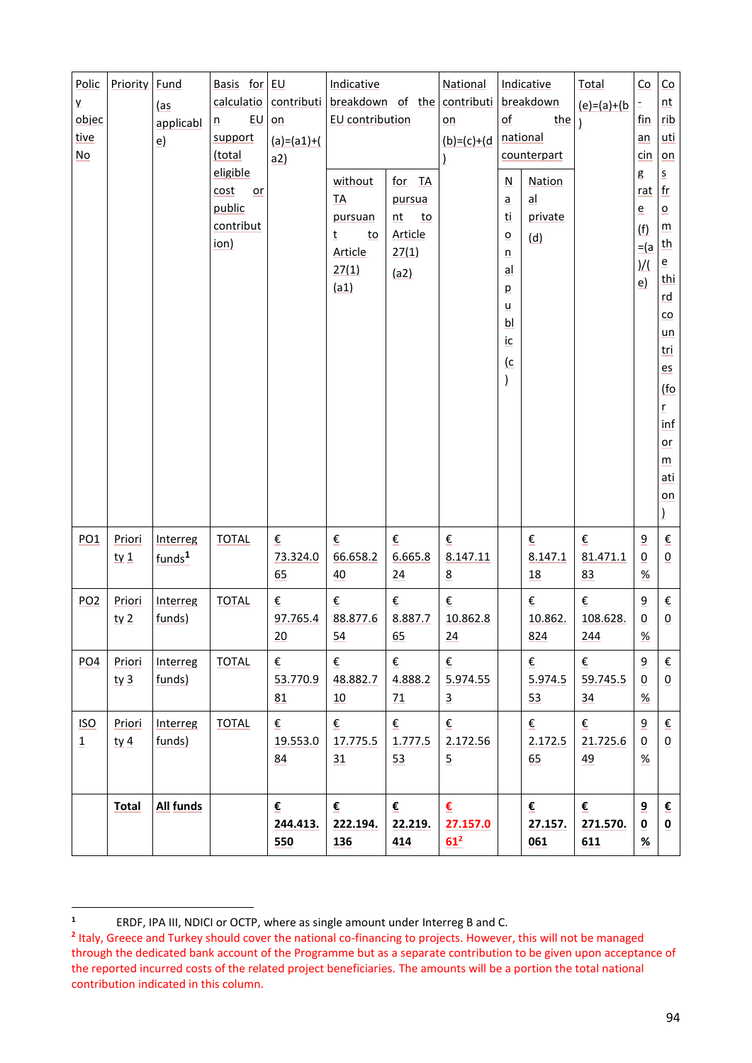| Policy objective No | Priority | Fund (as applicable) | Basis for calculation EU support (total eligible cost or public contribution) | EU contribution (a)=(a1)+(a2) | Indicative breakdown of the EU contribution | | National contribution (b)=(c)+(d) | Indicative breakdown of the national counterpart | | Total (e)=(a)+(b) | Co-financing rate (f) =(a)/(e) | Contributions from the third countries (for information) |
|---|---|---|---|---|---|---|---|---|---|---|---|---|
| | | | | | without TA pursuant to Article 27(1) (a1) | for TA pursuant to Article 27(1) (a2) | | National public (c) | National private (d) | | | |
| PO1 | Priority 1 | Interreg funds[1] | TOTAL | € 73.324.065 | € 66.658.240 | € 6.665.824 | € 8.147.118 | | € 8.147.118 | € 81.471.183 | 90% | € 0 |
| PO2 | Priority 2 | Interreg funds) | TOTAL | € 97.765.420 | € 88.877.654 | € 8.887.765 | € 10.862.824 | | € 10.862.824 | € 108.628.244 | 90% | € 0 |
| PO4 | Priority 3 | Interreg funds) | TOTAL | € 53.770.981 | € 48.882.710 | € 4.888.271 | € 5.974.553 | | € 5.974.553 | € 59.745.534 | 90% | € 0 |
| ISO 1 | Priority 4 | Interreg funds) | TOTAL | € 19.553.084 | € 17.775.531 | € 1.777.553 | € 2.172.565 | | € 2.172.565 | € 21.725.649 | 90% | € 0 |
| | **Total** | **All funds** | | **€ 244.413.550** | **€ 222.194.136** | **€ 22.219.414** | **€ 27.157.061[2]** | | **€ 27.157.061** | **€ 271.570.611** | **90%** | **€ 0** |

[1] ERDF, IPA III, NDICI or OCTP, where as single amount under Interreg B and C.

[2] Italy, Greece and Turkey should cover the national co-financing to projects. However, this will not be managed through the dedicated bank account of the Programme but as a separate contribution to be given upon acceptance of the reported incurred costs of the related project beneficiaries. The amounts will be a portion the total national contribution indicated in this column.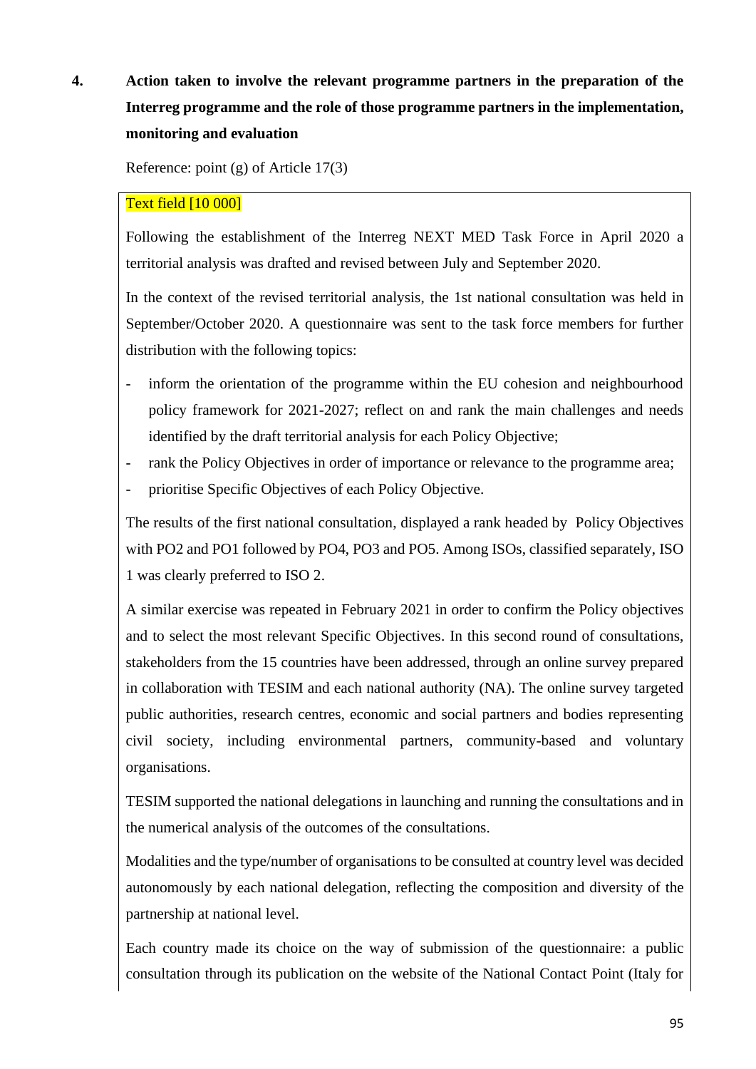## 4. Action taken to involve the relevant programme partners in the preparation of the Interreg programme and the role of those programme partners in the implementation, monitoring and evaluation

Reference: point (g) of Article 17(3)

Text field [10 000]

Following the establishment of the Interreg NEXT MED Task Force in April 2020 a territorial analysis was drafted and revised between July and September 2020.

In the context of the revised territorial analysis, the 1st national consultation was held in September/October 2020. A questionnaire was sent to the task force members for further distribution with the following topics:

- inform the orientation of the programme within the EU cohesion and neighbourhood policy framework for 2021-2027; reflect on and rank the main challenges and needs identified by the draft territorial analysis for each Policy Objective;
- rank the Policy Objectives in order of importance or relevance to the programme area;
- prioritise Specific Objectives of each Policy Objective.

The results of the first national consultation, displayed a rank headed by Policy Objectives with PO2 and PO1 followed by PO4, PO3 and PO5. Among ISOs, classified separately, ISO 1 was clearly preferred to ISO 2.

A similar exercise was repeated in February 2021 in order to confirm the Policy objectives and to select the most relevant Specific Objectives. In this second round of consultations, stakeholders from the 15 countries have been addressed, through an online survey prepared in collaboration with TESIM and each national authority (NA). The online survey targeted public authorities, research centres, economic and social partners and bodies representing civil society, including environmental partners, community-based and voluntary organisations.

TESIM supported the national delegations in launching and running the consultations and in the numerical analysis of the outcomes of the consultations.

Modalities and the type/number of organisations to be consulted at country level was decided autonomously by each national delegation, reflecting the composition and diversity of the partnership at national level.

Each country made its choice on the way of submission of the questionnaire: a public consultation through its publication on the website of the National Contact Point (Italy for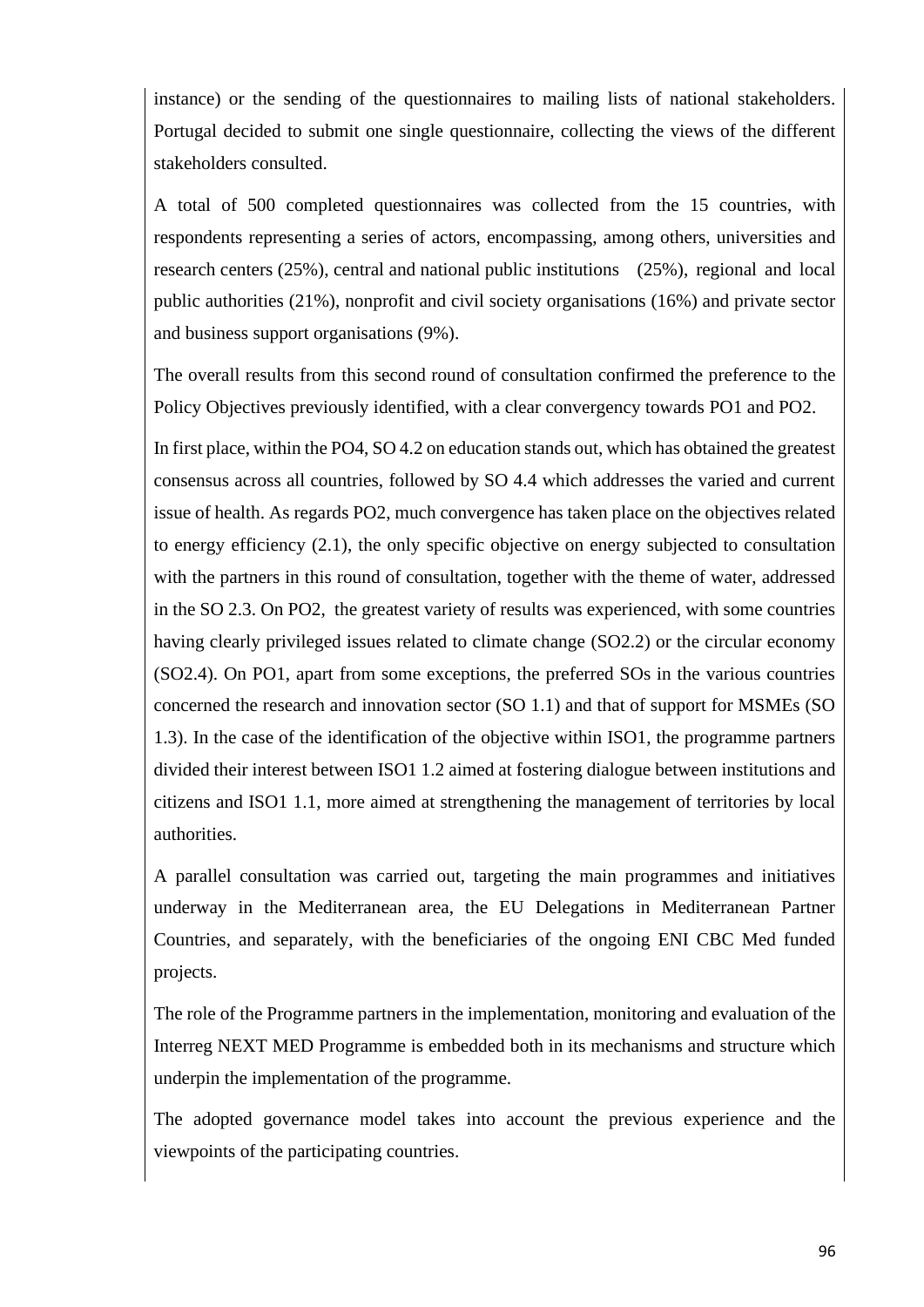instance) or the sending of the questionnaires to mailing lists of national stakeholders. Portugal decided to submit one single questionnaire, collecting the views of the different stakeholders consulted.

A total of 500 completed questionnaires was collected from the 15 countries, with respondents representing a series of actors, encompassing, among others, universities and research centers (25%), central and national public institutions (25%), regional and local public authorities (21%), nonprofit and civil society organisations (16%) and private sector and business support organisations (9%).

The overall results from this second round of consultation confirmed the preference to the Policy Objectives previously identified, with a clear convergency towards PO1 and PO2.

In first place, within the PO4, SO 4.2 on education stands out, which has obtained the greatest consensus across all countries, followed by SO 4.4 which addresses the varied and current issue of health. As regards PO2, much convergence has taken place on the objectives related to energy efficiency (2.1), the only specific objective on energy subjected to consultation with the partners in this round of consultation, together with the theme of water, addressed in the SO 2.3. On PO2, the greatest variety of results was experienced, with some countries having clearly privileged issues related to climate change (SO2.2) or the circular economy (SO2.4). On PO1, apart from some exceptions, the preferred SOs in the various countries concerned the research and innovation sector (SO 1.1) and that of support for MSMEs (SO 1.3). In the case of the identification of the objective within ISO1, the programme partners divided their interest between ISO1 1.2 aimed at fostering dialogue between institutions and citizens and ISO1 1.1, more aimed at strengthening the management of territories by local authorities.

A parallel consultation was carried out, targeting the main programmes and initiatives underway in the Mediterranean area, the EU Delegations in Mediterranean Partner Countries, and separately, with the beneficiaries of the ongoing ENI CBC Med funded projects.

The role of the Programme partners in the implementation, monitoring and evaluation of the Interreg NEXT MED Programme is embedded both in its mechanisms and structure which underpin the implementation of the programme.

The adopted governance model takes into account the previous experience and the viewpoints of the participating countries.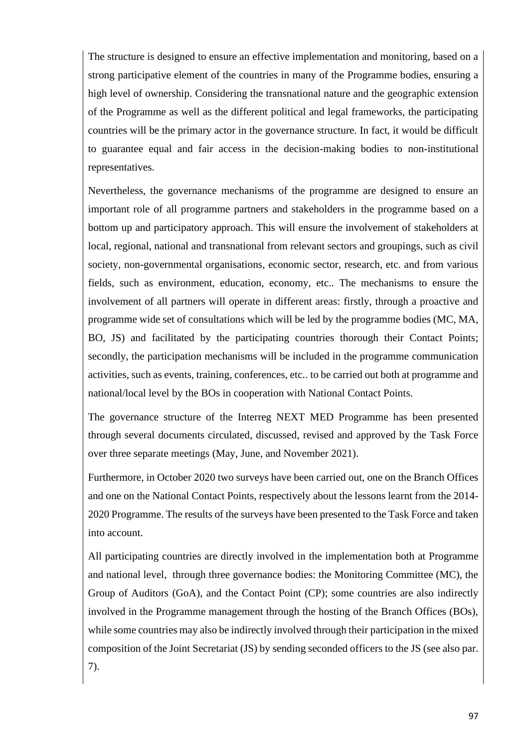The structure is designed to ensure an effective implementation and monitoring, based on a strong participative element of the countries in many of the Programme bodies, ensuring a high level of ownership. Considering the transnational nature and the geographic extension of the Programme as well as the different political and legal frameworks, the participating countries will be the primary actor in the governance structure. In fact, it would be difficult to guarantee equal and fair access in the decision-making bodies to non-institutional representatives.

Nevertheless, the governance mechanisms of the programme are designed to ensure an important role of all programme partners and stakeholders in the programme based on a bottom up and participatory approach. This will ensure the involvement of stakeholders at local, regional, national and transnational from relevant sectors and groupings, such as civil society, non-governmental organisations, economic sector, research, etc. and from various fields, such as environment, education, economy, etc.. The mechanisms to ensure the involvement of all partners will operate in different areas: firstly, through a proactive and programme wide set of consultations which will be led by the programme bodies (MC, MA, BO, JS) and facilitated by the participating countries thorough their Contact Points; secondly, the participation mechanisms will be included in the programme communication activities, such as events, training, conferences, etc.. to be carried out both at programme and national/local level by the BOs in cooperation with National Contact Points.

The governance structure of the Interreg NEXT MED Programme has been presented through several documents circulated, discussed, revised and approved by the Task Force over three separate meetings (May, June, and November 2021).

Furthermore, in October 2020 two surveys have been carried out, one on the Branch Offices and one on the National Contact Points, respectively about the lessons learnt from the 2014-2020 Programme. The results of the surveys have been presented to the Task Force and taken into account.

All participating countries are directly involved in the implementation both at Programme and national level, through three governance bodies: the Monitoring Committee (MC), the Group of Auditors (GoA), and the Contact Point (CP); some countries are also indirectly involved in the Programme management through the hosting of the Branch Offices (BOs), while some countries may also be indirectly involved through their participation in the mixed composition of the Joint Secretariat (JS) by sending seconded officers to the JS (see also par. 7).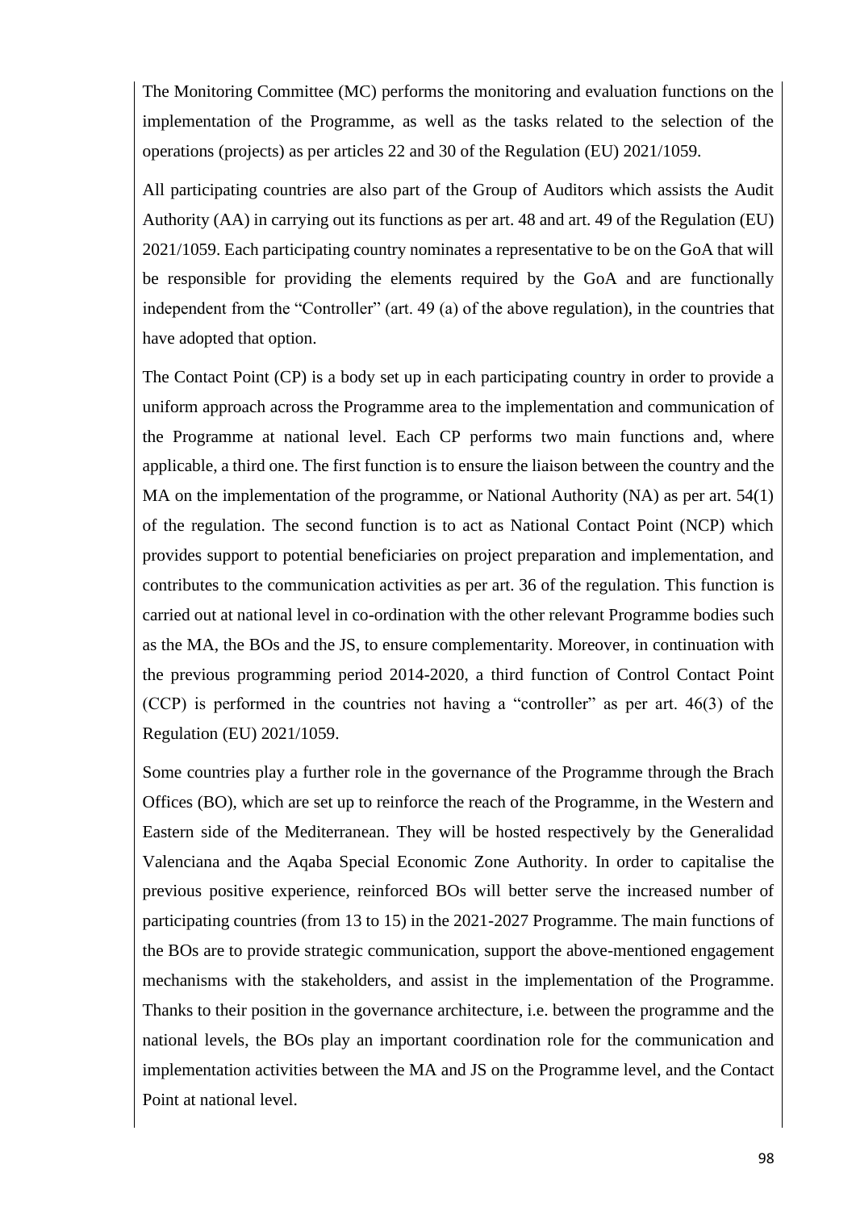The Monitoring Committee (MC) performs the monitoring and evaluation functions on the implementation of the Programme, as well as the tasks related to the selection of the operations (projects) as per articles 22 and 30 of the Regulation (EU) 2021/1059.

All participating countries are also part of the Group of Auditors which assists the Audit Authority (AA) in carrying out its functions as per art. 48 and art. 49 of the Regulation (EU) 2021/1059. Each participating country nominates a representative to be on the GoA that will be responsible for providing the elements required by the GoA and are functionally independent from the "Controller" (art. 49 (a) of the above regulation), in the countries that have adopted that option.

The Contact Point (CP) is a body set up in each participating country in order to provide a uniform approach across the Programme area to the implementation and communication of the Programme at national level. Each CP performs two main functions and, where applicable, a third one. The first function is to ensure the liaison between the country and the MA on the implementation of the programme, or National Authority (NA) as per art. 54(1) of the regulation. The second function is to act as National Contact Point (NCP) which provides support to potential beneficiaries on project preparation and implementation, and contributes to the communication activities as per art. 36 of the regulation. This function is carried out at national level in co-ordination with the other relevant Programme bodies such as the MA, the BOs and the JS, to ensure complementarity. Moreover, in continuation with the previous programming period 2014-2020, a third function of Control Contact Point (CCP) is performed in the countries not having a "controller" as per art. 46(3) of the Regulation (EU) 2021/1059.

Some countries play a further role in the governance of the Programme through the Brach Offices (BO), which are set up to reinforce the reach of the Programme, in the Western and Eastern side of the Mediterranean. They will be hosted respectively by the Generalidad Valenciana and the Aqaba Special Economic Zone Authority. In order to capitalise the previous positive experience, reinforced BOs will better serve the increased number of participating countries (from 13 to 15) in the 2021-2027 Programme. The main functions of the BOs are to provide strategic communication, support the above-mentioned engagement mechanisms with the stakeholders, and assist in the implementation of the Programme. Thanks to their position in the governance architecture, i.e. between the programme and the national levels, the BOs play an important coordination role for the communication and implementation activities between the MA and JS on the Programme level, and the Contact Point at national level.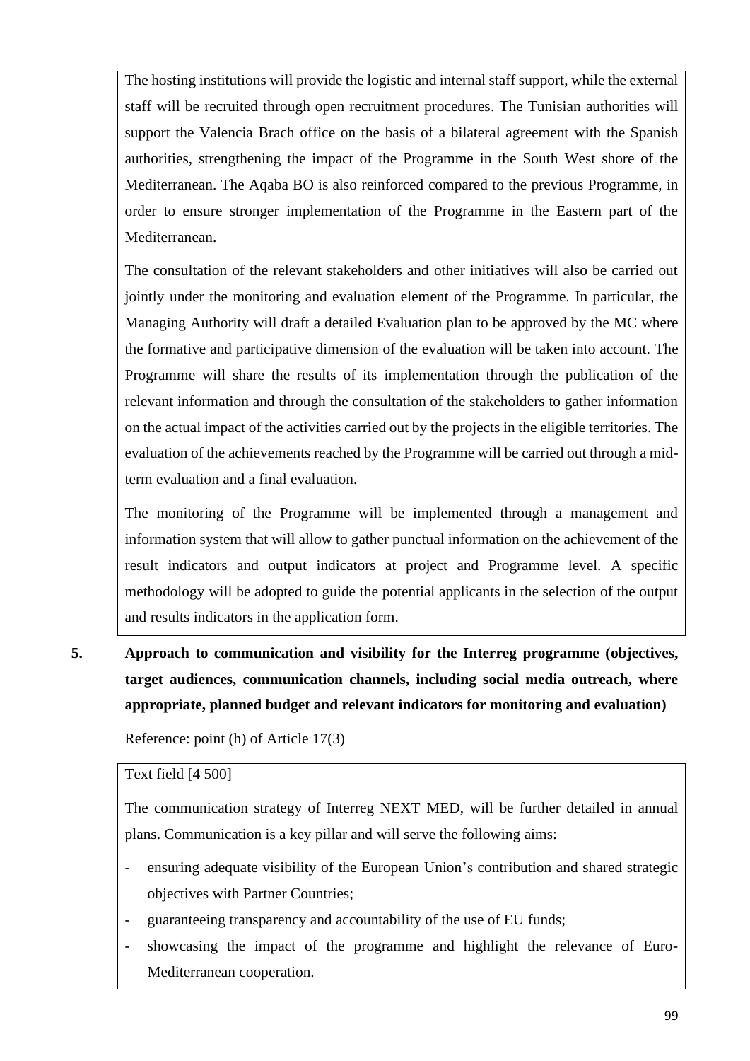The hosting institutions will provide the logistic and internal staff support, while the external staff will be recruited through open recruitment procedures. The Tunisian authorities will support the Valencia Brach office on the basis of a bilateral agreement with the Spanish authorities, strengthening the impact of the Programme in the South West shore of the Mediterranean. The Aqaba BO is also reinforced compared to the previous Programme, in order to ensure stronger implementation of the Programme in the Eastern part of the Mediterranean.

The consultation of the relevant stakeholders and other initiatives will also be carried out jointly under the monitoring and evaluation element of the Programme. In particular, the Managing Authority will draft a detailed Evaluation plan to be approved by the MC where the formative and participative dimension of the evaluation will be taken into account. The Programme will share the results of its implementation through the publication of the relevant information and through the consultation of the stakeholders to gather information on the actual impact of the activities carried out by the projects in the eligible territories. The evaluation of the achievements reached by the Programme will be carried out through a mid-term evaluation and a final evaluation.

The monitoring of the Programme will be implemented through a management and information system that will allow to gather punctual information on the achievement of the result indicators and output indicators at project and Programme level. A specific methodology will be adopted to guide the potential applicants in the selection of the output and results indicators in the application form.

## 5. Approach to communication and visibility for the Interreg programme (objectives, target audiences, communication channels, including social media outreach, where appropriate, planned budget and relevant indicators for monitoring and evaluation)

Reference: point (h) of Article 17(3)

Text field [4 500]

The communication strategy of Interreg NEXT MED, will be further detailed in annual plans. Communication is a key pillar and will serve the following aims:

- ensuring adequate visibility of the European Union's contribution and shared strategic objectives with Partner Countries;
- guaranteeing transparency and accountability of the use of EU funds;
- showcasing the impact of the programme and highlight the relevance of Euro-Mediterranean cooperation.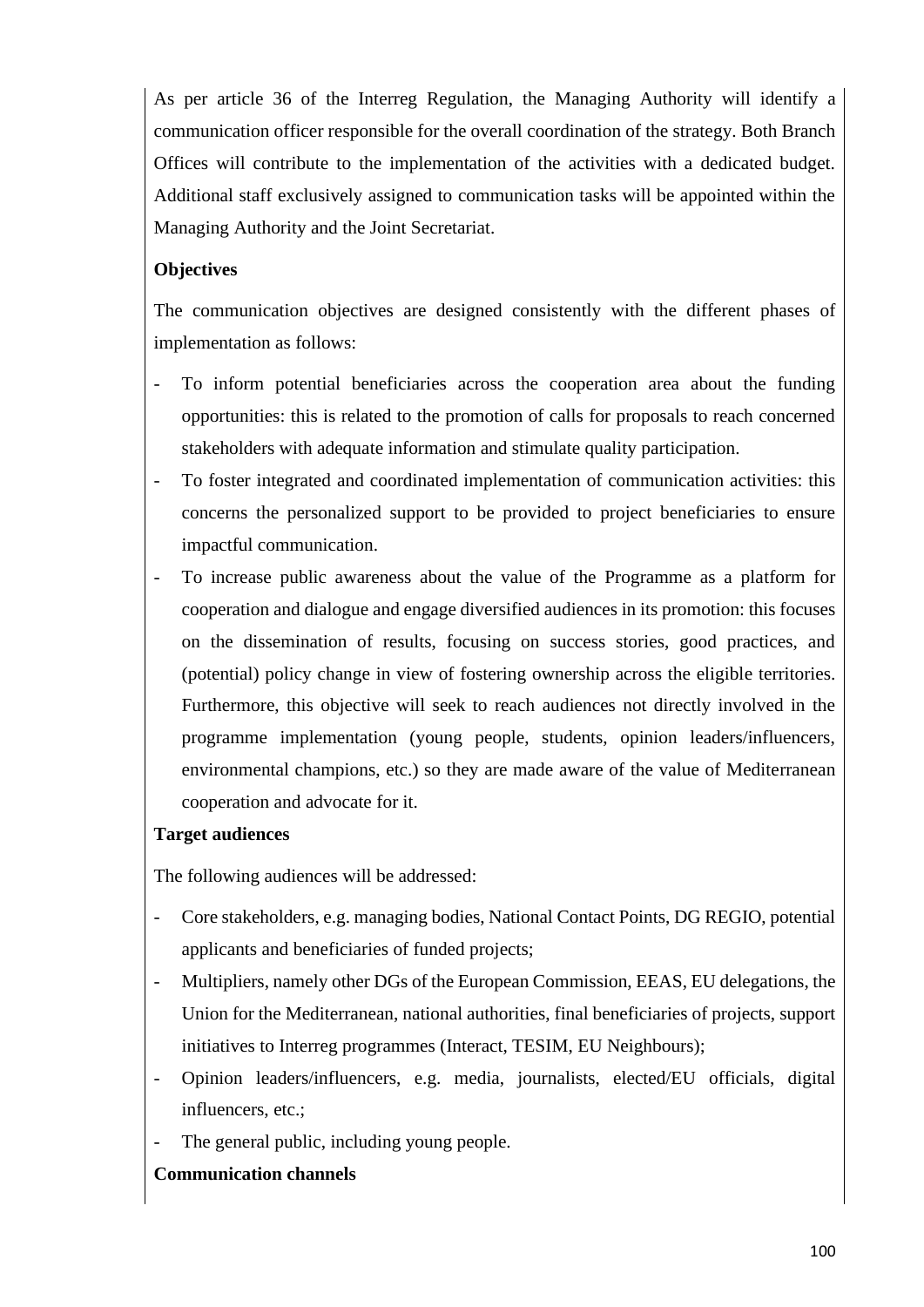As per article 36 of the Interreg Regulation, the Managing Authority will identify a communication officer responsible for the overall coordination of the strategy. Both Branch Offices will contribute to the implementation of the activities with a dedicated budget. Additional staff exclusively assigned to communication tasks will be appointed within the Managing Authority and the Joint Secretariat.

**Objectives**

The communication objectives are designed consistently with the different phases of implementation as follows:

- To inform potential beneficiaries across the cooperation area about the funding opportunities: this is related to the promotion of calls for proposals to reach concerned stakeholders with adequate information and stimulate quality participation.
- To foster integrated and coordinated implementation of communication activities: this concerns the personalized support to be provided to project beneficiaries to ensure impactful communication.
- To increase public awareness about the value of the Programme as a platform for cooperation and dialogue and engage diversified audiences in its promotion: this focuses on the dissemination of results, focusing on success stories, good practices, and (potential) policy change in view of fostering ownership across the eligible territories. Furthermore, this objective will seek to reach audiences not directly involved in the programme implementation (young people, students, opinion leaders/influencers, environmental champions, etc.) so they are made aware of the value of Mediterranean cooperation and advocate for it.

**Target audiences**

The following audiences will be addressed:

- Core stakeholders, e.g. managing bodies, National Contact Points, DG REGIO, potential applicants and beneficiaries of funded projects;
- Multipliers, namely other DGs of the European Commission, EEAS, EU delegations, the Union for the Mediterranean, national authorities, final beneficiaries of projects, support initiatives to Interreg programmes (Interact, TESIM, EU Neighbours);
- Opinion leaders/influencers, e.g. media, journalists, elected/EU officials, digital influencers, etc.;
- The general public, including young people.

**Communication channels**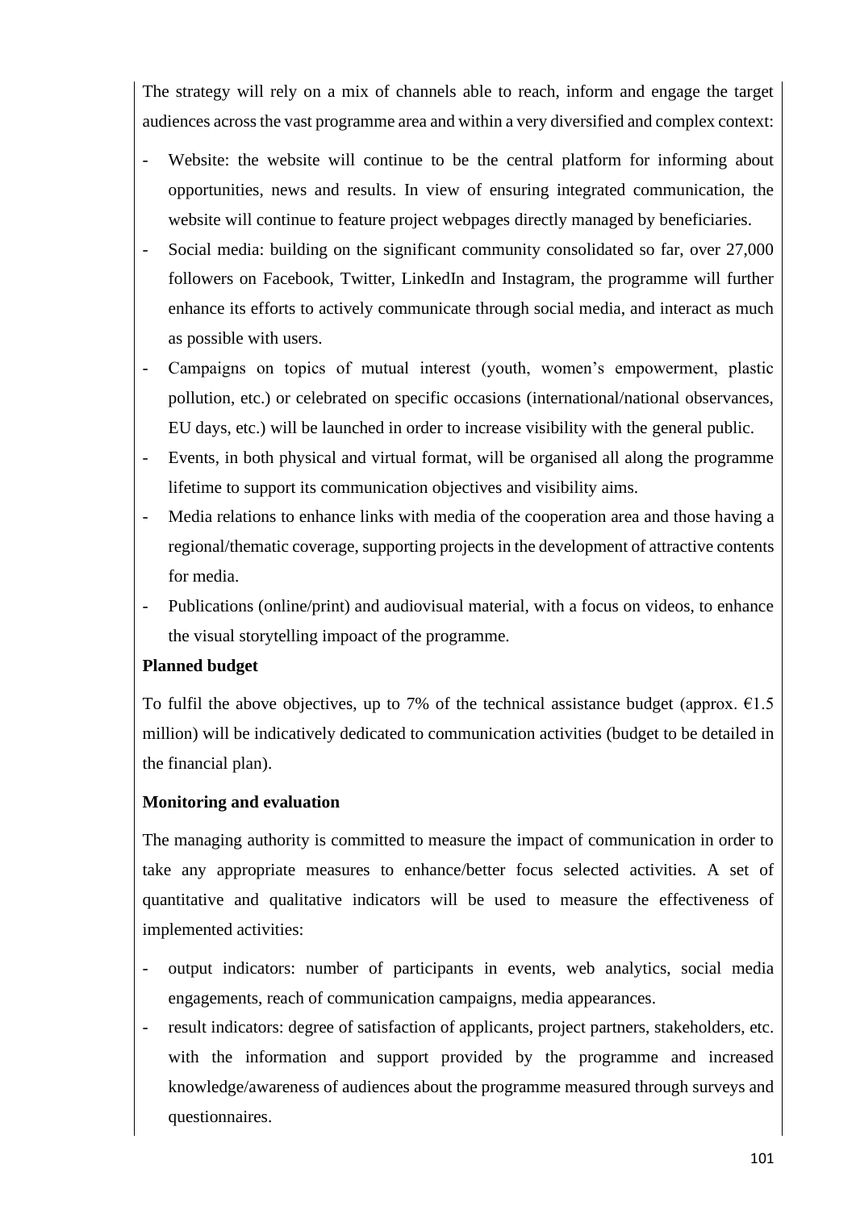The strategy will rely on a mix of channels able to reach, inform and engage the target audiences across the vast programme area and within a very diversified and complex context:

- Website: the website will continue to be the central platform for informing about opportunities, news and results. In view of ensuring integrated communication, the website will continue to feature project webpages directly managed by beneficiaries.
- Social media: building on the significant community consolidated so far, over 27,000 followers on Facebook, Twitter, LinkedIn and Instagram, the programme will further enhance its efforts to actively communicate through social media, and interact as much as possible with users.
- Campaigns on topics of mutual interest (youth, women's empowerment, plastic pollution, etc.) or celebrated on specific occasions (international/national observances, EU days, etc.) will be launched in order to increase visibility with the general public.
- Events, in both physical and virtual format, will be organised all along the programme lifetime to support its communication objectives and visibility aims.
- Media relations to enhance links with media of the cooperation area and those having a regional/thematic coverage, supporting projects in the development of attractive contents for media.
- Publications (online/print) and audiovisual material, with a focus on videos, to enhance the visual storytelling impoact of the programme.

**Planned budget**

To fulfil the above objectives, up to 7% of the technical assistance budget (approx. €1.5 million) will be indicatively dedicated to communication activities (budget to be detailed in the financial plan).

**Monitoring and evaluation**

The managing authority is committed to measure the impact of communication in order to take any appropriate measures to enhance/better focus selected activities. A set of quantitative and qualitative indicators will be used to measure the effectiveness of implemented activities:

- output indicators: number of participants in events, web analytics, social media engagements, reach of communication campaigns, media appearances.
- result indicators: degree of satisfaction of applicants, project partners, stakeholders, etc. with the information and support provided by the programme and increased knowledge/awareness of audiences about the programme measured through surveys and questionnaires.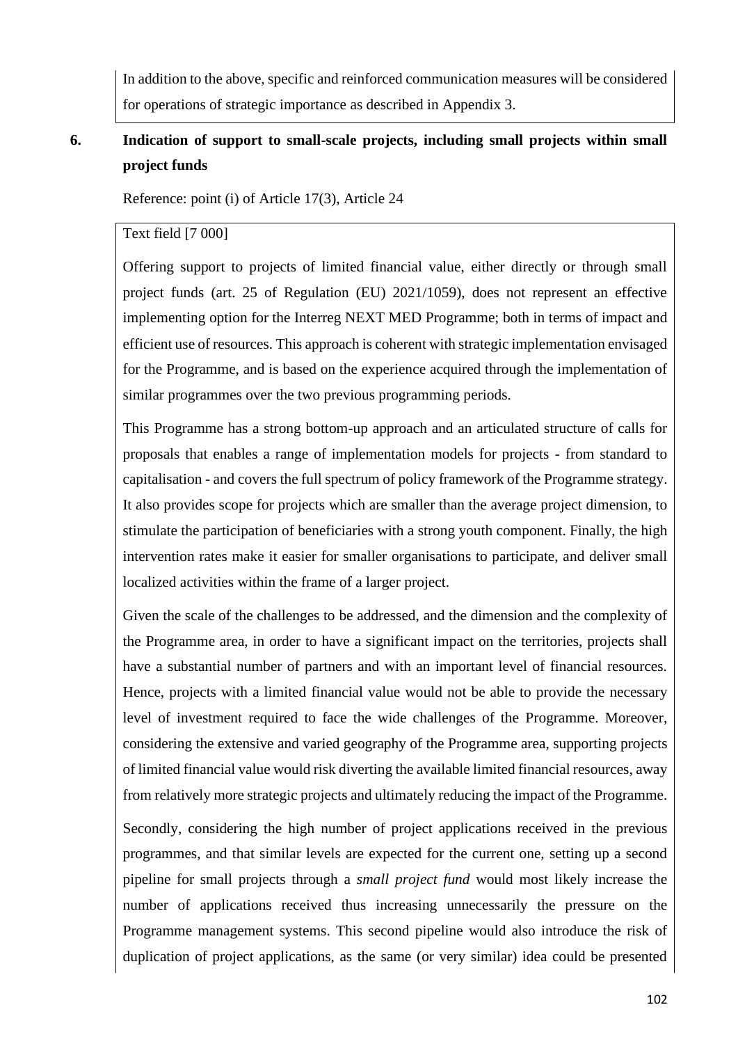In addition to the above, specific and reinforced communication measures will be considered for operations of strategic importance as described in Appendix 3.

## 6. Indication of support to small-scale projects, including small projects within small project funds

Reference: point (i) of Article 17(3), Article 24

Text field [7 000]

Offering support to projects of limited financial value, either directly or through small project funds (art. 25 of Regulation (EU) 2021/1059), does not represent an effective implementing option for the Interreg NEXT MED Programme; both in terms of impact and efficient use of resources. This approach is coherent with strategic implementation envisaged for the Programme, and is based on the experience acquired through the implementation of similar programmes over the two previous programming periods.

This Programme has a strong bottom-up approach and an articulated structure of calls for proposals that enables a range of implementation models for projects - from standard to capitalisation - and covers the full spectrum of policy framework of the Programme strategy. It also provides scope for projects which are smaller than the average project dimension, to stimulate the participation of beneficiaries with a strong youth component. Finally, the high intervention rates make it easier for smaller organisations to participate, and deliver small localized activities within the frame of a larger project.

Given the scale of the challenges to be addressed, and the dimension and the complexity of the Programme area, in order to have a significant impact on the territories, projects shall have a substantial number of partners and with an important level of financial resources. Hence, projects with a limited financial value would not be able to provide the necessary level of investment required to face the wide challenges of the Programme. Moreover, considering the extensive and varied geography of the Programme area, supporting projects of limited financial value would risk diverting the available limited financial resources, away from relatively more strategic projects and ultimately reducing the impact of the Programme.

Secondly, considering the high number of project applications received in the previous programmes, and that similar levels are expected for the current one, setting up a second pipeline for small projects through a *small project fund* would most likely increase the number of applications received thus increasing unnecessarily the pressure on the Programme management systems. This second pipeline would also introduce the risk of duplication of project applications, as the same (or very similar) idea could be presented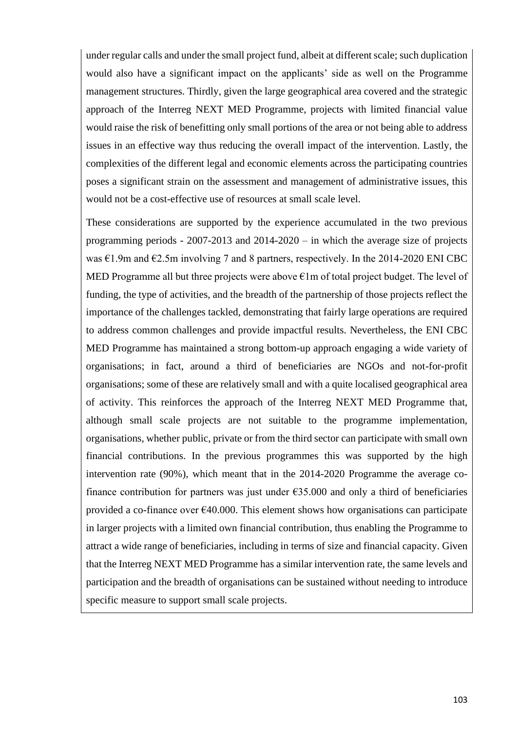under regular calls and under the small project fund, albeit at different scale; such duplication would also have a significant impact on the applicants' side as well on the Programme management structures. Thirdly, given the large geographical area covered and the strategic approach of the Interreg NEXT MED Programme, projects with limited financial value would raise the risk of benefitting only small portions of the area or not being able to address issues in an effective way thus reducing the overall impact of the intervention. Lastly, the complexities of the different legal and economic elements across the participating countries poses a significant strain on the assessment and management of administrative issues, this would not be a cost-effective use of resources at small scale level.

These considerations are supported by the experience accumulated in the two previous programming periods - 2007-2013 and 2014-2020 – in which the average size of projects was €1.9m and €2.5m involving 7 and 8 partners, respectively. In the 2014-2020 ENI CBC MED Programme all but three projects were above €1m of total project budget. The level of funding, the type of activities, and the breadth of the partnership of those projects reflect the importance of the challenges tackled, demonstrating that fairly large operations are required to address common challenges and provide impactful results. Nevertheless, the ENI CBC MED Programme has maintained a strong bottom-up approach engaging a wide variety of organisations; in fact, around a third of beneficiaries are NGOs and not-for-profit organisations; some of these are relatively small and with a quite localised geographical area of activity. This reinforces the approach of the Interreg NEXT MED Programme that, although small scale projects are not suitable to the programme implementation, organisations, whether public, private or from the third sector can participate with small own financial contributions. In the previous programmes this was supported by the high intervention rate (90%), which meant that in the 2014-2020 Programme the average co-finance contribution for partners was just under €35.000 and only a third of beneficiaries provided a co-finance over €40.000. This element shows how organisations can participate in larger projects with a limited own financial contribution, thus enabling the Programme to attract a wide range of beneficiaries, including in terms of size and financial capacity. Given that the Interreg NEXT MED Programme has a similar intervention rate, the same levels and participation and the breadth of organisations can be sustained without needing to introduce specific measure to support small scale projects.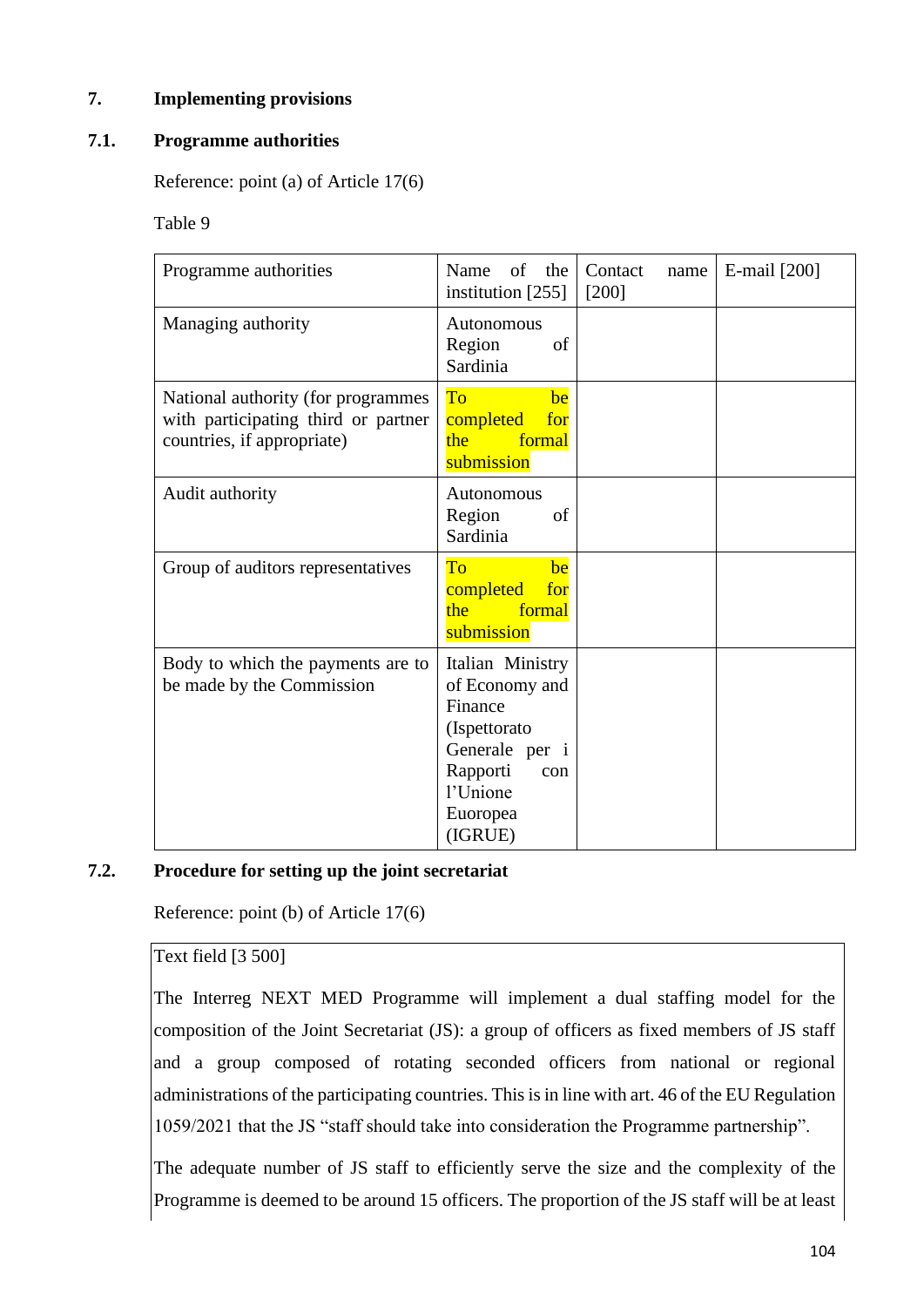## 7. Implementing provisions

### 7.1. Programme authorities

Reference: point (a) of Article 17(6)

Table 9

| Programme authorities | Name of the institution [255] | Contact name [200] | E-mail [200] |
|---|---|---|---|
| Managing authority | Autonomous Region of Sardinia | | |
| National authority (for programmes with participating third or partner countries, if appropriate) | To be completed for the formal submission | | |
| Audit authority | Autonomous Region of Sardinia | | |
| Group of auditors representatives | To be completed for the formal submission | | |
| Body to which the payments are to be made by the Commission | Italian Ministry of Economy and Finance (Ispettorato Generale per i Rapporti con l'Unione Euoropea (IGRUE) | | |

### 7.2. Procedure for setting up the joint secretariat

Reference: point (b) of Article 17(6)

Text field [3 500]

The Interreg NEXT MED Programme will implement a dual staffing model for the composition of the Joint Secretariat (JS): a group of officers as fixed members of JS staff and a group composed of rotating seconded officers from national or regional administrations of the participating countries. This is in line with art. 46 of the EU Regulation 1059/2021 that the JS "staff should take into consideration the Programme partnership".

The adequate number of JS staff to efficiently serve the size and the complexity of the Programme is deemed to be around 15 officers. The proportion of the JS staff will be at least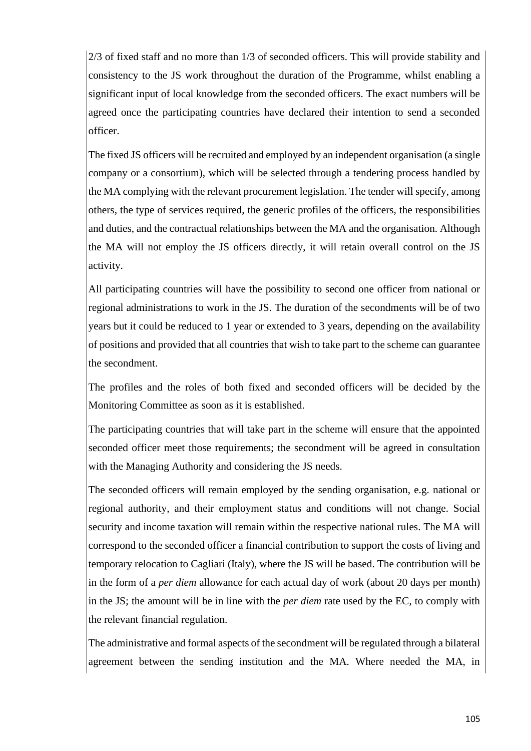2/3 of fixed staff and no more than 1/3 of seconded officers. This will provide stability and consistency to the JS work throughout the duration of the Programme, whilst enabling a significant input of local knowledge from the seconded officers. The exact numbers will be agreed once the participating countries have declared their intention to send a seconded officer.

The fixed JS officers will be recruited and employed by an independent organisation (a single company or a consortium), which will be selected through a tendering process handled by the MA complying with the relevant procurement legislation. The tender will specify, among others, the type of services required, the generic profiles of the officers, the responsibilities and duties, and the contractual relationships between the MA and the organisation. Although the MA will not employ the JS officers directly, it will retain overall control on the JS activity.

All participating countries will have the possibility to second one officer from national or regional administrations to work in the JS. The duration of the secondments will be of two years but it could be reduced to 1 year or extended to 3 years, depending on the availability of positions and provided that all countries that wish to take part to the scheme can guarantee the secondment.

The profiles and the roles of both fixed and seconded officers will be decided by the Monitoring Committee as soon as it is established.

The participating countries that will take part in the scheme will ensure that the appointed seconded officer meet those requirements; the secondment will be agreed in consultation with the Managing Authority and considering the JS needs.

The seconded officers will remain employed by the sending organisation, e.g. national or regional authority, and their employment status and conditions will not change. Social security and income taxation will remain within the respective national rules. The MA will correspond to the seconded officer a financial contribution to support the costs of living and temporary relocation to Cagliari (Italy), where the JS will be based. The contribution will be in the form of a *per diem* allowance for each actual day of work (about 20 days per month) in the JS; the amount will be in line with the *per diem* rate used by the EC, to comply with the relevant financial regulation.

The administrative and formal aspects of the secondment will be regulated through a bilateral agreement between the sending institution and the MA. Where needed the MA, in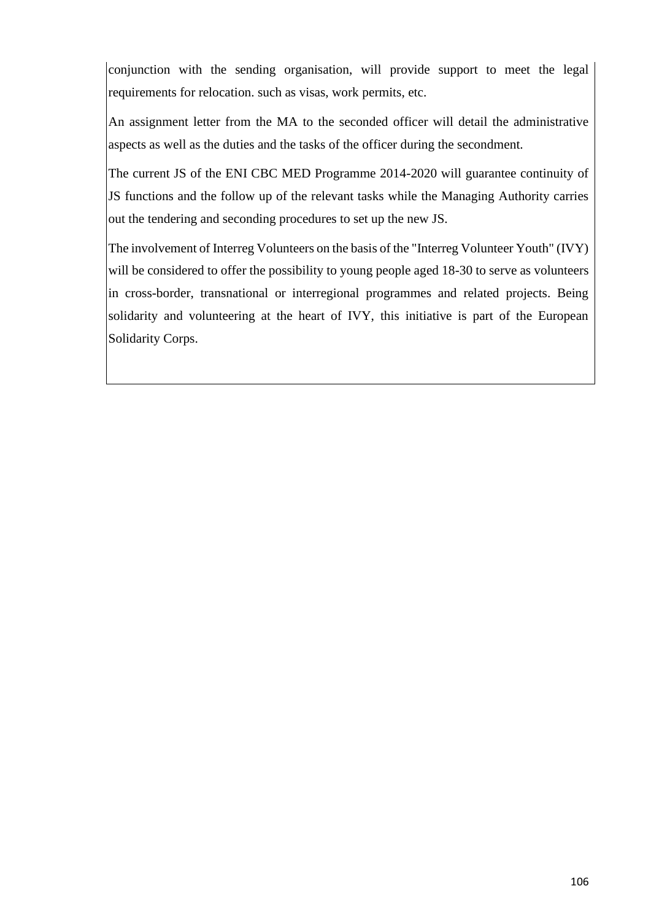conjunction with the sending organisation, will provide support to meet the legal requirements for relocation. such as visas, work permits, etc.

An assignment letter from the MA to the seconded officer will detail the administrative aspects as well as the duties and the tasks of the officer during the secondment.

The current JS of the ENI CBC MED Programme 2014-2020 will guarantee continuity of JS functions and the follow up of the relevant tasks while the Managing Authority carries out the tendering and seconding procedures to set up the new JS.

The involvement of Interreg Volunteers on the basis of the "Interreg Volunteer Youth" (IVY) will be considered to offer the possibility to young people aged 18-30 to serve as volunteers in cross-border, transnational or interregional programmes and related projects. Being solidarity and volunteering at the heart of IVY, this initiative is part of the European Solidarity Corps.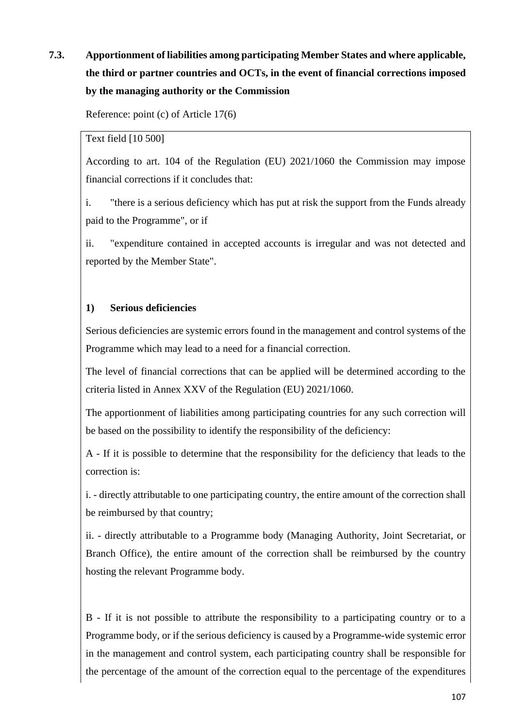### 7.3. Apportionment of liabilities among participating Member States and where applicable, the third or partner countries and OCTs, in the event of financial corrections imposed by the managing authority or the Commission

Reference: point (c) of Article 17(6)

Text field [10 500]

According to art. 104 of the Regulation (EU) 2021/1060 the Commission may impose financial corrections if it concludes that:

i. "there is a serious deficiency which has put at risk the support from the Funds already paid to the Programme", or if

ii. "expenditure contained in accepted accounts is irregular and was not detected and reported by the Member State".

**1) Serious deficiencies**

Serious deficiencies are systemic errors found in the management and control systems of the Programme which may lead to a need for a financial correction.

The level of financial corrections that can be applied will be determined according to the criteria listed in Annex XXV of the Regulation (EU) 2021/1060.

The apportionment of liabilities among participating countries for any such correction will be based on the possibility to identify the responsibility of the deficiency:

A - If it is possible to determine that the responsibility for the deficiency that leads to the correction is:

i. - directly attributable to one participating country, the entire amount of the correction shall be reimbursed by that country;

ii. - directly attributable to a Programme body (Managing Authority, Joint Secretariat, or Branch Office), the entire amount of the correction shall be reimbursed by the country hosting the relevant Programme body.

B - If it is not possible to attribute the responsibility to a participating country or to a Programme body, or if the serious deficiency is caused by a Programme-wide systemic error in the management and control system, each participating country shall be responsible for the percentage of the amount of the correction equal to the percentage of the expenditures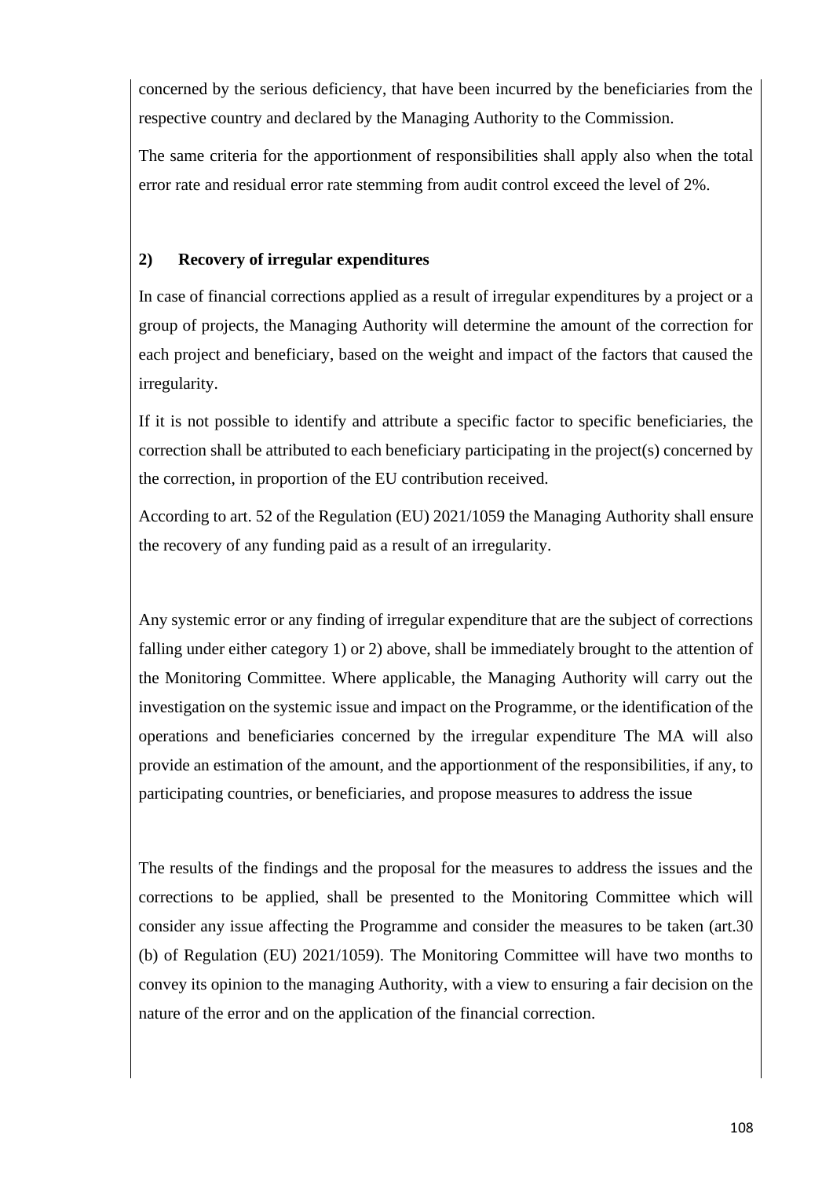concerned by the serious deficiency, that have been incurred by the beneficiaries from the respective country and declared by the Managing Authority to the Commission.

The same criteria for the apportionment of responsibilities shall apply also when the total error rate and residual error rate stemming from audit control exceed the level of 2%.

**2) Recovery of irregular expenditures**

In case of financial corrections applied as a result of irregular expenditures by a project or a group of projects, the Managing Authority will determine the amount of the correction for each project and beneficiary, based on the weight and impact of the factors that caused the irregularity.

If it is not possible to identify and attribute a specific factor to specific beneficiaries, the correction shall be attributed to each beneficiary participating in the project(s) concerned by the correction, in proportion of the EU contribution received.

According to art. 52 of the Regulation (EU) 2021/1059 the Managing Authority shall ensure the recovery of any funding paid as a result of an irregularity.

Any systemic error or any finding of irregular expenditure that are the subject of corrections falling under either category 1) or 2) above, shall be immediately brought to the attention of the Monitoring Committee. Where applicable, the Managing Authority will carry out the investigation on the systemic issue and impact on the Programme, or the identification of the operations and beneficiaries concerned by the irregular expenditure The MA will also provide an estimation of the amount, and the apportionment of the responsibilities, if any, to participating countries, or beneficiaries, and propose measures to address the issue

The results of the findings and the proposal for the measures to address the issues and the corrections to be applied, shall be presented to the Monitoring Committee which will consider any issue affecting the Programme and consider the measures to be taken (art.30 (b) of Regulation (EU) 2021/1059). The Monitoring Committee will have two months to convey its opinion to the managing Authority, with a view to ensuring a fair decision on the nature of the error and on the application of the financial correction.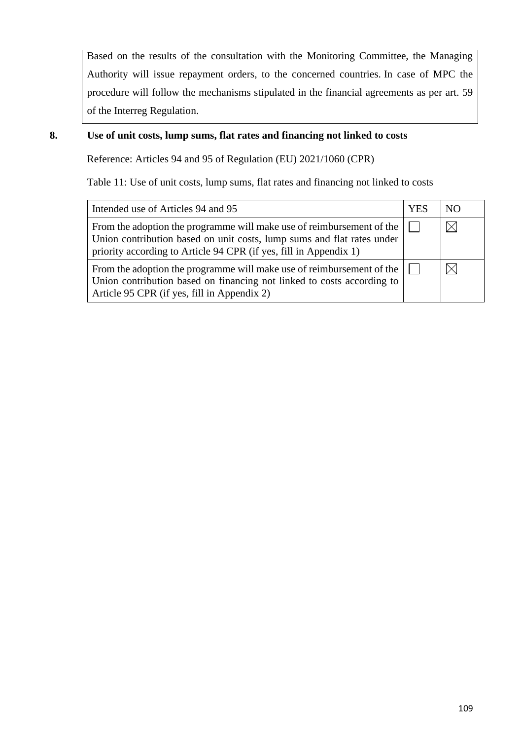Based on the results of the consultation with the Monitoring Committee, the Managing Authority will issue repayment orders, to the concerned countries. In case of MPC the procedure will follow the mechanisms stipulated in the financial agreements as per art. 59 of the Interreg Regulation.

## 8. Use of unit costs, lump sums, flat rates and financing not linked to costs

Reference: Articles 94 and 95 of Regulation (EU) 2021/1060 (CPR)

Table 11: Use of unit costs, lump sums, flat rates and financing not linked to costs

| Intended use of Articles 94 and 95 | YES | NO |
| --- | --- | --- |
| From the adoption the programme will make use of reimbursement of the Union contribution based on unit costs, lump sums and flat rates under priority according to Article 94 CPR (if yes, fill in Appendix 1) | ☐ | ☒ |
| From the adoption the programme will make use of reimbursement of the Union contribution based on financing not linked to costs according to Article 95 CPR (if yes, fill in Appendix 2) | ☐ | ☒ |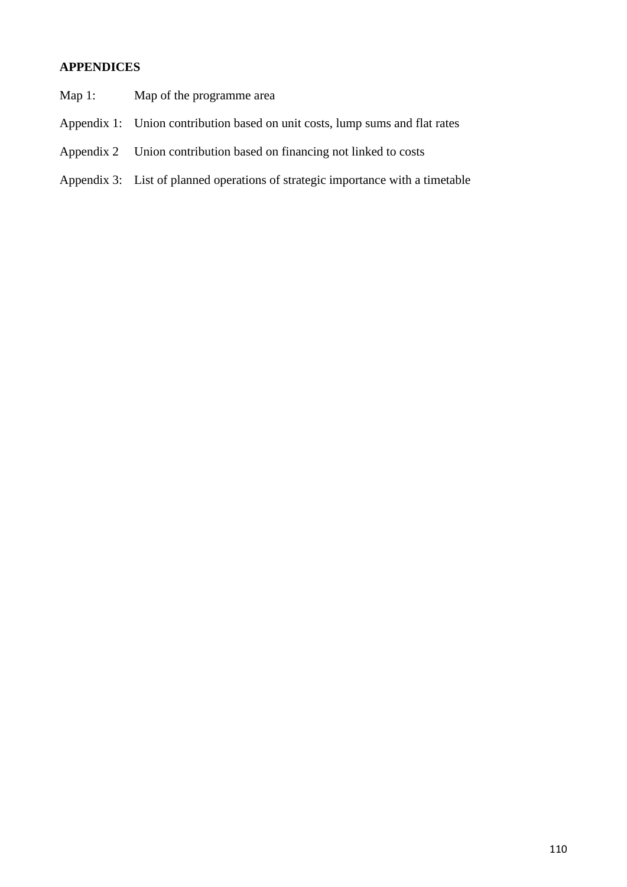**APPENDICES**

Map 1: Map of the programme area

Appendix 1: Union contribution based on unit costs, lump sums and flat rates

Appendix 2 Union contribution based on financing not linked to costs

Appendix 3: List of planned operations of strategic importance with a timetable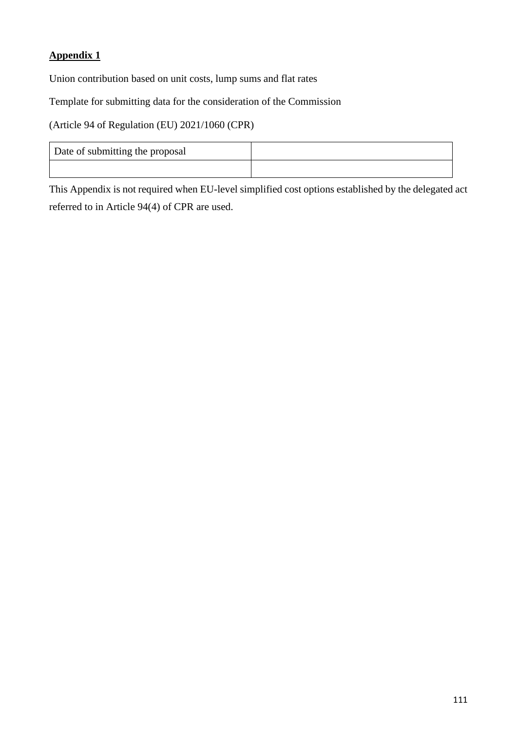**Appendix 1**

Union contribution based on unit costs, lump sums and flat rates

Template for submitting data for the consideration of the Commission

(Article 94 of Regulation (EU) 2021/1060 (CPR)

| Date of submitting the proposal | |
|---|---|
| | |

This Appendix is not required when EU-level simplified cost options established by the delegated act referred to in Article 94(4) of CPR are used.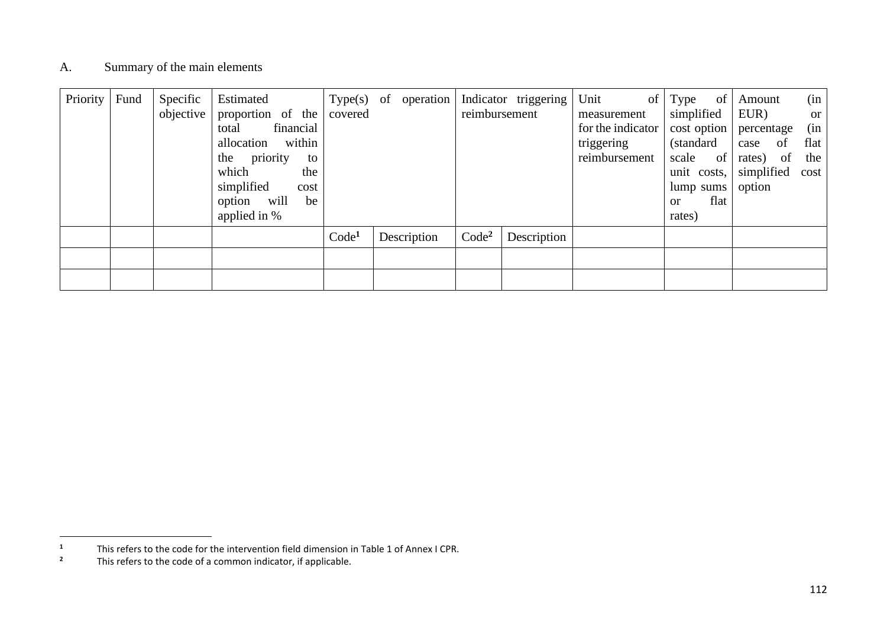A. Summary of the main elements

| Priority | Fund | Specific objective | Estimated proportion of the total financial allocation within the priority to which the simplified cost option will be applied in % | Type(s) of operation covered | | Indicator triggering reimbursement | | Unit of measurement for the indicator triggering reimbursement | Type of simplified cost option (standard scale of unit costs, lump sums or flat rates) | Amount (in EUR) or percentage (in case of flat rates) of the simplified cost option |
|---|---|---|---|---|---|---|---|---|---|---|
| | | | | Code[1] | Description | Code[2] | Description | | | |
| | | | | | | | | | | |
| | | | | | | | | | | |

[1] This refers to the code for the intervention field dimension in Table 1 of Annex I CPR.

[2] This refers to the code of a common indicator, if applicable.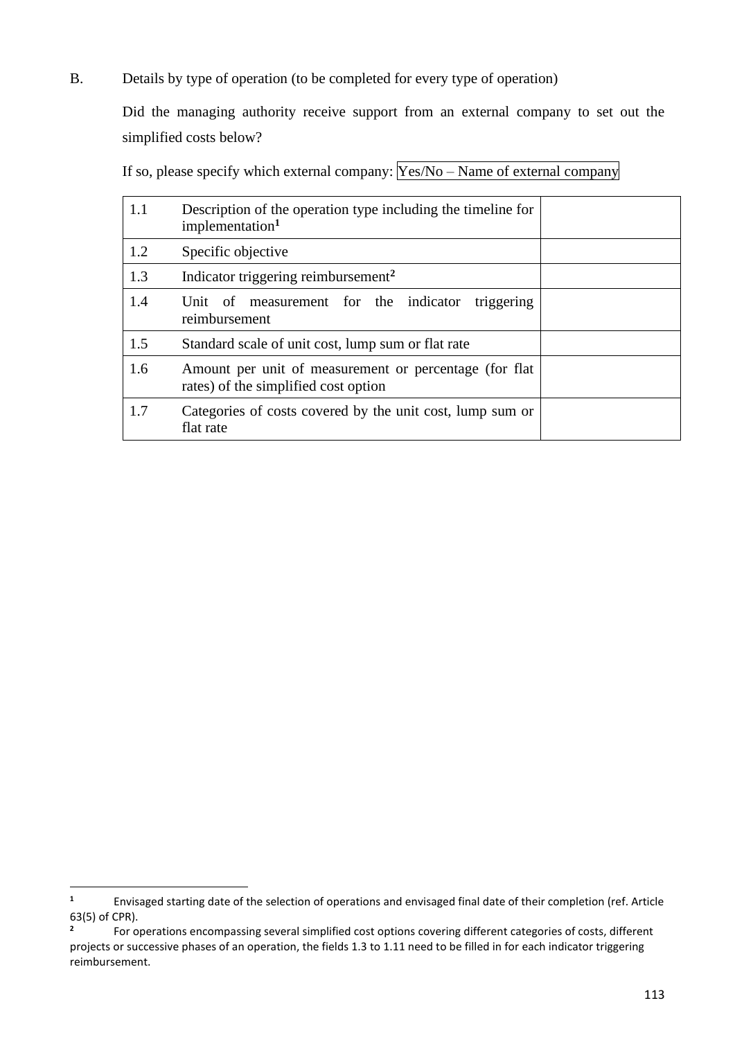B. Details by type of operation (to be completed for every type of operation)

Did the managing authority receive support from an external company to set out the simplified costs below?

If so, please specify which external company: Yes/No – Name of external company

| | | |
|---|---|---|
| 1.1 | Description of the operation type including the timeline for implementation[1] | |
| 1.2 | Specific objective | |
| 1.3 | Indicator triggering reimbursement[2] | |
| 1.4 | Unit of measurement for the indicator triggering reimbursement | |
| 1.5 | Standard scale of unit cost, lump sum or flat rate | |
| 1.6 | Amount per unit of measurement or percentage (for flat rates) of the simplified cost option | |
| 1.7 | Categories of costs covered by the unit cost, lump sum or flat rate | |

---

[1] Envisaged starting date of the selection of operations and envisaged final date of their completion (ref. Article 63(5) of CPR).

[2] For operations encompassing several simplified cost options covering different categories of costs, different projects or successive phases of an operation, the fields 1.3 to 1.11 need to be filled in for each indicator triggering reimbursement.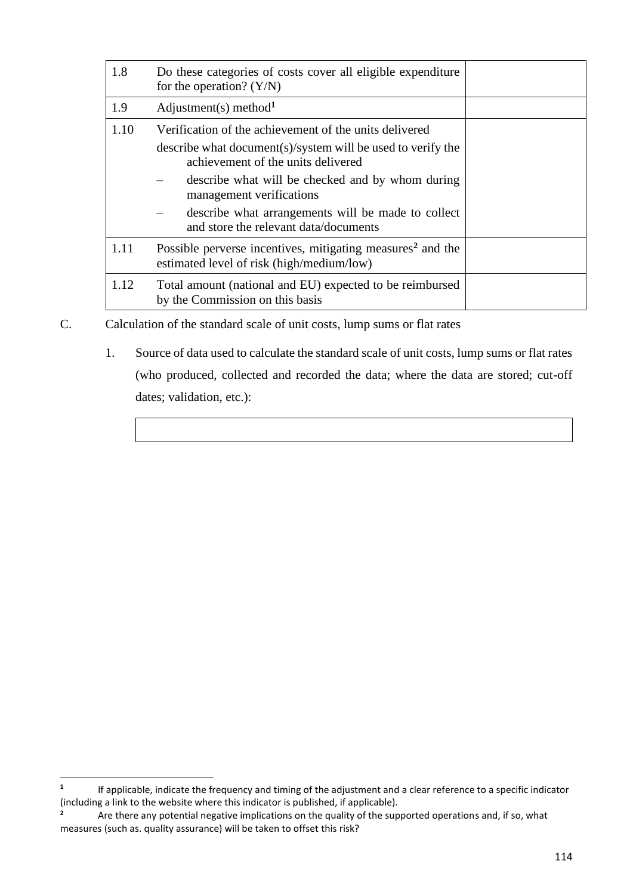| | | |
|---|---|---|
| 1.8 | Do these categories of costs cover all eligible expenditure for the operation? (Y/N) | |
| 1.9 | Adjustment(s) method[1] | |
| 1.10 | Verification of the achievement of the units delivered<br>describe what document(s)/system will be used to verify the achievement of the units delivered<br>– describe what will be checked and by whom during management verifications<br>– describe what arrangements will be made to collect and store the relevant data/documents | |
| 1.11 | Possible perverse incentives, mitigating measures[2] and the estimated level of risk (high/medium/low) | |
| 1.12 | Total amount (national and EU) expected to be reimbursed by the Commission on this basis | |

C. Calculation of the standard scale of unit costs, lump sums or flat rates

1. Source of data used to calculate the standard scale of unit costs, lump sums or flat rates (who produced, collected and recorded the data; where the data are stored; cut-off dates; validation, etc.):

| |
|---|
| |

[1] If applicable, indicate the frequency and timing of the adjustment and a clear reference to a specific indicator (including a link to the website where this indicator is published, if applicable).

[2] Are there any potential negative implications on the quality of the supported operations and, if so, what measures (such as. quality assurance) will be taken to offset this risk?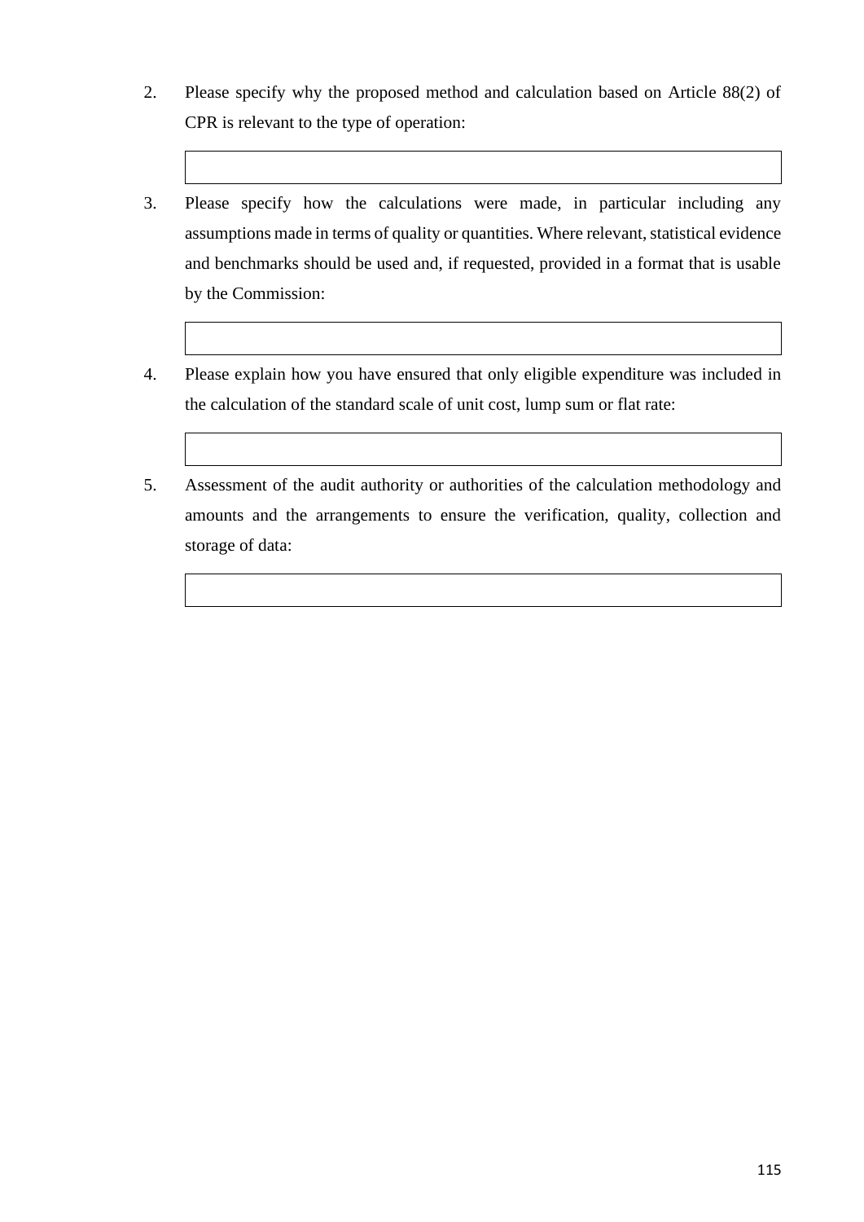2. Please specify why the proposed method and calculation based on Article 88(2) of CPR is relevant to the type of operation:

| |
|---|
| |

3. Please specify how the calculations were made, in particular including any assumptions made in terms of quality or quantities. Where relevant, statistical evidence and benchmarks should be used and, if requested, provided in a format that is usable by the Commission:

| |
|---|
| |

4. Please explain how you have ensured that only eligible expenditure was included in the calculation of the standard scale of unit cost, lump sum or flat rate:

| |
|---|
| |

5. Assessment of the audit authority or authorities of the calculation methodology and amounts and the arrangements to ensure the verification, quality, collection and storage of data:

| |
|---|
| |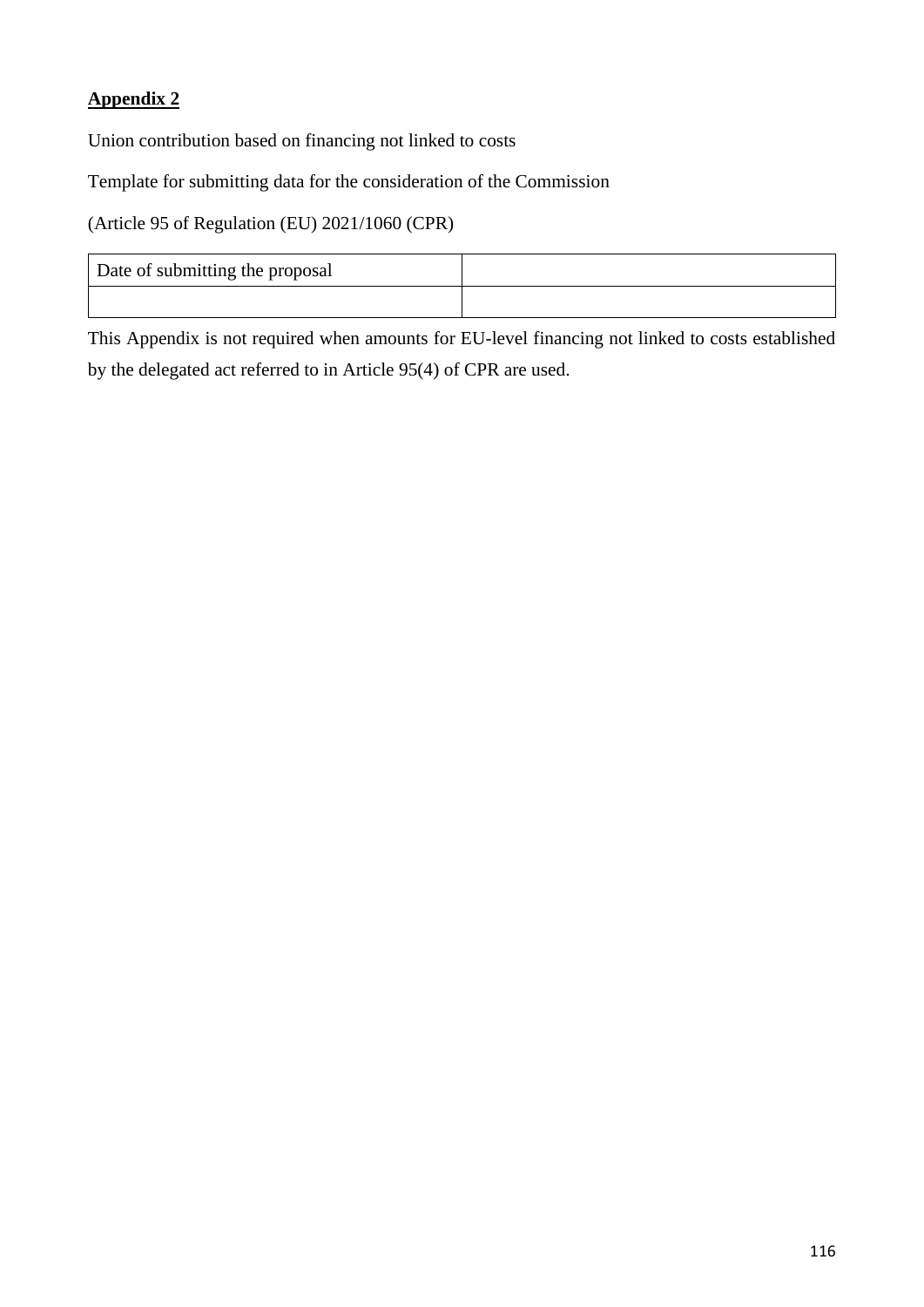**Appendix 2**

Union contribution based on financing not linked to costs

Template for submitting data for the consideration of the Commission

(Article 95 of Regulation (EU) 2021/1060 (CPR)

| Date of submitting the proposal | |
|---|---|
| | |

This Appendix is not required when amounts for EU-level financing not linked to costs established by the delegated act referred to in Article 95(4) of CPR are used.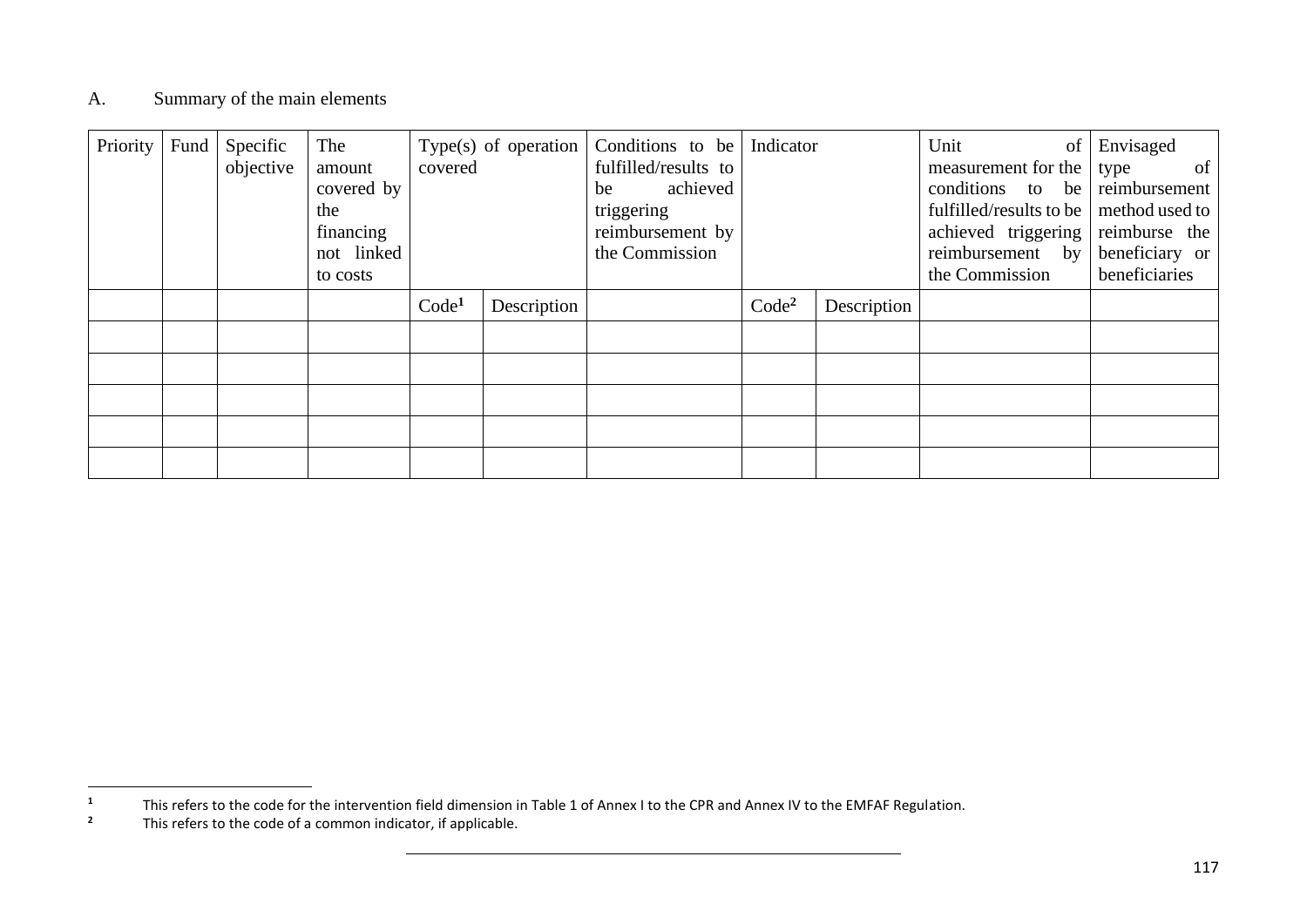A. Summary of the main elements

| Priority | Fund | Specific objective | The amount covered by the financing not linked to costs | Type(s) of operation covered | | Conditions to be fulfilled/results to be achieved triggering reimbursement by the Commission | Indicator | | Unit of measurement for the conditions to be fulfilled/results to be achieved triggering reimbursement by the Commission | Envisaged type of reimbursement method used to reimburse the beneficiary or beneficiaries |
|---|---|---|---|---|---|---|---|---|---|---|
| | | | | Code[1] | Description | | Code[2] | Description | | |
| | | | | | | | | | | |
| | | | | | | | | | | |
| | | | | | | | | | | |
| | | | | | | | | | | |
| | | | | | | | | | | |

[1] This refers to the code for the intervention field dimension in Table 1 of Annex I to the CPR and Annex IV to the EMFAF Regulation.

[2] This refers to the code of a common indicator, if applicable.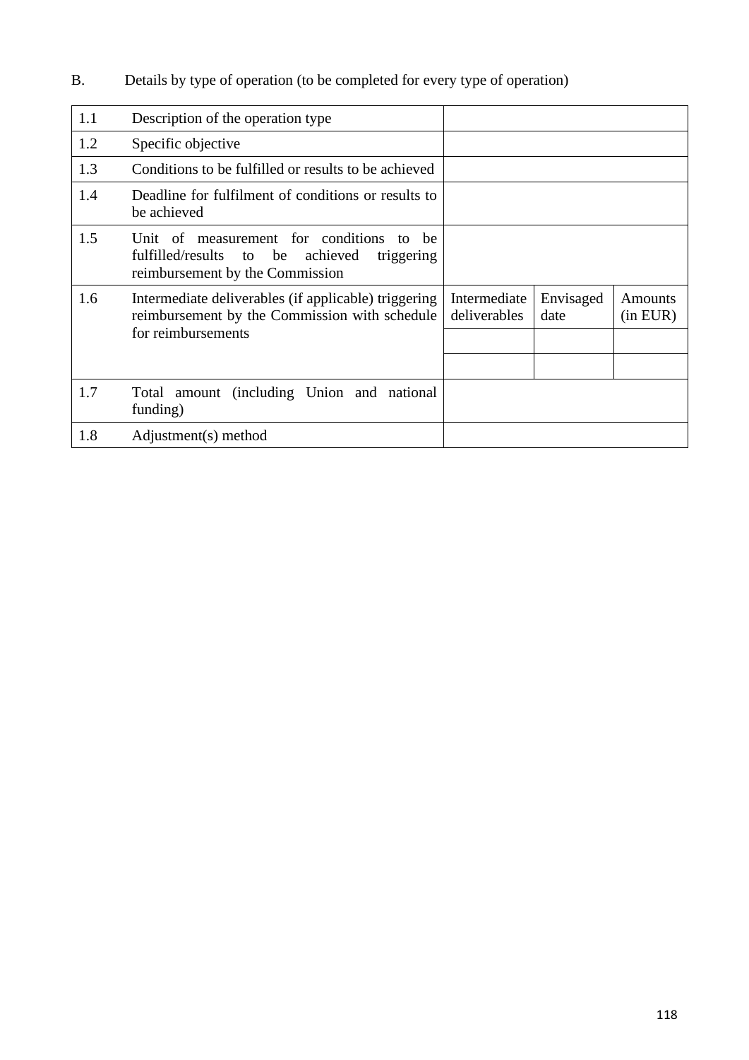B. Details by type of operation (to be completed for every type of operation)

| | | | | |
|---|---|---|---|---|
| 1.1 | Description of the operation type | | | |
| 1.2 | Specific objective | | | |
| 1.3 | Conditions to be fulfilled or results to be achieved | | | |
| 1.4 | Deadline for fulfilment of conditions or results to be achieved | | | |
| 1.5 | Unit of measurement for conditions to be fulfilled/results to be achieved triggering reimbursement by the Commission | | | |
| 1.6 | Intermediate deliverables (if applicable) triggering reimbursement by the Commission with schedule for reimbursements | Intermediate deliverables | Envisaged date | Amounts (in EUR) |
| | | | | |
| | | | | |
| 1.7 | Total amount (including Union and national funding) | | | |
| 1.8 | Adjustment(s) method | | | |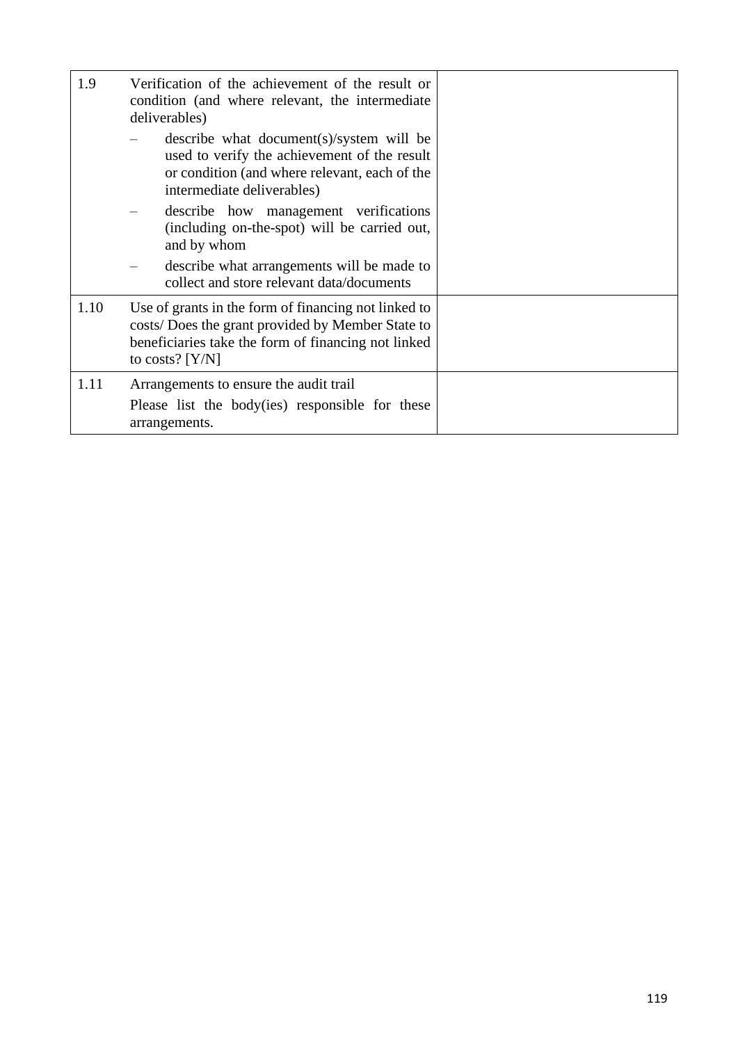| | | |
|---|---|---|
| 1.9 | Verification of the achievement of the result or condition (and where relevant, the intermediate deliverables)<br>– describe what document(s)/system will be used to verify the achievement of the result or condition (and where relevant, each of the intermediate deliverables)<br>– describe how management verifications (including on-the-spot) will be carried out, and by whom<br>– describe what arrangements will be made to collect and store relevant data/documents | |
| 1.10 | Use of grants in the form of financing not linked to costs/ Does the grant provided by Member State to beneficiaries take the form of financing not linked to costs? [Y/N] | |
| 1.11 | Arrangements to ensure the audit trail<br>Please list the body(ies) responsible for these arrangements. | |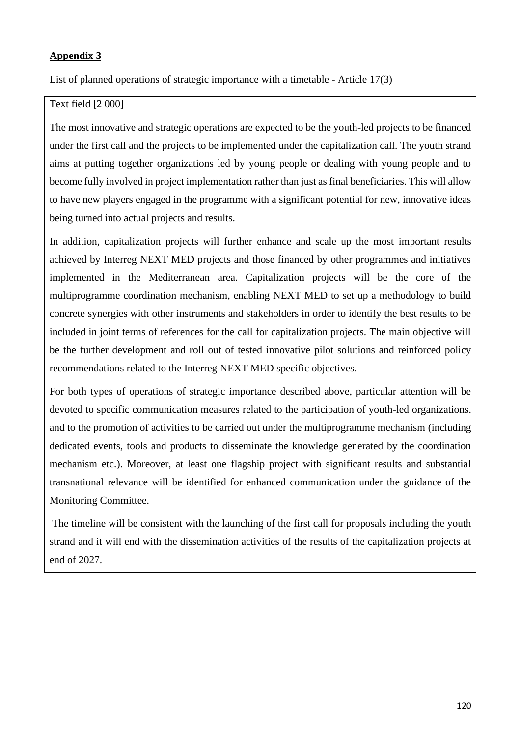**Appendix 3**

List of planned operations of strategic importance with a timetable - Article 17(3)

Text field [2 000]

The most innovative and strategic operations are expected to be the youth-led projects to be financed under the first call and the projects to be implemented under the capitalization call. The youth strand aims at putting together organizations led by young people or dealing with young people and to become fully involved in project implementation rather than just as final beneficiaries. This will allow to have new players engaged in the programme with a significant potential for new, innovative ideas being turned into actual projects and results.

In addition, capitalization projects will further enhance and scale up the most important results achieved by Interreg NEXT MED projects and those financed by other programmes and initiatives implemented in the Mediterranean area. Capitalization projects will be the core of the multiprogramme coordination mechanism, enabling NEXT MED to set up a methodology to build concrete synergies with other instruments and stakeholders in order to identify the best results to be included in joint terms of references for the call for capitalization projects. The main objective will be the further development and roll out of tested innovative pilot solutions and reinforced policy recommendations related to the Interreg NEXT MED specific objectives.

For both types of operations of strategic importance described above, particular attention will be devoted to specific communication measures related to the participation of youth-led organizations. and to the promotion of activities to be carried out under the multiprogramme mechanism (including dedicated events, tools and products to disseminate the knowledge generated by the coordination mechanism etc.). Moreover, at least one flagship project with significant results and substantial transnational relevance will be identified for enhanced communication under the guidance of the Monitoring Committee.

The timeline will be consistent with the launching of the first call for proposals including the youth strand and it will end with the dissemination activities of the results of the capitalization projects at end of 2027.